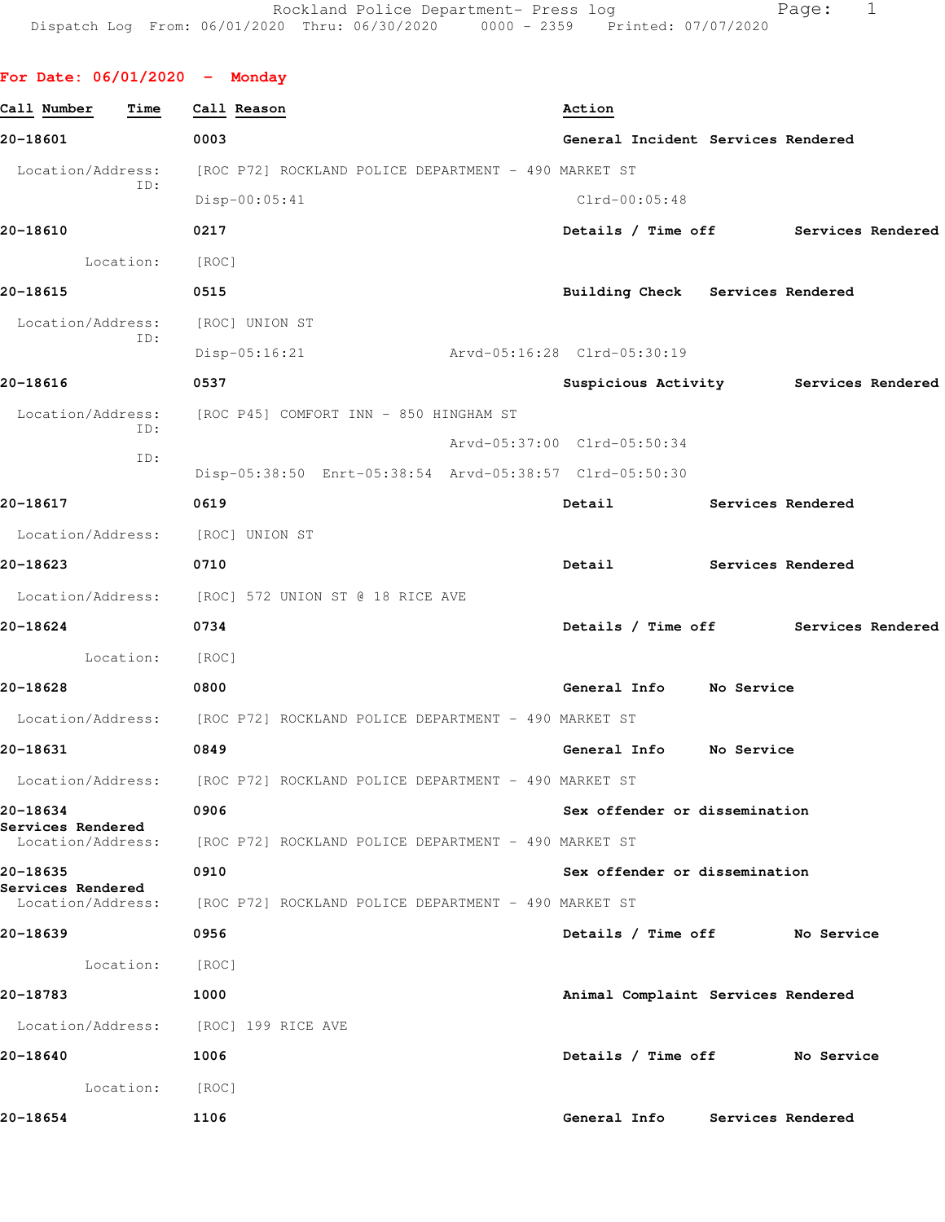Rockland Police Department- Press log
Dispatch Log From: 06/01/2020 Thru: 06/30/2020 0000 - 2359 Printed: 07/07/2020

## For Date: 06/01/2020 - Monday

| Call Number | Time | Call Reason | Action |
|---|---|---|---|
| 20-18601 | 0003 | General Incident | Services Rendered |

Location/Address: [ROC P72] ROCKLAND POLICE DEPARTMENT - 490 MARKET ST
ID: Disp-00:05:41 Clrd-00:05:48

| 20-18610 | 0217 | Details / Time off | Services Rendered |
|---|---|---|---|

Location: [ROC]

| 20-18615 | 0515 | Building Check | Services Rendered |
|---|---|---|---|

Location/Address: [ROC] UNION ST
ID: Disp-05:16:21 Arvd-05:16:28 Clrd-05:30:19

| 20-18616 | 0537 | Suspicious Activity | Services Rendered |
|---|---|---|---|

Location/Address: [ROC P45] COMFORT INN - 850 HINGHAM ST
ID: Arvd-05:37:00 Clrd-05:50:34
ID: Disp-05:38:50 Enrt-05:38:54 Arvd-05:38:57 Clrd-05:50:30

| 20-18617 | 0619 | Detail | Services Rendered |
|---|---|---|---|

Location/Address: [ROC] UNION ST

| 20-18623 | 0710 | Detail | Services Rendered |
|---|---|---|---|

Location/Address: [ROC] 572 UNION ST @ 18 RICE AVE

| 20-18624 | 0734 | Details / Time off | Services Rendered |
|---|---|---|---|

Location: [ROC]

| 20-18628 | 0800 | General Info | No Service |
|---|---|---|---|

Location/Address: [ROC P72] ROCKLAND POLICE DEPARTMENT - 490 MARKET ST

| 20-18631 | 0849 | General Info | No Service |
|---|---|---|---|

Location/Address: [ROC P72] ROCKLAND POLICE DEPARTMENT - 490 MARKET ST

| 20-18634 | 0906 | Sex offender or dissemination | Services Rendered |
|---|---|---|---|

Location/Address: [ROC P72] ROCKLAND POLICE DEPARTMENT - 490 MARKET ST

| 20-18635 | 0910 | Sex offender or dissemination | Services Rendered |
|---|---|---|---|

Location/Address: [ROC P72] ROCKLAND POLICE DEPARTMENT - 490 MARKET ST

| 20-18639 | 0956 | Details / Time off | No Service |
|---|---|---|---|

Location: [ROC]

| 20-18783 | 1000 | Animal Complaint | Services Rendered |
|---|---|---|---|

Location/Address: [ROC] 199 RICE AVE

| 20-18640 | 1006 | Details / Time off | No Service |
|---|---|---|---|

Location: [ROC]

| 20-18654 | 1106 | General Info | Services Rendered |
|---|---|---|---|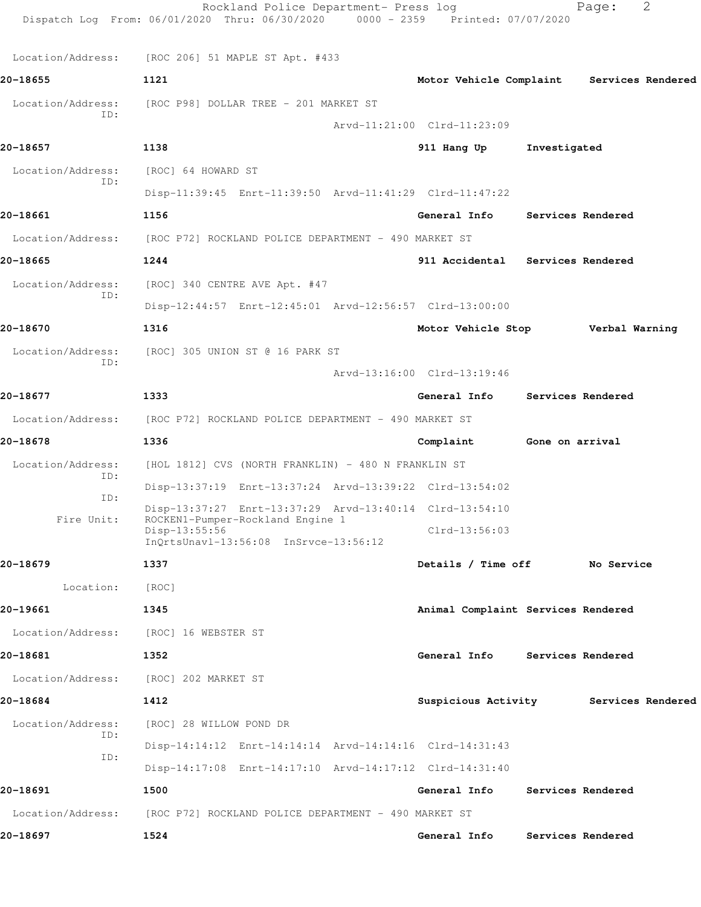Location/Address: [ROC 206] 51 MAPLE ST Apt. #433

**20-18655** **1121** **Motor Vehicle Complaint** **Services Rendered**

Location/Address: [ROC P98] DOLLAR TREE - 201 MARKET ST
ID:
Arvd-11:21:00 Clrd-11:23:09

**20-18657** **1138** **911 Hang Up** **Investigated**

Location/Address: [ROC] 64 HOWARD ST
ID:
Disp-11:39:45 Enrt-11:39:50 Arvd-11:41:29 Clrd-11:47:22

**20-18661** **1156** **General Info** **Services Rendered**

Location/Address: [ROC P72] ROCKLAND POLICE DEPARTMENT - 490 MARKET ST

**20-18665** **1244** **911 Accidental** **Services Rendered**

Location/Address: [ROC] 340 CENTRE AVE Apt. #47
ID:
Disp-12:44:57 Enrt-12:45:01 Arvd-12:56:57 Clrd-13:00:00

**20-18670** **1316** **Motor Vehicle Stop** **Verbal Warning**

Location/Address: [ROC] 305 UNION ST @ 16 PARK ST
ID:
Arvd-13:16:00 Clrd-13:19:46

**20-18677** **1333** **General Info** **Services Rendered**

Location/Address: [ROC P72] ROCKLAND POLICE DEPARTMENT - 490 MARKET ST

**20-18678** **1336** **Complaint** **Gone on arrival**

Location/Address: [HOL 1812] CVS (NORTH FRANKLIN) - 480 N FRANKLIN ST
ID:
Disp-13:37:19 Enrt-13:37:24 Arvd-13:39:22 Clrd-13:54:02
ID:
Disp-13:37:27 Enrt-13:37:29 Arvd-13:40:14 Clrd-13:54:10
Fire Unit: ROCKEN1-Pumper-Rockland Engine 1
Disp-13:55:56 Clrd-13:56:03
InQrtsUnavl-13:56:08 InSrvce-13:56:12

**20-18679** **1337** **Details / Time off** **No Service**

Location: [ROC]

**20-19661** **1345** **Animal Complaint** **Services Rendered**

Location/Address: [ROC] 16 WEBSTER ST

**20-18681** **1352** **General Info** **Services Rendered**

Location/Address: [ROC] 202 MARKET ST

**20-18684** **1412** **Suspicious Activity** **Services Rendered**

Location/Address: [ROC] 28 WILLOW POND DR
ID:
Disp-14:14:12 Enrt-14:14:14 Arvd-14:14:16 Clrd-14:31:43
ID:
Disp-14:17:08 Enrt-14:17:10 Arvd-14:17:12 Clrd-14:31:40

**20-18691** **1500** **General Info** **Services Rendered**

Location/Address: [ROC P72] ROCKLAND POLICE DEPARTMENT - 490 MARKET ST

**20-18697** **1524** **General Info** **Services Rendered**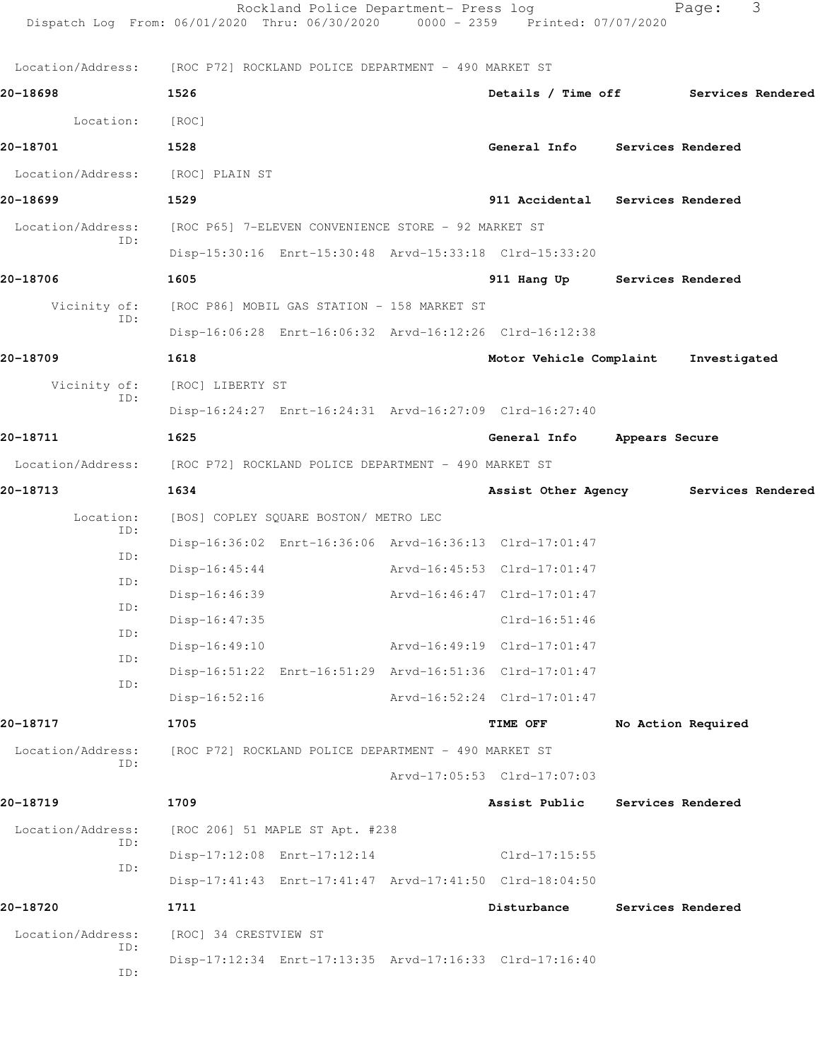Location/Address: [ROC P72] ROCKLAND POLICE DEPARTMENT - 490 MARKET ST

**20-18698** **1526** **Details / Time off** **Services Rendered**

Location: [ROC]

**20-18701** **1528** **General Info** **Services Rendered**

Location/Address: [ROC] PLAIN ST

**20-18699** **1529** **911 Accidental** **Services Rendered**

Location/Address: [ROC P65] 7-ELEVEN CONVENIENCE STORE - 92 MARKET ST
ID:
Disp-15:30:16 Enrt-15:30:48 Arvd-15:33:18 Clrd-15:33:20

**20-18706** **1605** **911 Hang Up** **Services Rendered**

Vicinity of: [ROC P86] MOBIL GAS STATION - 158 MARKET ST
ID:
Disp-16:06:28 Enrt-16:06:32 Arvd-16:12:26 Clrd-16:12:38

**20-18709** **1618** **Motor Vehicle Complaint** **Investigated**

Vicinity of: [ROC] LIBERTY ST
ID:
Disp-16:24:27 Enrt-16:24:31 Arvd-16:27:09 Clrd-16:27:40

**20-18711** **1625** **General Info** **Appears Secure**

Location/Address: [ROC P72] ROCKLAND POLICE DEPARTMENT - 490 MARKET ST

**20-18713** **1634** **Assist Other Agency** **Services Rendered**

Location: [BOS] COPLEY SQUARE BOSTON/ METRO LEC
ID:
Disp-16:36:02 Enrt-16:36:06 Arvd-16:36:13 Clrd-17:01:47
ID:
Disp-16:45:44 Arvd-16:45:53 Clrd-17:01:47
ID:
Disp-16:46:39 Arvd-16:46:47 Clrd-17:01:47
ID:
Disp-16:47:35 Clrd-16:51:46
ID:
Disp-16:49:10 Arvd-16:49:19 Clrd-17:01:47
ID:
Disp-16:51:22 Enrt-16:51:29 Arvd-16:51:36 Clrd-17:01:47
ID:
Disp-16:52:16 Arvd-16:52:24 Clrd-17:01:47

**20-18717** **1705** **TIME OFF** **No Action Required**

Location/Address: [ROC P72] ROCKLAND POLICE DEPARTMENT - 490 MARKET ST
ID:
Arvd-17:05:53 Clrd-17:07:03

**20-18719** **1709** **Assist Public** **Services Rendered**

Location/Address: [ROC 206] 51 MAPLE ST Apt. #238
ID:
Disp-17:12:08 Enrt-17:12:14 Clrd-17:15:55
ID:
Disp-17:41:43 Enrt-17:41:47 Arvd-17:41:50 Clrd-18:04:50

**20-18720** **1711** **Disturbance** **Services Rendered**

Location/Address: [ROC] 34 CRESTVIEW ST
ID:
Disp-17:12:34 Enrt-17:13:35 Arvd-17:16:33 Clrd-17:16:40
ID: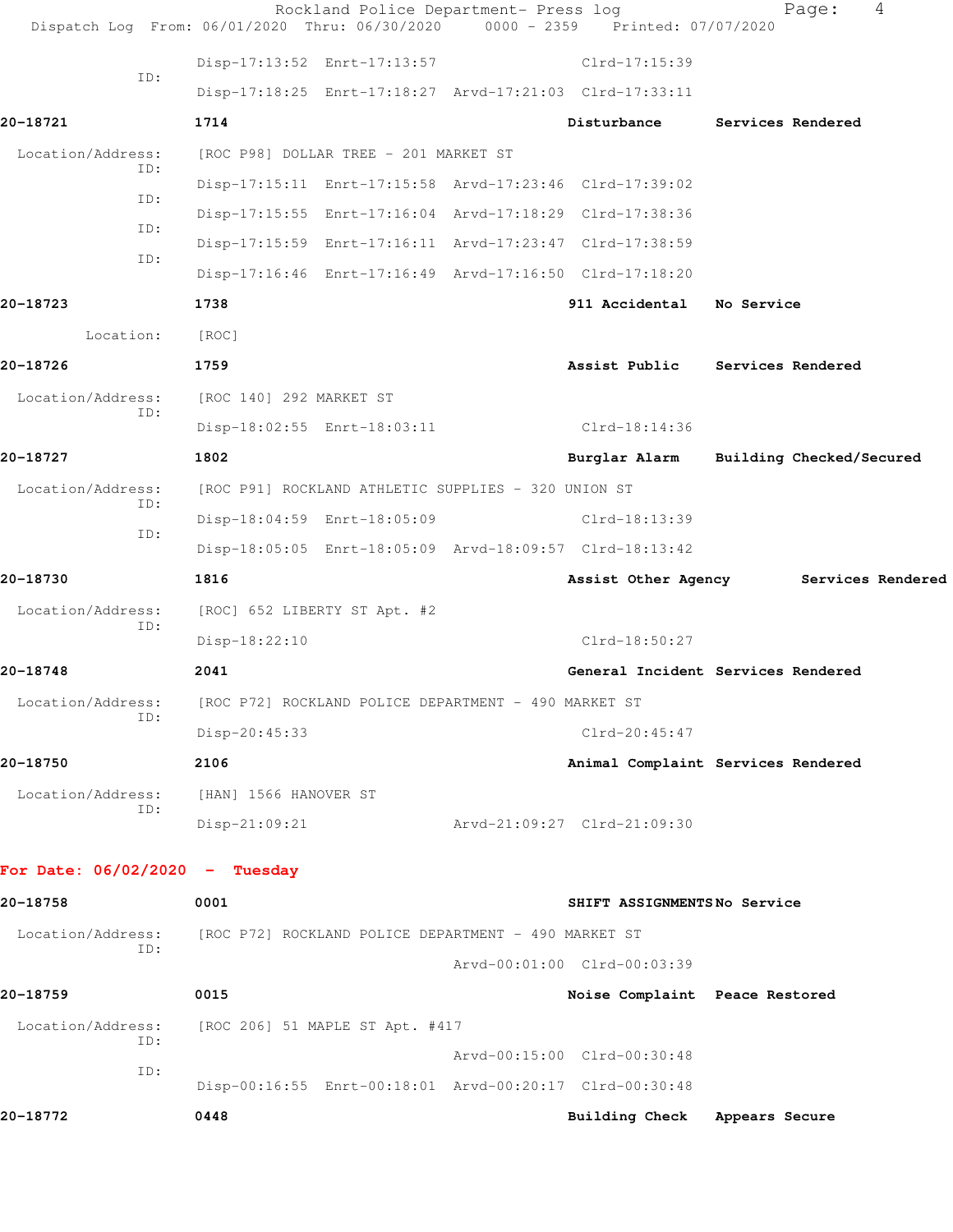```
            Disp-17:13:52  Enrt-17:13:57                Clrd-17:15:39
      ID:
            Disp-17:18:25  Enrt-17:18:27  Arvd-17:21:03  Clrd-17:33:11

20-18721          1714                                Disturbance       Services Rendered

 Location/Address:  [ROC P98] DOLLAR TREE - 201 MARKET ST
      ID:
            Disp-17:15:11  Enrt-17:15:58  Arvd-17:23:46  Clrd-17:39:02
      ID:
            Disp-17:15:55  Enrt-17:16:04  Arvd-17:18:29  Clrd-17:38:36
      ID:
            Disp-17:15:59  Enrt-17:16:11  Arvd-17:23:47  Clrd-17:38:59
      ID:
            Disp-17:16:46  Enrt-17:16:49  Arvd-17:16:50  Clrd-17:18:20

20-18723          1738                                911 Accidental    No Service

        Location:   [ROC]

20-18726          1759                                Assist Public     Services Rendered

 Location/Address:  [ROC 140] 292 MARKET ST
      ID:
            Disp-18:02:55  Enrt-18:03:11                Clrd-18:14:36

20-18727          1802                                Burglar Alarm     Building Checked/Secured

 Location/Address:  [ROC P91] ROCKLAND ATHLETIC SUPPLIES - 320 UNION ST
      ID:
            Disp-18:04:59  Enrt-18:05:09                Clrd-18:13:39
      ID:
            Disp-18:05:05  Enrt-18:05:09  Arvd-18:09:57  Clrd-18:13:42

20-18730          1816                                Assist Other Agency      Services Rendered

 Location/Address:  [ROC] 652 LIBERTY ST Apt. #2
      ID:
            Disp-18:22:10                               Clrd-18:50:27

20-18748          2041                                General Incident Services Rendered

 Location/Address:  [ROC P72] ROCKLAND POLICE DEPARTMENT - 490 MARKET ST
      ID:
            Disp-20:45:33                               Clrd-20:45:47

20-18750          2106                                Animal Complaint Services Rendered

 Location/Address:  [HAN] 1566 HANOVER ST
      ID:
            Disp-21:09:21                 Arvd-21:09:27  Clrd-21:09:30
```

**For Date: 06/02/2020 - Tuesday**

```
20-18758          0001                                SHIFT ASSIGNMENTS No Service

 Location/Address:  [ROC P72] ROCKLAND POLICE DEPARTMENT - 490 MARKET ST
      ID:
                                          Arvd-00:01:00  Clrd-00:03:39

20-18759          0015                                Noise Complaint   Peace Restored

 Location/Address:  [ROC 206] 51 MAPLE ST Apt. #417
      ID:
                                          Arvd-00:15:00  Clrd-00:30:48
      ID:
            Disp-00:16:55  Enrt-00:18:01  Arvd-00:20:17  Clrd-00:30:48

20-18772          0448                                Building Check    Appears Secure
```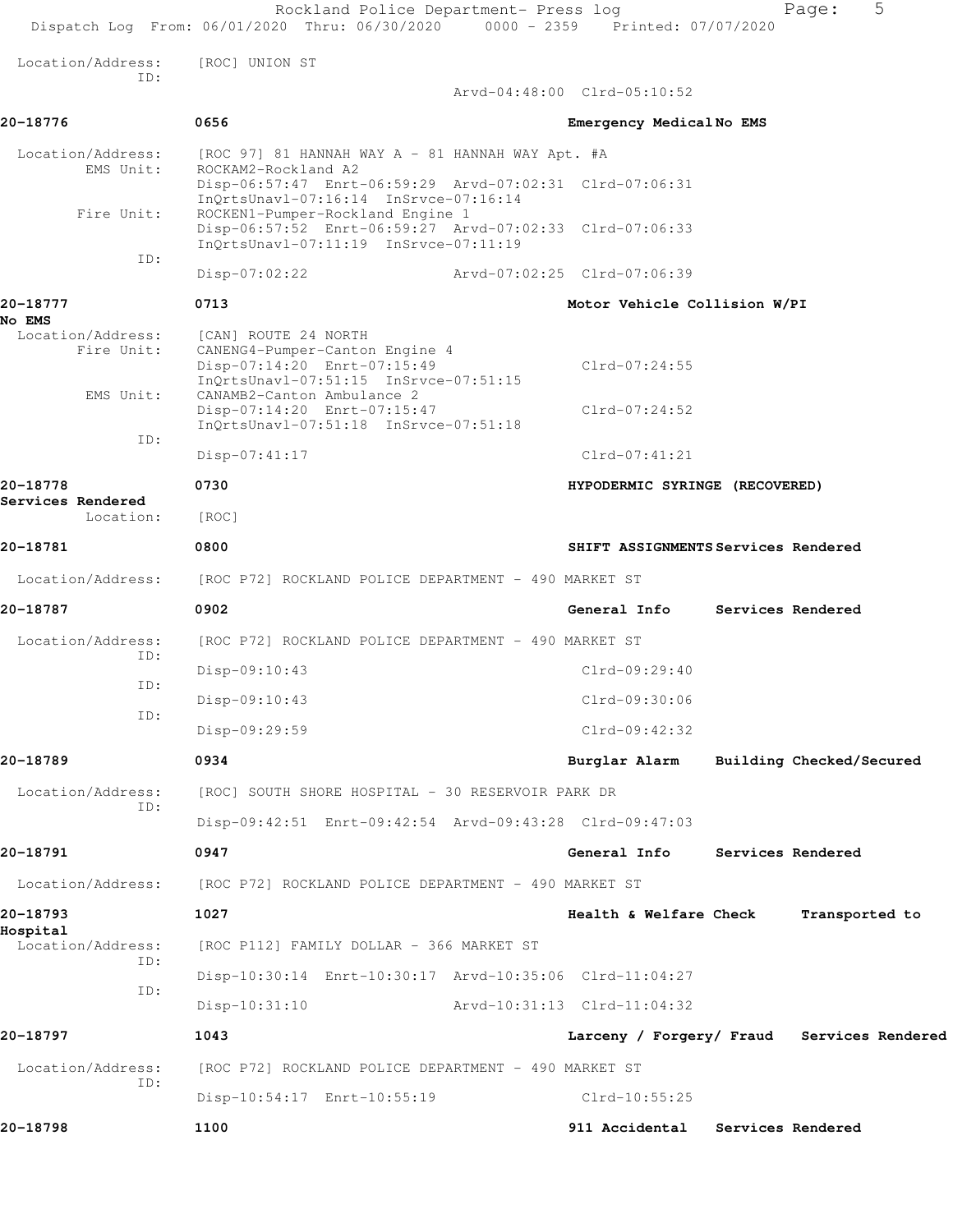Location/Address: [ROC] UNION ST
ID:
Arvd-04:48:00 Clrd-05:10:52

**20-18776** 0656 **Emergency Medical No EMS**

Location/Address: [ROC 97] 81 HANNAH WAY A - 81 HANNAH WAY Apt. #A
EMS Unit: ROCKAM2-Rockland A2
Disp-06:57:47 Enrt-06:59:29 Arvd-07:02:31 Clrd-07:06:31
InQrtsUnavl-07:16:14 InSrvce-07:16:14
Fire Unit: ROCKEN1-Pumper-Rockland Engine 1
Disp-06:57:52 Enrt-06:59:27 Arvd-07:02:33 Clrd-07:06:33
InQrtsUnavl-07:11:19 InSrvce-07:11:19
ID:
Disp-07:02:22 Arvd-07:02:25 Clrd-07:06:39

**20-18777** 0713 **Motor Vehicle Collision W/PI No EMS**

Location/Address: [CAN] ROUTE 24 NORTH
Fire Unit: CANENG4-Pumper-Canton Engine 4
Disp-07:14:20 Enrt-07:15:49 Clrd-07:24:55
InQrtsUnavl-07:51:15 InSrvce-07:51:15
EMS Unit: CANAMB2-Canton Ambulance 2
Disp-07:14:20 Enrt-07:15:47 Clrd-07:24:52
InQrtsUnavl-07:51:18 InSrvce-07:51:18
ID:
Disp-07:41:17 Clrd-07:41:21

**20-18778** 0730 **HYPODERMIC SYRINGE (RECOVERED) Services Rendered**

Location: [ROC]

**20-18781** 0800 **SHIFT ASSIGNMENTS Services Rendered**

Location/Address: [ROC P72] ROCKLAND POLICE DEPARTMENT - 490 MARKET ST

**20-18787** 0902 **General Info Services Rendered**

Location/Address: [ROC P72] ROCKLAND POLICE DEPARTMENT - 490 MARKET ST
ID:
Disp-09:10:43 Clrd-09:29:40
ID:
Disp-09:10:43 Clrd-09:30:06
ID:
Disp-09:29:59 Clrd-09:42:32

**20-18789** 0934 **Burglar Alarm Building Checked/Secured**

Location/Address: [ROC] SOUTH SHORE HOSPITAL - 30 RESERVOIR PARK DR
ID:
Disp-09:42:51 Enrt-09:42:54 Arvd-09:43:28 Clrd-09:47:03

**20-18791** 0947 **General Info Services Rendered**

Location/Address: [ROC P72] ROCKLAND POLICE DEPARTMENT - 490 MARKET ST

**20-18793** 1027 **Health & Welfare Check Transported to Hospital**

Location/Address: [ROC P112] FAMILY DOLLAR - 366 MARKET ST
ID:
Disp-10:30:14 Enrt-10:30:17 Arvd-10:35:06 Clrd-11:04:27
ID:
Disp-10:31:10 Arvd-10:31:13 Clrd-11:04:32

**20-18797** 1043 **Larceny / Forgery/ Fraud Services Rendered**

Location/Address: [ROC P72] ROCKLAND POLICE DEPARTMENT - 490 MARKET ST
ID:
Disp-10:54:17 Enrt-10:55:19 Clrd-10:55:25

**20-18798** 1100 **911 Accidental Services Rendered**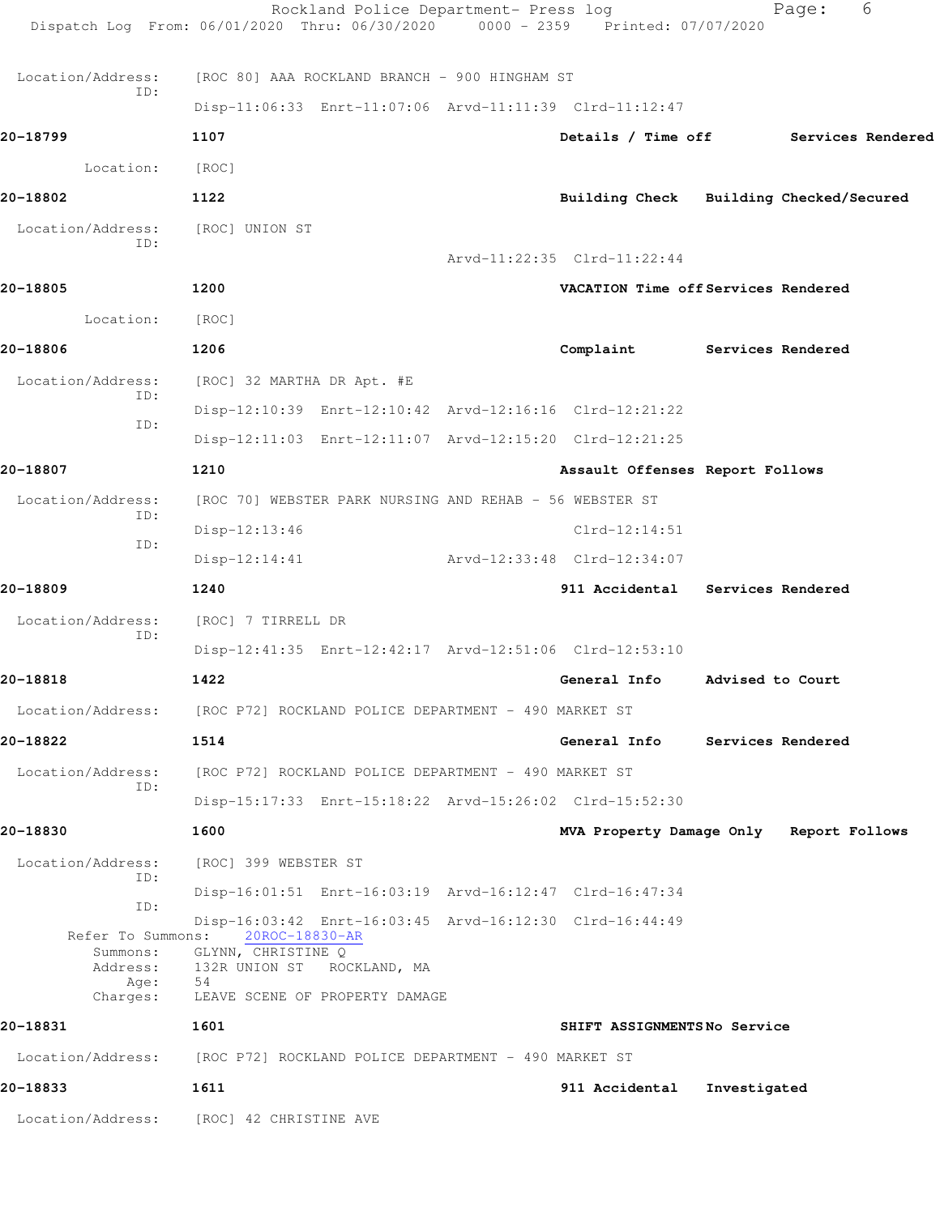Location/Address: [ROC 80] AAA ROCKLAND BRANCH - 900 HINGHAM ST
ID:
Disp-11:06:33 Enrt-11:07:06 Arvd-11:11:39 Clrd-11:12:47

**20-18799** **1107** **Details / Time off** **Services Rendered**

Location: [ROC]

**20-18802** **1122** **Building Check** **Building Checked/Secured**

Location/Address: [ROC] UNION ST
ID:
Arvd-11:22:35 Clrd-11:22:44

**20-18805** **1200** **VACATION Time off** **Services Rendered**

Location: [ROC]

**20-18806** **1206** **Complaint** **Services Rendered**

Location/Address: [ROC] 32 MARTHA DR Apt. #E
ID:
Disp-12:10:39 Enrt-12:10:42 Arvd-12:16:16 Clrd-12:21:22
ID:
Disp-12:11:03 Enrt-12:11:07 Arvd-12:15:20 Clrd-12:21:25

**20-18807** **1210** **Assault Offenses** **Report Follows**

Location/Address: [ROC 70] WEBSTER PARK NURSING AND REHAB - 56 WEBSTER ST
ID:
Disp-12:13:46 Clrd-12:14:51
ID:
Disp-12:14:41 Arvd-12:33:48 Clrd-12:34:07

**20-18809** **1240** **911 Accidental** **Services Rendered**

Location/Address: [ROC] 7 TIRRELL DR
ID:
Disp-12:41:35 Enrt-12:42:17 Arvd-12:51:06 Clrd-12:53:10

**20-18818** **1422** **General Info** **Advised to Court**

Location/Address: [ROC P72] ROCKLAND POLICE DEPARTMENT - 490 MARKET ST

**20-18822** **1514** **General Info** **Services Rendered**

Location/Address: [ROC P72] ROCKLAND POLICE DEPARTMENT - 490 MARKET ST
ID:
Disp-15:17:33 Enrt-15:18:22 Arvd-15:26:02 Clrd-15:52:30

**20-18830** **1600** **MVA Property Damage Only** **Report Follows**

Location/Address: [ROC] 399 WEBSTER ST
ID:
Disp-16:01:51 Enrt-16:03:19 Arvd-16:12:47 Clrd-16:47:34
ID:
Disp-16:03:42 Enrt-16:03:45 Arvd-16:12:30 Clrd-16:44:49
Refer To Summons: 20ROC-18830-AR
Summons: GLYNN, CHRISTINE Q
Address: 132R UNION ST ROCKLAND, MA
Age: 54
Charges: LEAVE SCENE OF PROPERTY DAMAGE

**20-18831** **1601** **SHIFT ASSIGNMENTS** **No Service**

Location/Address: [ROC P72] ROCKLAND POLICE DEPARTMENT - 490 MARKET ST

**20-18833** **1611** **911 Accidental** **Investigated**

Location/Address: [ROC] 42 CHRISTINE AVE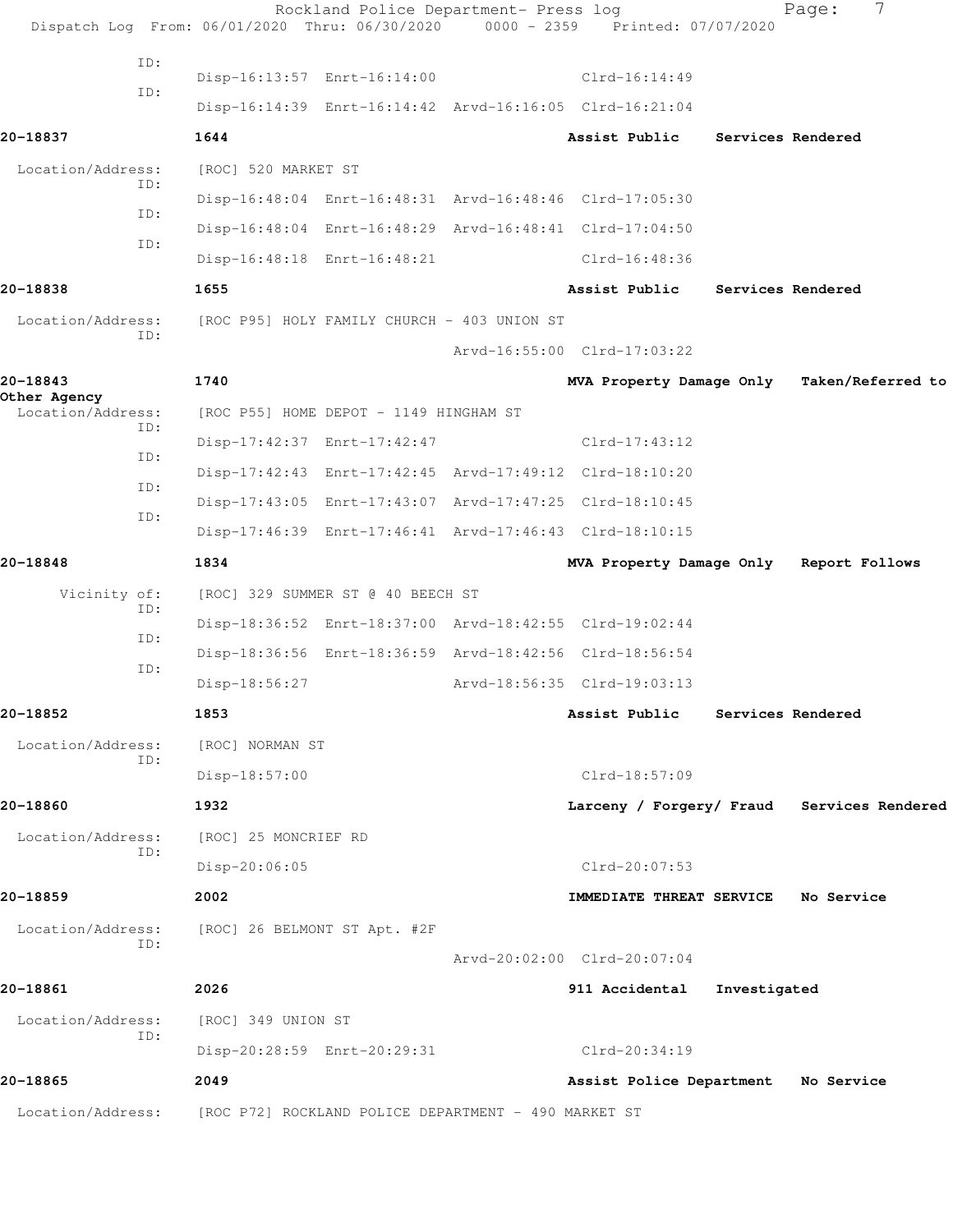ID:
Disp-16:13:57 Enrt-16:14:00 Clrd-16:14:49
ID:
Disp-16:14:39 Enrt-16:14:42 Arvd-16:16:05 Clrd-16:21:04

**20-18837** 1644 **Assist Public Services Rendered**

Location/Address: [ROC] 520 MARKET ST
ID:
Disp-16:48:04 Enrt-16:48:31 Arvd-16:48:46 Clrd-17:05:30
ID:
Disp-16:48:04 Enrt-16:48:29 Arvd-16:48:41 Clrd-17:04:50
ID:
Disp-16:48:18 Enrt-16:48:21 Clrd-16:48:36

**20-18838** 1655 **Assist Public Services Rendered**

Location/Address: [ROC P95] HOLY FAMILY CHURCH - 403 UNION ST
ID:
Arvd-16:55:00 Clrd-17:03:22

**20-18843** 1740 **MVA Property Damage Only Taken/Referred to Other Agency**

Location/Address: [ROC P55] HOME DEPOT - 1149 HINGHAM ST
ID:
Disp-17:42:37 Enrt-17:42:47 Clrd-17:43:12
ID:
Disp-17:42:43 Enrt-17:42:45 Arvd-17:49:12 Clrd-18:10:20
ID:
Disp-17:43:05 Enrt-17:43:07 Arvd-17:47:25 Clrd-18:10:45
ID:
Disp-17:46:39 Enrt-17:46:41 Arvd-17:46:43 Clrd-18:10:15

**20-18848** 1834 **MVA Property Damage Only Report Follows**

Vicinity of: [ROC] 329 SUMMER ST @ 40 BEECH ST
ID:
Disp-18:36:52 Enrt-18:37:00 Arvd-18:42:55 Clrd-19:02:44
ID:
Disp-18:36:56 Enrt-18:36:59 Arvd-18:42:56 Clrd-18:56:54
ID:
Disp-18:56:27 Arvd-18:56:35 Clrd-19:03:13

**20-18852** 1853 **Assist Public Services Rendered**

Location/Address: [ROC] NORMAN ST
ID:
Disp-18:57:00 Clrd-18:57:09

**20-18860** 1932 **Larceny / Forgery/ Fraud Services Rendered**

Location/Address: [ROC] 25 MONCRIEF RD
ID:
Disp-20:06:05 Clrd-20:07:53

**20-18859** 2002 **IMMEDIATE THREAT SERVICE No Service**

Location/Address: [ROC] 26 BELMONT ST Apt. #2F
ID:
Arvd-20:02:00 Clrd-20:07:04

**20-18861** 2026 **911 Accidental Investigated**

Location/Address: [ROC] 349 UNION ST
ID:
Disp-20:28:59 Enrt-20:29:31 Clrd-20:34:19

**20-18865** 2049 **Assist Police Department No Service**

Location/Address: [ROC P72] ROCKLAND POLICE DEPARTMENT - 490 MARKET ST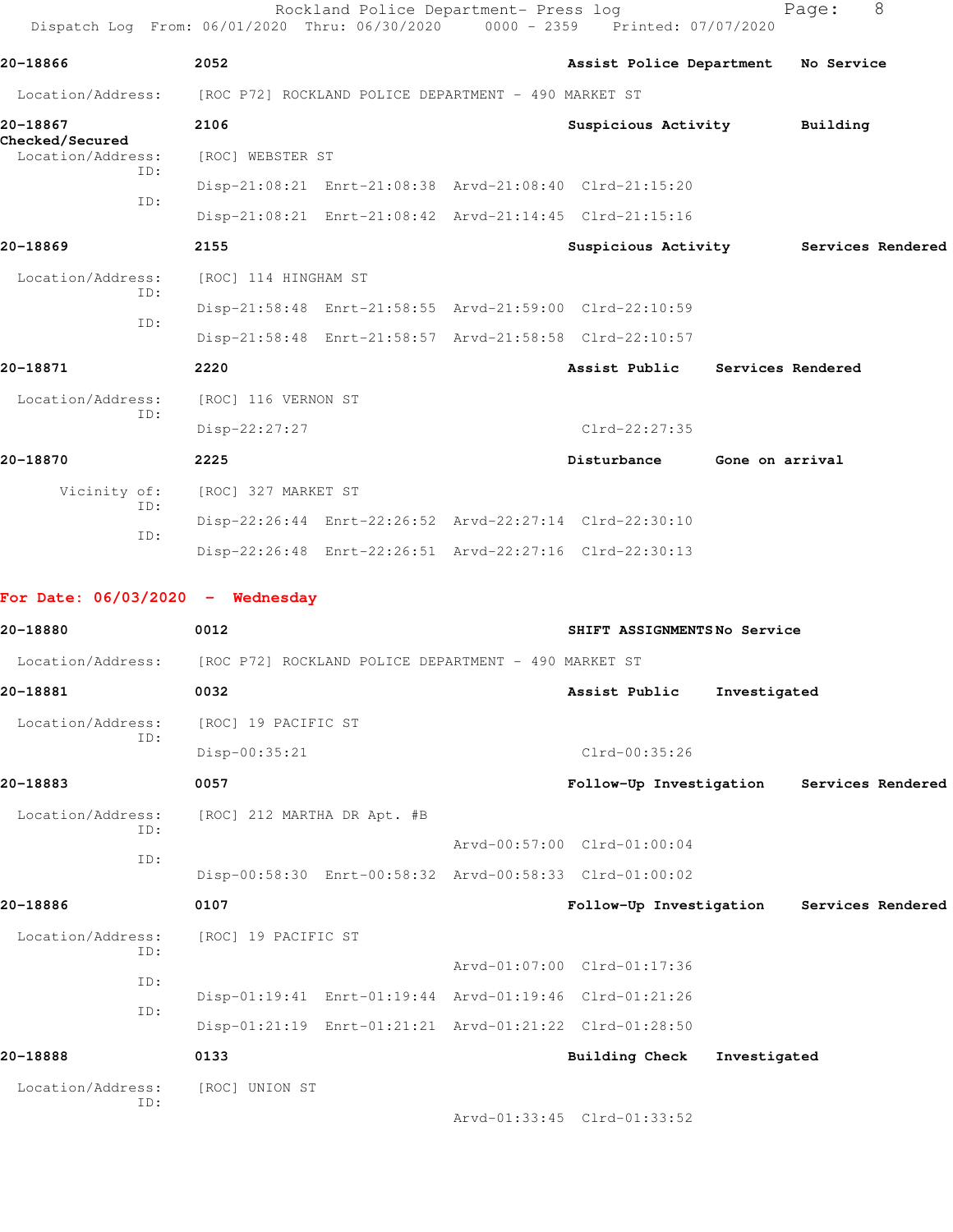20-18866 2052 Assist Police Department No Service

Location/Address: [ROC P72] ROCKLAND POLICE DEPARTMENT - 490 MARKET ST

20-18867 2106 Suspicious Activity Building Checked/Secured

Location/Address: [ROC] WEBSTER ST

ID: Disp-21:08:21 Enrt-21:08:38 Arvd-21:08:40 Clrd-21:15:20

ID: Disp-21:08:21 Enrt-21:08:42 Arvd-21:14:45 Clrd-21:15:16

20-18869 2155 Suspicious Activity Services Rendered

Location/Address: [ROC] 114 HINGHAM ST

ID: Disp-21:58:48 Enrt-21:58:55 Arvd-21:59:00 Clrd-22:10:59

ID: Disp-21:58:48 Enrt-21:58:57 Arvd-21:58:58 Clrd-22:10:57

20-18871 2220 Assist Public Services Rendered

Location/Address: [ROC] 116 VERNON ST

ID: Disp-22:27:27 Clrd-22:27:35

20-18870 2225 Disturbance Gone on arrival

Vicinity of: [ROC] 327 MARKET ST

ID: Disp-22:26:44 Enrt-22:26:52 Arvd-22:27:14 Clrd-22:30:10

ID: Disp-22:26:48 Enrt-22:26:51 Arvd-22:27:16 Clrd-22:30:13

**For Date: 06/03/2020 - Wednesday**

20-18880 0012 SHIFT ASSIGNMENTS No Service

Location/Address: [ROC P72] ROCKLAND POLICE DEPARTMENT - 490 MARKET ST

20-18881 0032 Assist Public Investigated

Location/Address: [ROC] 19 PACIFIC ST

ID: Disp-00:35:21 Clrd-00:35:26

20-18883 0057 Follow-Up Investigation Services Rendered

Location/Address: [ROC] 212 MARTHA DR Apt. #B

ID: Arvd-00:57:00 Clrd-01:00:04

ID: Disp-00:58:30 Enrt-00:58:32 Arvd-00:58:33 Clrd-01:00:02

20-18886 0107 Follow-Up Investigation Services Rendered

Location/Address: [ROC] 19 PACIFIC ST

ID: Arvd-01:07:00 Clrd-01:17:36

ID: Disp-01:19:41 Enrt-01:19:44 Arvd-01:19:46 Clrd-01:21:26

ID: Disp-01:21:19 Enrt-01:21:21 Arvd-01:21:22 Clrd-01:28:50

20-18888 0133 Building Check Investigated

Location/Address: [ROC] UNION ST

ID: Arvd-01:33:45 Clrd-01:33:52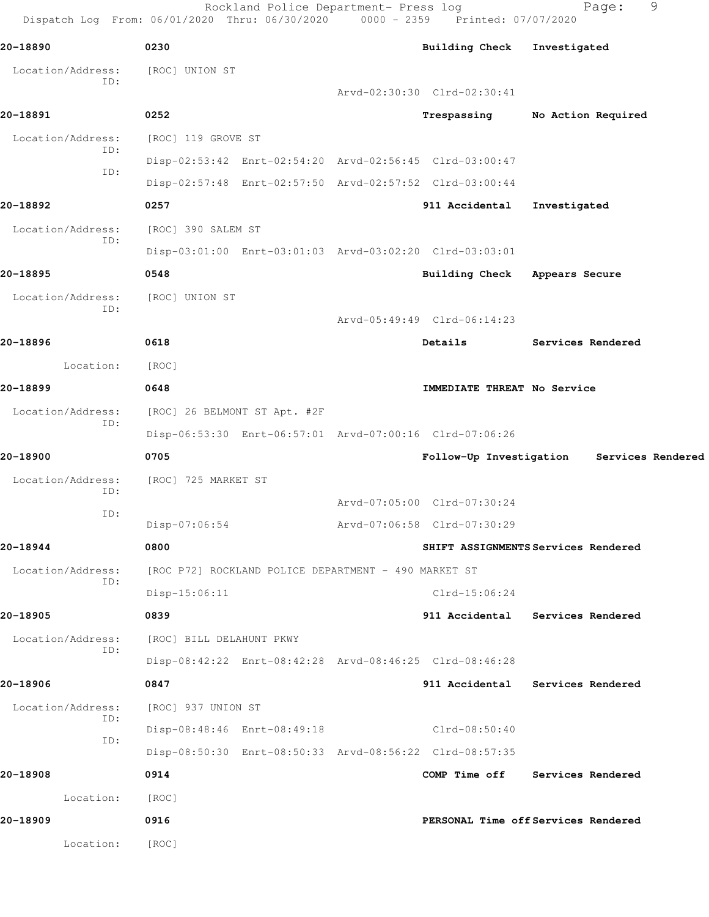Rockland Police Department- Press log

Dispatch Log From: 06/01/2020 Thru: 06/30/2020 0000 - 2359 Printed: 07/07/2020

**20-18890** 0230 **Building Check** **Investigated**

Location/Address: [ROC] UNION ST

ID:

Arvd-02:30:30 Clrd-02:30:41

**20-18891** 0252 **Trespassing** **No Action Required**

Location/Address: [ROC] 119 GROVE ST

ID:

Disp-02:53:42 Enrt-02:54:20 Arvd-02:56:45 Clrd-03:00:47

ID:

Disp-02:57:48 Enrt-02:57:50 Arvd-02:57:52 Clrd-03:00:44

**20-18892** 0257 **911 Accidental** **Investigated**

Location/Address: [ROC] 390 SALEM ST

ID:

Disp-03:01:00 Enrt-03:01:03 Arvd-03:02:20 Clrd-03:03:01

**20-18895** 0548 **Building Check** **Appears Secure**

Location/Address: [ROC] UNION ST

ID:

Arvd-05:49:49 Clrd-06:14:23

**20-18896** 0618 **Details** **Services Rendered**

Location: [ROC]

**20-18899** 0648 **IMMEDIATE THREAT** **No Service**

Location/Address: [ROC] 26 BELMONT ST Apt. #2F

ID:

Disp-06:53:30 Enrt-06:57:01 Arvd-07:00:16 Clrd-07:06:26

**20-18900** 0705 **Follow-Up Investigation** **Services Rendered**

Location/Address: [ROC] 725 MARKET ST

ID:

Arvd-07:05:00 Clrd-07:30:24

ID:

Disp-07:06:54 Arvd-07:06:58 Clrd-07:30:29

**20-18944** 0800 **SHIFT ASSIGNMENTS** **Services Rendered**

Location/Address: [ROC P72] ROCKLAND POLICE DEPARTMENT - 490 MARKET ST

ID:

Disp-15:06:11 Clrd-15:06:24

**20-18905** 0839 **911 Accidental** **Services Rendered**

Location/Address: [ROC] BILL DELAHUNT PKWY

ID:

Disp-08:42:22 Enrt-08:42:28 Arvd-08:46:25 Clrd-08:46:28

**20-18906** 0847 **911 Accidental** **Services Rendered**

Location/Address: [ROC] 937 UNION ST

ID:

Disp-08:48:46 Enrt-08:49:18 Clrd-08:50:40

ID:

Disp-08:50:30 Enrt-08:50:33 Arvd-08:56:22 Clrd-08:57:35

**20-18908** 0914 **COMP Time off** **Services Rendered**

Location: [ROC]

**20-18909** 0916 **PERSONAL Time off** **Services Rendered**

Location: [ROC]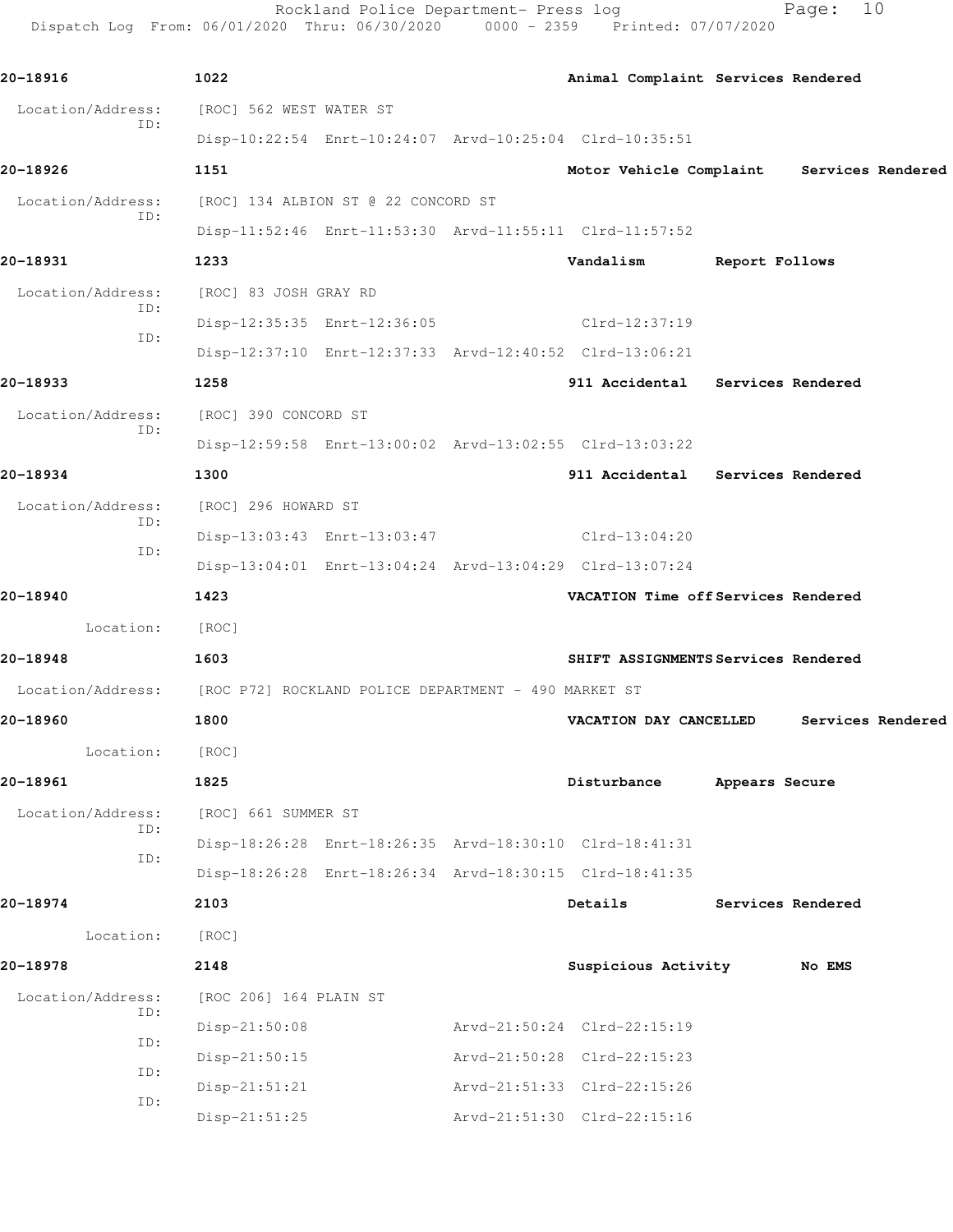**20-18916** 1022 **Animal Complaint Services Rendered**

Location/Address: [ROC] 562 WEST WATER ST
ID:
Disp-10:22:54 Enrt-10:24:07 Arvd-10:25:04 Clrd-10:35:51

**20-18926** 1151 **Motor Vehicle Complaint Services Rendered**

Location/Address: [ROC] 134 ALBION ST @ 22 CONCORD ST
ID:
Disp-11:52:46 Enrt-11:53:30 Arvd-11:55:11 Clrd-11:57:52

**20-18931** 1233 **Vandalism Report Follows**

Location/Address: [ROC] 83 JOSH GRAY RD
ID:
Disp-12:35:35 Enrt-12:36:05 Clrd-12:37:19
ID:
Disp-12:37:10 Enrt-12:37:33 Arvd-12:40:52 Clrd-13:06:21

**20-18933** 1258 **911 Accidental Services Rendered**

Location/Address: [ROC] 390 CONCORD ST
ID:
Disp-12:59:58 Enrt-13:00:02 Arvd-13:02:55 Clrd-13:03:22

**20-18934** 1300 **911 Accidental Services Rendered**

Location/Address: [ROC] 296 HOWARD ST
ID:
Disp-13:03:43 Enrt-13:03:47 Clrd-13:04:20
ID:
Disp-13:04:01 Enrt-13:04:24 Arvd-13:04:29 Clrd-13:07:24

**20-18940** 1423 **VACATION Time off Services Rendered**

Location: [ROC]

**20-18948** 1603 **SHIFT ASSIGNMENTS Services Rendered**

Location/Address: [ROC P72] ROCKLAND POLICE DEPARTMENT - 490 MARKET ST

**20-18960** 1800 **VACATION DAY CANCELLED Services Rendered**

Location: [ROC]

**20-18961** 1825 **Disturbance Appears Secure**

Location/Address: [ROC] 661 SUMMER ST
ID:
Disp-18:26:28 Enrt-18:26:35 Arvd-18:30:10 Clrd-18:41:31
ID:
Disp-18:26:28 Enrt-18:26:34 Arvd-18:30:15 Clrd-18:41:35

**20-18974** 2103 **Details Services Rendered**

Location: [ROC]

**20-18978** 2148 **Suspicious Activity No EMS**

Location/Address: [ROC 206] 164 PLAIN ST
ID:
Disp-21:50:08 Arvd-21:50:24 Clrd-22:15:19
ID:
Disp-21:50:15 Arvd-21:50:28 Clrd-22:15:23
ID:
Disp-21:51:21 Arvd-21:51:33 Clrd-22:15:26
ID:
Disp-21:51:25 Arvd-21:51:30 Clrd-22:15:16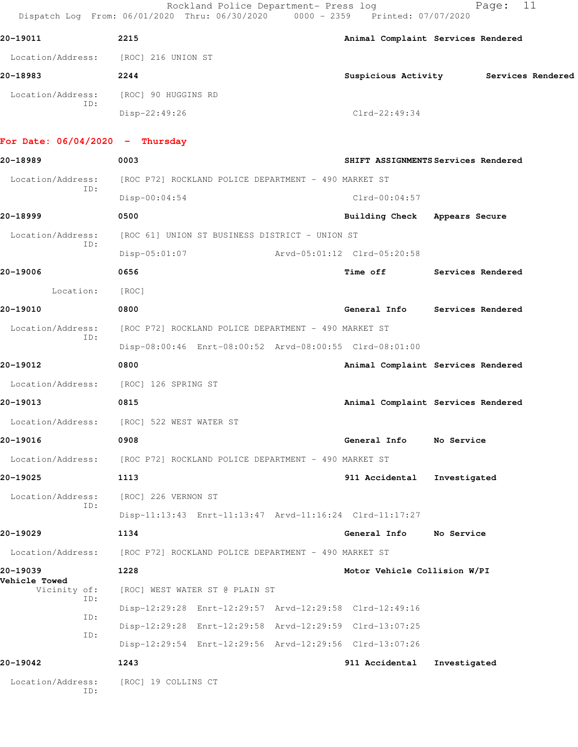**20-19011** 2215 **Animal Complaint Services Rendered**

Location/Address: [ROC] 216 UNION ST

**20-18983** 2244 **Suspicious Activity Services Rendered**

Location/Address: [ROC] 90 HUGGINS RD
ID:
Disp-22:49:26 Clrd-22:49:34

## For Date: 06/04/2020 - Thursday

**20-18989** 0003 **SHIFT ASSIGNMENTS Services Rendered**

Location/Address: [ROC P72] ROCKLAND POLICE DEPARTMENT - 490 MARKET ST
ID:
Disp-00:04:54 Clrd-00:04:57

**20-18999** 0500 **Building Check Appears Secure**

Location/Address: [ROC 61] UNION ST BUSINESS DISTRICT - UNION ST
ID:
Disp-05:01:07 Arvd-05:01:12 Clrd-05:20:58

**20-19006** 0656 **Time off Services Rendered**

Location: [ROC]

**20-19010** 0800 **General Info Services Rendered**

Location/Address: [ROC P72] ROCKLAND POLICE DEPARTMENT - 490 MARKET ST
ID:
Disp-08:00:46 Enrt-08:00:52 Arvd-08:00:55 Clrd-08:01:00

**20-19012** 0800 **Animal Complaint Services Rendered**

Location/Address: [ROC] 126 SPRING ST

**20-19013** 0815 **Animal Complaint Services Rendered**

Location/Address: [ROC] 522 WEST WATER ST

**20-19016** 0908 **General Info No Service**

Location/Address: [ROC P72] ROCKLAND POLICE DEPARTMENT - 490 MARKET ST

**20-19025** 1113 **911 Accidental Investigated**

Location/Address: [ROC] 226 VERNON ST
ID:
Disp-11:13:43 Enrt-11:13:47 Arvd-11:16:24 Clrd-11:17:27

**20-19029** 1134 **General Info No Service**

Location/Address: [ROC P72] ROCKLAND POLICE DEPARTMENT - 490 MARKET ST

**20-19039** 1228 **Motor Vehicle Collision W/PI**
**Vehicle Towed**

Vicinity of: [ROC] WEST WATER ST @ PLAIN ST
ID:
Disp-12:29:28 Enrt-12:29:57 Arvd-12:29:58 Clrd-12:49:16
ID:
Disp-12:29:28 Enrt-12:29:58 Arvd-12:29:59 Clrd-13:07:25
ID:
Disp-12:29:54 Enrt-12:29:56 Arvd-12:29:56 Clrd-13:07:26

**20-19042** 1243 **911 Accidental Investigated**

Location/Address: [ROC] 19 COLLINS CT
ID: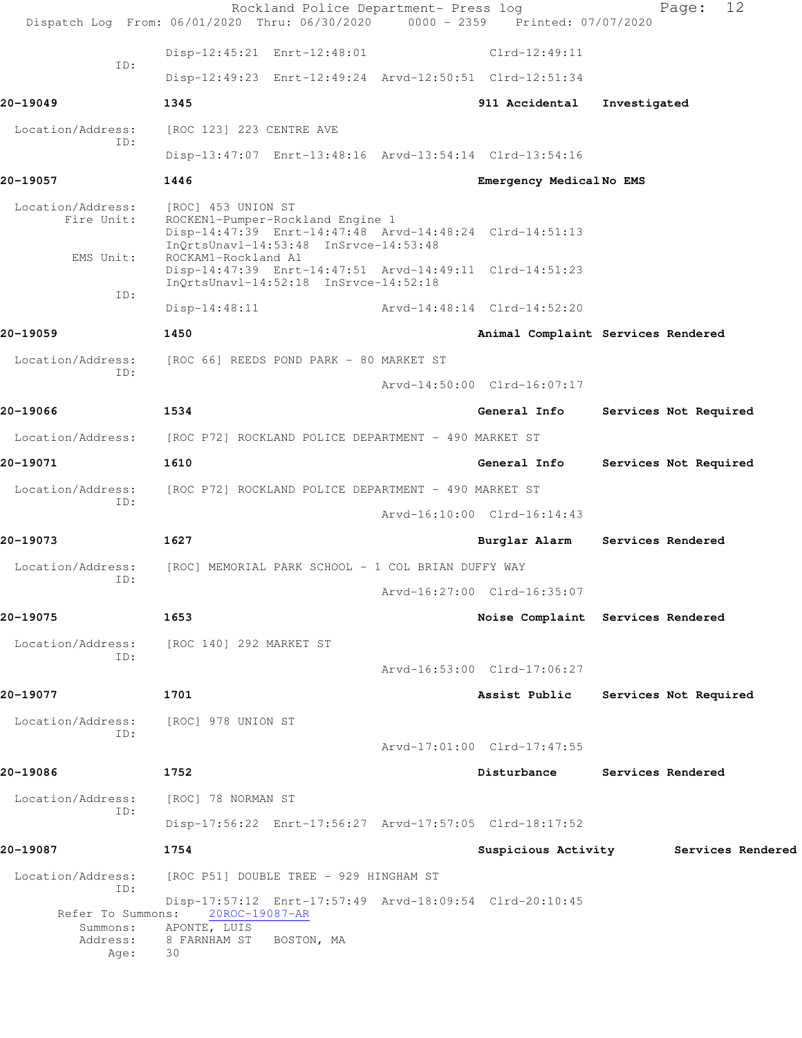Disp-12:45:21 Enrt-12:48:01 Clrd-12:49:11

ID:

Disp-12:49:23 Enrt-12:49:24 Arvd-12:50:51 Clrd-12:51:34

**20-19049** **1345** **911 Accidental** **Investigated**

Location/Address: [ROC 123] 223 CENTRE AVE

ID:

Disp-13:47:07 Enrt-13:48:16 Arvd-13:54:14 Clrd-13:54:16

**20-19057** **1446** **Emergency Medical No EMS**

Location/Address: [ROC] 453 UNION ST

Fire Unit: ROCKEN1-Pumper-Rockland Engine 1

Disp-14:47:39 Enrt-14:47:48 Arvd-14:48:24 Clrd-14:51:13

InQrtsUnavl-14:53:48 InSrvce-14:53:48

EMS Unit: ROCKAM1-Rockland A1

Disp-14:47:39 Enrt-14:47:51 Arvd-14:49:11 Clrd-14:51:23

InQrtsUnavl-14:52:18 InSrvce-14:52:18

ID:

Disp-14:48:11 Arvd-14:48:14 Clrd-14:52:20

**20-19059** **1450** **Animal Complaint** **Services Rendered**

Location/Address: [ROC 66] REEDS POND PARK - 80 MARKET ST

ID:

Arvd-14:50:00 Clrd-16:07:17

**20-19066** **1534** **General Info** **Services Not Required**

Location/Address: [ROC P72] ROCKLAND POLICE DEPARTMENT - 490 MARKET ST

**20-19071** **1610** **General Info** **Services Not Required**

Location/Address: [ROC P72] ROCKLAND POLICE DEPARTMENT - 490 MARKET ST

ID:

Arvd-16:10:00 Clrd-16:14:43

**20-19073** **1627** **Burglar Alarm** **Services Rendered**

Location/Address: [ROC] MEMORIAL PARK SCHOOL - 1 COL BRIAN DUFFY WAY

ID:

Arvd-16:27:00 Clrd-16:35:07

**20-19075** **1653** **Noise Complaint** **Services Rendered**

Location/Address: [ROC 140] 292 MARKET ST

ID:

Arvd-16:53:00 Clrd-17:06:27

**20-19077** **1701** **Assist Public** **Services Not Required**

Location/Address: [ROC] 978 UNION ST

ID:

Arvd-17:01:00 Clrd-17:47:55

**20-19086** **1752** **Disturbance** **Services Rendered**

Location/Address: [ROC] 78 NORMAN ST

ID:

Disp-17:56:22 Enrt-17:56:27 Arvd-17:57:05 Clrd-18:17:52

**20-19087** **1754** **Suspicious Activity** **Services Rendered**

Location/Address: [ROC P51] DOUBLE TREE - 929 HINGHAM ST

ID:

Disp-17:57:12 Enrt-17:57:49 Arvd-18:09:54 Clrd-20:10:45

Refer To Summons: 20ROC-19087-AR

Summons: APONTE, LUIS

Address: 8 FARNHAM ST BOSTON, MA

Age: 30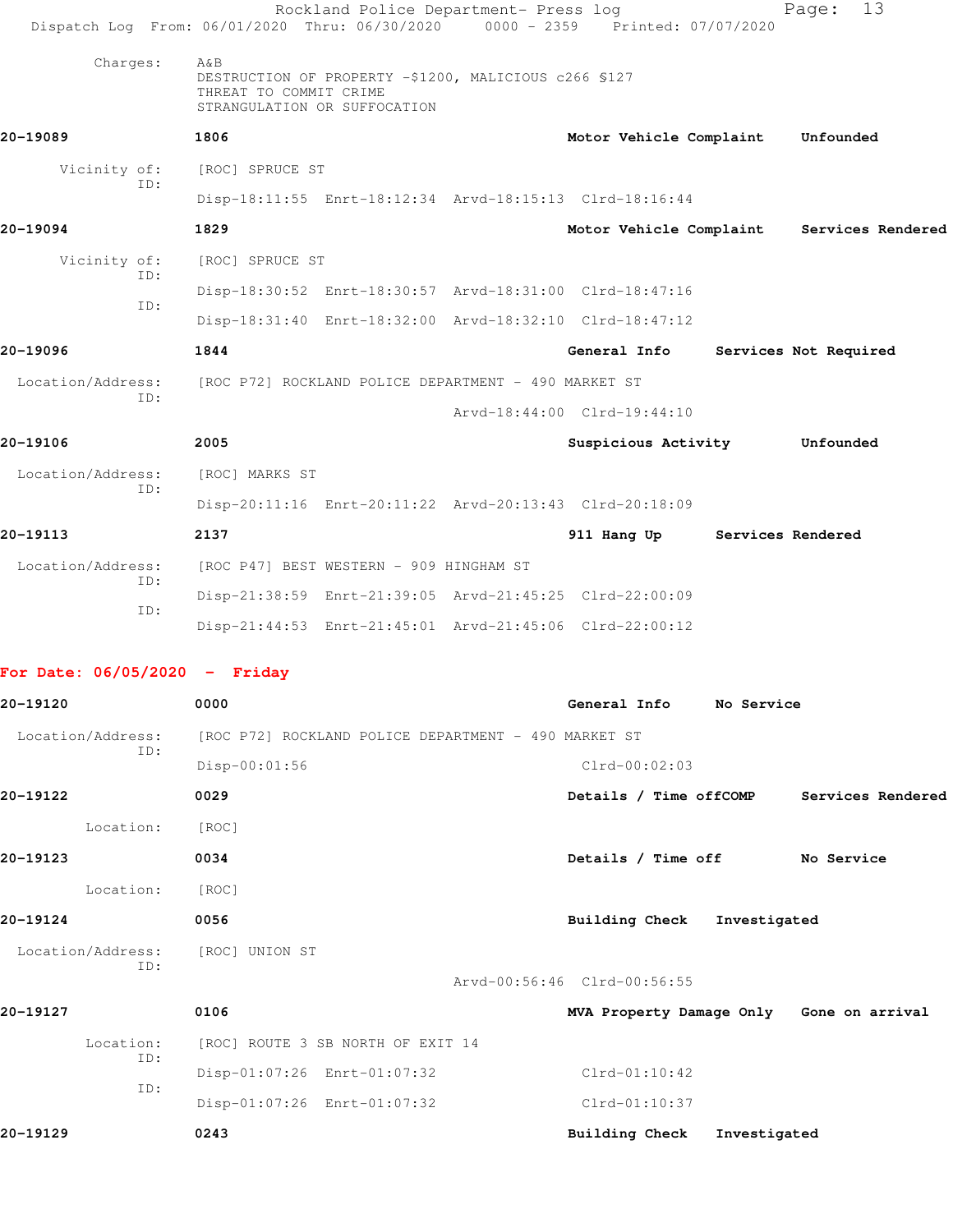Charges: A&B
DESTRUCTION OF PROPERTY -$1200, MALICIOUS c266 §127
THREAT TO COMMIT CRIME
STRANGULATION OR SUFFOCATION

**20-19089** **1806** **Motor Vehicle Complaint** **Unfounded**

Vicinity of: [ROC] SPRUCE ST
ID:
Disp-18:11:55 Enrt-18:12:34 Arvd-18:15:13 Clrd-18:16:44

**20-19094** **1829** **Motor Vehicle Complaint** **Services Rendered**

Vicinity of: [ROC] SPRUCE ST
ID:
Disp-18:30:52 Enrt-18:30:57 Arvd-18:31:00 Clrd-18:47:16
ID:
Disp-18:31:40 Enrt-18:32:00 Arvd-18:32:10 Clrd-18:47:12

**20-19096** **1844** **General Info** **Services Not Required**

Location/Address: [ROC P72] ROCKLAND POLICE DEPARTMENT - 490 MARKET ST
ID:
Arvd-18:44:00 Clrd-19:44:10

**20-19106** **2005** **Suspicious Activity** **Unfounded**

Location/Address: [ROC] MARKS ST
ID:
Disp-20:11:16 Enrt-20:11:22 Arvd-20:13:43 Clrd-20:18:09

**20-19113** **2137** **911 Hang Up** **Services Rendered**

Location/Address: [ROC P47] BEST WESTERN - 909 HINGHAM ST
ID:
Disp-21:38:59 Enrt-21:39:05 Arvd-21:45:25 Clrd-22:00:09
ID:
Disp-21:44:53 Enrt-21:45:01 Arvd-21:45:06 Clrd-22:00:12

## For Date: 06/05/2020 - Friday

**20-19120** **0000** **General Info** **No Service**

Location/Address: [ROC P72] ROCKLAND POLICE DEPARTMENT - 490 MARKET ST
ID:
Disp-00:01:56 Clrd-00:02:03

**20-19122** **0029** **Details / Time offCOMP** **Services Rendered**

Location: [ROC]

**20-19123** **0034** **Details / Time off** **No Service**

Location: [ROC]

**20-19124** **0056** **Building Check** **Investigated**

Location/Address: [ROC] UNION ST
ID:
Arvd-00:56:46 Clrd-00:56:55

**20-19127** **0106** **MVA Property Damage Only** **Gone on arrival**

Location: [ROC] ROUTE 3 SB NORTH OF EXIT 14
ID:
Disp-01:07:26 Enrt-01:07:32 Clrd-01:10:42
ID:
Disp-01:07:26 Enrt-01:07:32 Clrd-01:10:37

**20-19129** **0243** **Building Check** **Investigated**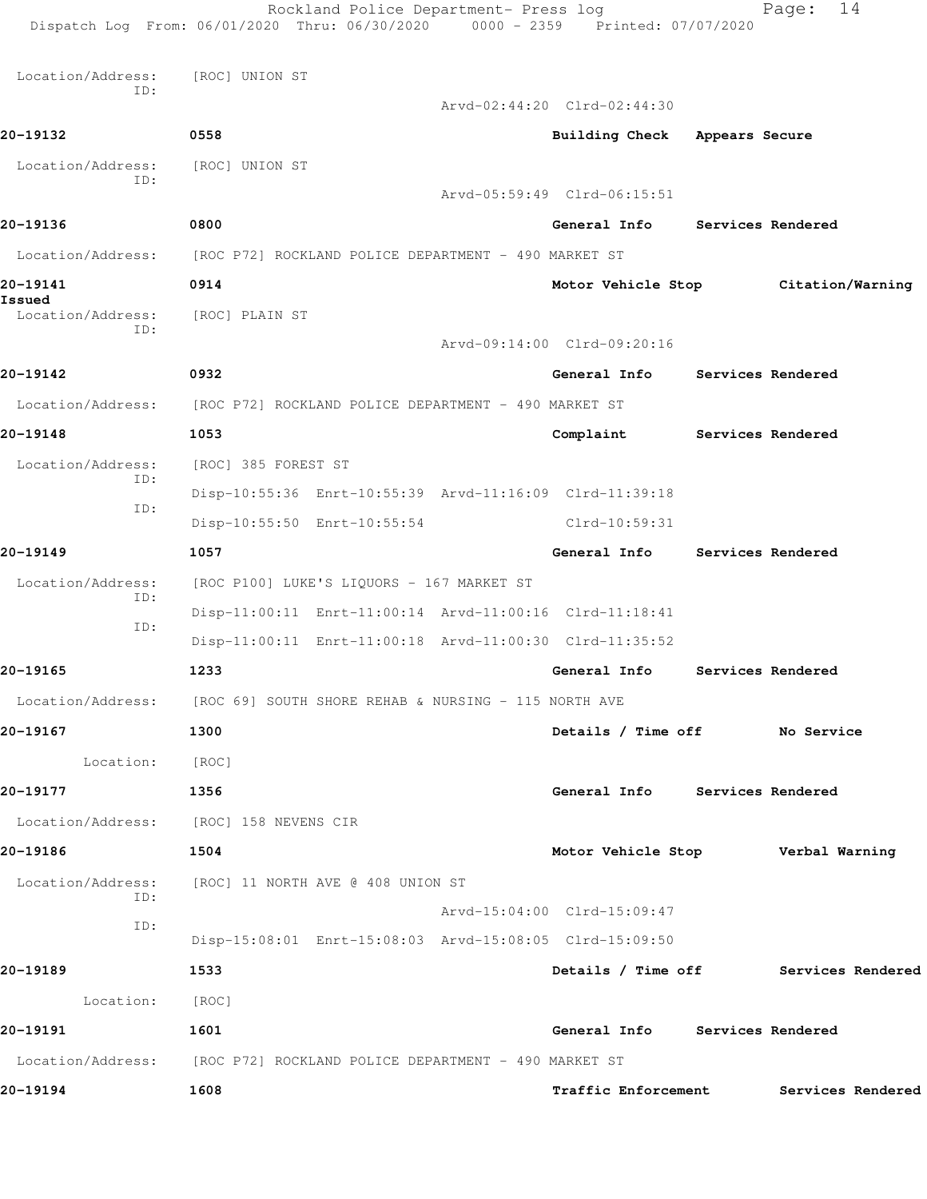Location/Address: [ROC] UNION ST
ID:
Arvd-02:44:20 Clrd-02:44:30

**20-19132** 0558 **Building Check Appears Secure**

Location/Address: [ROC] UNION ST
ID:
Arvd-05:59:49 Clrd-06:15:51

**20-19136** 0800 **General Info Services Rendered**

Location/Address: [ROC P72] ROCKLAND POLICE DEPARTMENT - 490 MARKET ST

**20-19141** 0914 **Motor Vehicle Stop Citation/Warning Issued**

Location/Address: [ROC] PLAIN ST
ID:
Arvd-09:14:00 Clrd-09:20:16

**20-19142** 0932 **General Info Services Rendered**

Location/Address: [ROC P72] ROCKLAND POLICE DEPARTMENT - 490 MARKET ST

**20-19148** 1053 **Complaint Services Rendered**

Location/Address: [ROC] 385 FOREST ST
ID:
Disp-10:55:36 Enrt-10:55:39 Arvd-11:16:09 Clrd-11:39:18
ID:
Disp-10:55:50 Enrt-10:55:54 Clrd-10:59:31

**20-19149** 1057 **General Info Services Rendered**

Location/Address: [ROC P100] LUKE'S LIQUORS - 167 MARKET ST
ID:
Disp-11:00:11 Enrt-11:00:14 Arvd-11:00:16 Clrd-11:18:41
ID:
Disp-11:00:11 Enrt-11:00:18 Arvd-11:00:30 Clrd-11:35:52

**20-19165** 1233 **General Info Services Rendered**

Location/Address: [ROC 69] SOUTH SHORE REHAB & NURSING - 115 NORTH AVE

**20-19167** 1300 **Details / Time off No Service**

Location: [ROC]

**20-19177** 1356 **General Info Services Rendered**

Location/Address: [ROC] 158 NEVENS CIR

**20-19186** 1504 **Motor Vehicle Stop Verbal Warning**

Location/Address: [ROC] 11 NORTH AVE @ 408 UNION ST
ID:
Arvd-15:04:00 Clrd-15:09:47
ID:
Disp-15:08:01 Enrt-15:08:03 Arvd-15:08:05 Clrd-15:09:50

**20-19189** 1533 **Details / Time off Services Rendered**

Location: [ROC]

**20-19191** 1601 **General Info Services Rendered**

Location/Address: [ROC P72] ROCKLAND POLICE DEPARTMENT - 490 MARKET ST

**20-19194** 1608 **Traffic Enforcement Services Rendered**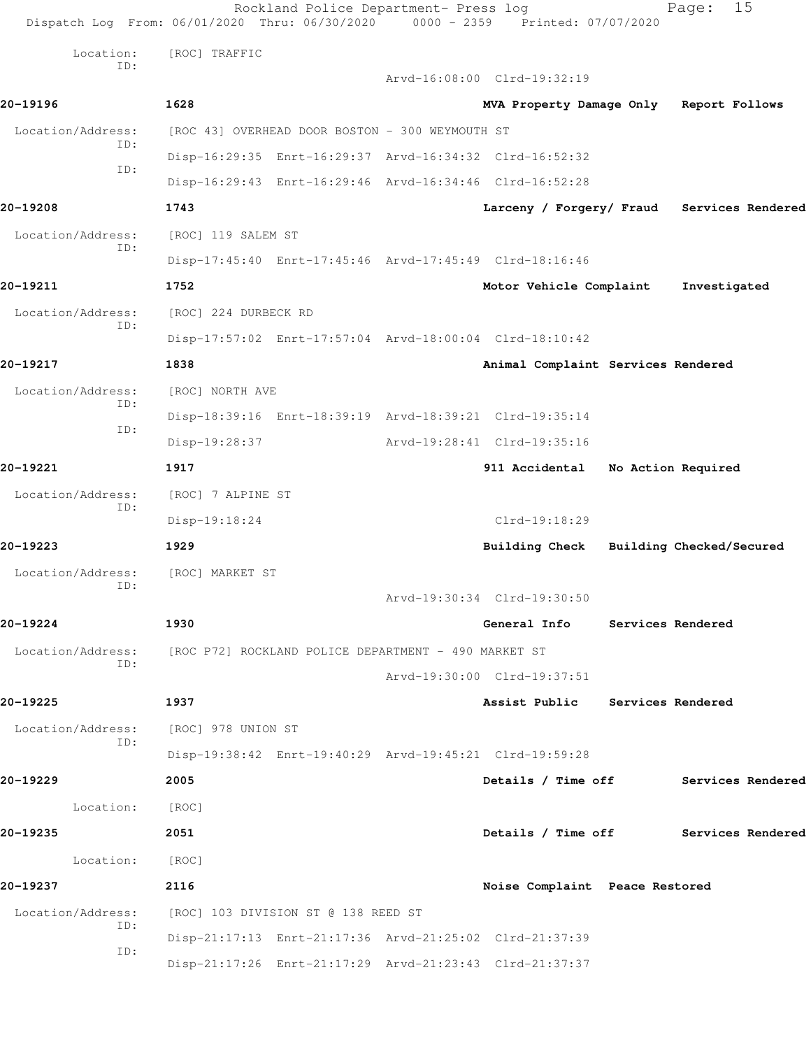Location: [ROC] TRAFFIC
ID:
Arvd-16:08:00 Clrd-19:32:19

**20-19196** 1628 MVA Property Damage Only Report Follows

Location/Address: [ROC 43] OVERHEAD DOOR BOSTON - 300 WEYMOUTH ST
ID:
Disp-16:29:35 Enrt-16:29:37 Arvd-16:34:32 Clrd-16:52:32
ID:
Disp-16:29:43 Enrt-16:29:46 Arvd-16:34:46 Clrd-16:52:28

**20-19208** 1743 Larceny / Forgery/ Fraud Services Rendered

Location/Address: [ROC] 119 SALEM ST
ID:
Disp-17:45:40 Enrt-17:45:46 Arvd-17:45:49 Clrd-18:16:46

**20-19211** 1752 Motor Vehicle Complaint Investigated

Location/Address: [ROC] 224 DURBECK RD
ID:
Disp-17:57:02 Enrt-17:57:04 Arvd-18:00:04 Clrd-18:10:42

**20-19217** 1838 Animal Complaint Services Rendered

Location/Address: [ROC] NORTH AVE
ID:
Disp-18:39:16 Enrt-18:39:19 Arvd-18:39:21 Clrd-19:35:14
ID:
Disp-19:28:37 Arvd-19:28:41 Clrd-19:35:16

**20-19221** 1917 911 Accidental No Action Required

Location/Address: [ROC] 7 ALPINE ST
ID:
Disp-19:18:24 Clrd-19:18:29

**20-19223** 1929 Building Check Building Checked/Secured

Location/Address: [ROC] MARKET ST
ID:
Arvd-19:30:34 Clrd-19:30:50

**20-19224** 1930 General Info Services Rendered

Location/Address: [ROC P72] ROCKLAND POLICE DEPARTMENT - 490 MARKET ST
ID:
Arvd-19:30:00 Clrd-19:37:51

**20-19225** 1937 Assist Public Services Rendered

Location/Address: [ROC] 978 UNION ST
ID:
Disp-19:38:42 Enrt-19:40:29 Arvd-19:45:21 Clrd-19:59:28

**20-19229** 2005 Details / Time off Services Rendered

Location: [ROC]

**20-19235** 2051 Details / Time off Services Rendered

Location: [ROC]

**20-19237** 2116 Noise Complaint Peace Restored

Location/Address: [ROC] 103 DIVISION ST @ 138 REED ST
ID:
Disp-21:17:13 Enrt-21:17:36 Arvd-21:25:02 Clrd-21:37:39
ID:
Disp-21:17:26 Enrt-21:17:29 Arvd-21:23:43 Clrd-21:37:37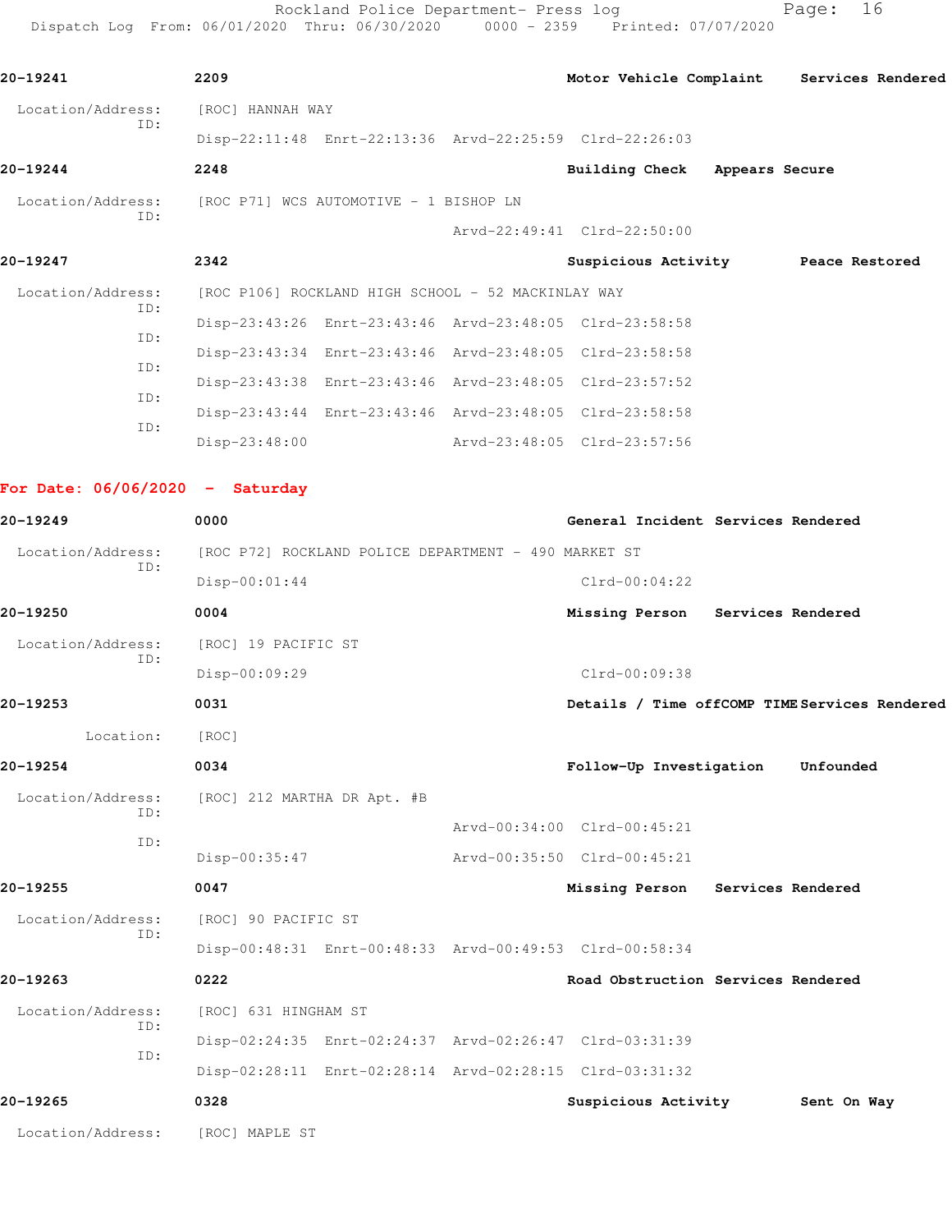**20-19241** 2209 Motor Vehicle Complaint Services Rendered

Location/Address: [ROC] HANNAH WAY

ID: Disp-22:11:48 Enrt-22:13:36 Arvd-22:25:59 Clrd-22:26:03

**20-19244** 2248 Building Check Appears Secure

Location/Address: [ROC P71] WCS AUTOMOTIVE - 1 BISHOP LN

ID: Arvd-22:49:41 Clrd-22:50:00

**20-19247** 2342 Suspicious Activity Peace Restored

Location/Address: [ROC P106] ROCKLAND HIGH SCHOOL - 52 MACKINLAY WAY

ID: Disp-23:43:26 Enrt-23:43:46 Arvd-23:48:05 Clrd-23:58:58

ID: Disp-23:43:34 Enrt-23:43:46 Arvd-23:48:05 Clrd-23:58:58

ID: Disp-23:43:38 Enrt-23:43:46 Arvd-23:48:05 Clrd-23:57:52

ID: Disp-23:43:44 Enrt-23:43:46 Arvd-23:48:05 Clrd-23:58:58

ID: Disp-23:48:00 Arvd-23:48:05 Clrd-23:57:56

## For Date: 06/06/2020 - Saturday

**20-19249** 0000 General Incident Services Rendered

Location/Address: [ROC P72] ROCKLAND POLICE DEPARTMENT - 490 MARKET ST

ID: Disp-00:01:44 Clrd-00:04:22

**20-19250** 0004 Missing Person Services Rendered

Location/Address: [ROC] 19 PACIFIC ST

ID: Disp-00:09:29 Clrd-00:09:38

**20-19253** 0031 Details / Time offCOMP TIME Services Rendered

Location: [ROC]

**20-19254** 0034 Follow-Up Investigation Unfounded

Location/Address: [ROC] 212 MARTHA DR Apt. #B

ID: Arvd-00:34:00 Clrd-00:45:21

ID: Disp-00:35:47 Arvd-00:35:50 Clrd-00:45:21

**20-19255** 0047 Missing Person Services Rendered

Location/Address: [ROC] 90 PACIFIC ST

ID: Disp-00:48:31 Enrt-00:48:33 Arvd-00:49:53 Clrd-00:58:34

**20-19263** 0222 Road Obstruction Services Rendered

Location/Address: [ROC] 631 HINGHAM ST

ID: Disp-02:24:35 Enrt-02:24:37 Arvd-02:26:47 Clrd-03:31:39

ID: Disp-02:28:11 Enrt-02:28:14 Arvd-02:28:15 Clrd-03:31:32

**20-19265** 0328 Suspicious Activity Sent On Way

Location/Address: [ROC] MAPLE ST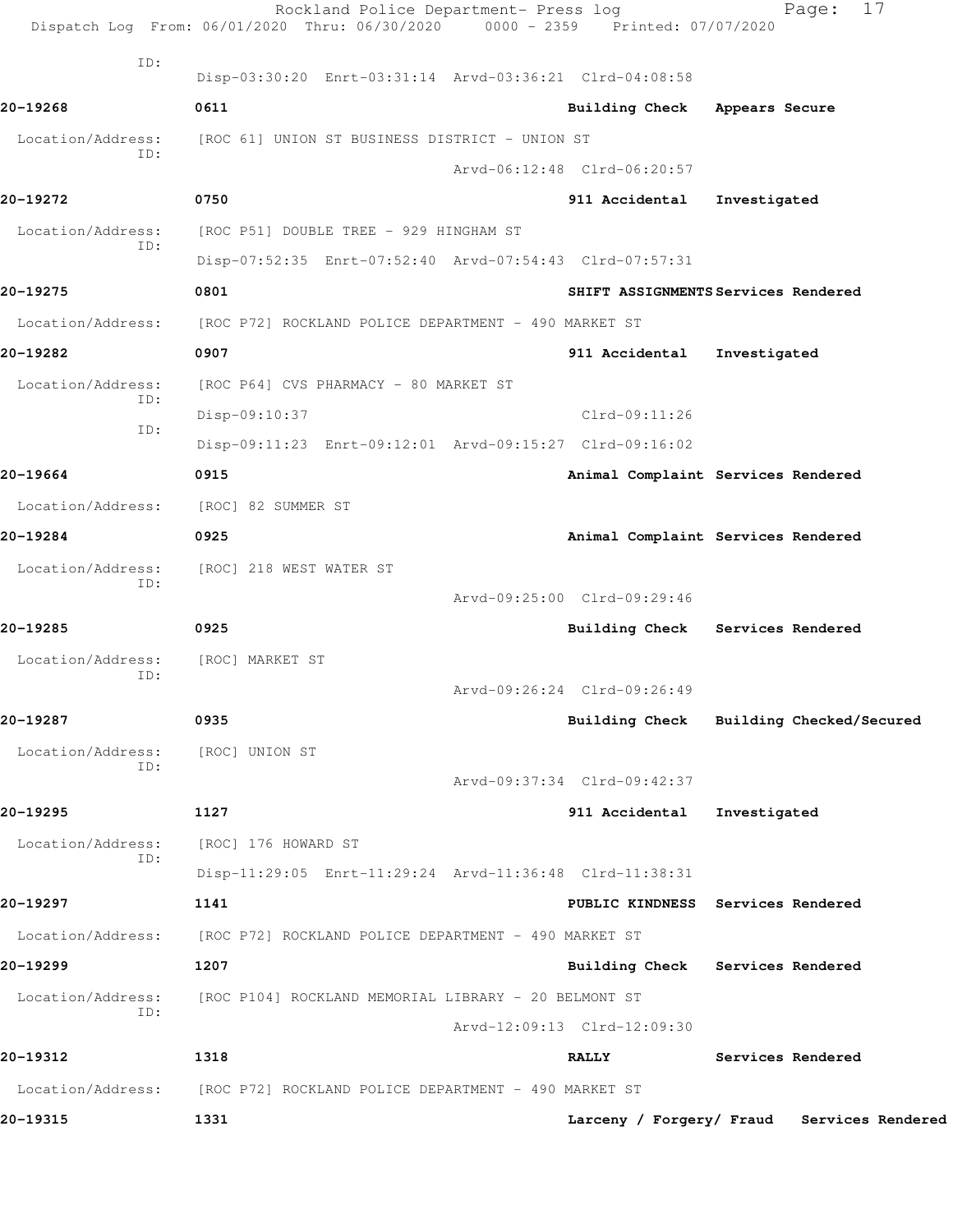ID:
Disp-03:30:20 Enrt-03:31:14 Arvd-03:36:21 Clrd-04:08:58

**20-19268** **0611** **Building Check** **Appears Secure**

Location/Address: [ROC 61] UNION ST BUSINESS DISTRICT - UNION ST
ID:
Arvd-06:12:48 Clrd-06:20:57

**20-19272** **0750** **911 Accidental** **Investigated**

Location/Address: [ROC P51] DOUBLE TREE - 929 HINGHAM ST
ID:
Disp-07:52:35 Enrt-07:52:40 Arvd-07:54:43 Clrd-07:57:31

**20-19275** **0801** **SHIFT ASSIGNMENTS** **Services Rendered**

Location/Address: [ROC P72] ROCKLAND POLICE DEPARTMENT - 490 MARKET ST

**20-19282** **0907** **911 Accidental** **Investigated**

Location/Address: [ROC P64] CVS PHARMACY - 80 MARKET ST
ID:
Disp-09:10:37 Clrd-09:11:26
ID:
Disp-09:11:23 Enrt-09:12:01 Arvd-09:15:27 Clrd-09:16:02

**20-19664** **0915** **Animal Complaint** **Services Rendered**

Location/Address: [ROC] 82 SUMMER ST

**20-19284** **0925** **Animal Complaint** **Services Rendered**

Location/Address: [ROC] 218 WEST WATER ST
ID:
Arvd-09:25:00 Clrd-09:29:46

**20-19285** **0925** **Building Check** **Services Rendered**

Location/Address: [ROC] MARKET ST
ID:
Arvd-09:26:24 Clrd-09:26:49

**20-19287** **0935** **Building Check** **Building Checked/Secured**

Location/Address: [ROC] UNION ST
ID:
Arvd-09:37:34 Clrd-09:42:37

**20-19295** **1127** **911 Accidental** **Investigated**

Location/Address: [ROC] 176 HOWARD ST
ID:
Disp-11:29:05 Enrt-11:29:24 Arvd-11:36:48 Clrd-11:38:31

**20-19297** **1141** **PUBLIC KINDNESS** **Services Rendered**

Location/Address: [ROC P72] ROCKLAND POLICE DEPARTMENT - 490 MARKET ST

**20-19299** **1207** **Building Check** **Services Rendered**

Location/Address: [ROC P104] ROCKLAND MEMORIAL LIBRARY - 20 BELMONT ST
ID:
Arvd-12:09:13 Clrd-12:09:30

**20-19312** **1318** **RALLY** **Services Rendered**

Location/Address: [ROC P72] ROCKLAND POLICE DEPARTMENT - 490 MARKET ST

**20-19315** **1331** **Larceny / Forgery/ Fraud** **Services Rendered**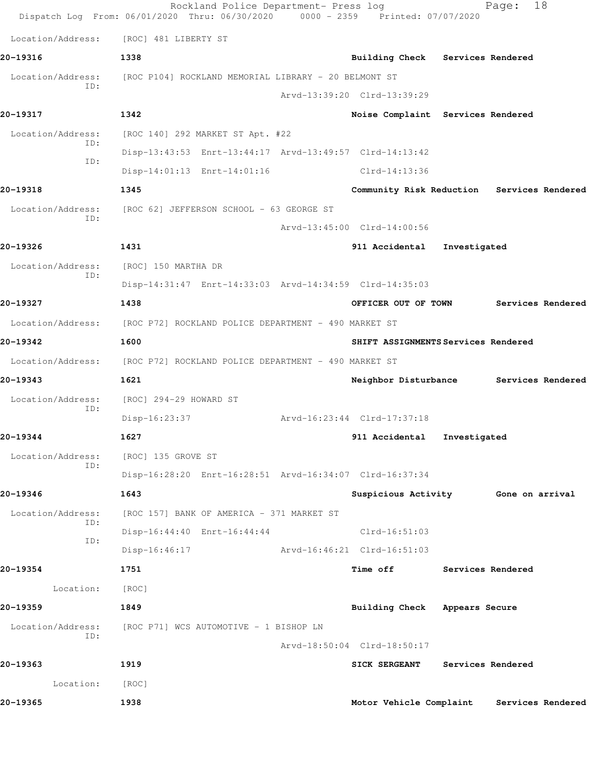Location/Address: [ROC] 481 LIBERTY ST

**20-19316** 1338 Building Check Services Rendered

Location/Address: [ROC P104] ROCKLAND MEMORIAL LIBRARY - 20 BELMONT ST
ID: Arvd-13:39:20 Clrd-13:39:29

**20-19317** 1342 Noise Complaint Services Rendered

Location/Address: [ROC 140] 292 MARKET ST Apt. #22
ID: Disp-13:43:53 Enrt-13:44:17 Arvd-13:49:57 Clrd-14:13:42
ID: Disp-14:01:13 Enrt-14:01:16 Clrd-14:13:36

**20-19318** 1345 Community Risk Reduction Services Rendered

Location/Address: [ROC 62] JEFFERSON SCHOOL - 63 GEORGE ST
ID: Arvd-13:45:00 Clrd-14:00:56

**20-19326** 1431 911 Accidental Investigated

Location/Address: [ROC] 150 MARTHA DR
ID: Disp-14:31:47 Enrt-14:33:03 Arvd-14:34:59 Clrd-14:35:03

**20-19327** 1438 OFFICER OUT OF TOWN Services Rendered

Location/Address: [ROC P72] ROCKLAND POLICE DEPARTMENT - 490 MARKET ST

**20-19342** 1600 SHIFT ASSIGNMENTS Services Rendered

Location/Address: [ROC P72] ROCKLAND POLICE DEPARTMENT - 490 MARKET ST

**20-19343** 1621 Neighbor Disturbance Services Rendered

Location/Address: [ROC] 294-29 HOWARD ST
ID: Disp-16:23:37 Arvd-16:23:44 Clrd-17:37:18

**20-19344** 1627 911 Accidental Investigated

Location/Address: [ROC] 135 GROVE ST
ID: Disp-16:28:20 Enrt-16:28:51 Arvd-16:34:07 Clrd-16:37:34

**20-19346** 1643 Suspicious Activity Gone on arrival

Location/Address: [ROC 157] BANK OF AMERICA - 371 MARKET ST
ID: Disp-16:44:40 Enrt-16:44:44 Clrd-16:51:03
ID: Disp-16:46:17 Arvd-16:46:21 Clrd-16:51:03

**20-19354** 1751 Time off Services Rendered

Location: [ROC]

**20-19359** 1849 Building Check Appears Secure

Location/Address: [ROC P71] WCS AUTOMOTIVE - 1 BISHOP LN
ID: Arvd-18:50:04 Clrd-18:50:17

**20-19363** 1919 SICK SERGEANT Services Rendered

Location: [ROC]

**20-19365** 1938 Motor Vehicle Complaint Services Rendered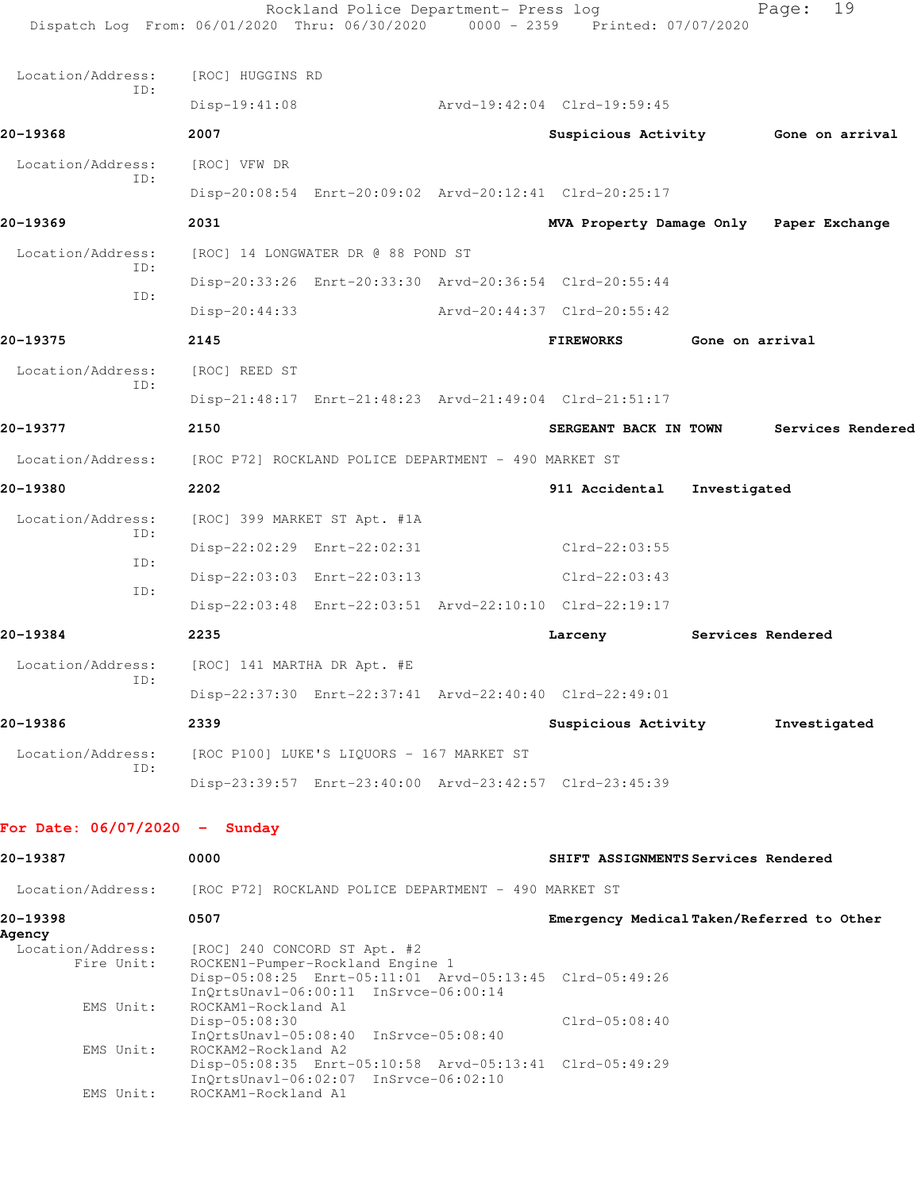Location/Address: [ROC] HUGGINS RD
ID:
Disp-19:41:08 Arvd-19:42:04 Clrd-19:59:45

**20-19368** **2007** **Suspicious Activity** **Gone on arrival**

Location/Address: [ROC] VFW DR
ID:
Disp-20:08:54 Enrt-20:09:02 Arvd-20:12:41 Clrd-20:25:17

**20-19369** **2031** **MVA Property Damage Only** **Paper Exchange**

Location/Address: [ROC] 14 LONGWATER DR @ 88 POND ST
ID:
Disp-20:33:26 Enrt-20:33:30 Arvd-20:36:54 Clrd-20:55:44
ID:
Disp-20:44:33 Arvd-20:44:37 Clrd-20:55:42

**20-19375** **2145** **FIREWORKS** **Gone on arrival**

Location/Address: [ROC] REED ST
ID:
Disp-21:48:17 Enrt-21:48:23 Arvd-21:49:04 Clrd-21:51:17

**20-19377** **2150** **SERGEANT BACK IN TOWN** **Services Rendered**

Location/Address: [ROC P72] ROCKLAND POLICE DEPARTMENT - 490 MARKET ST

**20-19380** **2202** **911 Accidental** **Investigated**

Location/Address: [ROC] 399 MARKET ST Apt. #1A
ID:
Disp-22:02:29 Enrt-22:02:31 Clrd-22:03:55
ID:
Disp-22:03:03 Enrt-22:03:13 Clrd-22:03:43
ID:
Disp-22:03:48 Enrt-22:03:51 Arvd-22:10:10 Clrd-22:19:17

**20-19384** **2235** **Larceny** **Services Rendered**

Location/Address: [ROC] 141 MARTHA DR Apt. #E
ID:
Disp-22:37:30 Enrt-22:37:41 Arvd-22:40:40 Clrd-22:49:01

**20-19386** **2339** **Suspicious Activity** **Investigated**

Location/Address: [ROC P100] LUKE'S LIQUORS - 167 MARKET ST
ID:
Disp-23:39:57 Enrt-23:40:00 Arvd-23:42:57 Clrd-23:45:39

## For Date: 06/07/2020 - Sunday

**20-19387** **0000** **SHIFT ASSIGNMENTS** **Services Rendered**

Location/Address: [ROC P72] ROCKLAND POLICE DEPARTMENT - 490 MARKET ST

**20-19398** **0507** **Emergency Medical** **Taken/Referred to Other Agency**

Location/Address: [ROC] 240 CONCORD ST Apt. #2
Fire Unit: ROCKEN1-Pumper-Rockland Engine 1
Disp-05:08:25 Enrt-05:11:01 Arvd-05:13:45 Clrd-05:49:26
InQrtsUnavl-06:00:11 InSrvce-06:00:14
EMS Unit: ROCKAM1-Rockland A1
Disp-05:08:30 Clrd-05:08:40
InQrtsUnavl-05:08:40 InSrvce-05:08:40
EMS Unit: ROCKAM2-Rockland A2
Disp-05:08:35 Enrt-05:10:58 Arvd-05:13:41 Clrd-05:49:29
InQrtsUnavl-06:02:07 InSrvce-06:02:10
EMS Unit: ROCKAM1-Rockland A1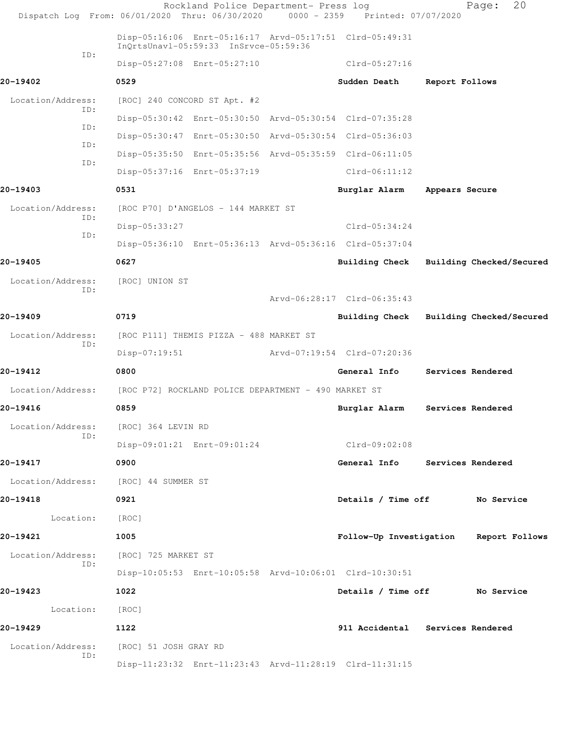Disp-05:16:06 Enrt-05:16:17 Arvd-05:17:51 Clrd-05:49:31
InQrtsUnavl-05:59:33 InSrvce-05:59:36

ID: Disp-05:27:08 Enrt-05:27:10 Clrd-05:27:16

**20-19402** **0529** **Sudden Death** **Report Follows**

Location/Address: [ROC] 240 CONCORD ST Apt. #2

ID: Disp-05:30:42 Enrt-05:30:50 Arvd-05:30:54 Clrd-07:35:28

ID: Disp-05:30:47 Enrt-05:30:50 Arvd-05:30:54 Clrd-05:36:03

ID: Disp-05:35:50 Enrt-05:35:56 Arvd-05:35:59 Clrd-06:11:05

ID: Disp-05:37:16 Enrt-05:37:19 Clrd-06:11:12

**20-19403** **0531** **Burglar Alarm** **Appears Secure**

Location/Address: [ROC P70] D'ANGELOS - 144 MARKET ST

ID: Disp-05:33:27 Clrd-05:34:24

ID: Disp-05:36:10 Enrt-05:36:13 Arvd-05:36:16 Clrd-05:37:04

**20-19405** **0627** **Building Check** **Building Checked/Secured**

Location/Address: [ROC] UNION ST

ID: Arvd-06:28:17 Clrd-06:35:43

**20-19409** **0719** **Building Check** **Building Checked/Secured**

Location/Address: [ROC P111] THEMIS PIZZA - 488 MARKET ST

ID: Disp-07:19:51 Arvd-07:19:54 Clrd-07:20:36

**20-19412** **0800** **General Info** **Services Rendered**

Location/Address: [ROC P72] ROCKLAND POLICE DEPARTMENT - 490 MARKET ST

**20-19416** **0859** **Burglar Alarm** **Services Rendered**

Location/Address: [ROC] 364 LEVIN RD

ID: Disp-09:01:21 Enrt-09:01:24 Clrd-09:02:08

**20-19417** **0900** **General Info** **Services Rendered**

Location/Address: [ROC] 44 SUMMER ST

**20-19418** **0921** **Details / Time off** **No Service**

Location: [ROC]

**20-19421** **1005** **Follow-Up Investigation** **Report Follows**

Location/Address: [ROC] 725 MARKET ST

ID: Disp-10:05:53 Enrt-10:05:58 Arvd-10:06:01 Clrd-10:30:51

**20-19423** **1022** **Details / Time off** **No Service**

Location: [ROC]

**20-19429** **1122** **911 Accidental** **Services Rendered**

Location/Address: [ROC] 51 JOSH GRAY RD

ID: Disp-11:23:32 Enrt-11:23:43 Arvd-11:28:19 Clrd-11:31:15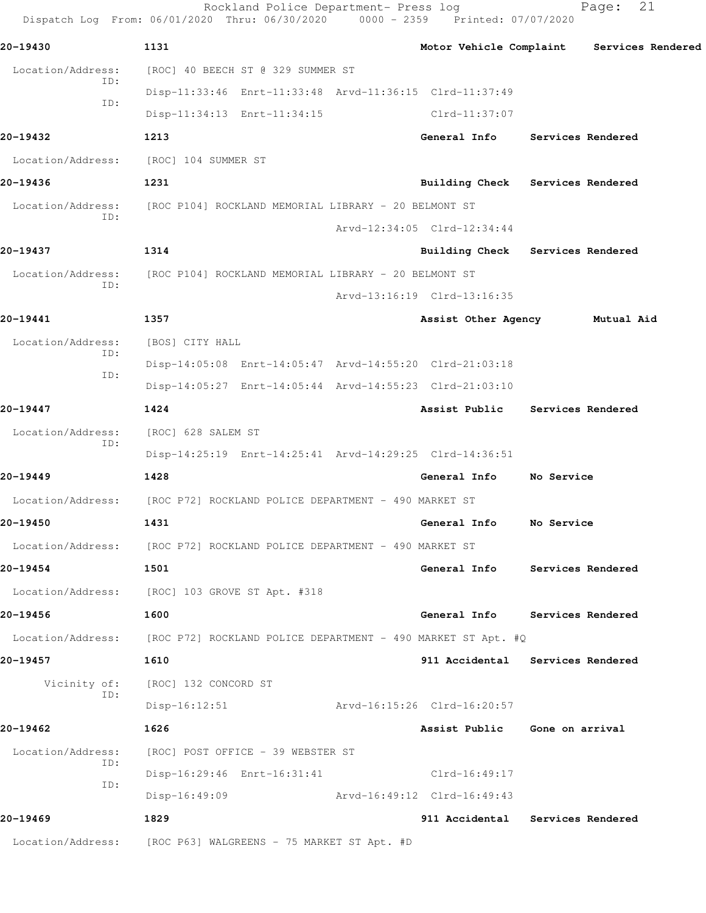**20-19430** 1131 **Motor Vehicle Complaint Services Rendered**

Location/Address: [ROC] 40 BEECH ST @ 329 SUMMER ST

ID: Disp-11:33:46 Enrt-11:33:48 Arvd-11:36:15 Clrd-11:37:49

ID: Disp-11:34:13 Enrt-11:34:15 Clrd-11:37:07

**20-19432** 1213 **General Info Services Rendered**

Location/Address: [ROC] 104 SUMMER ST

**20-19436** 1231 **Building Check Services Rendered**

Location/Address: [ROC P104] ROCKLAND MEMORIAL LIBRARY - 20 BELMONT ST

ID: Arvd-12:34:05 Clrd-12:34:44

**20-19437** 1314 **Building Check Services Rendered**

Location/Address: [ROC P104] ROCKLAND MEMORIAL LIBRARY - 20 BELMONT ST

ID: Arvd-13:16:19 Clrd-13:16:35

**20-19441** 1357 **Assist Other Agency Mutual Aid**

Location/Address: [BOS] CITY HALL

ID: Disp-14:05:08 Enrt-14:05:47 Arvd-14:55:20 Clrd-21:03:18

ID: Disp-14:05:27 Enrt-14:05:44 Arvd-14:55:23 Clrd-21:03:10

**20-19447** 1424 **Assist Public Services Rendered**

Location/Address: [ROC] 628 SALEM ST

ID: Disp-14:25:19 Enrt-14:25:41 Arvd-14:29:25 Clrd-14:36:51

**20-19449** 1428 **General Info No Service**

Location/Address: [ROC P72] ROCKLAND POLICE DEPARTMENT - 490 MARKET ST

**20-19450** 1431 **General Info No Service**

Location/Address: [ROC P72] ROCKLAND POLICE DEPARTMENT - 490 MARKET ST

**20-19454** 1501 **General Info Services Rendered**

Location/Address: [ROC] 103 GROVE ST Apt. #318

**20-19456** 1600 **General Info Services Rendered**

Location/Address: [ROC P72] ROCKLAND POLICE DEPARTMENT - 490 MARKET ST Apt. #Q

**20-19457** 1610 **911 Accidental Services Rendered**

Vicinity of: [ROC] 132 CONCORD ST

ID: Disp-16:12:51 Arvd-16:15:26 Clrd-16:20:57

**20-19462** 1626 **Assist Public Gone on arrival**

Location/Address: [ROC] POST OFFICE - 39 WEBSTER ST

ID: Disp-16:29:46 Enrt-16:31:41 Clrd-16:49:17

ID: Disp-16:49:09 Arvd-16:49:12 Clrd-16:49:43

**20-19469** 1829 **911 Accidental Services Rendered**

Location/Address: [ROC P63] WALGREENS - 75 MARKET ST Apt. #D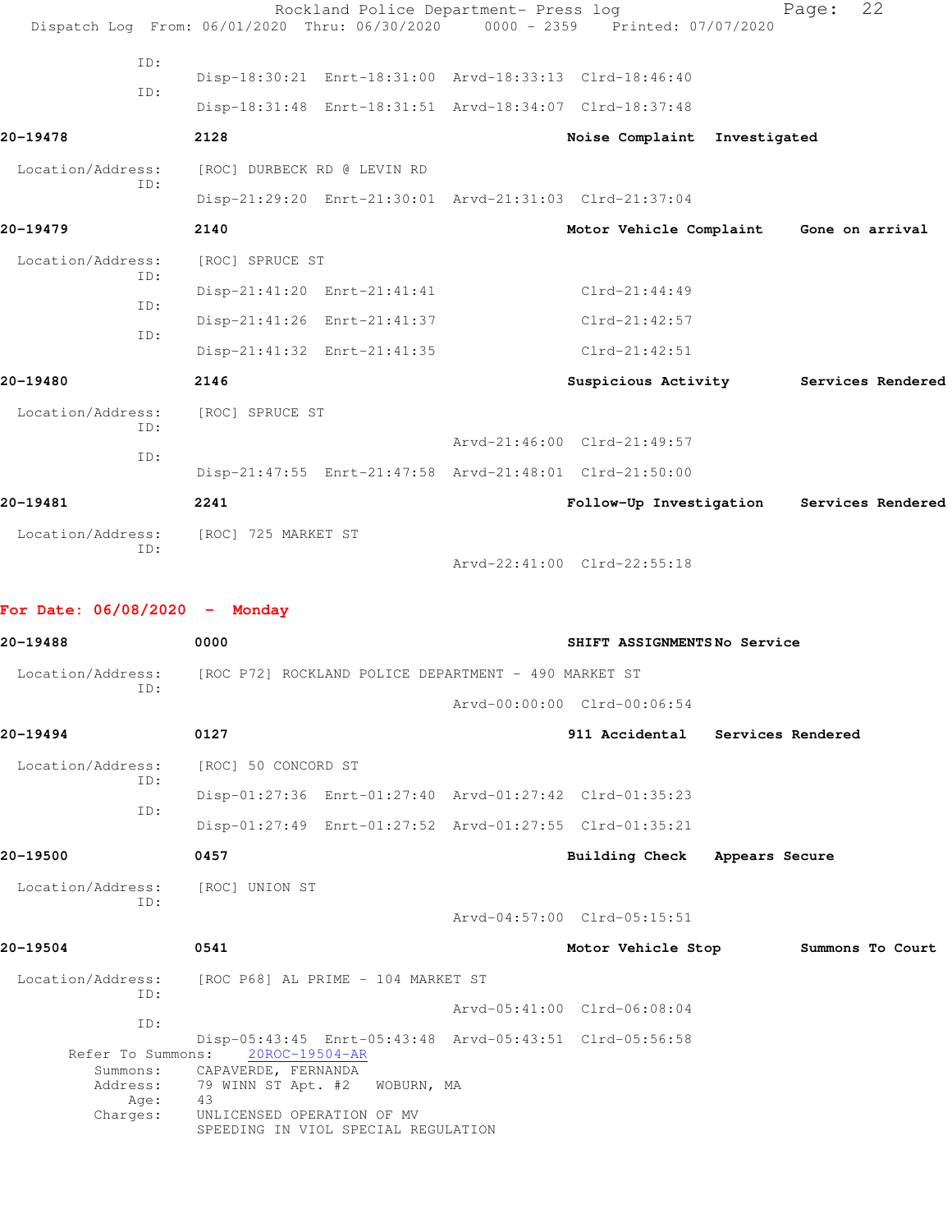ID:

Disp-18:30:21 Enrt-18:31:00 Arvd-18:33:13 Clrd-18:46:40

ID:

Disp-18:31:48 Enrt-18:31:51 Arvd-18:34:07 Clrd-18:37:48

**20-19478** **2128** **Noise Complaint Investigated**

Location/Address: [ROC] DURBECK RD @ LEVIN RD

ID:

Disp-21:29:20 Enrt-21:30:01 Arvd-21:31:03 Clrd-21:37:04

**20-19479** **2140** **Motor Vehicle Complaint Gone on arrival**

Location/Address: [ROC] SPRUCE ST

ID:

Disp-21:41:20 Enrt-21:41:41 Clrd-21:44:49

ID:

Disp-21:41:26 Enrt-21:41:37 Clrd-21:42:57

ID:

Disp-21:41:32 Enrt-21:41:35 Clrd-21:42:51

**20-19480** **2146** **Suspicious Activity Services Rendered**

Location/Address: [ROC] SPRUCE ST

ID:

Arvd-21:46:00 Clrd-21:49:57

ID:

Disp-21:47:55 Enrt-21:47:58 Arvd-21:48:01 Clrd-21:50:00

**20-19481** **2241** **Follow-Up Investigation Services Rendered**

Location/Address: [ROC] 725 MARKET ST

ID:

Arvd-22:41:00 Clrd-22:55:18

## For Date: 06/08/2020 - Monday

**20-19488** **0000** **SHIFT ASSIGNMENTS No Service**

Location/Address: [ROC P72] ROCKLAND POLICE DEPARTMENT - 490 MARKET ST

ID:

Arvd-00:00:00 Clrd-00:06:54

**20-19494** **0127** **911 Accidental Services Rendered**

Location/Address: [ROC] 50 CONCORD ST

ID:

Disp-01:27:36 Enrt-01:27:40 Arvd-01:27:42 Clrd-01:35:23

ID:

Disp-01:27:49 Enrt-01:27:52 Arvd-01:27:55 Clrd-01:35:21

**20-19500** **0457** **Building Check Appears Secure**

Location/Address: [ROC] UNION ST

ID:

Arvd-04:57:00 Clrd-05:15:51

**20-19504** **0541** **Motor Vehicle Stop Summons To Court**

Location/Address: [ROC P68] AL PRIME - 104 MARKET ST

ID:

Arvd-05:41:00 Clrd-06:08:04

ID:

Disp-05:43:45 Enrt-05:43:48 Arvd-05:43:51 Clrd-05:56:58

Refer To Summons: 20ROC-19504-AR

Summons: CAPAVERDE, FERNANDA

Address: 79 WINN ST Apt. #2 WOBURN, MA

Age: 43

Charges: UNLICENSED OPERATION OF MV

SPEEDING IN VIOL SPECIAL REGULATION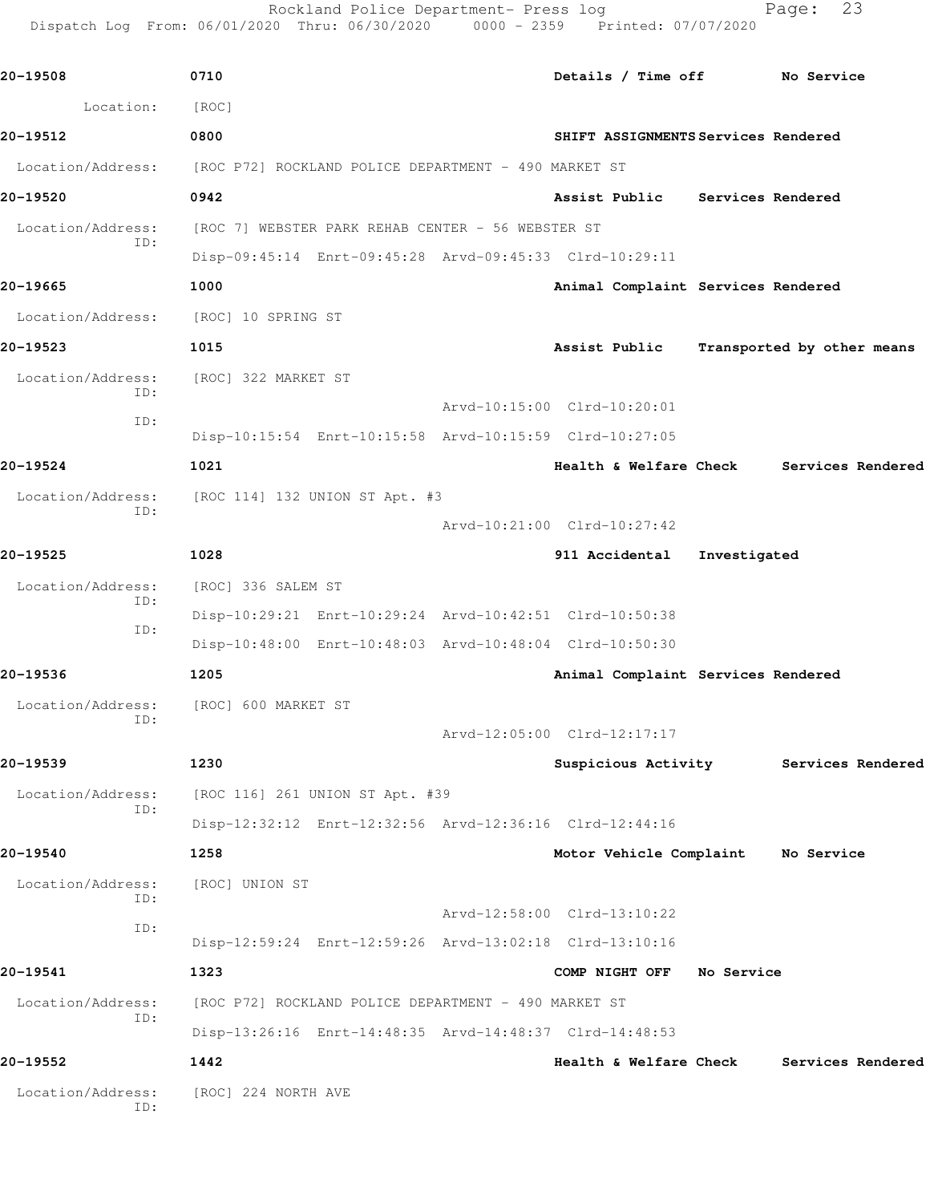**20-19508** 0710 **Details / Time off** **No Service**

Location: [ROC]

**20-19512** 0800 **SHIFT ASSIGNMENTS** **Services Rendered**

Location/Address: [ROC P72] ROCKLAND POLICE DEPARTMENT - 490 MARKET ST

**20-19520** 0942 **Assist Public** **Services Rendered**

Location/Address: [ROC 7] WEBSTER PARK REHAB CENTER - 56 WEBSTER ST

ID: Disp-09:45:14 Enrt-09:45:28 Arvd-09:45:33 Clrd-10:29:11

**20-19665** 1000 **Animal Complaint** **Services Rendered**

Location/Address: [ROC] 10 SPRING ST

**20-19523** 1015 **Assist Public** **Transported by other means**

Location/Address: [ROC] 322 MARKET ST

ID: Arvd-10:15:00 Clrd-10:20:01

ID: Disp-10:15:54 Enrt-10:15:58 Arvd-10:15:59 Clrd-10:27:05

**20-19524** 1021 **Health & Welfare Check** **Services Rendered**

Location/Address: [ROC 114] 132 UNION ST Apt. #3

ID: Arvd-10:21:00 Clrd-10:27:42

**20-19525** 1028 **911 Accidental** **Investigated**

Location/Address: [ROC] 336 SALEM ST

ID: Disp-10:29:21 Enrt-10:29:24 Arvd-10:42:51 Clrd-10:50:38

ID: Disp-10:48:00 Enrt-10:48:03 Arvd-10:48:04 Clrd-10:50:30

**20-19536** 1205 **Animal Complaint** **Services Rendered**

Location/Address: [ROC] 600 MARKET ST

ID: Arvd-12:05:00 Clrd-12:17:17

**20-19539** 1230 **Suspicious Activity** **Services Rendered**

Location/Address: [ROC 116] 261 UNION ST Apt. #39

ID: Disp-12:32:12 Enrt-12:32:56 Arvd-12:36:16 Clrd-12:44:16

**20-19540** 1258 **Motor Vehicle Complaint** **No Service**

Location/Address: [ROC] UNION ST

ID: Arvd-12:58:00 Clrd-13:10:22

ID: Disp-12:59:24 Enrt-12:59:26 Arvd-13:02:18 Clrd-13:10:16

**20-19541** 1323 **COMP NIGHT OFF** **No Service**

Location/Address: [ROC P72] ROCKLAND POLICE DEPARTMENT - 490 MARKET ST

ID: Disp-13:26:16 Enrt-14:48:35 Arvd-14:48:37 Clrd-14:48:53

**20-19552** 1442 **Health & Welfare Check** **Services Rendered**

Location/Address: [ROC] 224 NORTH AVE

ID: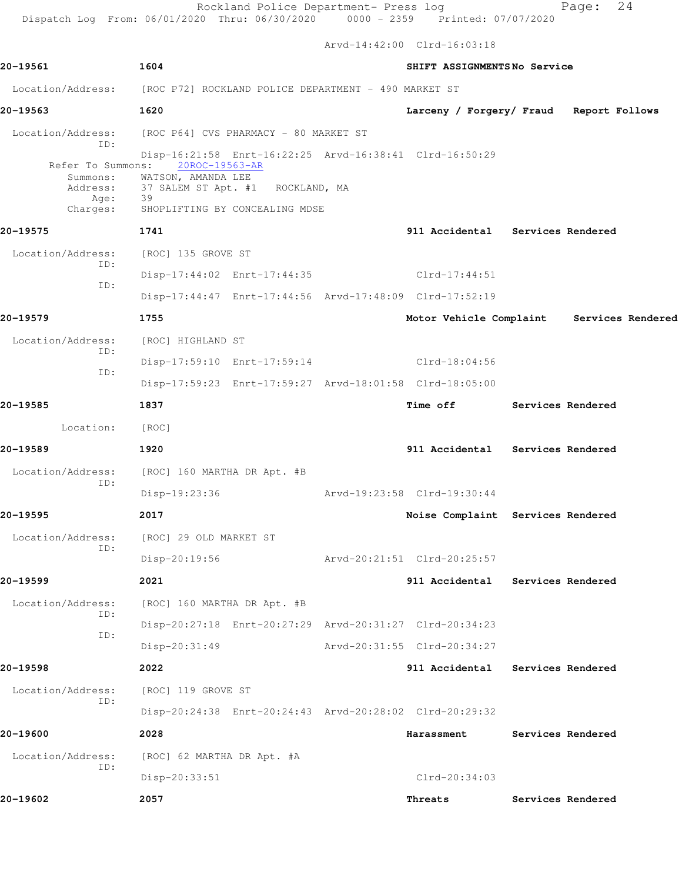Arvd-14:42:00 Clrd-16:03:18

**20-19561** **1604** **SHIFT ASSIGNMENTS No Service**

Location/Address: [ROC P72] ROCKLAND POLICE DEPARTMENT - 490 MARKET ST

**20-19563** **1620** **Larceny / Forgery/ Fraud Report Follows**

Location/Address: [ROC P64] CVS PHARMACY - 80 MARKET ST
ID:
Disp-16:21:58 Enrt-16:22:25 Arvd-16:38:41 Clrd-16:50:29
Refer To Summons: 20ROC-19563-AR
Summons: WATSON, AMANDA LEE
Address: 37 SALEM ST Apt. #1 ROCKLAND, MA
Age: 39
Charges: SHOPLIFTING BY CONCEALING MDSE

**20-19575** **1741** **911 Accidental Services Rendered**

Location/Address: [ROC] 135 GROVE ST
ID:
Disp-17:44:02 Enrt-17:44:35 Clrd-17:44:51
ID:
Disp-17:44:47 Enrt-17:44:56 Arvd-17:48:09 Clrd-17:52:19

**20-19579** **1755** **Motor Vehicle Complaint Services Rendered**

Location/Address: [ROC] HIGHLAND ST
ID:
Disp-17:59:10 Enrt-17:59:14 Clrd-18:04:56
ID:
Disp-17:59:23 Enrt-17:59:27 Arvd-18:01:58 Clrd-18:05:00

**20-19585** **1837** **Time off Services Rendered**

Location: [ROC]

**20-19589** **1920** **911 Accidental Services Rendered**

Location/Address: [ROC] 160 MARTHA DR Apt. #B
ID:
Disp-19:23:36 Arvd-19:23:58 Clrd-19:30:44

**20-19595** **2017** **Noise Complaint Services Rendered**

Location/Address: [ROC] 29 OLD MARKET ST
ID:
Disp-20:19:56 Arvd-20:21:51 Clrd-20:25:57

**20-19599** **2021** **911 Accidental Services Rendered**

Location/Address: [ROC] 160 MARTHA DR Apt. #B
ID:
Disp-20:27:18 Enrt-20:27:29 Arvd-20:31:27 Clrd-20:34:23
ID:
Disp-20:31:49 Arvd-20:31:55 Clrd-20:34:27

**20-19598** **2022** **911 Accidental Services Rendered**

Location/Address: [ROC] 119 GROVE ST
ID:
Disp-20:24:38 Enrt-20:24:43 Arvd-20:28:02 Clrd-20:29:32

**20-19600** **2028** **Harassment Services Rendered**

Location/Address: [ROC] 62 MARTHA DR Apt. #A
ID:
Disp-20:33:51 Clrd-20:34:03

**20-19602** **2057** **Threats Services Rendered**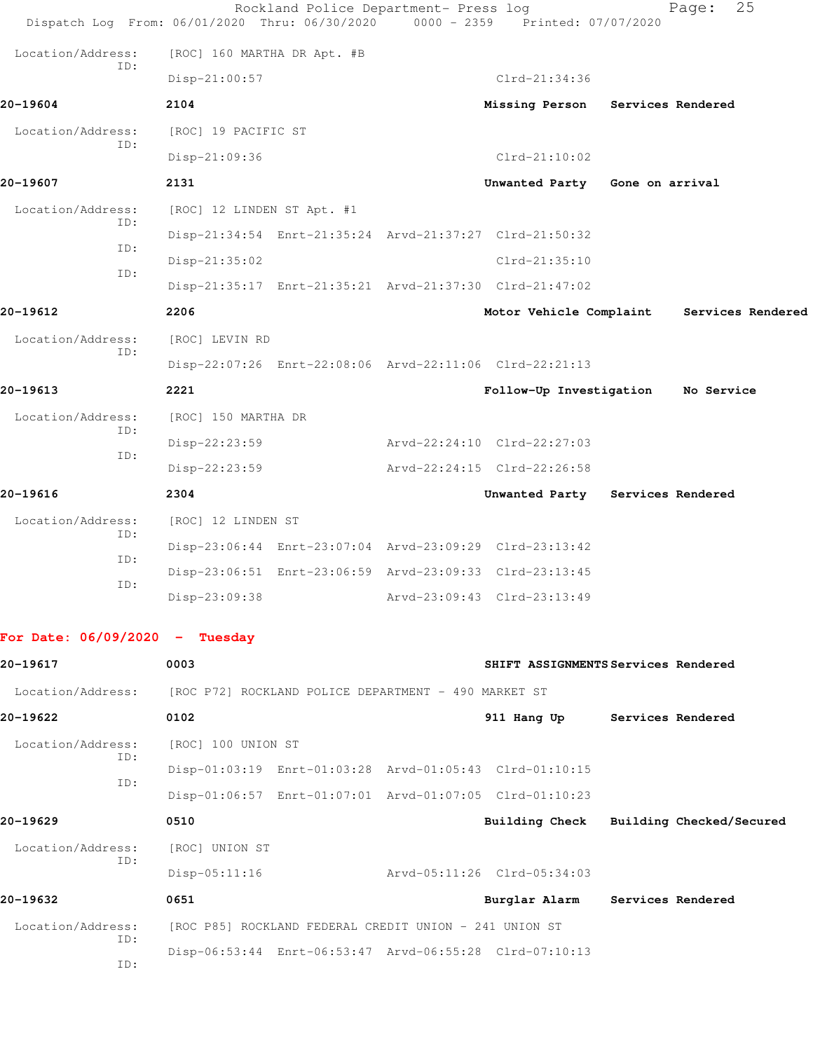Location/Address: [ROC] 160 MARTHA DR Apt. #B
ID:
Disp-21:00:57 Clrd-21:34:36

**20-19604** 2104 **Missing Person** **Services Rendered**

Location/Address: [ROC] 19 PACIFIC ST
ID:
Disp-21:09:36 Clrd-21:10:02

**20-19607** 2131 **Unwanted Party** **Gone on arrival**

Location/Address: [ROC] 12 LINDEN ST Apt. #1
ID:
Disp-21:34:54 Enrt-21:35:24 Arvd-21:37:27 Clrd-21:50:32
ID:
Disp-21:35:02 Clrd-21:35:10
ID:
Disp-21:35:17 Enrt-21:35:21 Arvd-21:37:30 Clrd-21:47:02

**20-19612** 2206 **Motor Vehicle Complaint** **Services Rendered**

Location/Address: [ROC] LEVIN RD
ID:
Disp-22:07:26 Enrt-22:08:06 Arvd-22:11:06 Clrd-22:21:13

**20-19613** 2221 **Follow-Up Investigation** **No Service**

Location/Address: [ROC] 150 MARTHA DR
ID:
Disp-22:23:59 Arvd-22:24:10 Clrd-22:27:03
ID:
Disp-22:23:59 Arvd-22:24:15 Clrd-22:26:58

**20-19616** 2304 **Unwanted Party** **Services Rendered**

Location/Address: [ROC] 12 LINDEN ST
ID:
Disp-23:06:44 Enrt-23:07:04 Arvd-23:09:29 Clrd-23:13:42
ID:
Disp-23:06:51 Enrt-23:06:59 Arvd-23:09:33 Clrd-23:13:45
ID:
Disp-23:09:38 Arvd-23:09:43 Clrd-23:13:49

## For Date: 06/09/2020 - Tuesday

**20-19617** 0003 **SHIFT ASSIGNMENTS** **Services Rendered**

Location/Address: [ROC P72] ROCKLAND POLICE DEPARTMENT - 490 MARKET ST

**20-19622** 0102 **911 Hang Up** **Services Rendered**

Location/Address: [ROC] 100 UNION ST
ID:
Disp-01:03:19 Enrt-01:03:28 Arvd-01:05:43 Clrd-01:10:15
ID:
Disp-01:06:57 Enrt-01:07:01 Arvd-01:07:05 Clrd-01:10:23

**20-19629** 0510 **Building Check** **Building Checked/Secured**

Location/Address: [ROC] UNION ST
ID:
Disp-05:11:16 Arvd-05:11:26 Clrd-05:34:03

**20-19632** 0651 **Burglar Alarm** **Services Rendered**

Location/Address: [ROC P85] ROCKLAND FEDERAL CREDIT UNION - 241 UNION ST
ID:
Disp-06:53:44 Enrt-06:53:47 Arvd-06:55:28 Clrd-07:10:13
ID: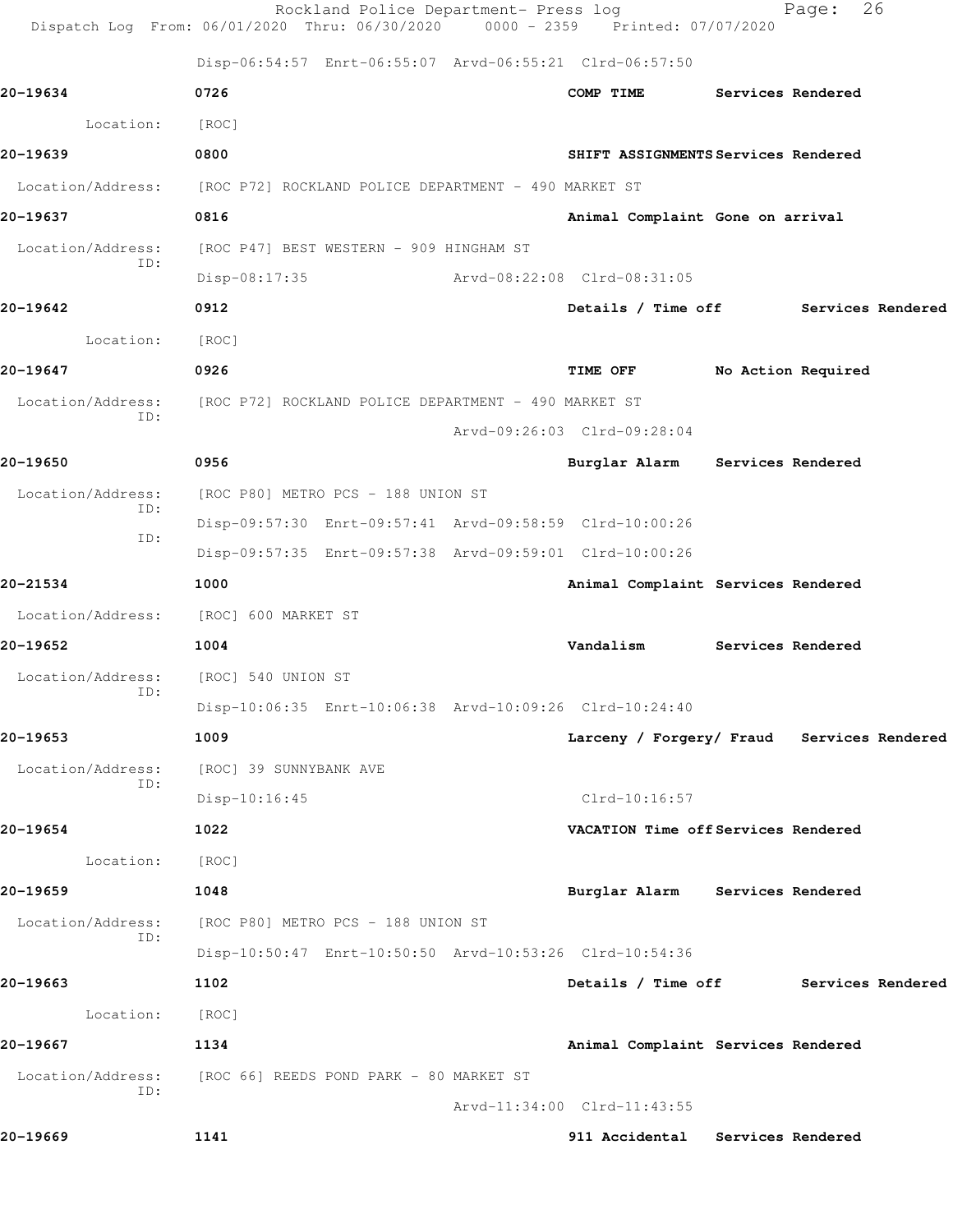Disp-06:54:57 Enrt-06:55:07 Arvd-06:55:21 Clrd-06:57:50

**20-19634** **0726** **COMP TIME** **Services Rendered**

Location: [ROC]

**20-19639** **0800** **SHIFT ASSIGNMENTS** **Services Rendered**

Location/Address: [ROC P72] ROCKLAND POLICE DEPARTMENT - 490 MARKET ST

**20-19637** **0816** **Animal Complaint** **Gone on arrival**

Location/Address: [ROC P47] BEST WESTERN - 909 HINGHAM ST
ID: Disp-08:17:35 Arvd-08:22:08 Clrd-08:31:05

**20-19642** **0912** **Details / Time off** **Services Rendered**

Location: [ROC]

**20-19647** **0926** **TIME OFF** **No Action Required**

Location/Address: [ROC P72] ROCKLAND POLICE DEPARTMENT - 490 MARKET ST
ID: Arvd-09:26:03 Clrd-09:28:04

**20-19650** **0956** **Burglar Alarm** **Services Rendered**

Location/Address: [ROC P80] METRO PCS - 188 UNION ST
ID: Disp-09:57:30 Enrt-09:57:41 Arvd-09:58:59 Clrd-10:00:26
ID: Disp-09:57:35 Enrt-09:57:38 Arvd-09:59:01 Clrd-10:00:26

**20-21534** **1000** **Animal Complaint** **Services Rendered**

Location/Address: [ROC] 600 MARKET ST

**20-19652** **1004** **Vandalism** **Services Rendered**

Location/Address: [ROC] 540 UNION ST
ID: Disp-10:06:35 Enrt-10:06:38 Arvd-10:09:26 Clrd-10:24:40

**20-19653** **1009** **Larceny / Forgery/ Fraud** **Services Rendered**

Location/Address: [ROC] 39 SUNNYBANK AVE
ID: Disp-10:16:45 Clrd-10:16:57

**20-19654** **1022** **VACATION Time off** **Services Rendered**

Location: [ROC]

**20-19659** **1048** **Burglar Alarm** **Services Rendered**

Location/Address: [ROC P80] METRO PCS - 188 UNION ST
ID: Disp-10:50:47 Enrt-10:50:50 Arvd-10:53:26 Clrd-10:54:36

**20-19663** **1102** **Details / Time off** **Services Rendered**

Location: [ROC]

**20-19667** **1134** **Animal Complaint** **Services Rendered**

Location/Address: [ROC 66] REEDS POND PARK - 80 MARKET ST
ID: Arvd-11:34:00 Clrd-11:43:55

**20-19669** **1141** **911 Accidental** **Services Rendered**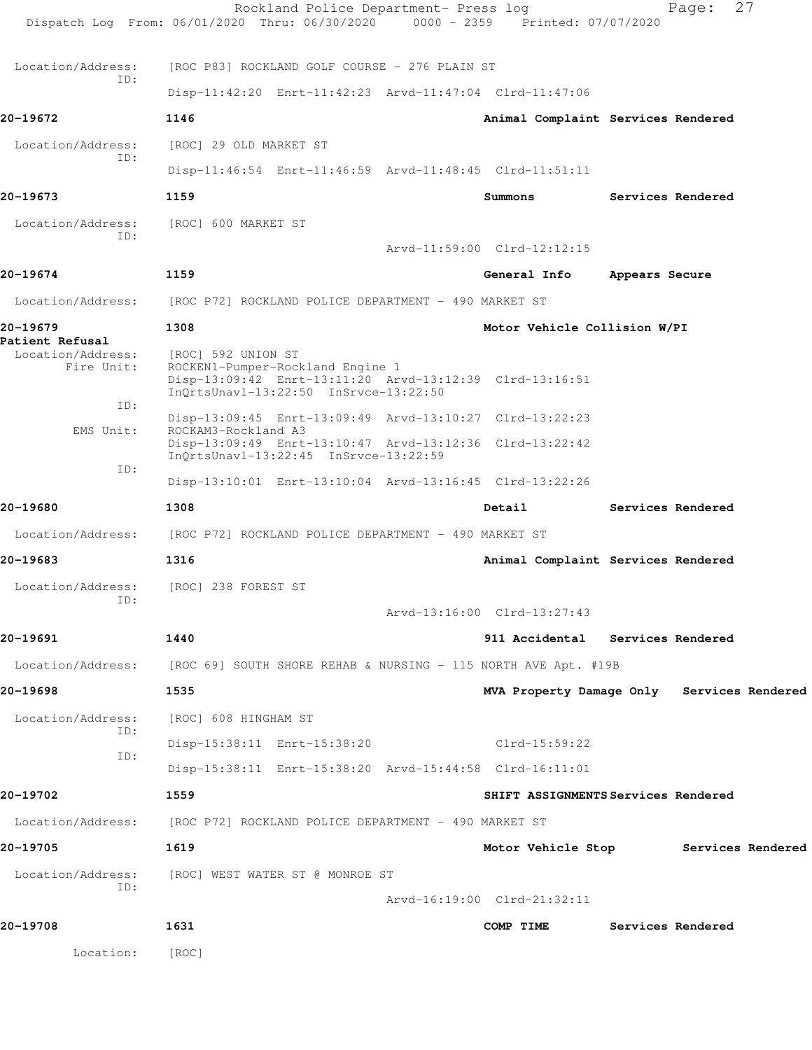Location/Address: [ROC P83] ROCKLAND GOLF COURSE - 276 PLAIN ST
ID:
Disp-11:42:20 Enrt-11:42:23 Arvd-11:47:04 Clrd-11:47:06

**20-19672** **1146** **Animal Complaint Services Rendered**

Location/Address: [ROC] 29 OLD MARKET ST
ID:
Disp-11:46:54 Enrt-11:46:59 Arvd-11:48:45 Clrd-11:51:11

**20-19673** **1159** **Summons Services Rendered**

Location/Address: [ROC] 600 MARKET ST
ID:
Arvd-11:59:00 Clrd-12:12:15

**20-19674** **1159** **General Info Appears Secure**

Location/Address: [ROC P72] ROCKLAND POLICE DEPARTMENT - 490 MARKET ST

**20-19679** **1308** **Motor Vehicle Collision W/PI**
**Patient Refusal**

Location/Address: [ROC] 592 UNION ST
Fire Unit: ROCKEN1-Pumper-Rockland Engine 1
Disp-13:09:42 Enrt-13:11:20 Arvd-13:12:39 Clrd-13:16:51
InQrtsUnavl-13:22:50 InSrvce-13:22:50
ID:
Disp-13:09:45 Enrt-13:09:49 Arvd-13:10:27 Clrd-13:22:23
EMS Unit: ROCKAM3-Rockland A3
Disp-13:09:49 Enrt-13:10:47 Arvd-13:12:36 Clrd-13:22:42
InQrtsUnavl-13:22:45 InSrvce-13:22:59
ID:
Disp-13:10:01 Enrt-13:10:04 Arvd-13:16:45 Clrd-13:22:26

**20-19680** **1308** **Detail Services Rendered**

Location/Address: [ROC P72] ROCKLAND POLICE DEPARTMENT - 490 MARKET ST

**20-19683** **1316** **Animal Complaint Services Rendered**

Location/Address: [ROC] 238 FOREST ST
ID:
Arvd-13:16:00 Clrd-13:27:43

**20-19691** **1440** **911 Accidental Services Rendered**

Location/Address: [ROC 69] SOUTH SHORE REHAB & NURSING - 115 NORTH AVE Apt. #19B

**20-19698** **1535** **MVA Property Damage Only Services Rendered**

Location/Address: [ROC] 608 HINGHAM ST
ID:
Disp-15:38:11 Enrt-15:38:20 Clrd-15:59:22
ID:
Disp-15:38:11 Enrt-15:38:20 Arvd-15:44:58 Clrd-16:11:01

**20-19702** **1559** **SHIFT ASSIGNMENTS Services Rendered**

Location/Address: [ROC P72] ROCKLAND POLICE DEPARTMENT - 490 MARKET ST

**20-19705** **1619** **Motor Vehicle Stop Services Rendered**

Location/Address: [ROC] WEST WATER ST @ MONROE ST
ID:
Arvd-16:19:00 Clrd-21:32:11

**20-19708** **1631** **COMP TIME Services Rendered**

Location: [ROC]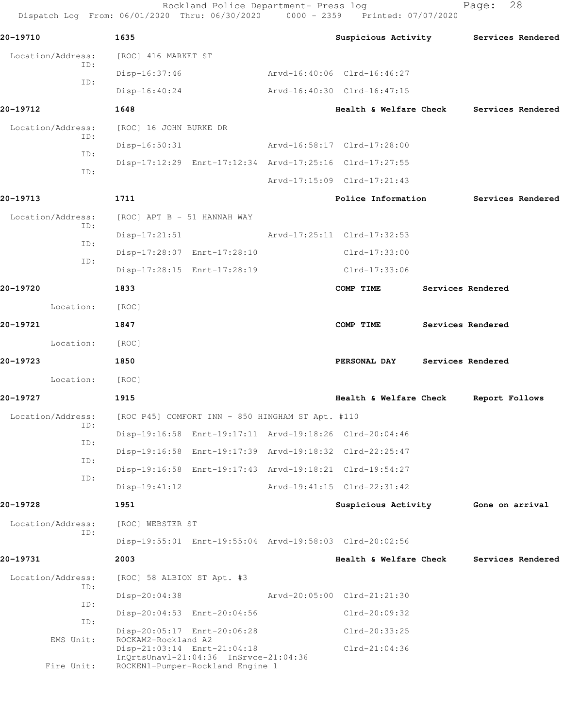**20-19710** 1635 **Suspicious Activity** **Services Rendered**

Location/Address: [ROC] 416 MARKET ST

ID: Disp-16:37:46 Arvd-16:40:06 Clrd-16:46:27

ID: Disp-16:40:24 Arvd-16:40:30 Clrd-16:47:15

**20-19712** 1648 **Health & Welfare Check** **Services Rendered**

Location/Address: [ROC] 16 JOHN BURKE DR

ID: Disp-16:50:31 Arvd-16:58:17 Clrd-17:28:00

ID: Disp-17:12:29 Enrt-17:12:34 Arvd-17:25:16 Clrd-17:27:55

ID: Arvd-17:15:09 Clrd-17:21:43

**20-19713** 1711 **Police Information** **Services Rendered**

Location/Address: [ROC] APT B - 51 HANNAH WAY

ID: Disp-17:21:51 Arvd-17:25:11 Clrd-17:32:53

ID: Disp-17:28:07 Enrt-17:28:10 Clrd-17:33:00

ID: Disp-17:28:15 Enrt-17:28:19 Clrd-17:33:06

**20-19720** 1833 **COMP TIME** **Services Rendered**

Location: [ROC]

**20-19721** 1847 **COMP TIME** **Services Rendered**

Location: [ROC]

**20-19723** 1850 **PERSONAL DAY** **Services Rendered**

Location: [ROC]

**20-19727** 1915 **Health & Welfare Check** **Report Follows**

Location/Address: [ROC P45] COMFORT INN - 850 HINGHAM ST Apt. #110

ID: Disp-19:16:58 Enrt-19:17:11 Arvd-19:18:26 Clrd-20:04:46

ID: Disp-19:16:58 Enrt-19:17:39 Arvd-19:18:32 Clrd-22:25:47

ID: Disp-19:16:58 Enrt-19:17:43 Arvd-19:18:21 Clrd-19:54:27

ID: Disp-19:41:12 Arvd-19:41:15 Clrd-22:31:42

**20-19728** 1951 **Suspicious Activity** **Gone on arrival**

Location/Address: [ROC] WEBSTER ST

ID: Disp-19:55:01 Enrt-19:55:04 Arvd-19:58:03 Clrd-20:02:56

**20-19731** 2003 **Health & Welfare Check** **Services Rendered**

Location/Address: [ROC] 58 ALBION ST Apt. #3

ID: Disp-20:04:38 Arvd-20:05:00 Clrd-21:21:30

ID: Disp-20:04:53 Enrt-20:04:56 Clrd-20:09:32

ID: Disp-20:05:17 Enrt-20:06:28 Clrd-20:33:25

EMS Unit: ROCKAM2-Rockland A2
Disp-21:03:14 Enrt-21:04:18 Clrd-21:04:36
InQrtsUnavl-21:04:36 InSrvce-21:04:36

Fire Unit: ROCKEN1-Pumper-Rockland Engine 1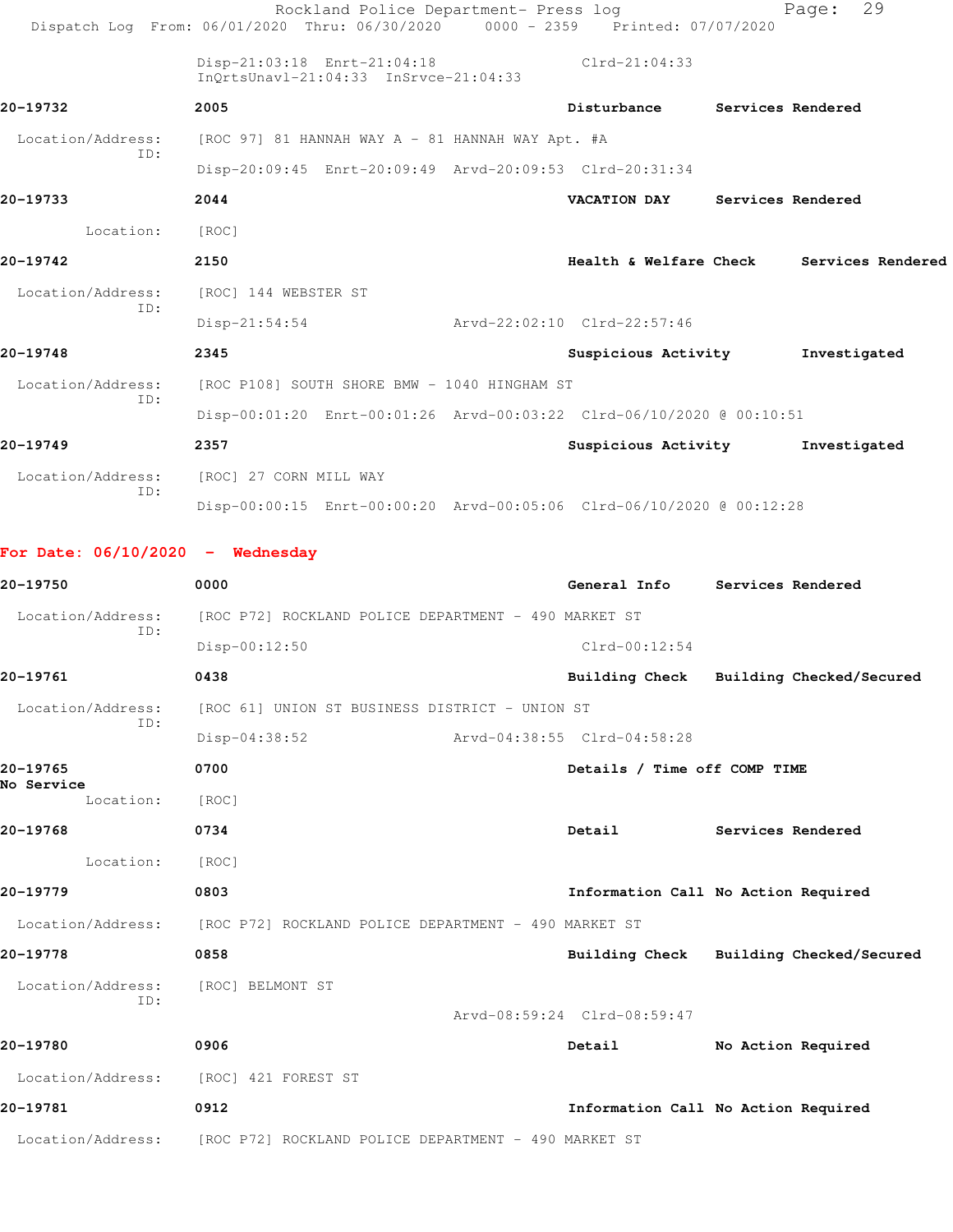Disp-21:03:18 Enrt-21:04:18 Clrd-21:04:33
InQrtsUnavl-21:04:33 InSrvce-21:04:33

**20-19732** 2005 **Disturbance** **Services Rendered**

Location/Address: [ROC 97] 81 HANNAH WAY A - 81 HANNAH WAY Apt. #A
ID:
Disp-20:09:45 Enrt-20:09:49 Arvd-20:09:53 Clrd-20:31:34

**20-19733** 2044 **VACATION DAY** **Services Rendered**

Location: [ROC]

**20-19742** 2150 **Health & Welfare Check** **Services Rendered**

Location/Address: [ROC] 144 WEBSTER ST
ID:
Disp-21:54:54 Arvd-22:02:10 Clrd-22:57:46

**20-19748** 2345 **Suspicious Activity** **Investigated**

Location/Address: [ROC P108] SOUTH SHORE BMW - 1040 HINGHAM ST
ID:
Disp-00:01:20 Enrt-00:01:26 Arvd-00:03:22 Clrd-06/10/2020 @ 00:10:51

**20-19749** 2357 **Suspicious Activity** **Investigated**

Location/Address: [ROC] 27 CORN MILL WAY
ID:
Disp-00:00:15 Enrt-00:00:20 Arvd-00:05:06 Clrd-06/10/2020 @ 00:12:28

## For Date: 06/10/2020 - Wednesday

**20-19750** 0000 **General Info** **Services Rendered**

Location/Address: [ROC P72] ROCKLAND POLICE DEPARTMENT - 490 MARKET ST
ID:
Disp-00:12:50 Clrd-00:12:54

**20-19761** 0438 **Building Check** **Building Checked/Secured**

Location/Address: [ROC 61] UNION ST BUSINESS DISTRICT - UNION ST
ID:
Disp-04:38:52 Arvd-04:38:55 Clrd-04:58:28

**20-19765** 0700 **Details / Time off COMP TIME**
**No Service**

Location: [ROC]

**20-19768** 0734 **Detail** **Services Rendered**

Location: [ROC]

**20-19779** 0803 **Information Call** **No Action Required**

Location/Address: [ROC P72] ROCKLAND POLICE DEPARTMENT - 490 MARKET ST

**20-19778** 0858 **Building Check** **Building Checked/Secured**

Location/Address: [ROC] BELMONT ST
ID:
Arvd-08:59:24 Clrd-08:59:47

**20-19780** 0906 **Detail** **No Action Required**

Location/Address: [ROC] 421 FOREST ST

**20-19781** 0912 **Information Call** **No Action Required**

Location/Address: [ROC P72] ROCKLAND POLICE DEPARTMENT - 490 MARKET ST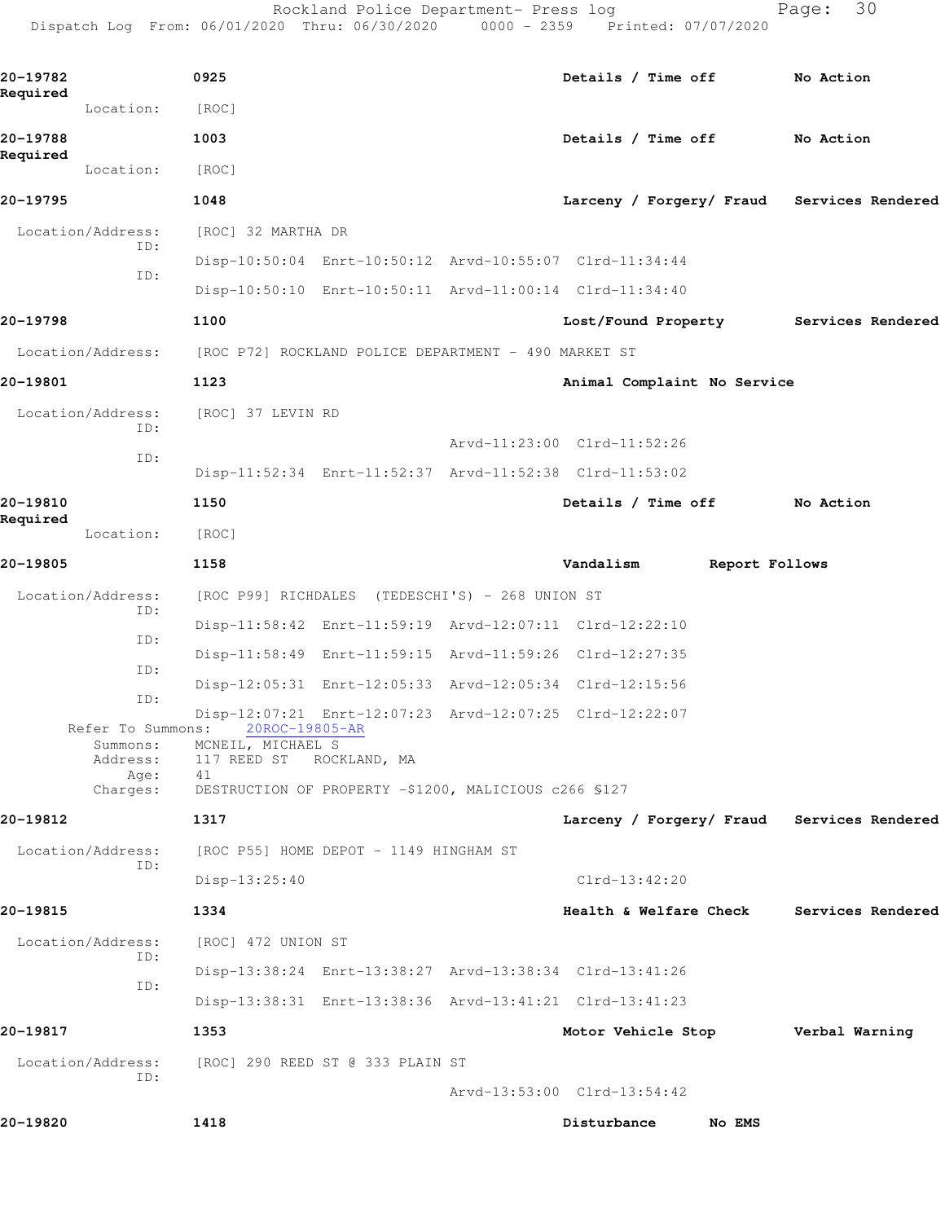20-19782 0925 Details / Time off No Action Required

Location: [ROC]

20-19788 1003 Details / Time off No Action Required

Location: [ROC]

20-19795 1048 Larceny / Forgery/ Fraud Services Rendered

Location/Address: [ROC] 32 MARTHA DR

ID: Disp-10:50:04 Enrt-10:50:12 Arvd-10:55:07 Clrd-11:34:44

ID: Disp-10:50:10 Enrt-10:50:11 Arvd-11:00:14 Clrd-11:34:40

20-19798 1100 Lost/Found Property Services Rendered

Location/Address: [ROC P72] ROCKLAND POLICE DEPARTMENT - 490 MARKET ST

20-19801 1123 Animal Complaint No Service

Location/Address: [ROC] 37 LEVIN RD

ID: Arvd-11:23:00 Clrd-11:52:26

ID: Disp-11:52:34 Enrt-11:52:37 Arvd-11:52:38 Clrd-11:53:02

20-19810 1150 Details / Time off No Action Required

Location: [ROC]

20-19805 1158 Vandalism Report Follows

Location/Address: [ROC P99] RICHDALES (TEDESCHI'S) - 268 UNION ST

ID: Disp-11:58:42 Enrt-11:59:19 Arvd-12:07:11 Clrd-12:22:10

ID: Disp-11:58:49 Enrt-11:59:15 Arvd-11:59:26 Clrd-12:27:35

ID: Disp-12:05:31 Enrt-12:05:33 Arvd-12:05:34 Clrd-12:15:56

ID: Disp-12:07:21 Enrt-12:07:23 Arvd-12:07:25 Clrd-12:22:07

Refer To Summons: 20ROC-19805-AR

Summons: MCNEIL, MICHAEL S

Address: 117 REED ST ROCKLAND, MA

Age: 41

Charges: DESTRUCTION OF PROPERTY -$1200, MALICIOUS c266 §127

20-19812 1317 Larceny / Forgery/ Fraud Services Rendered

Location/Address: [ROC P55] HOME DEPOT - 1149 HINGHAM ST

ID: Disp-13:25:40 Clrd-13:42:20

20-19815 1334 Health & Welfare Check Services Rendered

Location/Address: [ROC] 472 UNION ST

ID: Disp-13:38:24 Enrt-13:38:27 Arvd-13:38:34 Clrd-13:41:26

ID: Disp-13:38:31 Enrt-13:38:36 Arvd-13:41:21 Clrd-13:41:23

20-19817 1353 Motor Vehicle Stop Verbal Warning

Location/Address: [ROC] 290 REED ST @ 333 PLAIN ST

ID: Arvd-13:53:00 Clrd-13:54:42

20-19820 1418 Disturbance No EMS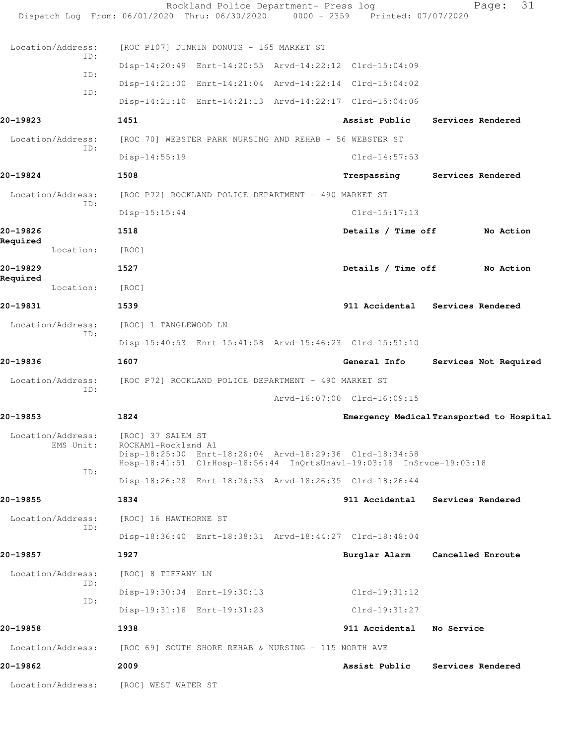Location/Address: [ROC P107] DUNKIN DONUTS - 165 MARKET ST
ID: Disp-14:20:49 Enrt-14:20:55 Arvd-14:22:12 Clrd-15:04:09
ID: Disp-14:21:00 Enrt-14:21:04 Arvd-14:22:14 Clrd-15:04:02
ID: Disp-14:21:10 Enrt-14:21:13 Arvd-14:22:17 Clrd-15:04:06

**20-19823** 1451 **Assist Public** **Services Rendered**

Location/Address: [ROC 70] WEBSTER PARK NURSING AND REHAB - 56 WEBSTER ST
ID: Disp-14:55:19 Clrd-14:57:53

**20-19824** 1508 **Trespassing** **Services Rendered**

Location/Address: [ROC P72] ROCKLAND POLICE DEPARTMENT - 490 MARKET ST
ID: Disp-15:15:44 Clrd-15:17:13

**20-19826** 1518 **Details / Time off** **No Action Required**

Location: [ROC]

**20-19829** 1527 **Details / Time off** **No Action Required**

Location: [ROC]

**20-19831** 1539 **911 Accidental** **Services Rendered**

Location/Address: [ROC] 1 TANGLEWOOD LN
ID: Disp-15:40:53 Enrt-15:41:58 Arvd-15:46:23 Clrd-15:51:10

**20-19836** 1607 **General Info** **Services Not Required**

Location/Address: [ROC P72] ROCKLAND POLICE DEPARTMENT - 490 MARKET ST
ID: Arvd-16:07:00 Clrd-16:09:15

**20-19853** 1824 **Emergency Medical** **Transported to Hospital**

Location/Address: [ROC] 37 SALEM ST
EMS Unit: ROCKAM1-Rockland A1
Disp-18:25:00 Enrt-18:26:04 Arvd-18:29:36 Clrd-18:34:58
Hosp-18:41:51 ClrHosp-18:56:44 InQrtsUnavl-19:03:18 InSrvce-19:03:18
ID: Disp-18:26:28 Enrt-18:26:33 Arvd-18:26:35 Clrd-18:26:44

**20-19855** 1834 **911 Accidental** **Services Rendered**

Location/Address: [ROC] 16 HAWTHORNE ST
ID: Disp-18:36:40 Enrt-18:38:31 Arvd-18:44:27 Clrd-18:48:04

**20-19857** 1927 **Burglar Alarm** **Cancelled Enroute**

Location/Address: [ROC] 8 TIFFANY LN
ID: Disp-19:30:04 Enrt-19:30:13 Clrd-19:31:12
ID: Disp-19:31:18 Enrt-19:31:23 Clrd-19:31:27

**20-19858** 1938 **911 Accidental** **No Service**

Location/Address: [ROC 69] SOUTH SHORE REHAB & NURSING - 115 NORTH AVE

**20-19862** 2009 **Assist Public** **Services Rendered**

Location/Address: [ROC] WEST WATER ST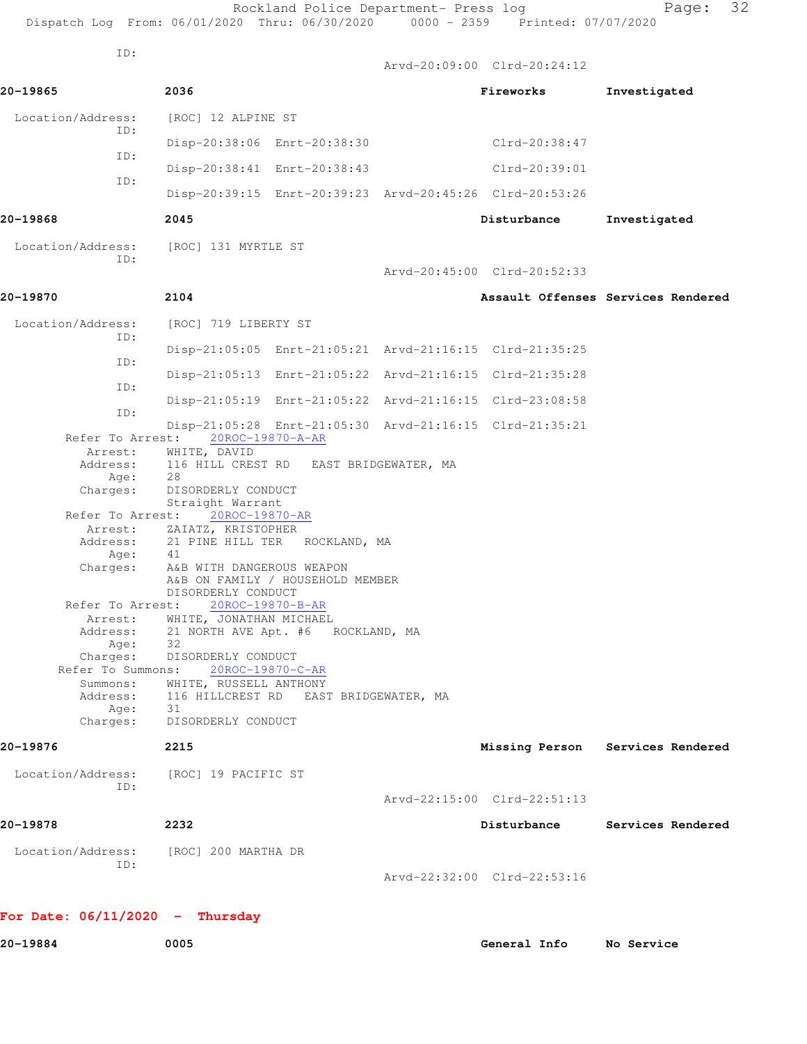ID:

Arvd-20:09:00 Clrd-20:24:12

**20-19865** **2036** **Fireworks** **Investigated**

Location/Address: [ROC] 12 ALPINE ST

ID:
Disp-20:38:06 Enrt-20:38:30 Clrd-20:38:47

ID:
Disp-20:38:41 Enrt-20:38:43 Clrd-20:39:01

ID:
Disp-20:39:15 Enrt-20:39:23 Arvd-20:45:26 Clrd-20:53:26

**20-19868** **2045** **Disturbance** **Investigated**

Location/Address: [ROC] 131 MYRTLE ST

ID:
Arvd-20:45:00 Clrd-20:52:33

**20-19870** **2104** **Assault Offenses** **Services Rendered**

Location/Address: [ROC] 719 LIBERTY ST

ID:
Disp-21:05:05 Enrt-21:05:21 Arvd-21:16:15 Clrd-21:35:25

ID:
Disp-21:05:13 Enrt-21:05:22 Arvd-21:16:15 Clrd-21:35:28

ID:
Disp-21:05:19 Enrt-21:05:22 Arvd-21:16:15 Clrd-23:08:58

ID:
Disp-21:05:28 Enrt-21:05:30 Arvd-21:16:15 Clrd-21:35:21

Refer To Arrest: 20ROC-19870-A-AR
Arrest: WHITE, DAVID
Address: 116 HILL CREST RD EAST BRIDGEWATER, MA
Age: 28
Charges: DISORDERLY CONDUCT
Straight Warrant

Refer To Arrest: 20ROC-19870-AR
Arrest: ZAIATZ, KRISTOPHER
Address: 21 PINE HILL TER ROCKLAND, MA
Age: 41
Charges: A&B WITH DANGEROUS WEAPON
A&B ON FAMILY / HOUSEHOLD MEMBER
DISORDERLY CONDUCT

Refer To Arrest: 20ROC-19870-B-AR
Arrest: WHITE, JONATHAN MICHAEL
Address: 21 NORTH AVE Apt. #6 ROCKLAND, MA
Age: 32
Charges: DISORDERLY CONDUCT

Refer To Summons: 20ROC-19870-C-AR
Summons: WHITE, RUSSELL ANTHONY
Address: 116 HILLCREST RD EAST BRIDGEWATER, MA
Age: 31
Charges: DISORDERLY CONDUCT

**20-19876** **2215** **Missing Person** **Services Rendered**

Location/Address: [ROC] 19 PACIFIC ST

ID:
Arvd-22:15:00 Clrd-22:51:13

**20-19878** **2232** **Disturbance** **Services Rendered**

Location/Address: [ROC] 200 MARTHA DR

ID:
Arvd-22:32:00 Clrd-22:53:16

## For Date: 06/11/2020 - Thursday

**20-19884** **0005** **General Info** **No Service**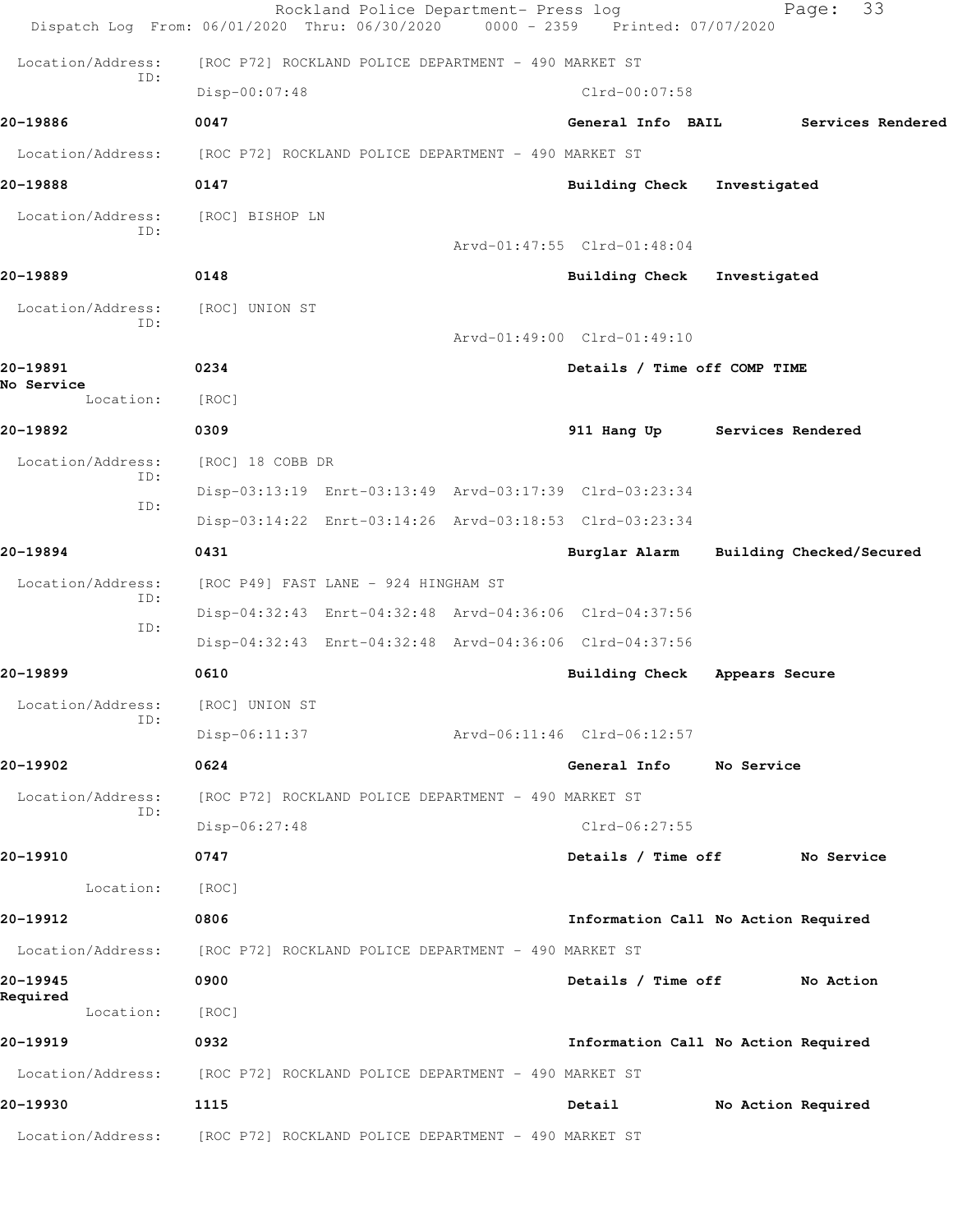Location/Address: [ROC P72] ROCKLAND POLICE DEPARTMENT - 490 MARKET ST
ID:
Disp-00:07:48 Clrd-00:07:58

**20-19886** 0047 General Info BAIL Services Rendered

Location/Address: [ROC P72] ROCKLAND POLICE DEPARTMENT - 490 MARKET ST

**20-19888** 0147 Building Check Investigated

Location/Address: [ROC] BISHOP LN
ID:
Arvd-01:47:55 Clrd-01:48:04

**20-19889** 0148 Building Check Investigated

Location/Address: [ROC] UNION ST
ID:
Arvd-01:49:00 Clrd-01:49:10

**20-19891** 0234 Details / Time off COMP TIME
No Service
Location: [ROC]

**20-19892** 0309 911 Hang Up Services Rendered

Location/Address: [ROC] 18 COBB DR
ID:
Disp-03:13:19 Enrt-03:13:49 Arvd-03:17:39 Clrd-03:23:34
ID:
Disp-03:14:22 Enrt-03:14:26 Arvd-03:18:53 Clrd-03:23:34

**20-19894** 0431 Burglar Alarm Building Checked/Secured

Location/Address: [ROC P49] FAST LANE - 924 HINGHAM ST
ID:
Disp-04:32:43 Enrt-04:32:48 Arvd-04:36:06 Clrd-04:37:56
ID:
Disp-04:32:43 Enrt-04:32:48 Arvd-04:36:06 Clrd-04:37:56

**20-19899** 0610 Building Check Appears Secure

Location/Address: [ROC] UNION ST
ID:
Disp-06:11:37 Arvd-06:11:46 Clrd-06:12:57

**20-19902** 0624 General Info No Service

Location/Address: [ROC P72] ROCKLAND POLICE DEPARTMENT - 490 MARKET ST
ID:
Disp-06:27:48 Clrd-06:27:55

**20-19910** 0747 Details / Time off No Service

Location: [ROC]

**20-19912** 0806 Information Call No Action Required

Location/Address: [ROC P72] ROCKLAND POLICE DEPARTMENT - 490 MARKET ST

**20-19945** 0900 Details / Time off No Action
Required
Location: [ROC]

**20-19919** 0932 Information Call No Action Required

Location/Address: [ROC P72] ROCKLAND POLICE DEPARTMENT - 490 MARKET ST

**20-19930** 1115 Detail No Action Required

Location/Address: [ROC P72] ROCKLAND POLICE DEPARTMENT - 490 MARKET ST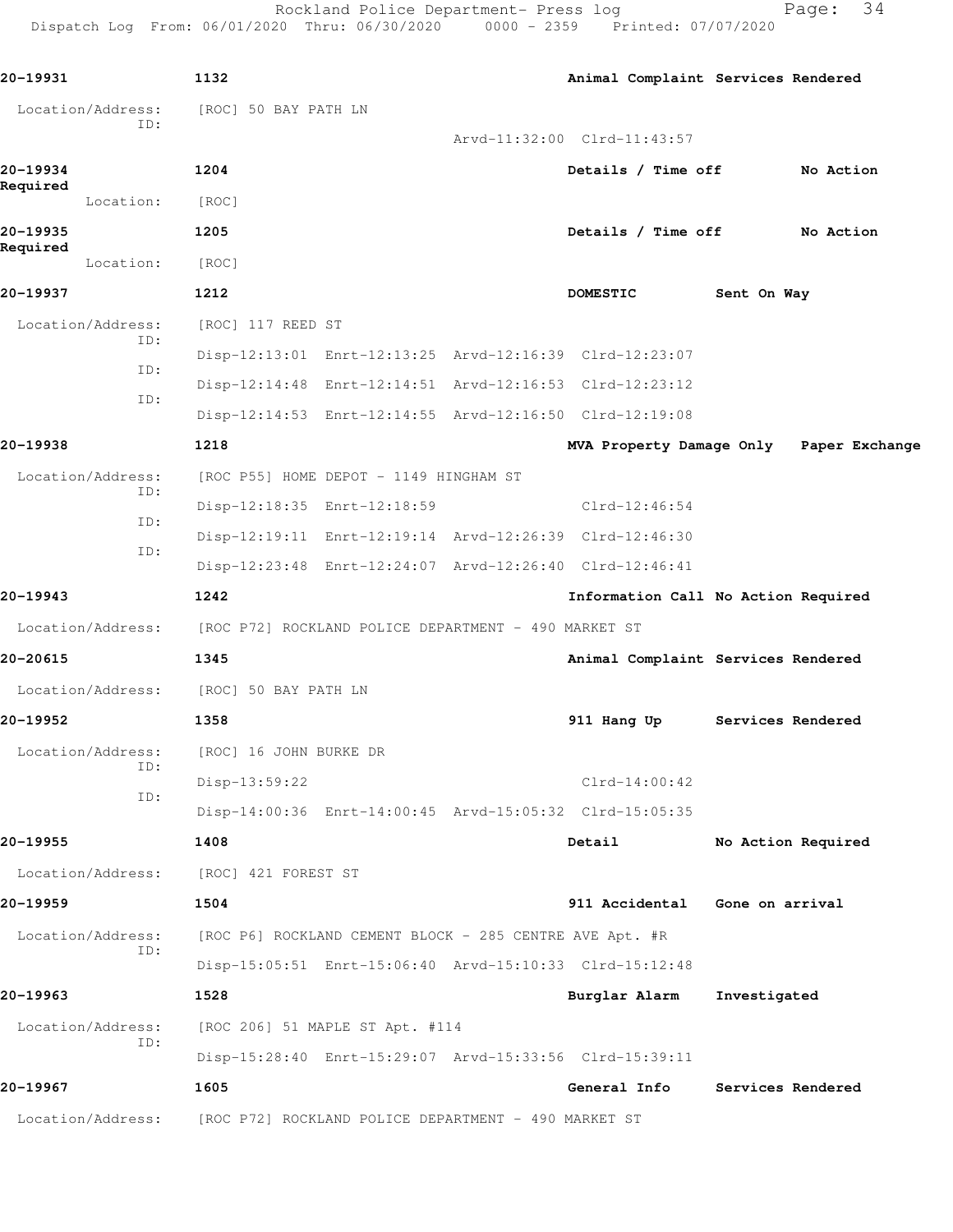**20-19931** 1132 **Animal Complaint** **Services Rendered**

Location/Address: [ROC] 50 BAY PATH LN
ID:
Arvd-11:32:00 Clrd-11:43:57

**20-19934** 1204 **Details / Time off** **No Action Required**

Location: [ROC]

**20-19935** 1205 **Details / Time off** **No Action Required**

Location: [ROC]

**20-19937** 1212 **DOMESTIC** **Sent On Way**

Location/Address: [ROC] 117 REED ST
ID: Disp-12:13:01 Enrt-12:13:25 Arvd-12:16:39 Clrd-12:23:07
ID: Disp-12:14:48 Enrt-12:14:51 Arvd-12:16:53 Clrd-12:23:12
ID: Disp-12:14:53 Enrt-12:14:55 Arvd-12:16:50 Clrd-12:19:08

**20-19938** 1218 **MVA Property Damage Only** **Paper Exchange**

Location/Address: [ROC P55] HOME DEPOT - 1149 HINGHAM ST
ID: Disp-12:18:35 Enrt-12:18:59 Clrd-12:46:54
ID: Disp-12:19:11 Enrt-12:19:14 Arvd-12:26:39 Clrd-12:46:30
ID: Disp-12:23:48 Enrt-12:24:07 Arvd-12:26:40 Clrd-12:46:41

**20-19943** 1242 **Information Call** **No Action Required**

Location/Address: [ROC P72] ROCKLAND POLICE DEPARTMENT - 490 MARKET ST

**20-20615** 1345 **Animal Complaint** **Services Rendered**

Location/Address: [ROC] 50 BAY PATH LN

**20-19952** 1358 **911 Hang Up** **Services Rendered**

Location/Address: [ROC] 16 JOHN BURKE DR
ID: Disp-13:59:22 Clrd-14:00:42
ID: Disp-14:00:36 Enrt-14:00:45 Arvd-15:05:32 Clrd-15:05:35

**20-19955** 1408 **Detail** **No Action Required**

Location/Address: [ROC] 421 FOREST ST

**20-19959** 1504 **911 Accidental** **Gone on arrival**

Location/Address: [ROC P6] ROCKLAND CEMENT BLOCK - 285 CENTRE AVE Apt. #R
ID: Disp-15:05:51 Enrt-15:06:40 Arvd-15:10:33 Clrd-15:12:48

**20-19963** 1528 **Burglar Alarm** **Investigated**

Location/Address: [ROC 206] 51 MAPLE ST Apt. #114
ID: Disp-15:28:40 Enrt-15:29:07 Arvd-15:33:56 Clrd-15:39:11

**20-19967** 1605 **General Info** **Services Rendered**

Location/Address: [ROC P72] ROCKLAND POLICE DEPARTMENT - 490 MARKET ST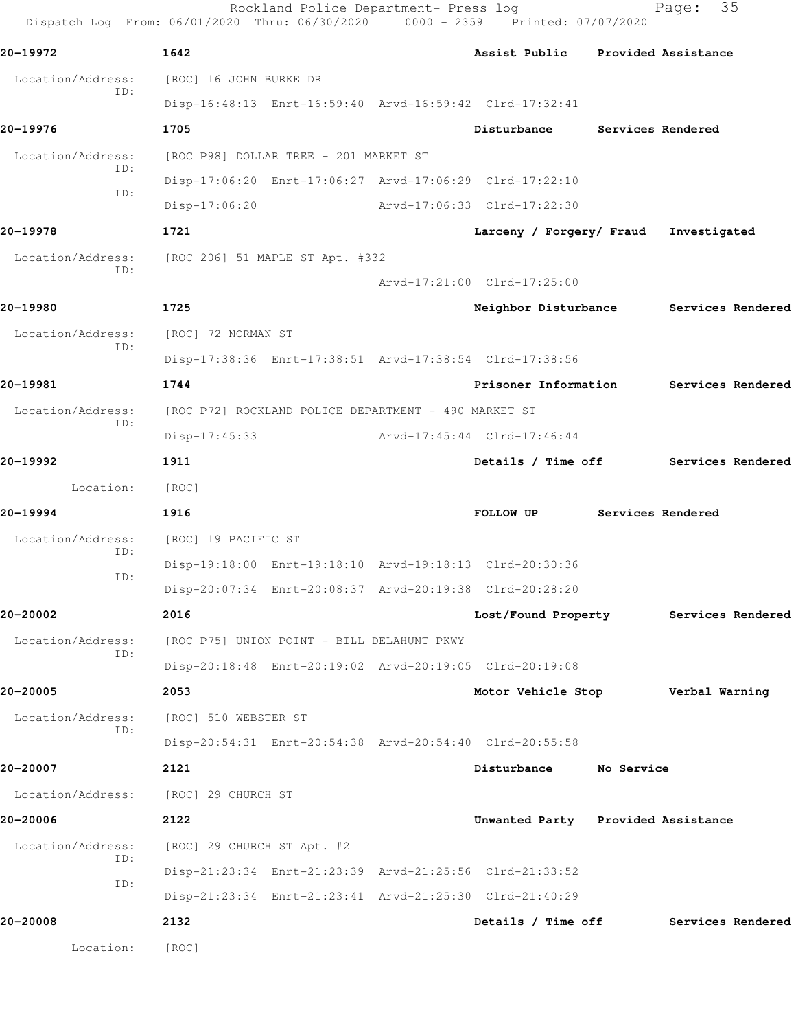Rockland Police Department- Press log
Dispatch Log From: 06/01/2020 Thru: 06/30/2020 0000 - 2359 Printed: 07/07/2020

**20-19972** 1642 **Assist Public** **Provided Assistance**

Location/Address: [ROC] 16 JOHN BURKE DR
ID: Disp-16:48:13 Enrt-16:59:40 Arvd-16:59:42 Clrd-17:32:41

**20-19976** 1705 **Disturbance** **Services Rendered**

Location/Address: [ROC P98] DOLLAR TREE - 201 MARKET ST
ID: Disp-17:06:20 Enrt-17:06:27 Arvd-17:06:29 Clrd-17:22:10
ID: Disp-17:06:20 Arvd-17:06:33 Clrd-17:22:30

**20-19978** 1721 **Larceny / Forgery/ Fraud** **Investigated**

Location/Address: [ROC 206] 51 MAPLE ST Apt. #332
ID: Arvd-17:21:00 Clrd-17:25:00

**20-19980** 1725 **Neighbor Disturbance** **Services Rendered**

Location/Address: [ROC] 72 NORMAN ST
ID: Disp-17:38:36 Enrt-17:38:51 Arvd-17:38:54 Clrd-17:38:56

**20-19981** 1744 **Prisoner Information** **Services Rendered**

Location/Address: [ROC P72] ROCKLAND POLICE DEPARTMENT - 490 MARKET ST
ID: Disp-17:45:33 Arvd-17:45:44 Clrd-17:46:44

**20-19992** 1911 **Details / Time off** **Services Rendered**

Location: [ROC]

**20-19994** 1916 **FOLLOW UP** **Services Rendered**

Location/Address: [ROC] 19 PACIFIC ST
ID: Disp-19:18:00 Enrt-19:18:10 Arvd-19:18:13 Clrd-20:30:36
ID: Disp-20:07:34 Enrt-20:08:37 Arvd-20:19:38 Clrd-20:28:20

**20-20002** 2016 **Lost/Found Property** **Services Rendered**

Location/Address: [ROC P75] UNION POINT - BILL DELAHUNT PKWY
ID: Disp-20:18:48 Enrt-20:19:02 Arvd-20:19:05 Clrd-20:19:08

**20-20005** 2053 **Motor Vehicle Stop** **Verbal Warning**

Location/Address: [ROC] 510 WEBSTER ST
ID: Disp-20:54:31 Enrt-20:54:38 Arvd-20:54:40 Clrd-20:55:58

**20-20007** 2121 **Disturbance** **No Service**

Location/Address: [ROC] 29 CHURCH ST

**20-20006** 2122 **Unwanted Party** **Provided Assistance**

Location/Address: [ROC] 29 CHURCH ST Apt. #2
ID: Disp-21:23:34 Enrt-21:23:39 Arvd-21:25:56 Clrd-21:33:52
ID: Disp-21:23:34 Enrt-21:23:41 Arvd-21:25:30 Clrd-21:40:29

**20-20008** 2132 **Details / Time off** **Services Rendered**

Location: [ROC]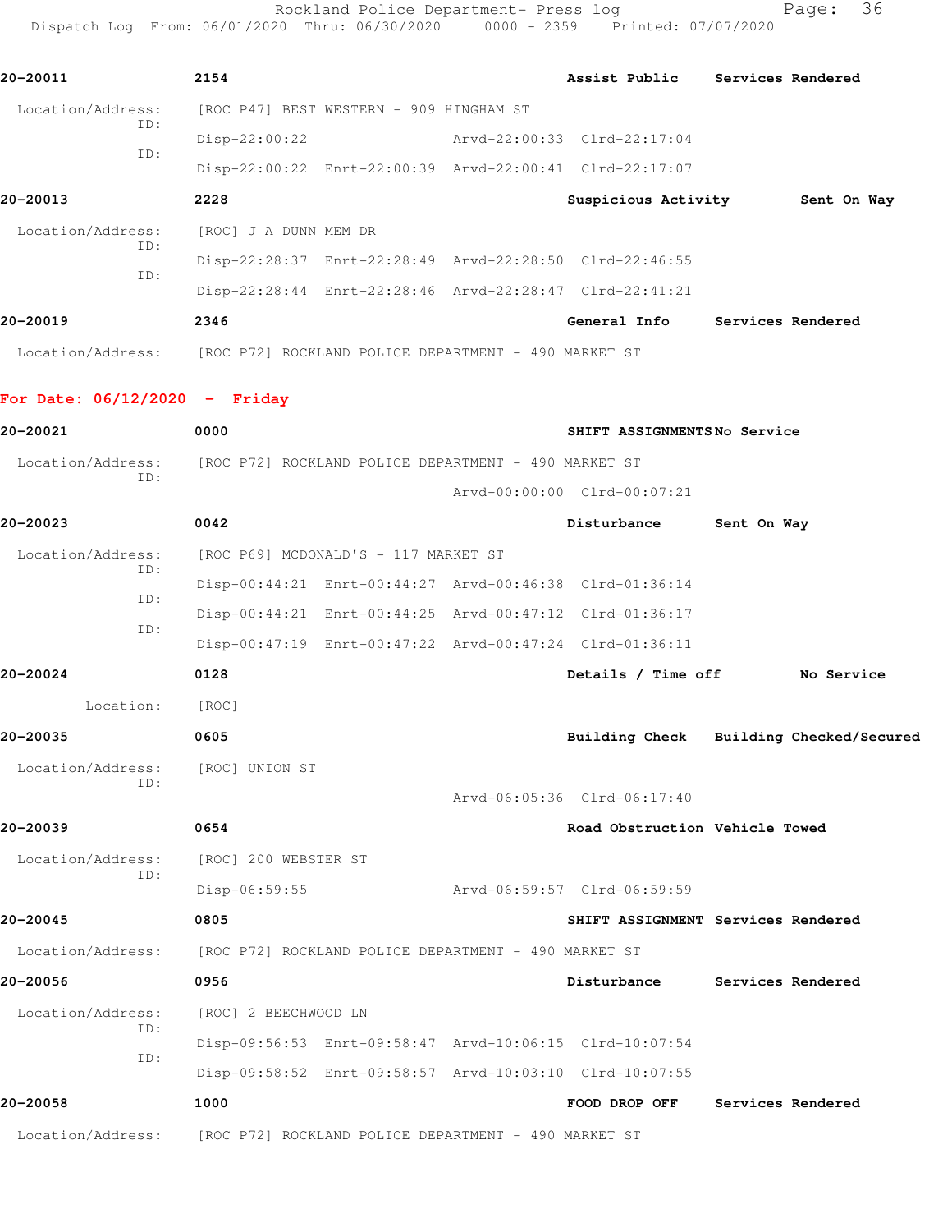**20-20011** 2154 Assist Public Services Rendered

Location/Address: [ROC P47] BEST WESTERN - 909 HINGHAM ST
ID: Disp-22:00:22 Arvd-22:00:33 Clrd-22:17:04
ID: Disp-22:00:22 Enrt-22:00:39 Arvd-22:00:41 Clrd-22:17:07

**20-20013** 2228 Suspicious Activity Sent On Way

Location/Address: [ROC] J A DUNN MEM DR
ID: Disp-22:28:37 Enrt-22:28:49 Arvd-22:28:50 Clrd-22:46:55
ID: Disp-22:28:44 Enrt-22:28:46 Arvd-22:28:47 Clrd-22:41:21

**20-20019** 2346 General Info Services Rendered

Location/Address: [ROC P72] ROCKLAND POLICE DEPARTMENT - 490 MARKET ST

## For Date: 06/12/2020 - Friday

**20-20021** 0000 SHIFT ASSIGNMENTS No Service

Location/Address: [ROC P72] ROCKLAND POLICE DEPARTMENT - 490 MARKET ST
ID: Arvd-00:00:00 Clrd-00:07:21

**20-20023** 0042 Disturbance Sent On Way

Location/Address: [ROC P69] MCDONALD'S - 117 MARKET ST
ID: Disp-00:44:21 Enrt-00:44:27 Arvd-00:46:38 Clrd-01:36:14
ID: Disp-00:44:21 Enrt-00:44:25 Arvd-00:47:12 Clrd-01:36:17
ID: Disp-00:47:19 Enrt-00:47:22 Arvd-00:47:24 Clrd-01:36:11

**20-20024** 0128 Details / Time off No Service

Location: [ROC]

**20-20035** 0605 Building Check Building Checked/Secured

Location/Address: [ROC] UNION ST
ID: Arvd-06:05:36 Clrd-06:17:40

**20-20039** 0654 Road Obstruction Vehicle Towed

Location/Address: [ROC] 200 WEBSTER ST
ID: Disp-06:59:55 Arvd-06:59:57 Clrd-06:59:59

**20-20045** 0805 SHIFT ASSIGNMENT Services Rendered

Location/Address: [ROC P72] ROCKLAND POLICE DEPARTMENT - 490 MARKET ST

**20-20056** 0956 Disturbance Services Rendered

Location/Address: [ROC] 2 BEECHWOOD LN
ID: Disp-09:56:53 Enrt-09:58:47 Arvd-10:06:15 Clrd-10:07:54
ID: Disp-09:58:52 Enrt-09:58:57 Arvd-10:03:10 Clrd-10:07:55

**20-20058** 1000 FOOD DROP OFF Services Rendered

Location/Address: [ROC P72] ROCKLAND POLICE DEPARTMENT - 490 MARKET ST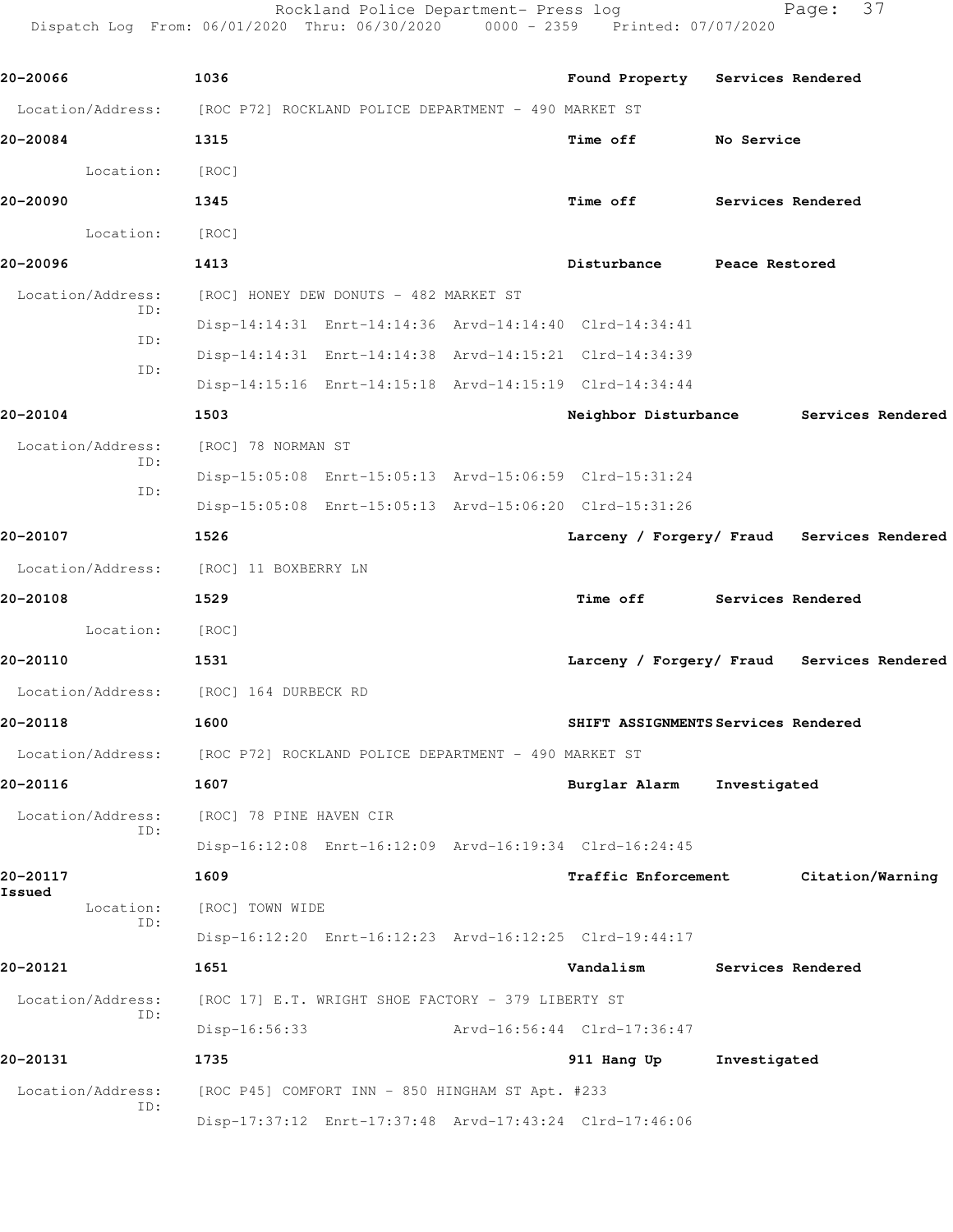20-20066 1036 Found Property Services Rendered

Location/Address: [ROC P72] ROCKLAND POLICE DEPARTMENT - 490 MARKET ST

20-20084 1315 Time off No Service

Location: [ROC]

20-20090 1345 Time off Services Rendered

Location: [ROC]

20-20096 1413 Disturbance Peace Restored

Location/Address: [ROC] HONEY DEW DONUTS - 482 MARKET ST

ID: Disp-14:14:31 Enrt-14:14:36 Arvd-14:14:40 Clrd-14:34:41

ID: Disp-14:14:31 Enrt-14:14:38 Arvd-14:15:21 Clrd-14:34:39

ID: Disp-14:15:16 Enrt-14:15:18 Arvd-14:15:19 Clrd-14:34:44

20-20104 1503 Neighbor Disturbance Services Rendered

Location/Address: [ROC] 78 NORMAN ST

ID: Disp-15:05:08 Enrt-15:05:13 Arvd-15:06:59 Clrd-15:31:24

ID: Disp-15:05:08 Enrt-15:05:13 Arvd-15:06:20 Clrd-15:31:26

20-20107 1526 Larceny / Forgery/ Fraud Services Rendered

Location/Address: [ROC] 11 BOXBERRY LN

20-20108 1529 Time off Services Rendered

Location: [ROC]

20-20110 1531 Larceny / Forgery/ Fraud Services Rendered

Location/Address: [ROC] 164 DURBECK RD

20-20118 1600 SHIFT ASSIGNMENTS Services Rendered

Location/Address: [ROC P72] ROCKLAND POLICE DEPARTMENT - 490 MARKET ST

20-20116 1607 Burglar Alarm Investigated

Location/Address: [ROC] 78 PINE HAVEN CIR

ID: Disp-16:12:08 Enrt-16:12:09 Arvd-16:19:34 Clrd-16:24:45

20-20117 1609 Traffic Enforcement Citation/Warning Issued

Location: [ROC] TOWN WIDE

ID: Disp-16:12:20 Enrt-16:12:23 Arvd-16:12:25 Clrd-19:44:17

20-20121 1651 Vandalism Services Rendered

Location/Address: [ROC 17] E.T. WRIGHT SHOE FACTORY - 379 LIBERTY ST

ID: Disp-16:56:33 Arvd-16:56:44 Clrd-17:36:47

20-20131 1735 911 Hang Up Investigated

Location/Address: [ROC P45] COMFORT INN - 850 HINGHAM ST Apt. #233

ID: Disp-17:37:12 Enrt-17:37:48 Arvd-17:43:24 Clrd-17:46:06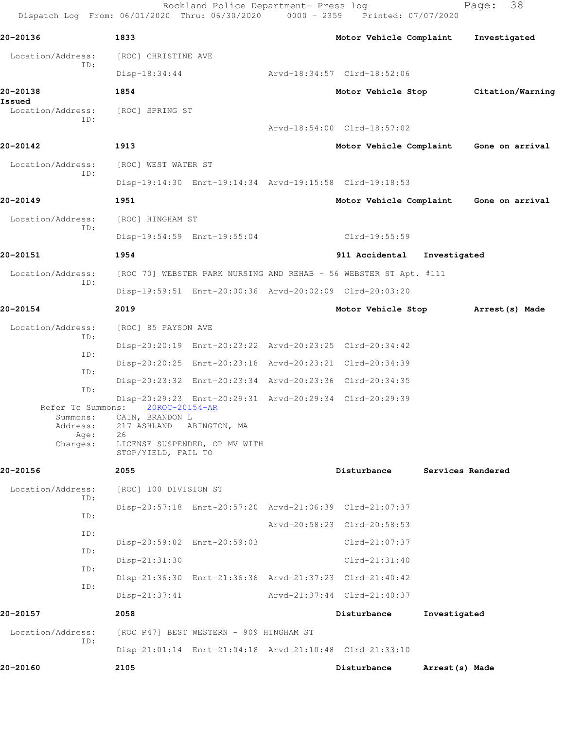Rockland Police Department- Press log
Dispatch Log From: 06/01/2020 Thru: 06/30/2020 0000 - 2359 Printed: 07/07/2020

**20-20136** 1833 **Motor Vehicle Complaint** **Investigated**

Location/Address: [ROC] CHRISTINE AVE
ID:
Disp-18:34:44 Arvd-18:34:57 Clrd-18:52:06

**20-20138** 1854 **Motor Vehicle Stop** **Citation/Warning Issued**

Location/Address: [ROC] SPRING ST
ID:
Arvd-18:54:00 Clrd-18:57:02

**20-20142** 1913 **Motor Vehicle Complaint** **Gone on arrival**

Location/Address: [ROC] WEST WATER ST
ID:
Disp-19:14:30 Enrt-19:14:34 Arvd-19:15:58 Clrd-19:18:53

**20-20149** 1951 **Motor Vehicle Complaint** **Gone on arrival**

Location/Address: [ROC] HINGHAM ST
ID:
Disp-19:54:59 Enrt-19:55:04 Clrd-19:55:59

**20-20151** 1954 **911 Accidental** **Investigated**

Location/Address: [ROC 70] WEBSTER PARK NURSING AND REHAB - 56 WEBSTER ST Apt. #111
ID:
Disp-19:59:51 Enrt-20:00:36 Arvd-20:02:09 Clrd-20:03:20

**20-20154** 2019 **Motor Vehicle Stop** **Arrest(s) Made**

Location/Address: [ROC] 85 PAYSON AVE
ID:
Disp-20:20:19 Enrt-20:23:22 Arvd-20:23:25 Clrd-20:34:42
ID:
Disp-20:20:25 Enrt-20:23:18 Arvd-20:23:21 Clrd-20:34:39
ID:
Disp-20:23:32 Enrt-20:23:34 Arvd-20:23:36 Clrd-20:34:35
ID:
Disp-20:29:23 Enrt-20:29:31 Arvd-20:29:34 Clrd-20:29:39

Refer To Summons: 20ROC-20154-AR
Summons: CAIN, BRANDON L
Address: 217 ASHLAND ABINGTON, MA
Age: 26
Charges: LICENSE SUSPENDED, OP MV WITH
STOP/YIELD, FAIL TO

**20-20156** 2055 **Disturbance** **Services Rendered**

Location/Address: [ROC] 100 DIVISION ST
ID:
Disp-20:57:18 Enrt-20:57:20 Arvd-21:06:39 Clrd-21:07:37
ID:
Arvd-20:58:23 Clrd-20:58:53
ID:
Disp-20:59:02 Enrt-20:59:03 Clrd-21:07:37
ID:
Disp-21:31:30 Clrd-21:31:40
ID:
Disp-21:36:30 Enrt-21:36:36 Arvd-21:37:23 Clrd-21:40:42
ID:
Disp-21:37:41 Arvd-21:37:44 Clrd-21:40:37

**20-20157** 2058 **Disturbance** **Investigated**

Location/Address: [ROC P47] BEST WESTERN - 909 HINGHAM ST
ID:
Disp-21:01:14 Enrt-21:04:18 Arvd-21:10:48 Clrd-21:33:10

**20-20160** 2105 **Disturbance** **Arrest(s) Made**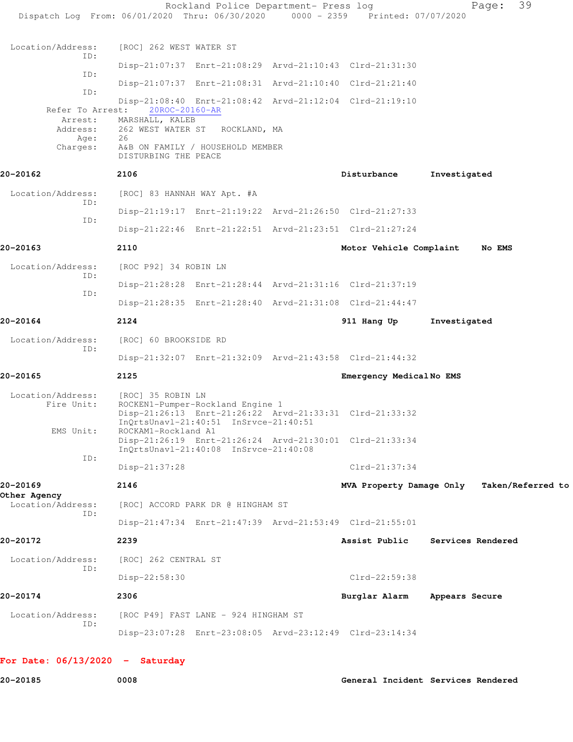Location/Address: [ROC] 262 WEST WATER ST
ID:
Disp-21:07:37 Enrt-21:08:29 Arvd-21:10:43 Clrd-21:31:30
ID:
Disp-21:07:37 Enrt-21:08:31 Arvd-21:10:40 Clrd-21:21:40
ID:
Disp-21:08:40 Enrt-21:08:42 Arvd-21:12:04 Clrd-21:19:10
Refer To Arrest: 20ROC-20160-AR
Arrest: MARSHALL, KALEB
Address: 262 WEST WATER ST ROCKLAND, MA
Age: 26
Charges: A&B ON FAMILY / HOUSEHOLD MEMBER
DISTURBING THE PEACE

**20-20162** **2106** **Disturbance** **Investigated**

Location/Address: [ROC] 83 HANNAH WAY Apt. #A
ID:
Disp-21:19:17 Enrt-21:19:22 Arvd-21:26:50 Clrd-21:27:33
ID:
Disp-21:22:46 Enrt-21:22:51 Arvd-21:23:51 Clrd-21:27:24

**20-20163** **2110** **Motor Vehicle Complaint** **No EMS**

Location/Address: [ROC P92] 34 ROBIN LN
ID:
Disp-21:28:28 Enrt-21:28:44 Arvd-21:31:16 Clrd-21:37:19
ID:
Disp-21:28:35 Enrt-21:28:40 Arvd-21:31:08 Clrd-21:44:47

**20-20164** **2124** **911 Hang Up** **Investigated**

Location/Address: [ROC] 60 BROOKSIDE RD
ID:
Disp-21:32:07 Enrt-21:32:09 Arvd-21:43:58 Clrd-21:44:32

**20-20165** **2125** **Emergency Medical** **No EMS**

Location/Address: [ROC] 35 ROBIN LN
Fire Unit: ROCKEN1-Pumper-Rockland Engine 1
Disp-21:26:13 Enrt-21:26:22 Arvd-21:33:31 Clrd-21:33:32
InQrtsUnavl-21:40:51 InSrvce-21:40:51
EMS Unit: ROCKAM1-Rockland A1
Disp-21:26:19 Enrt-21:26:24 Arvd-21:30:01 Clrd-21:33:34
InQrtsUnavl-21:40:08 InSrvce-21:40:08
ID:
Disp-21:37:28 Clrd-21:37:34

**20-20169** **2146** **MVA Property Damage Only** **Taken/Referred to Other Agency**

Location/Address: [ROC] ACCORD PARK DR @ HINGHAM ST
ID:
Disp-21:47:34 Enrt-21:47:39 Arvd-21:53:49 Clrd-21:55:01

**20-20172** **2239** **Assist Public** **Services Rendered**

Location/Address: [ROC] 262 CENTRAL ST
ID:
Disp-22:58:30 Clrd-22:59:38

**20-20174** **2306** **Burglar Alarm** **Appears Secure**

Location/Address: [ROC P49] FAST LANE - 924 HINGHAM ST
ID:
Disp-23:07:28 Enrt-23:08:05 Arvd-23:12:49 Clrd-23:14:34

**For Date: 06/13/2020 - Saturday**

**20-20185** **0008** **General Incident** **Services Rendered**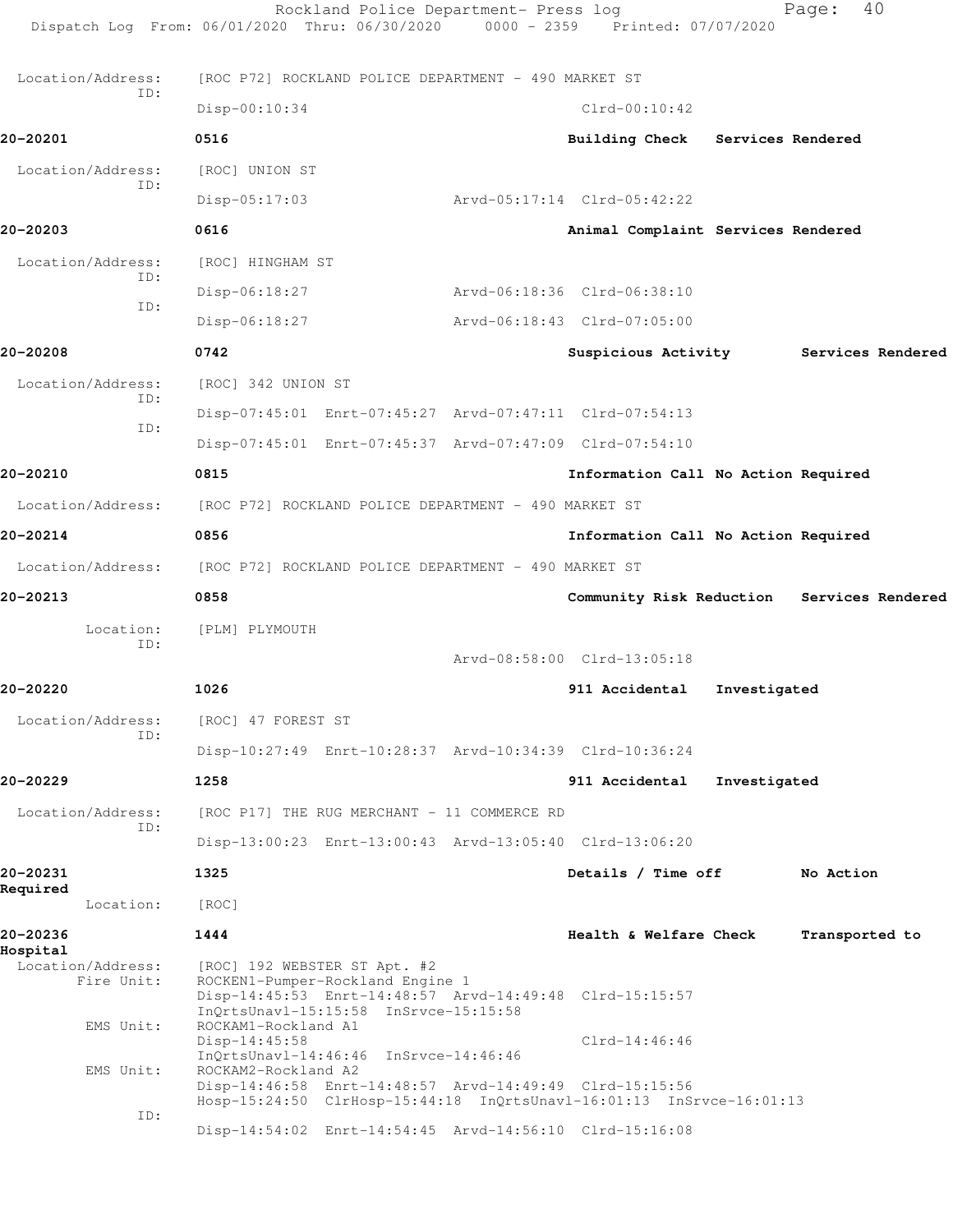Location/Address: [ROC P72] ROCKLAND POLICE DEPARTMENT - 490 MARKET ST
ID:
Disp-00:10:34 Clrd-00:10:42

**20-20201** 0516 **Building Check Services Rendered**

Location/Address: [ROC] UNION ST
ID:
Disp-05:17:03 Arvd-05:17:14 Clrd-05:42:22

**20-20203** 0616 **Animal Complaint Services Rendered**

Location/Address: [ROC] HINGHAM ST
ID:
Disp-06:18:27 Arvd-06:18:36 Clrd-06:38:10
ID:
Disp-06:18:27 Arvd-06:18:43 Clrd-07:05:00

**20-20208** 0742 **Suspicious Activity Services Rendered**

Location/Address: [ROC] 342 UNION ST
ID:
Disp-07:45:01 Enrt-07:45:27 Arvd-07:47:11 Clrd-07:54:13
ID:
Disp-07:45:01 Enrt-07:45:37 Arvd-07:47:09 Clrd-07:54:10

**20-20210** 0815 **Information Call No Action Required**

Location/Address: [ROC P72] ROCKLAND POLICE DEPARTMENT - 490 MARKET ST

**20-20214** 0856 **Information Call No Action Required**

Location/Address: [ROC P72] ROCKLAND POLICE DEPARTMENT - 490 MARKET ST

**20-20213** 0858 **Community Risk Reduction Services Rendered**

Location: [PLM] PLYMOUTH
ID:
Arvd-08:58:00 Clrd-13:05:18

**20-20220** 1026 **911 Accidental Investigated**

Location/Address: [ROC] 47 FOREST ST
ID:
Disp-10:27:49 Enrt-10:28:37 Arvd-10:34:39 Clrd-10:36:24

**20-20229** 1258 **911 Accidental Investigated**

Location/Address: [ROC P17] THE RUG MERCHANT - 11 COMMERCE RD
ID:
Disp-13:00:23 Enrt-13:00:43 Arvd-13:05:40 Clrd-13:06:20

**20-20231** 1325 **Details / Time off No Action Required**

Location: [ROC]

**20-20236** 1444 **Health & Welfare Check Transported to Hospital**

Location/Address: [ROC] 192 WEBSTER ST Apt. #2
Fire Unit: ROCKEN1-Pumper-Rockland Engine 1
Disp-14:45:53 Enrt-14:48:57 Arvd-14:49:48 Clrd-15:15:57
InQrtsUnavl-15:15:58 InSrvce-15:15:58
EMS Unit: ROCKAM1-Rockland A1
Disp-14:45:58 Clrd-14:46:46
InQrtsUnavl-14:46:46 InSrvce-14:46:46
EMS Unit: ROCKAM2-Rockland A2
Disp-14:46:58 Enrt-14:48:57 Arvd-14:49:49 Clrd-15:15:56
Hosp-15:24:50 ClrHosp-15:44:18 InQrtsUnavl-16:01:13 InSrvce-16:01:13
ID:
Disp-14:54:02 Enrt-14:54:45 Arvd-14:56:10 Clrd-15:16:08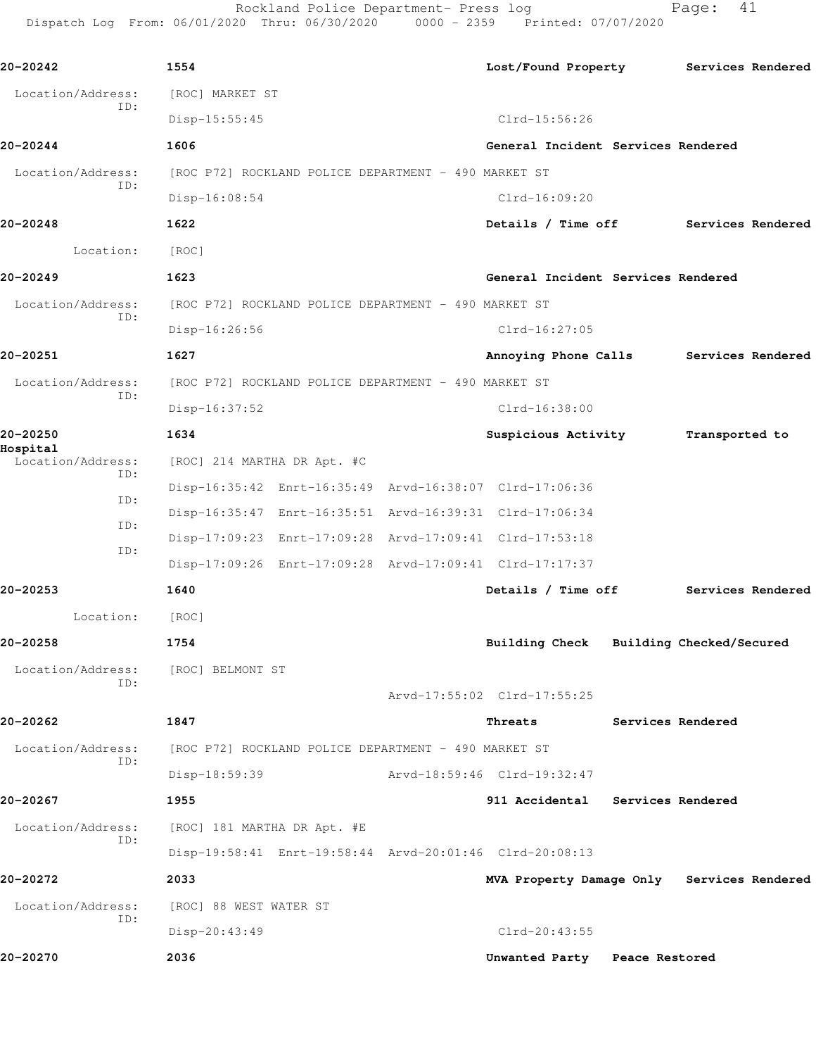**20-20242** **1554** **Lost/Found Property** **Services Rendered**

Location/Address: [ROC] MARKET ST
ID:
Disp-15:55:45 Clrd-15:56:26

**20-20244** **1606** **General Incident** **Services Rendered**

Location/Address: [ROC P72] ROCKLAND POLICE DEPARTMENT - 490 MARKET ST
ID:
Disp-16:08:54 Clrd-16:09:20

**20-20248** **1622** **Details / Time off** **Services Rendered**

Location: [ROC]

**20-20249** **1623** **General Incident** **Services Rendered**

Location/Address: [ROC P72] ROCKLAND POLICE DEPARTMENT - 490 MARKET ST
ID:
Disp-16:26:56 Clrd-16:27:05

**20-20251** **1627** **Annoying Phone Calls** **Services Rendered**

Location/Address: [ROC P72] ROCKLAND POLICE DEPARTMENT - 490 MARKET ST
ID:
Disp-16:37:52 Clrd-16:38:00

**20-20250** **1634** **Suspicious Activity** **Transported to Hospital**

Location/Address: [ROC] 214 MARTHA DR Apt. #C
ID:
Disp-16:35:42 Enrt-16:35:49 Arvd-16:38:07 Clrd-17:06:36
ID:
Disp-16:35:47 Enrt-16:35:51 Arvd-16:39:31 Clrd-17:06:34
ID:
Disp-17:09:23 Enrt-17:09:28 Arvd-17:09:41 Clrd-17:53:18
ID:
Disp-17:09:26 Enrt-17:09:28 Arvd-17:09:41 Clrd-17:17:37

**20-20253** **1640** **Details / Time off** **Services Rendered**

Location: [ROC]

**20-20258** **1754** **Building Check** **Building Checked/Secured**

Location/Address: [ROC] BELMONT ST
ID:
Arvd-17:55:02 Clrd-17:55:25

**20-20262** **1847** **Threats** **Services Rendered**

Location/Address: [ROC P72] ROCKLAND POLICE DEPARTMENT - 490 MARKET ST
ID:
Disp-18:59:39 Arvd-18:59:46 Clrd-19:32:47

**20-20267** **1955** **911 Accidental** **Services Rendered**

Location/Address: [ROC] 181 MARTHA DR Apt. #E
ID:
Disp-19:58:41 Enrt-19:58:44 Arvd-20:01:46 Clrd-20:08:13

**20-20272** **2033** **MVA Property Damage Only** **Services Rendered**

Location/Address: [ROC] 88 WEST WATER ST
ID:
Disp-20:43:49 Clrd-20:43:55

**20-20270** **2036** **Unwanted Party** **Peace Restored**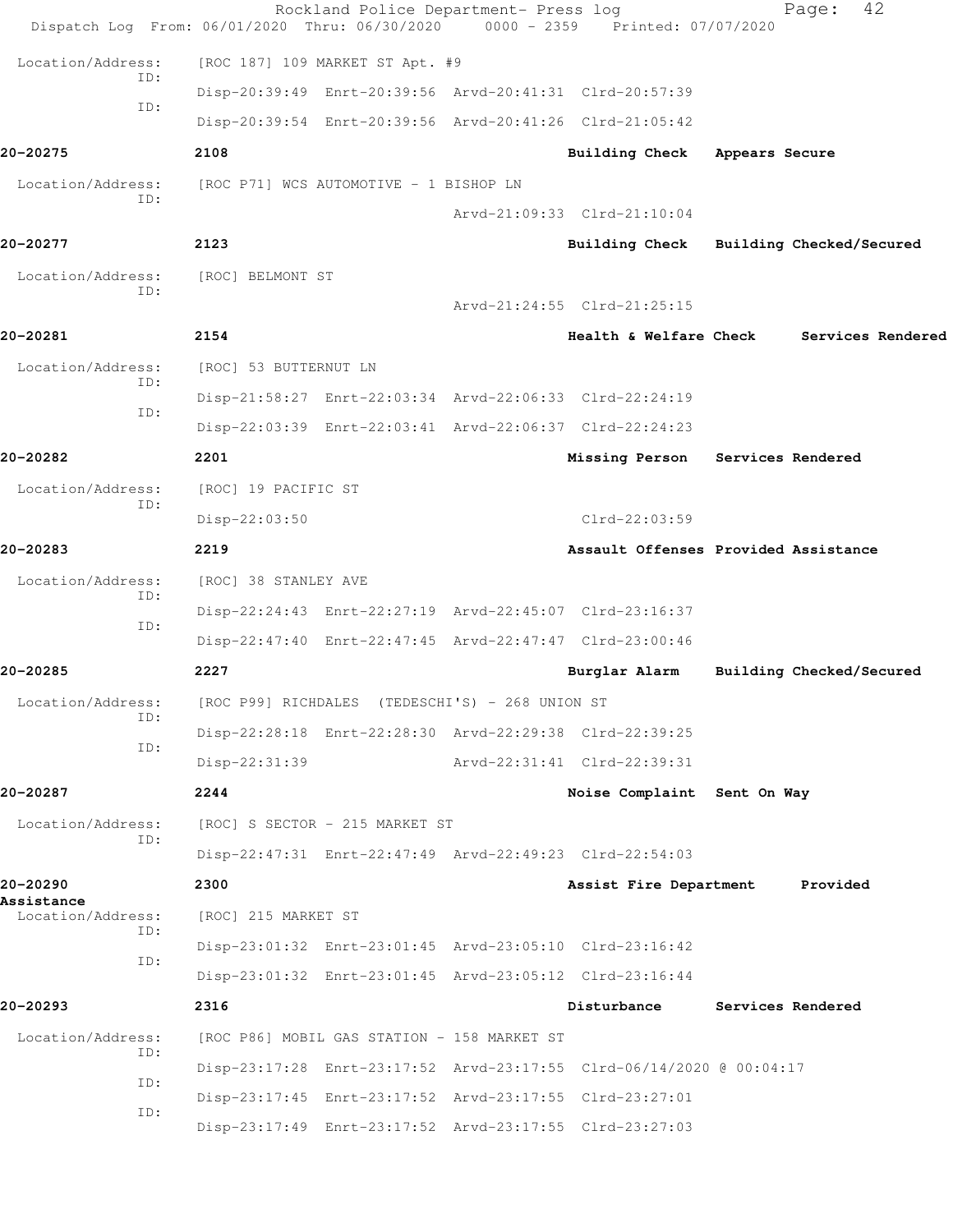Location/Address: [ROC 187] 109 MARKET ST Apt. #9

ID: Disp-20:39:49 Enrt-20:39:56 Arvd-20:41:31 Clrd-20:57:39

ID: Disp-20:39:54 Enrt-20:39:56 Arvd-20:41:26 Clrd-21:05:42

**20-20275** 2108 Building Check Appears Secure

Location/Address: [ROC P71] WCS AUTOMOTIVE - 1 BISHOP LN

ID: Arvd-21:09:33 Clrd-21:10:04

**20-20277** 2123 Building Check Building Checked/Secured

Location/Address: [ROC] BELMONT ST

ID: Arvd-21:24:55 Clrd-21:25:15

**20-20281** 2154 Health & Welfare Check Services Rendered

Location/Address: [ROC] 53 BUTTERNUT LN

ID: Disp-21:58:27 Enrt-22:03:34 Arvd-22:06:33 Clrd-22:24:19

ID: Disp-22:03:39 Enrt-22:03:41 Arvd-22:06:37 Clrd-22:24:23

**20-20282** 2201 Missing Person Services Rendered

Location/Address: [ROC] 19 PACIFIC ST

ID: Disp-22:03:50 Clrd-22:03:59

**20-20283** 2219 Assault Offenses Provided Assistance

Location/Address: [ROC] 38 STANLEY AVE

ID: Disp-22:24:43 Enrt-22:27:19 Arvd-22:45:07 Clrd-23:16:37

ID: Disp-22:47:40 Enrt-22:47:45 Arvd-22:47:47 Clrd-23:00:46

**20-20285** 2227 Burglar Alarm Building Checked/Secured

Location/Address: [ROC P99] RICHDALES (TEDESCHI'S) - 268 UNION ST

ID: Disp-22:28:18 Enrt-22:28:30 Arvd-22:29:38 Clrd-22:39:25

ID: Disp-22:31:39 Arvd-22:31:41 Clrd-22:39:31

**20-20287** 2244 Noise Complaint Sent On Way

Location/Address: [ROC] S SECTOR - 215 MARKET ST

ID: Disp-22:47:31 Enrt-22:47:49 Arvd-22:49:23 Clrd-22:54:03

**20-20290** 2300 Assist Fire Department Provided Assistance

Location/Address: [ROC] 215 MARKET ST

ID: Disp-23:01:32 Enrt-23:01:45 Arvd-23:05:10 Clrd-23:16:42

ID: Disp-23:01:32 Enrt-23:01:45 Arvd-23:05:12 Clrd-23:16:44

**20-20293** 2316 Disturbance Services Rendered

Location/Address: [ROC P86] MOBIL GAS STATION - 158 MARKET ST

ID: Disp-23:17:28 Enrt-23:17:52 Arvd-23:17:55 Clrd-06/14/2020 @ 00:04:17

ID: Disp-23:17:45 Enrt-23:17:52 Arvd-23:17:55 Clrd-23:27:01

ID: Disp-23:17:49 Enrt-23:17:52 Arvd-23:17:55 Clrd-23:27:03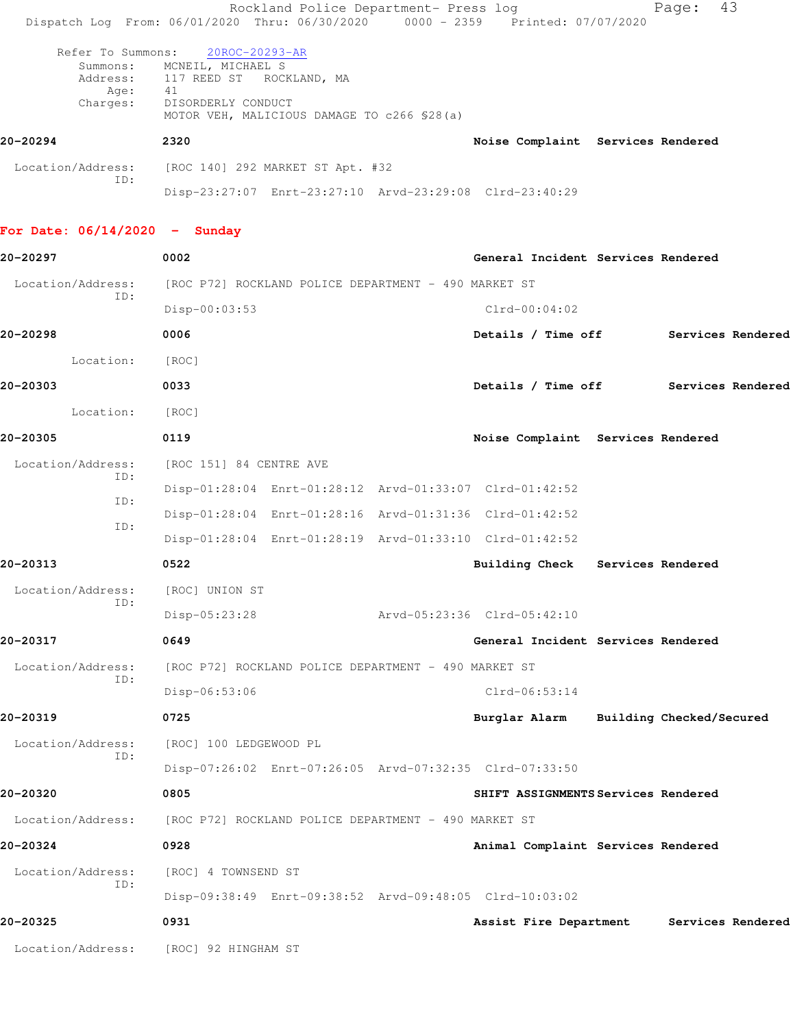Refer To Summons: 20ROC-20293-AR
Summons: MCNEIL, MICHAEL S
Address: 117 REED ST ROCKLAND, MA
Age: 41
Charges: DISORDERLY CONDUCT
MOTOR VEH, MALICIOUS DAMAGE TO c266 §28(a)

**20-20294** 2320 **Noise Complaint** **Services Rendered**

Location/Address: [ROC 140] 292 MARKET ST Apt. #32
ID:
Disp-23:27:07 Enrt-23:27:10 Arvd-23:29:08 Clrd-23:40:29

## For Date: 06/14/2020 - Sunday

**20-20297** 0002 **General Incident** **Services Rendered**

Location/Address: [ROC P72] ROCKLAND POLICE DEPARTMENT - 490 MARKET ST
ID:
Disp-00:03:53 Clrd-00:04:02

**20-20298** 0006 **Details / Time off** **Services Rendered**

Location: [ROC]

**20-20303** 0033 **Details / Time off** **Services Rendered**

Location: [ROC]

**20-20305** 0119 **Noise Complaint** **Services Rendered**

Location/Address: [ROC 151] 84 CENTRE AVE
ID:
Disp-01:28:04 Enrt-01:28:12 Arvd-01:33:07 Clrd-01:42:52
ID:
Disp-01:28:04 Enrt-01:28:16 Arvd-01:31:36 Clrd-01:42:52
ID:
Disp-01:28:04 Enrt-01:28:19 Arvd-01:33:10 Clrd-01:42:52

**20-20313** 0522 **Building Check** **Services Rendered**

Location/Address: [ROC] UNION ST
ID:
Disp-05:23:28 Arvd-05:23:36 Clrd-05:42:10

**20-20317** 0649 **General Incident** **Services Rendered**

Location/Address: [ROC P72] ROCKLAND POLICE DEPARTMENT - 490 MARKET ST
ID:
Disp-06:53:06 Clrd-06:53:14

**20-20319** 0725 **Burglar Alarm** **Building Checked/Secured**

Location/Address: [ROC] 100 LEDGEWOOD PL
ID:
Disp-07:26:02 Enrt-07:26:05 Arvd-07:32:35 Clrd-07:33:50

**20-20320** 0805 **SHIFT ASSIGNMENTS** **Services Rendered**

Location/Address: [ROC P72] ROCKLAND POLICE DEPARTMENT - 490 MARKET ST

**20-20324** 0928 **Animal Complaint** **Services Rendered**

Location/Address: [ROC] 4 TOWNSEND ST
ID:
Disp-09:38:49 Enrt-09:38:52 Arvd-09:48:05 Clrd-10:03:02

**20-20325** 0931 **Assist Fire Department** **Services Rendered**

Location/Address: [ROC] 92 HINGHAM ST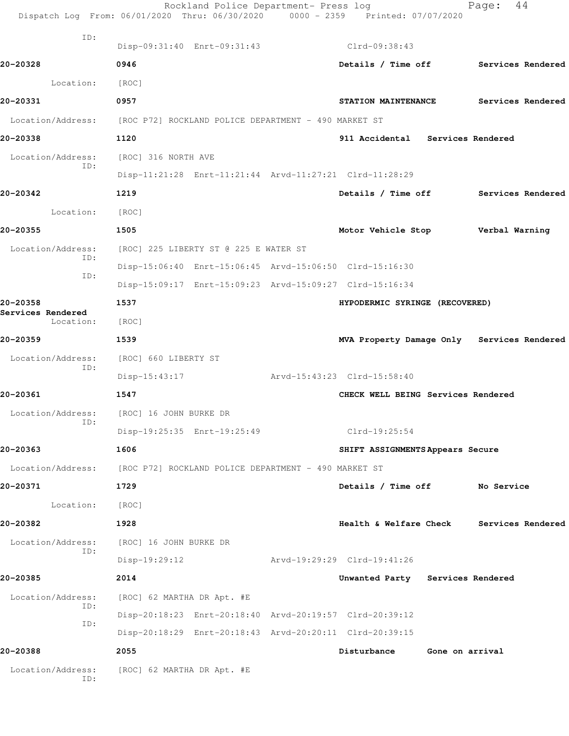ID:
Disp-09:31:40 Enrt-09:31:43 Clrd-09:38:43

**20-20328** 0946 **Details / Time off** **Services Rendered**

Location: [ROC]

**20-20331** 0957 **STATION MAINTENANCE** **Services Rendered**

Location/Address: [ROC P72] ROCKLAND POLICE DEPARTMENT - 490 MARKET ST

**20-20338** 1120 **911 Accidental** **Services Rendered**

Location/Address: [ROC] 316 NORTH AVE
ID:
Disp-11:21:28 Enrt-11:21:44 Arvd-11:27:21 Clrd-11:28:29

**20-20342** 1219 **Details / Time off** **Services Rendered**

Location: [ROC]

**20-20355** 1505 **Motor Vehicle Stop** **Verbal Warning**

Location/Address: [ROC] 225 LIBERTY ST @ 225 E WATER ST
ID:
Disp-15:06:40 Enrt-15:06:45 Arvd-15:06:50 Clrd-15:16:30
ID:
Disp-15:09:17 Enrt-15:09:23 Arvd-15:09:27 Clrd-15:16:34

**20-20358** 1537 **HYPODERMIC SYRINGE (RECOVERED)**
**Services Rendered**
Location: [ROC]

**20-20359** 1539 **MVA Property Damage Only** **Services Rendered**

Location/Address: [ROC] 660 LIBERTY ST
ID:
Disp-15:43:17 Arvd-15:43:23 Clrd-15:58:40

**20-20361** 1547 **CHECK WELL BEING** **Services Rendered**

Location/Address: [ROC] 16 JOHN BURKE DR
ID:
Disp-19:25:35 Enrt-19:25:49 Clrd-19:25:54

**20-20363** 1606 **SHIFT ASSIGNMENTS** **Appears Secure**

Location/Address: [ROC P72] ROCKLAND POLICE DEPARTMENT - 490 MARKET ST

**20-20371** 1729 **Details / Time off** **No Service**

Location: [ROC]

**20-20382** 1928 **Health & Welfare Check** **Services Rendered**

Location/Address: [ROC] 16 JOHN BURKE DR
ID:
Disp-19:29:12 Arvd-19:29:29 Clrd-19:41:26

**20-20385** 2014 **Unwanted Party** **Services Rendered**

Location/Address: [ROC] 62 MARTHA DR Apt. #E
ID:
Disp-20:18:23 Enrt-20:18:40 Arvd-20:19:57 Clrd-20:39:12
ID:
Disp-20:18:29 Enrt-20:18:43 Arvd-20:20:11 Clrd-20:39:15

**20-20388** 2055 **Disturbance** **Gone on arrival**

Location/Address: [ROC] 62 MARTHA DR Apt. #E
ID: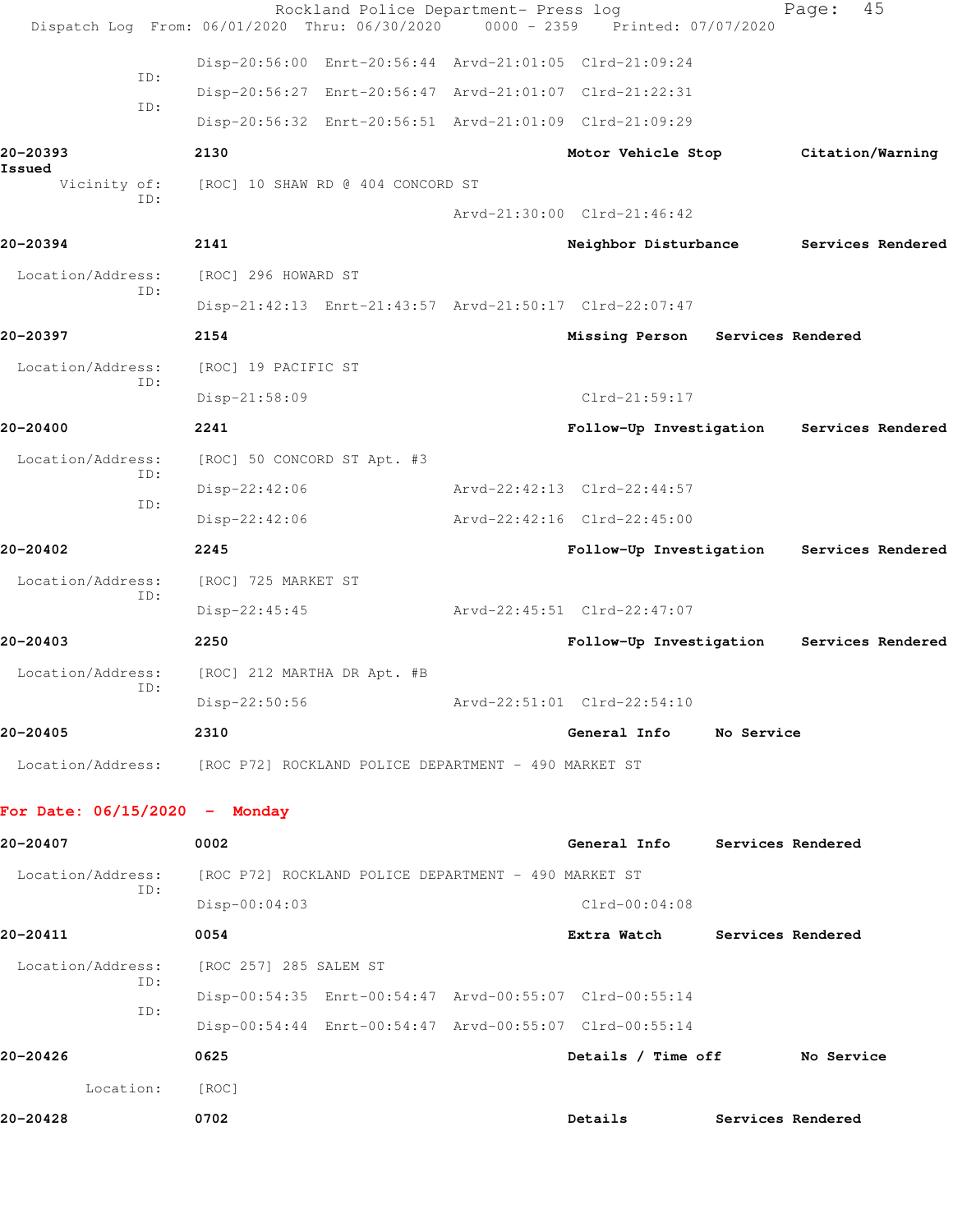```
              ID:
                    Disp-20:56:00  Enrt-20:56:44  Arvd-21:01:05  Clrd-21:09:24
              ID:
                    Disp-20:56:27  Enrt-20:56:47  Arvd-21:01:07  Clrd-21:22:31
              ID:
                    Disp-20:56:32  Enrt-20:56:51  Arvd-21:01:09  Clrd-21:09:29

20-20393            2130                                   Motor Vehicle Stop      Citation/Warning
Issued
       Vicinity of:   [ROC] 10 SHAW RD @ 404 CONCORD ST
              ID:
                                                   Arvd-21:30:00  Clrd-21:46:42

20-20394            2141                                   Neighbor Disturbance    Services Rendered

  Location/Address:   [ROC] 296 HOWARD ST
              ID:
                    Disp-21:42:13  Enrt-21:43:57  Arvd-21:50:17  Clrd-22:07:47

20-20397            2154                                   Missing Person    Services Rendered

  Location/Address:   [ROC] 19 PACIFIC ST
              ID:
                    Disp-21:58:09                               Clrd-21:59:17

20-20400            2241                                   Follow-Up Investigation    Services Rendered

  Location/Address:   [ROC] 50 CONCORD ST Apt. #3
              ID:
                    Disp-22:42:06                  Arvd-22:42:13  Clrd-22:44:57
              ID:
                    Disp-22:42:06                  Arvd-22:42:16  Clrd-22:45:00

20-20402            2245                                   Follow-Up Investigation    Services Rendered

  Location/Address:   [ROC] 725 MARKET ST
              ID:
                    Disp-22:45:45                  Arvd-22:45:51  Clrd-22:47:07

20-20403            2250                                   Follow-Up Investigation    Services Rendered

  Location/Address:   [ROC] 212 MARTHA DR Apt. #B
              ID:
                    Disp-22:50:56                  Arvd-22:51:01  Clrd-22:54:10

20-20405            2310                                   General Info     No Service

  Location/Address:   [ROC P72] ROCKLAND POLICE DEPARTMENT - 490 MARKET ST
```

**For Date: 06/15/2020 - Monday**

```
20-20407            0002                                   General Info     Services Rendered

  Location/Address:   [ROC P72] ROCKLAND POLICE DEPARTMENT - 490 MARKET ST
              ID:
                    Disp-00:04:03                               Clrd-00:04:08

20-20411            0054                                   Extra Watch      Services Rendered

  Location/Address:   [ROC 257] 285 SALEM ST
              ID:
                    Disp-00:54:35  Enrt-00:54:47  Arvd-00:55:07  Clrd-00:55:14
              ID:
                    Disp-00:54:44  Enrt-00:54:47  Arvd-00:55:07  Clrd-00:55:14

20-20426            0625                                   Details / Time off      No Service

          Location:   [ROC]

20-20428            0702                                   Details          Services Rendered
```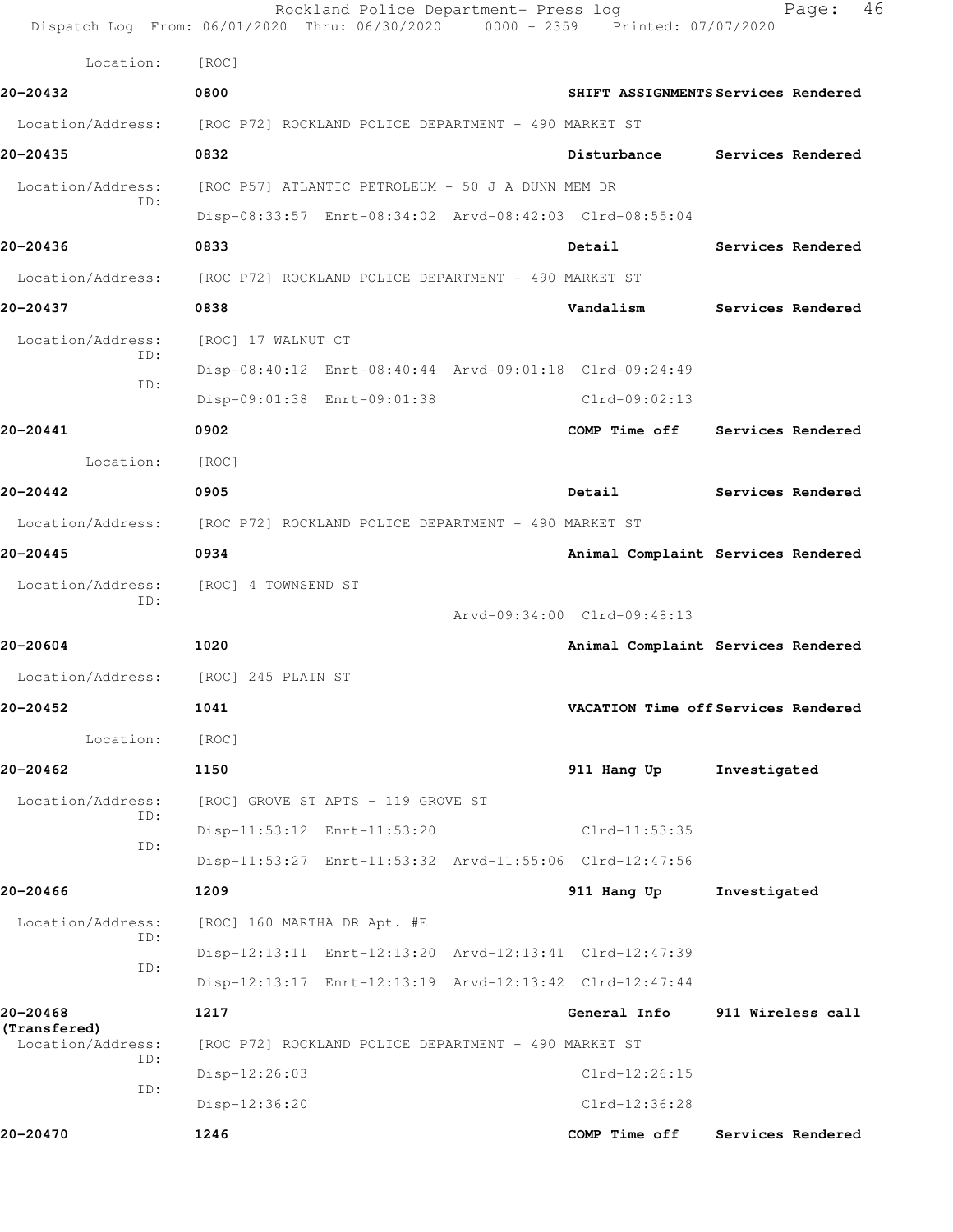Location: [ROC]

**20-20432** 0800 SHIFT ASSIGNMENTS Services Rendered

Location/Address: [ROC P72] ROCKLAND POLICE DEPARTMENT - 490 MARKET ST

**20-20435** 0832 Disturbance Services Rendered

Location/Address: [ROC P57] ATLANTIC PETROLEUM - 50 J A DUNN MEM DR
ID: Disp-08:33:57 Enrt-08:34:02 Arvd-08:42:03 Clrd-08:55:04

**20-20436** 0833 Detail Services Rendered

Location/Address: [ROC P72] ROCKLAND POLICE DEPARTMENT - 490 MARKET ST

**20-20437** 0838 Vandalism Services Rendered

Location/Address: [ROC] 17 WALNUT CT
ID: Disp-08:40:12 Enrt-08:40:44 Arvd-09:01:18 Clrd-09:24:49
ID: Disp-09:01:38 Enrt-09:01:38 Clrd-09:02:13

**20-20441** 0902 COMP Time off Services Rendered

Location: [ROC]

**20-20442** 0905 Detail Services Rendered

Location/Address: [ROC P72] ROCKLAND POLICE DEPARTMENT - 490 MARKET ST

**20-20445** 0934 Animal Complaint Services Rendered

Location/Address: [ROC] 4 TOWNSEND ST
ID: Arvd-09:34:00 Clrd-09:48:13

**20-20604** 1020 Animal Complaint Services Rendered

Location/Address: [ROC] 245 PLAIN ST

**20-20452** 1041 VACATION Time off Services Rendered

Location: [ROC]

**20-20462** 1150 911 Hang Up Investigated

Location/Address: [ROC] GROVE ST APTS - 119 GROVE ST
ID: Disp-11:53:12 Enrt-11:53:20 Clrd-11:53:35
ID: Disp-11:53:27 Enrt-11:53:32 Arvd-11:55:06 Clrd-12:47:56

**20-20466** 1209 911 Hang Up Investigated

Location/Address: [ROC] 160 MARTHA DR Apt. #E
ID: Disp-12:13:11 Enrt-12:13:20 Arvd-12:13:41 Clrd-12:47:39
ID: Disp-12:13:17 Enrt-12:13:19 Arvd-12:13:42 Clrd-12:47:44

**20-20468 (Transfered)** 1217 General Info 911 Wireless call

Location/Address: [ROC P72] ROCKLAND POLICE DEPARTMENT - 490 MARKET ST
ID: Disp-12:26:03 Clrd-12:26:15
ID: Disp-12:36:20 Clrd-12:36:28

**20-20470** 1246 COMP Time off Services Rendered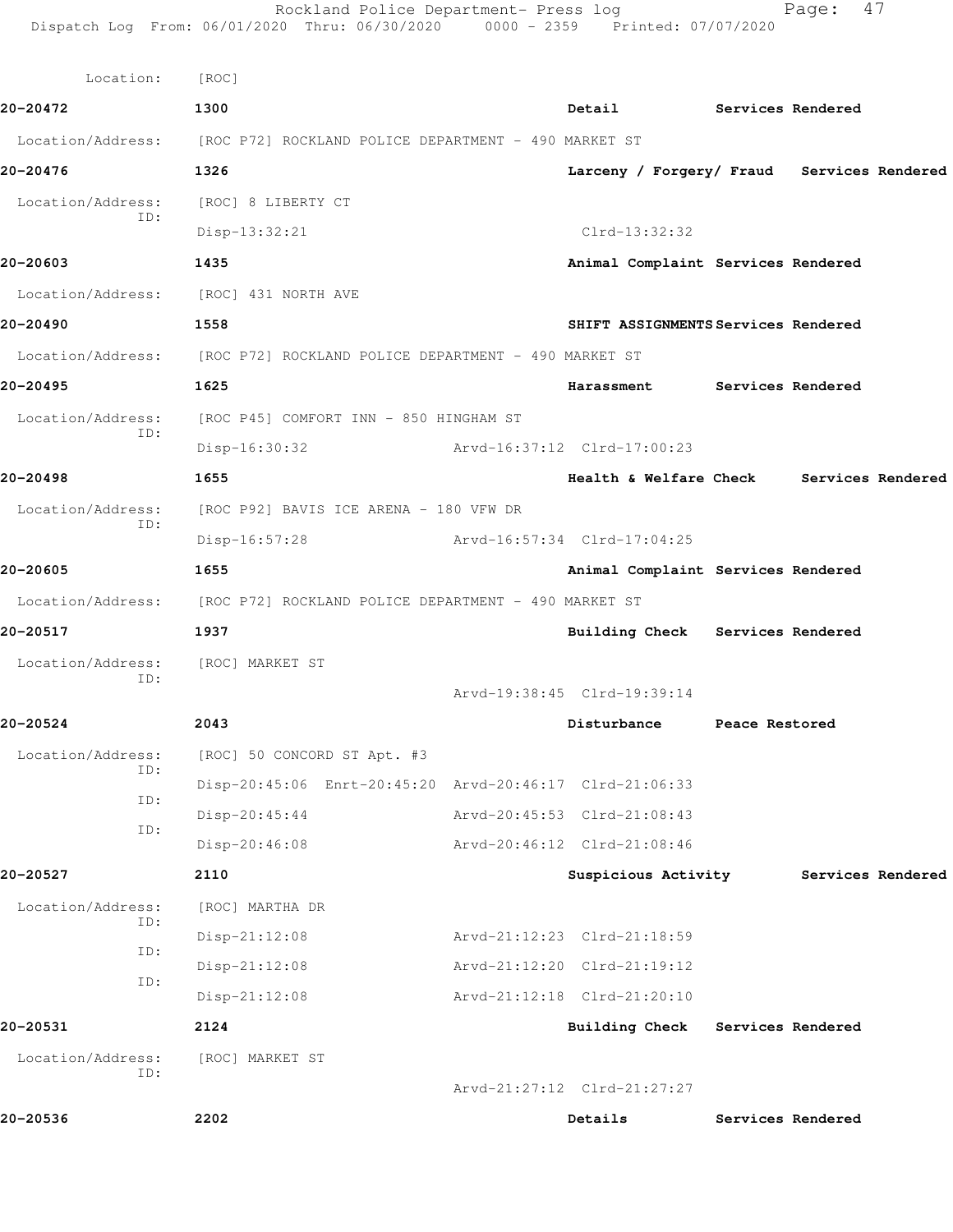Location: [ROC]

**20-20472** 1300 **Detail** **Services Rendered**

Location/Address: [ROC P72] ROCKLAND POLICE DEPARTMENT - 490 MARKET ST

**20-20476** 1326 **Larceny / Forgery/ Fraud** **Services Rendered**

Location/Address: [ROC] 8 LIBERTY CT
ID:
Disp-13:32:21 Clrd-13:32:32

**20-20603** 1435 **Animal Complaint** **Services Rendered**

Location/Address: [ROC] 431 NORTH AVE

**20-20490** 1558 **SHIFT ASSIGNMENTS** **Services Rendered**

Location/Address: [ROC P72] ROCKLAND POLICE DEPARTMENT - 490 MARKET ST

**20-20495** 1625 **Harassment** **Services Rendered**

Location/Address: [ROC P45] COMFORT INN - 850 HINGHAM ST
ID:
Disp-16:30:32 Arvd-16:37:12 Clrd-17:00:23

**20-20498** 1655 **Health & Welfare Check** **Services Rendered**

Location/Address: [ROC P92] BAVIS ICE ARENA - 180 VFW DR
ID:
Disp-16:57:28 Arvd-16:57:34 Clrd-17:04:25

**20-20605** 1655 **Animal Complaint** **Services Rendered**

Location/Address: [ROC P72] ROCKLAND POLICE DEPARTMENT - 490 MARKET ST

**20-20517** 1937 **Building Check** **Services Rendered**

Location/Address: [ROC] MARKET ST
ID:
Arvd-19:38:45 Clrd-19:39:14

**20-20524** 2043 **Disturbance** **Peace Restored**

Location/Address: [ROC] 50 CONCORD ST Apt. #3
ID:
Disp-20:45:06 Enrt-20:45:20 Arvd-20:46:17 Clrd-21:06:33
ID:
Disp-20:45:44 Arvd-20:45:53 Clrd-21:08:43
ID:
Disp-20:46:08 Arvd-20:46:12 Clrd-21:08:46

**20-20527** 2110 **Suspicious Activity** **Services Rendered**

Location/Address: [ROC] MARTHA DR
ID:
Disp-21:12:08 Arvd-21:12:23 Clrd-21:18:59
ID:
Disp-21:12:08 Arvd-21:12:20 Clrd-21:19:12
ID:
Disp-21:12:08 Arvd-21:12:18 Clrd-21:20:10

**20-20531** 2124 **Building Check** **Services Rendered**

Location/Address: [ROC] MARKET ST
ID:
Arvd-21:27:12 Clrd-21:27:27

**20-20536** 2202 **Details** **Services Rendered**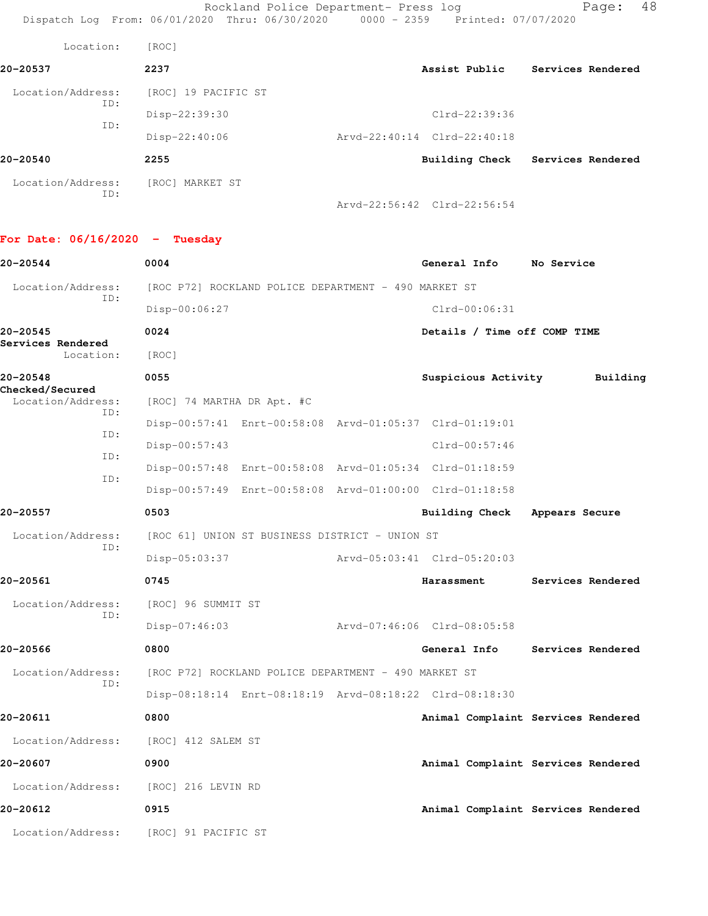Location: [ROC]

**20-20537** 2237 **Assist Public Services Rendered**

Location/Address: [ROC] 19 PACIFIC ST
ID:
Disp-22:39:30 Clrd-22:39:36
ID:
Disp-22:40:06 Arvd-22:40:14 Clrd-22:40:18

**20-20540** 2255 **Building Check Services Rendered**

Location/Address: [ROC] MARKET ST
ID:
Arvd-22:56:42 Clrd-22:56:54

## For Date: 06/16/2020 - Tuesday

**20-20544** 0004 **General Info No Service**

Location/Address: [ROC P72] ROCKLAND POLICE DEPARTMENT - 490 MARKET ST
ID:
Disp-00:06:27 Clrd-00:06:31

**20-20545** 0024 **Details / Time off COMP TIME**
**Services Rendered**
Location: [ROC]

**20-20548** 0055 **Suspicious Activity Building Checked/Secured**

Location/Address: [ROC] 74 MARTHA DR Apt. #C
ID:
Disp-00:57:41 Enrt-00:58:08 Arvd-01:05:37 Clrd-01:19:01
ID:
Disp-00:57:43 Clrd-00:57:46
ID:
Disp-00:57:48 Enrt-00:58:08 Arvd-01:05:34 Clrd-01:18:59
ID:
Disp-00:57:49 Enrt-00:58:08 Arvd-01:00:00 Clrd-01:18:58

**20-20557** 0503 **Building Check Appears Secure**

Location/Address: [ROC 61] UNION ST BUSINESS DISTRICT - UNION ST
ID:
Disp-05:03:37 Arvd-05:03:41 Clrd-05:20:03

**20-20561** 0745 **Harassment Services Rendered**

Location/Address: [ROC] 96 SUMMIT ST
ID:
Disp-07:46:03 Arvd-07:46:06 Clrd-08:05:58

**20-20566** 0800 **General Info Services Rendered**

Location/Address: [ROC P72] ROCKLAND POLICE DEPARTMENT - 490 MARKET ST
ID:
Disp-08:18:14 Enrt-08:18:19 Arvd-08:18:22 Clrd-08:18:30

**20-20611** 0800 **Animal Complaint Services Rendered**

Location/Address: [ROC] 412 SALEM ST

**20-20607** 0900 **Animal Complaint Services Rendered**

Location/Address: [ROC] 216 LEVIN RD

**20-20612** 0915 **Animal Complaint Services Rendered**

Location/Address: [ROC] 91 PACIFIC ST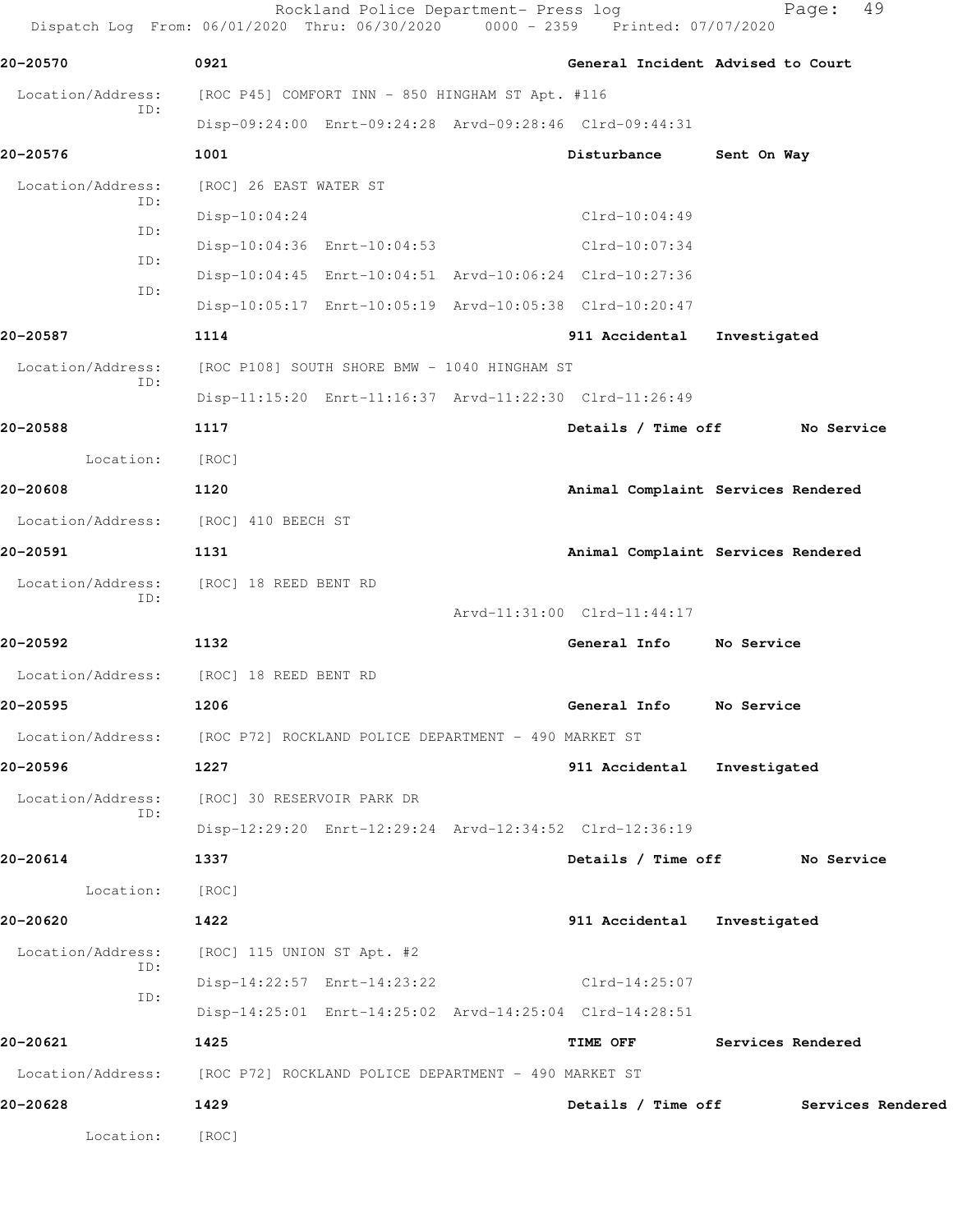Rockland Police Department- Press log

Dispatch Log From: 06/01/2020 Thru: 06/30/2020 0000 - 2359 Printed: 07/07/2020

**20-20570** **0921** **General Incident Advised to Court**

Location/Address: [ROC P45] COMFORT INN - 850 HINGHAM ST Apt. #116

ID: Disp-09:24:00 Enrt-09:24:28 Arvd-09:28:46 Clrd-09:44:31

**20-20576** **1001** **Disturbance Sent On Way**

Location/Address: [ROC] 26 EAST WATER ST

ID: Disp-10:04:24 Clrd-10:04:49

ID: Disp-10:04:36 Enrt-10:04:53 Clrd-10:07:34

ID: Disp-10:04:45 Enrt-10:04:51 Arvd-10:06:24 Clrd-10:27:36

ID: Disp-10:05:17 Enrt-10:05:19 Arvd-10:05:38 Clrd-10:20:47

**20-20587** **1114** **911 Accidental Investigated**

Location/Address: [ROC P108] SOUTH SHORE BMW - 1040 HINGHAM ST

ID: Disp-11:15:20 Enrt-11:16:37 Arvd-11:22:30 Clrd-11:26:49

**20-20588** **1117** **Details / Time off No Service**

Location: [ROC]

**20-20608** **1120** **Animal Complaint Services Rendered**

Location/Address: [ROC] 410 BEECH ST

**20-20591** **1131** **Animal Complaint Services Rendered**

Location/Address: [ROC] 18 REED BENT RD

ID: Arvd-11:31:00 Clrd-11:44:17

**20-20592** **1132** **General Info No Service**

Location/Address: [ROC] 18 REED BENT RD

**20-20595** **1206** **General Info No Service**

Location/Address: [ROC P72] ROCKLAND POLICE DEPARTMENT - 490 MARKET ST

**20-20596** **1227** **911 Accidental Investigated**

Location/Address: [ROC] 30 RESERVOIR PARK DR

ID: Disp-12:29:20 Enrt-12:29:24 Arvd-12:34:52 Clrd-12:36:19

**20-20614** **1337** **Details / Time off No Service**

Location: [ROC]

**20-20620** **1422** **911 Accidental Investigated**

Location/Address: [ROC] 115 UNION ST Apt. #2

ID: Disp-14:22:57 Enrt-14:23:22 Clrd-14:25:07

ID: Disp-14:25:01 Enrt-14:25:02 Arvd-14:25:04 Clrd-14:28:51

**20-20621** **1425** **TIME OFF Services Rendered**

Location/Address: [ROC P72] ROCKLAND POLICE DEPARTMENT - 490 MARKET ST

**20-20628** **1429** **Details / Time off Services Rendered**

Location: [ROC]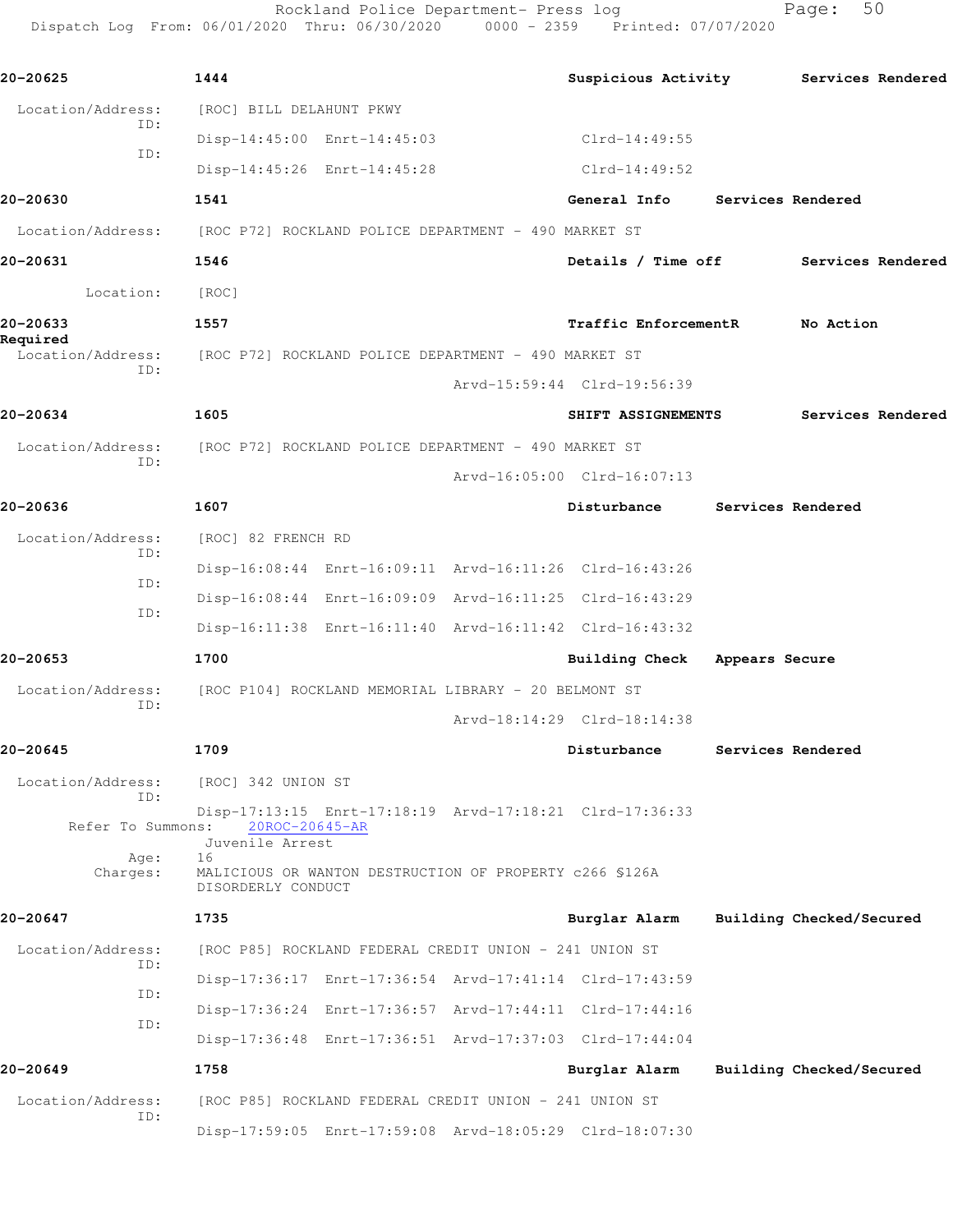**20-20625** 1444 **Suspicious Activity** **Services Rendered**

Location/Address: [ROC] BILL DELAHUNT PKWY
ID: Disp-14:45:00 Enrt-14:45:03 Clrd-14:49:55
ID: Disp-14:45:26 Enrt-14:45:28 Clrd-14:49:52

**20-20630** 1541 **General Info** **Services Rendered**

Location/Address: [ROC P72] ROCKLAND POLICE DEPARTMENT - 490 MARKET ST

**20-20631** 1546 **Details / Time off** **Services Rendered**

Location: [ROC]

**20-20633** 1557 **Traffic EnforcementR** **No Action Required**

Location/Address: [ROC P72] ROCKLAND POLICE DEPARTMENT - 490 MARKET ST
ID: Arvd-15:59:44 Clrd-19:56:39

**20-20634** 1605 **SHIFT ASSIGNEMENTS** **Services Rendered**

Location/Address: [ROC P72] ROCKLAND POLICE DEPARTMENT - 490 MARKET ST
ID: Arvd-16:05:00 Clrd-16:07:13

**20-20636** 1607 **Disturbance** **Services Rendered**

Location/Address: [ROC] 82 FRENCH RD
ID: Disp-16:08:44 Enrt-16:09:11 Arvd-16:11:26 Clrd-16:43:26
ID: Disp-16:08:44 Enrt-16:09:09 Arvd-16:11:25 Clrd-16:43:29
ID: Disp-16:11:38 Enrt-16:11:40 Arvd-16:11:42 Clrd-16:43:32

**20-20653** 1700 **Building Check** **Appears Secure**

Location/Address: [ROC P104] ROCKLAND MEMORIAL LIBRARY - 20 BELMONT ST
ID: Arvd-18:14:29 Clrd-18:14:38

**20-20645** 1709 **Disturbance** **Services Rendered**

Location/Address: [ROC] 342 UNION ST
ID: Disp-17:13:15 Enrt-17:18:19 Arvd-17:18:21 Clrd-17:36:33
Refer To Summons: 20ROC-20645-AR
Juvenile Arrest
Age: 16
Charges: MALICIOUS OR WANTON DESTRUCTION OF PROPERTY c266 §126A
DISORDERLY CONDUCT

**20-20647** 1735 **Burglar Alarm** **Building Checked/Secured**

Location/Address: [ROC P85] ROCKLAND FEDERAL CREDIT UNION - 241 UNION ST
ID: Disp-17:36:17 Enrt-17:36:54 Arvd-17:41:14 Clrd-17:43:59
ID: Disp-17:36:24 Enrt-17:36:57 Arvd-17:44:11 Clrd-17:44:16
ID: Disp-17:36:48 Enrt-17:36:51 Arvd-17:37:03 Clrd-17:44:04

**20-20649** 1758 **Burglar Alarm** **Building Checked/Secured**

Location/Address: [ROC P85] ROCKLAND FEDERAL CREDIT UNION - 241 UNION ST
ID: Disp-17:59:05 Enrt-17:59:08 Arvd-18:05:29 Clrd-18:07:30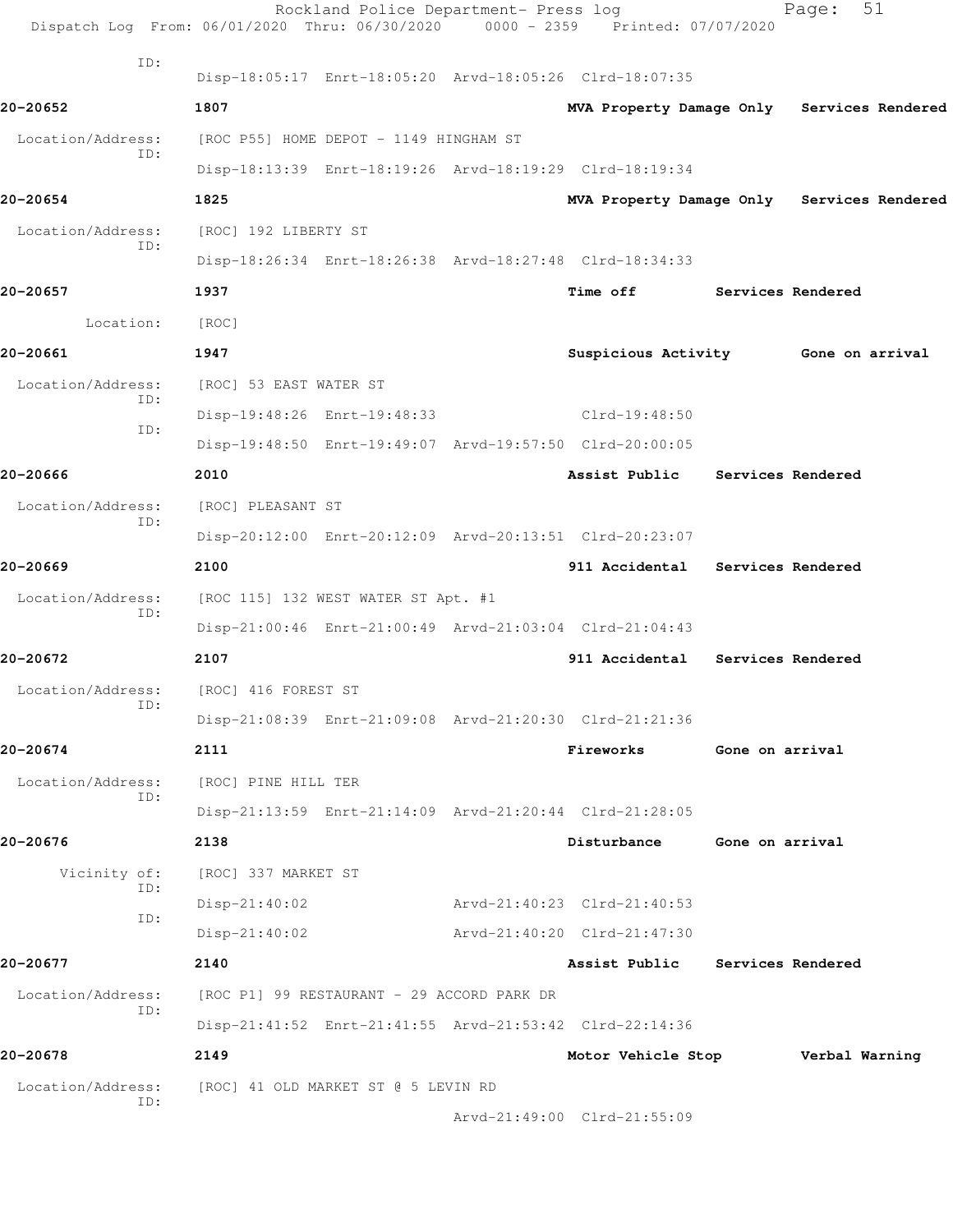ID:
Disp-18:05:17 Enrt-18:05:20 Arvd-18:05:26 Clrd-18:07:35

**20-20652** **1807** **MVA Property Damage Only** **Services Rendered**

Location/Address: [ROC P55] HOME DEPOT - 1149 HINGHAM ST
ID:
Disp-18:13:39 Enrt-18:19:26 Arvd-18:19:29 Clrd-18:19:34

**20-20654** **1825** **MVA Property Damage Only** **Services Rendered**

Location/Address: [ROC] 192 LIBERTY ST
ID:
Disp-18:26:34 Enrt-18:26:38 Arvd-18:27:48 Clrd-18:34:33

**20-20657** **1937** **Time off** **Services Rendered**

Location: [ROC]

**20-20661** **1947** **Suspicious Activity** **Gone on arrival**

Location/Address: [ROC] 53 EAST WATER ST
ID:
Disp-19:48:26 Enrt-19:48:33 Clrd-19:48:50
ID:
Disp-19:48:50 Enrt-19:49:07 Arvd-19:57:50 Clrd-20:00:05

**20-20666** **2010** **Assist Public** **Services Rendered**

Location/Address: [ROC] PLEASANT ST
ID:
Disp-20:12:00 Enrt-20:12:09 Arvd-20:13:51 Clrd-20:23:07

**20-20669** **2100** **911 Accidental** **Services Rendered**

Location/Address: [ROC 115] 132 WEST WATER ST Apt. #1
ID:
Disp-21:00:46 Enrt-21:00:49 Arvd-21:03:04 Clrd-21:04:43

**20-20672** **2107** **911 Accidental** **Services Rendered**

Location/Address: [ROC] 416 FOREST ST
ID:
Disp-21:08:39 Enrt-21:09:08 Arvd-21:20:30 Clrd-21:21:36

**20-20674** **2111** **Fireworks** **Gone on arrival**

Location/Address: [ROC] PINE HILL TER
ID:
Disp-21:13:59 Enrt-21:14:09 Arvd-21:20:44 Clrd-21:28:05

**20-20676** **2138** **Disturbance** **Gone on arrival**

Vicinity of: [ROC] 337 MARKET ST
ID:
Disp-21:40:02 Arvd-21:40:23 Clrd-21:40:53
ID:
Disp-21:40:02 Arvd-21:40:20 Clrd-21:47:30

**20-20677** **2140** **Assist Public** **Services Rendered**

Location/Address: [ROC P1] 99 RESTAURANT - 29 ACCORD PARK DR
ID:
Disp-21:41:52 Enrt-21:41:55 Arvd-21:53:42 Clrd-22:14:36

**20-20678** **2149** **Motor Vehicle Stop** **Verbal Warning**

Location/Address: [ROC] 41 OLD MARKET ST @ 5 LEVIN RD
ID:
Arvd-21:49:00 Clrd-21:55:09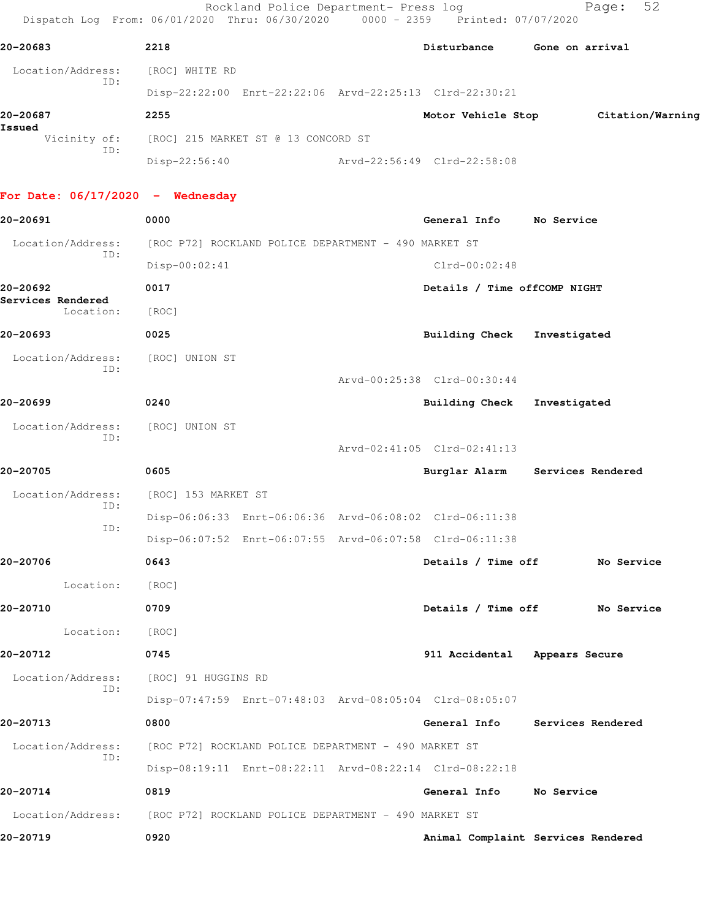20-20683 2218 Disturbance Gone on arrival

Location/Address: [ROC] WHITE RD
ID:
Disp-22:22:00 Enrt-22:22:06 Arvd-22:25:13 Clrd-22:30:21

20-20687 2255 Motor Vehicle Stop Citation/Warning Issued

Vicinity of: [ROC] 215 MARKET ST @ 13 CONCORD ST
ID:
Disp-22:56:40 Arvd-22:56:49 Clrd-22:58:08

## For Date: 06/17/2020 - Wednesday

20-20691 0000 General Info No Service

Location/Address: [ROC P72] ROCKLAND POLICE DEPARTMENT - 490 MARKET ST
ID:
Disp-00:02:41 Clrd-00:02:48

20-20692 0017 Details / Time offCOMP NIGHT Services Rendered

Location: [ROC]

20-20693 0025 Building Check Investigated

Location/Address: [ROC] UNION ST
ID:
Arvd-00:25:38 Clrd-00:30:44

20-20699 0240 Building Check Investigated

Location/Address: [ROC] UNION ST
ID:
Arvd-02:41:05 Clrd-02:41:13

20-20705 0605 Burglar Alarm Services Rendered

Location/Address: [ROC] 153 MARKET ST
ID:
Disp-06:06:33 Enrt-06:06:36 Arvd-06:08:02 Clrd-06:11:38
ID:
Disp-06:07:52 Enrt-06:07:55 Arvd-06:07:58 Clrd-06:11:38

20-20706 0643 Details / Time off No Service

Location: [ROC]

20-20710 0709 Details / Time off No Service

Location: [ROC]

20-20712 0745 911 Accidental Appears Secure

Location/Address: [ROC] 91 HUGGINS RD
ID:
Disp-07:47:59 Enrt-07:48:03 Arvd-08:05:04 Clrd-08:05:07

20-20713 0800 General Info Services Rendered

Location/Address: [ROC P72] ROCKLAND POLICE DEPARTMENT - 490 MARKET ST
ID:
Disp-08:19:11 Enrt-08:22:11 Arvd-08:22:14 Clrd-08:22:18

20-20714 0819 General Info No Service

Location/Address: [ROC P72] ROCKLAND POLICE DEPARTMENT - 490 MARKET ST

20-20719 0920 Animal Complaint Services Rendered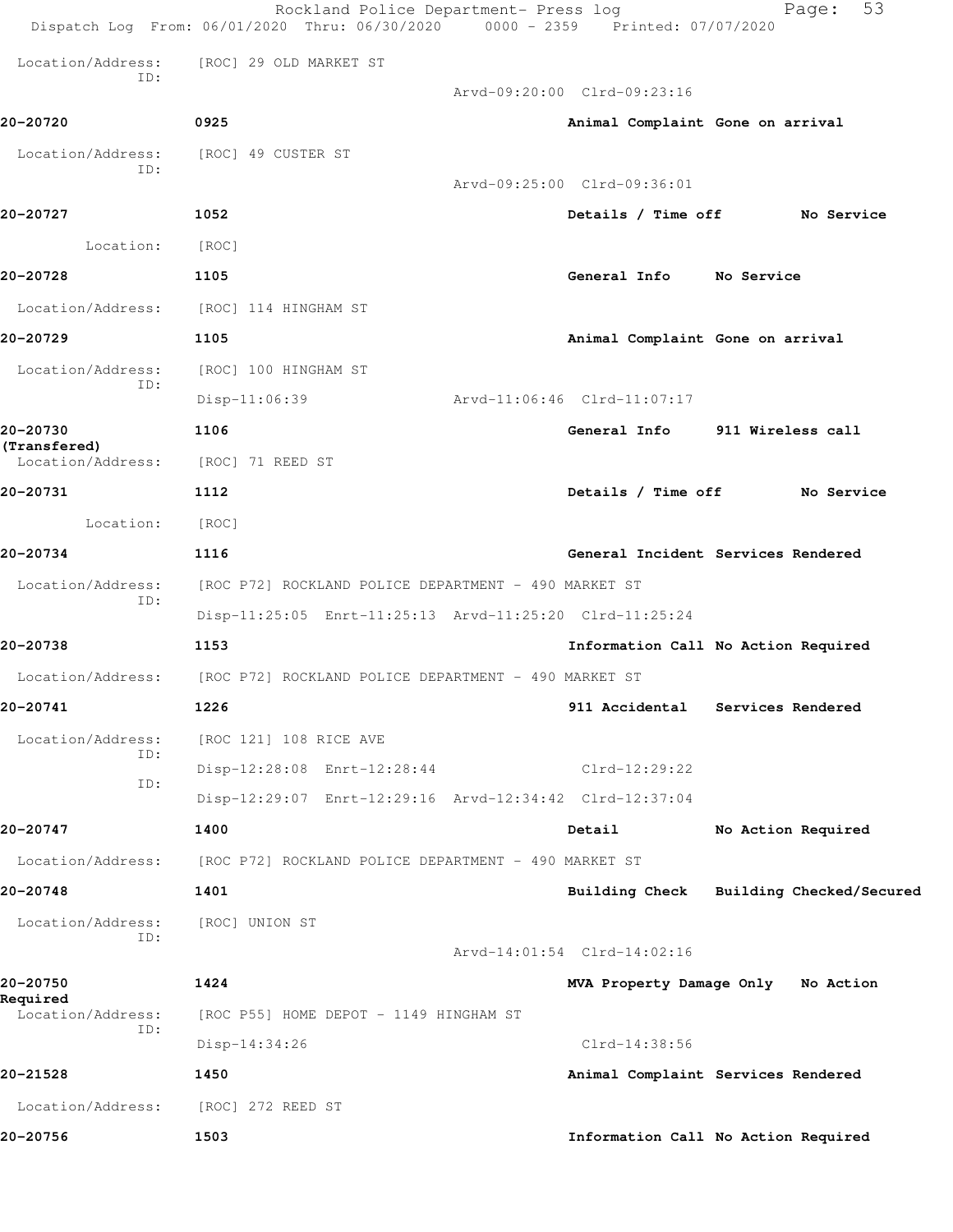Location/Address: [ROC] 29 OLD MARKET ST
ID:
Arvd-09:20:00 Clrd-09:23:16

**20-20720** **0925** **Animal Complaint Gone on arrival**

Location/Address: [ROC] 49 CUSTER ST
ID:
Arvd-09:25:00 Clrd-09:36:01

**20-20727** **1052** **Details / Time off No Service**

Location: [ROC]

**20-20728** **1105** **General Info No Service**

Location/Address: [ROC] 114 HINGHAM ST

**20-20729** **1105** **Animal Complaint Gone on arrival**

Location/Address: [ROC] 100 HINGHAM ST
ID:
Disp-11:06:39 Arvd-11:06:46 Clrd-11:07:17

**20-20730** **1106** **General Info 911 Wireless call**
**(Transfered)**
Location/Address: [ROC] 71 REED ST

**20-20731** **1112** **Details / Time off No Service**

Location: [ROC]

**20-20734** **1116** **General Incident Services Rendered**

Location/Address: [ROC P72] ROCKLAND POLICE DEPARTMENT - 490 MARKET ST
ID:
Disp-11:25:05 Enrt-11:25:13 Arvd-11:25:20 Clrd-11:25:24

**20-20738** **1153** **Information Call No Action Required**

Location/Address: [ROC P72] ROCKLAND POLICE DEPARTMENT - 490 MARKET ST

**20-20741** **1226** **911 Accidental Services Rendered**

Location/Address: [ROC 121] 108 RICE AVE
ID:
Disp-12:28:08 Enrt-12:28:44 Clrd-12:29:22
ID:
Disp-12:29:07 Enrt-12:29:16 Arvd-12:34:42 Clrd-12:37:04

**20-20747** **1400** **Detail No Action Required**

Location/Address: [ROC P72] ROCKLAND POLICE DEPARTMENT - 490 MARKET ST

**20-20748** **1401** **Building Check Building Checked/Secured**

Location/Address: [ROC] UNION ST
ID:
Arvd-14:01:54 Clrd-14:02:16

**20-20750** **1424** **MVA Property Damage Only No Action**
**Required**
Location/Address: [ROC P55] HOME DEPOT - 1149 HINGHAM ST
ID:
Disp-14:34:26 Clrd-14:38:56

**20-21528** **1450** **Animal Complaint Services Rendered**

Location/Address: [ROC] 272 REED ST

**20-20756** **1503** **Information Call No Action Required**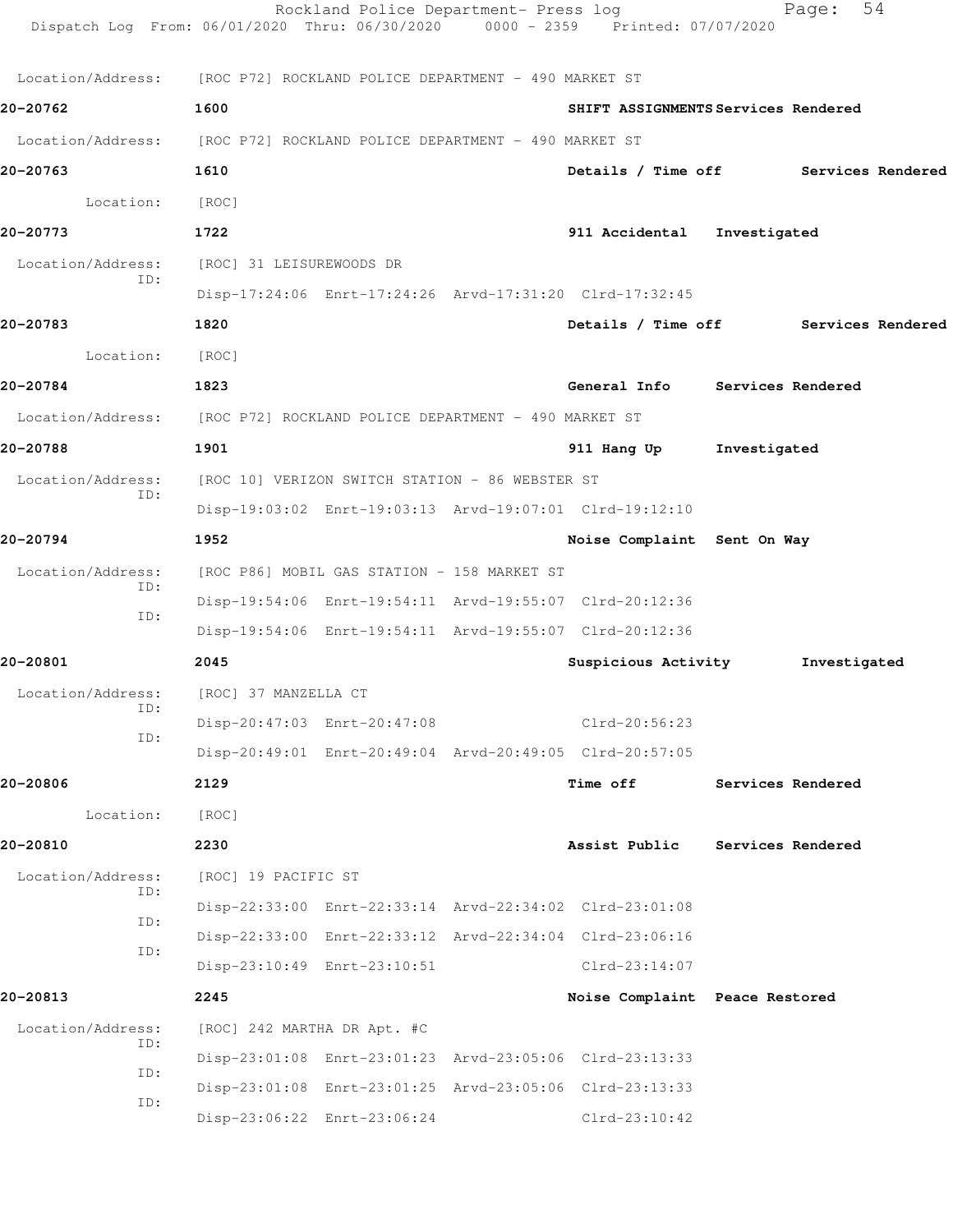Location/Address: [ROC P72] ROCKLAND POLICE DEPARTMENT - 490 MARKET ST

**20-20762** **1600** **SHIFT ASSIGNMENTS Services Rendered**

Location/Address: [ROC P72] ROCKLAND POLICE DEPARTMENT - 490 MARKET ST

**20-20763** **1610** **Details / Time off Services Rendered**

Location: [ROC]

**20-20773** **1722** **911 Accidental Investigated**

Location/Address: [ROC] 31 LEISUREWOODS DR
ID:
Disp-17:24:06 Enrt-17:24:26 Arvd-17:31:20 Clrd-17:32:45

**20-20783** **1820** **Details / Time off Services Rendered**

Location: [ROC]

**20-20784** **1823** **General Info Services Rendered**

Location/Address: [ROC P72] ROCKLAND POLICE DEPARTMENT - 490 MARKET ST

**20-20788** **1901** **911 Hang Up Investigated**

Location/Address: [ROC 10] VERIZON SWITCH STATION - 86 WEBSTER ST
ID:
Disp-19:03:02 Enrt-19:03:13 Arvd-19:07:01 Clrd-19:12:10

**20-20794** **1952** **Noise Complaint Sent On Way**

Location/Address: [ROC P86] MOBIL GAS STATION - 158 MARKET ST
ID:
Disp-19:54:06 Enrt-19:54:11 Arvd-19:55:07 Clrd-20:12:36
ID:
Disp-19:54:06 Enrt-19:54:11 Arvd-19:55:07 Clrd-20:12:36

**20-20801** **2045** **Suspicious Activity Investigated**

Location/Address: [ROC] 37 MANZELLA CT
ID:
Disp-20:47:03 Enrt-20:47:08 Clrd-20:56:23
ID:
Disp-20:49:01 Enrt-20:49:04 Arvd-20:49:05 Clrd-20:57:05

**20-20806** **2129** **Time off Services Rendered**

Location: [ROC]

**20-20810** **2230** **Assist Public Services Rendered**

Location/Address: [ROC] 19 PACIFIC ST
ID:
Disp-22:33:00 Enrt-22:33:14 Arvd-22:34:02 Clrd-23:01:08
ID:
Disp-22:33:00 Enrt-22:33:12 Arvd-22:34:04 Clrd-23:06:16
ID:
Disp-23:10:49 Enrt-23:10:51 Clrd-23:14:07

**20-20813** **2245** **Noise Complaint Peace Restored**

Location/Address: [ROC] 242 MARTHA DR Apt. #C
ID:
Disp-23:01:08 Enrt-23:01:23 Arvd-23:05:06 Clrd-23:13:33
ID:
Disp-23:01:08 Enrt-23:01:25 Arvd-23:05:06 Clrd-23:13:33
ID:
Disp-23:06:22 Enrt-23:06:24 Clrd-23:10:42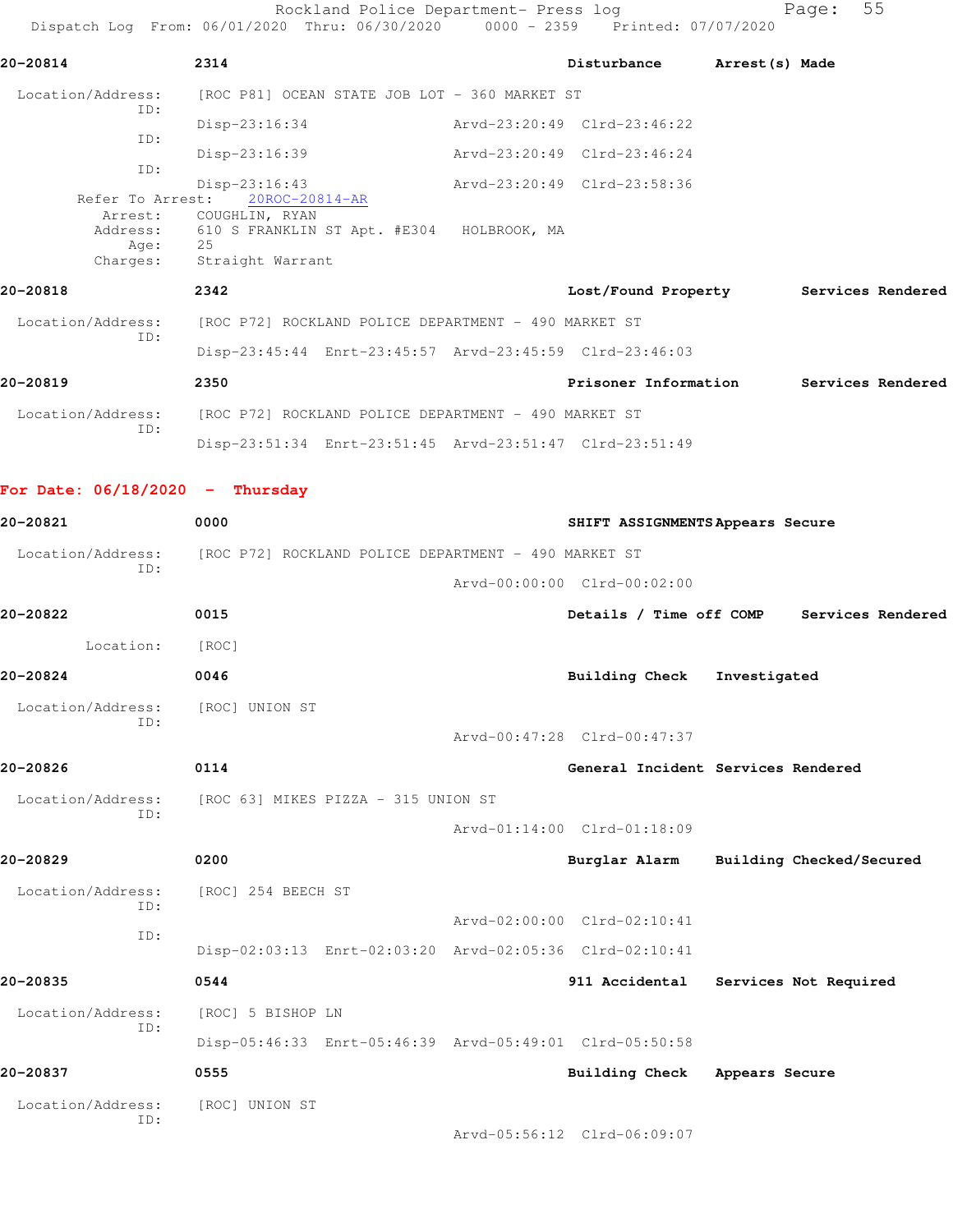**20-20814** 2314 **Disturbance** **Arrest(s) Made**

Location/Address: [ROC P81] OCEAN STATE JOB LOT - 360 MARKET ST
ID:
Disp-23:16:34 Arvd-23:20:49 Clrd-23:46:22
ID:
Disp-23:16:39 Arvd-23:20:49 Clrd-23:46:24
ID:
Disp-23:16:43 Arvd-23:20:49 Clrd-23:58:36
Refer To Arrest: 20ROC-20814-AR
Arrest: COUGHLIN, RYAN
Address: 610 S FRANKLIN ST Apt. #E304 HOLBROOK, MA
Age: 25
Charges: Straight Warrant

**20-20818** 2342 **Lost/Found Property** **Services Rendered**

Location/Address: [ROC P72] ROCKLAND POLICE DEPARTMENT - 490 MARKET ST
ID:
Disp-23:45:44 Enrt-23:45:57 Arvd-23:45:59 Clrd-23:46:03

**20-20819** 2350 **Prisoner Information** **Services Rendered**

Location/Address: [ROC P72] ROCKLAND POLICE DEPARTMENT - 490 MARKET ST
ID:
Disp-23:51:34 Enrt-23:51:45 Arvd-23:51:47 Clrd-23:51:49

## For Date: 06/18/2020 - Thursday

**20-20821** 0000 **SHIFT ASSIGNMENTS** **Appears Secure**

Location/Address: [ROC P72] ROCKLAND POLICE DEPARTMENT - 490 MARKET ST
ID:
Arvd-00:00:00 Clrd-00:02:00

**20-20822** 0015 **Details / Time off COMP** **Services Rendered**

Location: [ROC]

**20-20824** 0046 **Building Check** **Investigated**

Location/Address: [ROC] UNION ST
ID:
Arvd-00:47:28 Clrd-00:47:37

**20-20826** 0114 **General Incident** **Services Rendered**

Location/Address: [ROC 63] MIKES PIZZA - 315 UNION ST
ID:
Arvd-01:14:00 Clrd-01:18:09

**20-20829** 0200 **Burglar Alarm** **Building Checked/Secured**

Location/Address: [ROC] 254 BEECH ST
ID:
Arvd-02:00:00 Clrd-02:10:41
ID:
Disp-02:03:13 Enrt-02:03:20 Arvd-02:05:36 Clrd-02:10:41

**20-20835** 0544 **911 Accidental** **Services Not Required**

Location/Address: [ROC] 5 BISHOP LN
ID:
Disp-05:46:33 Enrt-05:46:39 Arvd-05:49:01 Clrd-05:50:58

**20-20837** 0555 **Building Check** **Appears Secure**

Location/Address: [ROC] UNION ST
ID:
Arvd-05:56:12 Clrd-06:09:07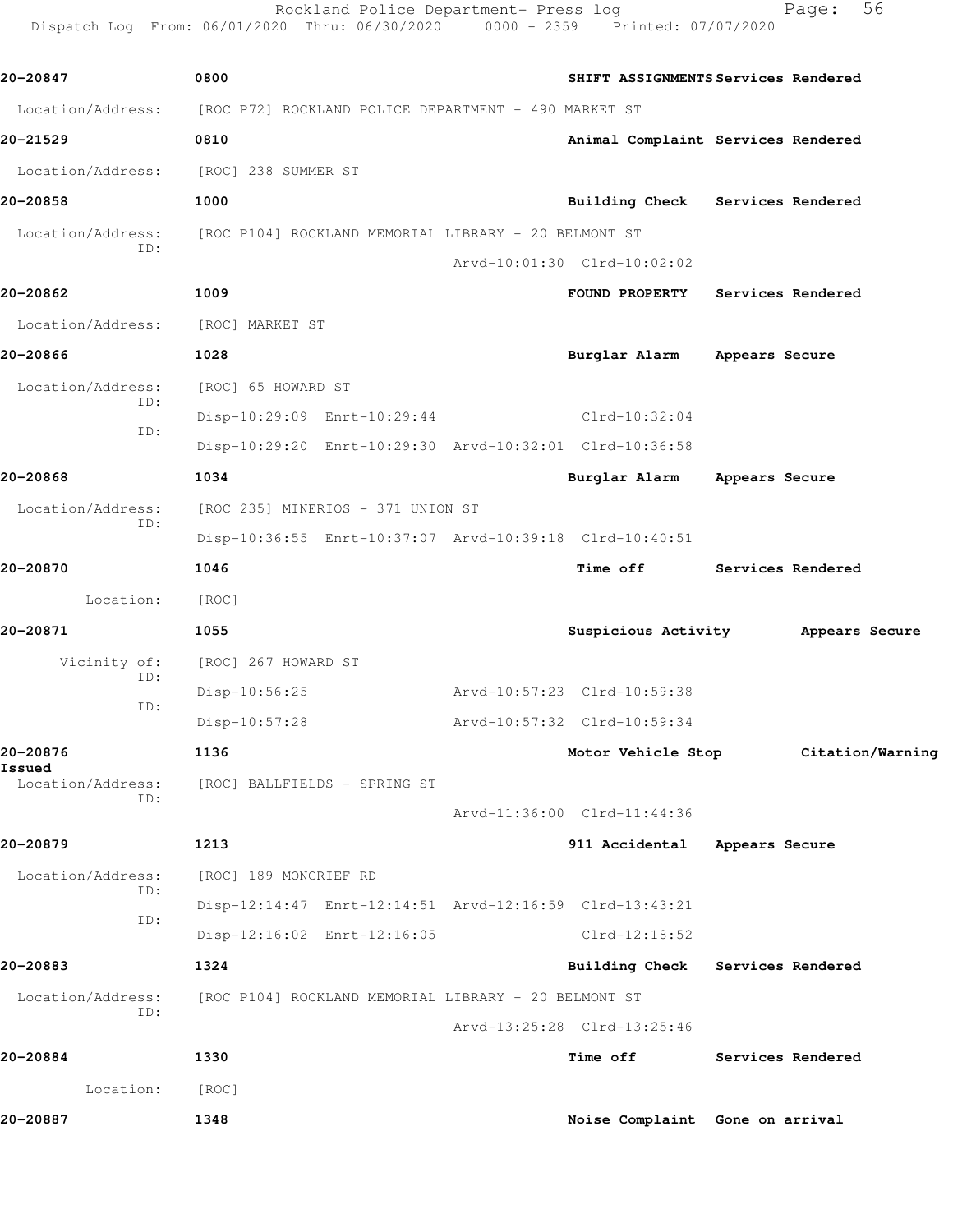Rockland Police Department- Press log
Dispatch Log From: 06/01/2020 Thru: 06/30/2020 0000 - 2359 Printed: 07/07/2020

```
20-20847          0800                                    SHIFT ASSIGNMENTS Services Rendered

 Location/Address:    [ROC P72] ROCKLAND POLICE DEPARTMENT - 490 MARKET ST

20-21529          0810                                    Animal Complaint  Services Rendered

 Location/Address:    [ROC] 238 SUMMER ST

20-20858          1000                                    Building Check    Services Rendered

 Location/Address:    [ROC P104] ROCKLAND MEMORIAL LIBRARY - 20 BELMONT ST
              ID:
                                         Arvd-10:01:30  Clrd-10:02:02

20-20862          1009                                    FOUND PROPERTY    Services Rendered

 Location/Address:    [ROC] MARKET ST

20-20866          1028                                    Burglar Alarm     Appears Secure

 Location/Address:    [ROC] 65 HOWARD ST
              ID:
                      Disp-10:29:09  Enrt-10:29:44                  Clrd-10:32:04
              ID:
                      Disp-10:29:20  Enrt-10:29:30  Arvd-10:32:01  Clrd-10:36:58

20-20868          1034                                    Burglar Alarm     Appears Secure

 Location/Address:    [ROC 235] MINERIOS - 371 UNION ST
              ID:
                      Disp-10:36:55  Enrt-10:37:07  Arvd-10:39:18  Clrd-10:40:51

20-20870          1046                                    Time off          Services Rendered

        Location:     [ROC]

20-20871          1055                                    Suspicious Activity       Appears Secure

     Vicinity of:     [ROC] 267 HOWARD ST
              ID:
                      Disp-10:56:25                 Arvd-10:57:23  Clrd-10:59:38
              ID:
                      Disp-10:57:28                 Arvd-10:57:32  Clrd-10:59:34

20-20876          1136                                    Motor Vehicle Stop        Citation/Warning Issued

 Location/Address:    [ROC] BALLFIELDS - SPRING ST
              ID:
                                         Arvd-11:36:00  Clrd-11:44:36

20-20879          1213                                    911 Accidental    Appears Secure

 Location/Address:    [ROC] 189 MONCRIEF RD
              ID:
                      Disp-12:14:47  Enrt-12:14:51  Arvd-12:16:59  Clrd-13:43:21
              ID:
                      Disp-12:16:02  Enrt-12:16:05                  Clrd-12:18:52

20-20883          1324                                    Building Check    Services Rendered

 Location/Address:    [ROC P104] ROCKLAND MEMORIAL LIBRARY - 20 BELMONT ST
              ID:
                                         Arvd-13:25:28  Clrd-13:25:46

20-20884          1330                                    Time off          Services Rendered

        Location:     [ROC]

20-20887          1348                                    Noise Complaint   Gone on arrival
```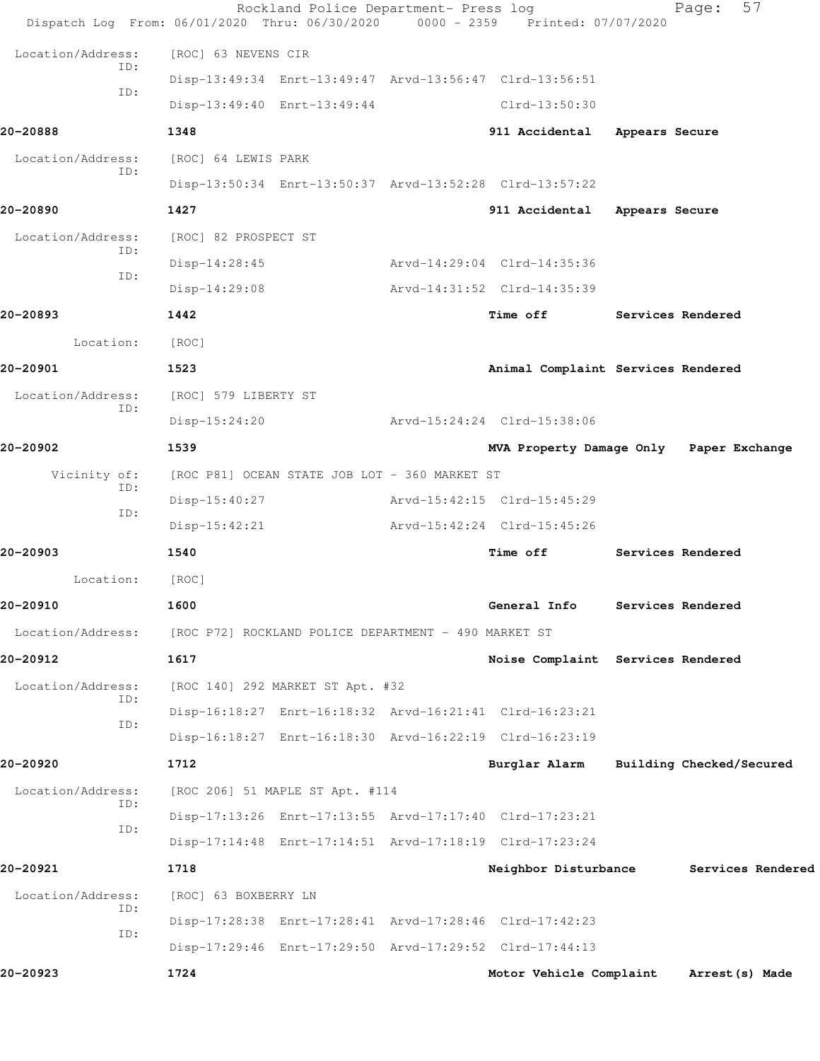Location/Address: [ROC] 63 NEVENS CIR

ID: Disp-13:49:34 Enrt-13:49:47 Arvd-13:56:47 Clrd-13:56:51

ID: Disp-13:49:40 Enrt-13:49:44 Clrd-13:50:30

**20-20888** **1348** **911 Accidental** **Appears Secure**

Location/Address: [ROC] 64 LEWIS PARK

ID: Disp-13:50:34 Enrt-13:50:37 Arvd-13:52:28 Clrd-13:57:22

**20-20890** **1427** **911 Accidental** **Appears Secure**

Location/Address: [ROC] 82 PROSPECT ST

ID: Disp-14:28:45 Arvd-14:29:04 Clrd-14:35:36

ID: Disp-14:29:08 Arvd-14:31:52 Clrd-14:35:39

**20-20893** **1442** **Time off** **Services Rendered**

Location: [ROC]

**20-20901** **1523** **Animal Complaint** **Services Rendered**

Location/Address: [ROC] 579 LIBERTY ST

ID: Disp-15:24:20 Arvd-15:24:24 Clrd-15:38:06

**20-20902** **1539** **MVA Property Damage Only** **Paper Exchange**

Vicinity of: [ROC P81] OCEAN STATE JOB LOT - 360 MARKET ST

ID: Disp-15:40:27 Arvd-15:42:15 Clrd-15:45:29

ID: Disp-15:42:21 Arvd-15:42:24 Clrd-15:45:26

**20-20903** **1540** **Time off** **Services Rendered**

Location: [ROC]

**20-20910** **1600** **General Info** **Services Rendered**

Location/Address: [ROC P72] ROCKLAND POLICE DEPARTMENT - 490 MARKET ST

**20-20912** **1617** **Noise Complaint** **Services Rendered**

Location/Address: [ROC 140] 292 MARKET ST Apt. #32

ID: Disp-16:18:27 Enrt-16:18:32 Arvd-16:21:41 Clrd-16:23:21

ID: Disp-16:18:27 Enrt-16:18:30 Arvd-16:22:19 Clrd-16:23:19

**20-20920** **1712** **Burglar Alarm** **Building Checked/Secured**

Location/Address: [ROC 206] 51 MAPLE ST Apt. #114

ID: Disp-17:13:26 Enrt-17:13:55 Arvd-17:17:40 Clrd-17:23:21

ID: Disp-17:14:48 Enrt-17:14:51 Arvd-17:18:19 Clrd-17:23:24

**20-20921** **1718** **Neighbor Disturbance** **Services Rendered**

Location/Address: [ROC] 63 BOXBERRY LN

ID: Disp-17:28:38 Enrt-17:28:41 Arvd-17:28:46 Clrd-17:42:23

ID: Disp-17:29:46 Enrt-17:29:50 Arvd-17:29:52 Clrd-17:44:13

**20-20923** **1724** **Motor Vehicle Complaint** **Arrest(s) Made**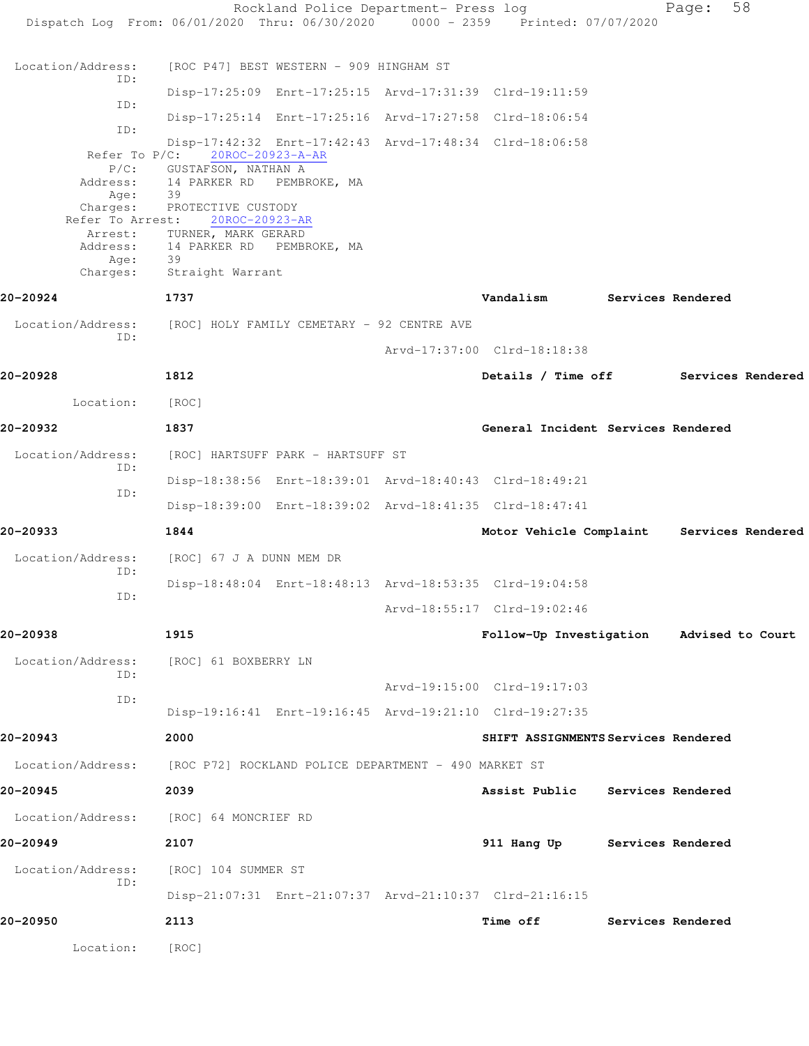```
Location/Address:    [ROC P47] BEST WESTERN - 909 HINGHAM ST
            ID:
                     Disp-17:25:09  Enrt-17:25:15  Arvd-17:31:39  Clrd-19:11:59
            ID:
                     Disp-17:25:14  Enrt-17:25:16  Arvd-17:27:58  Clrd-18:06:54
            ID:
                     Disp-17:42:32  Enrt-17:42:43  Arvd-17:48:34  Clrd-18:06:58
      Refer To P/C:    20ROC-20923-A-AR
           P/C:      GUSTAFSON, NATHAN A
       Address:      14 PARKER RD   PEMBROKE, MA
           Age:      39
       Charges:      PROTECTIVE CUSTODY
    Refer To Arrest:    20ROC-20923-AR
        Arrest:      TURNER, MARK GERARD
       Address:      14 PARKER RD   PEMBROKE, MA
           Age:      39
       Charges:      Straight Warrant

20-20924          1737                                  Vandalism          Services Rendered

 Location/Address:    [ROC] HOLY FAMILY CEMETARY - 92 CENTRE AVE
            ID:
                                    Arvd-17:37:00  Clrd-18:18:38

20-20928          1812                                  Details / Time off       Services Rendered

      Location:    [ROC]

20-20932          1837                                  General Incident  Services Rendered

 Location/Address:    [ROC] HARTSUFF PARK - HARTSUFF ST
            ID:
                     Disp-18:38:56  Enrt-18:39:01  Arvd-18:40:43  Clrd-18:49:21
            ID:
                     Disp-18:39:00  Enrt-18:39:02  Arvd-18:41:35  Clrd-18:47:41

20-20933          1844                                  Motor Vehicle Complaint    Services Rendered

 Location/Address:    [ROC] 67 J A DUNN MEM DR
            ID:
                     Disp-18:48:04  Enrt-18:48:13  Arvd-18:53:35  Clrd-19:04:58
            ID:
                                    Arvd-18:55:17  Clrd-19:02:46

20-20938          1915                                  Follow-Up Investigation    Advised to Court

 Location/Address:    [ROC] 61 BOXBERRY LN
            ID:
                                    Arvd-19:15:00  Clrd-19:17:03
            ID:
                     Disp-19:16:41  Enrt-19:16:45  Arvd-19:21:10  Clrd-19:27:35

20-20943          2000                                  SHIFT ASSIGNMENTS Services Rendered

 Location/Address:    [ROC P72] ROCKLAND POLICE DEPARTMENT - 490 MARKET ST

20-20945          2039                                  Assist Public      Services Rendered

 Location/Address:    [ROC] 64 MONCRIEF RD

20-20949          2107                                  911 Hang Up        Services Rendered

 Location/Address:    [ROC] 104 SUMMER ST
            ID:
                     Disp-21:07:31  Enrt-21:07:37  Arvd-21:10:37  Clrd-21:16:15

20-20950          2113                                  Time off           Services Rendered

      Location:    [ROC]
```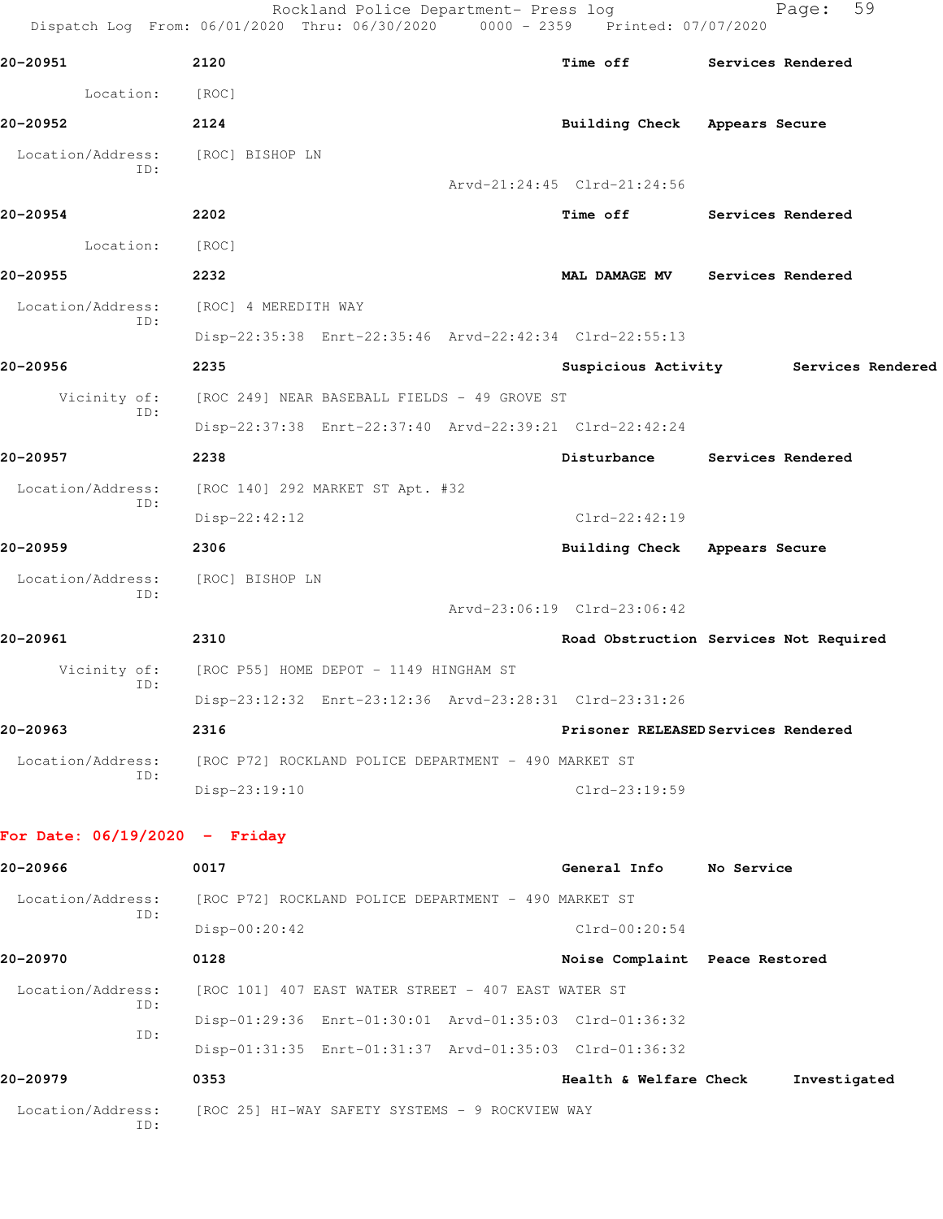**20-20951** 2120 **Time off** **Services Rendered**

Location: [ROC]

**20-20952** 2124 **Building Check** **Appears Secure**

Location/Address: [ROC] BISHOP LN
ID:
Arvd-21:24:45 Clrd-21:24:56

**20-20954** 2202 **Time off** **Services Rendered**

Location: [ROC]

**20-20955** 2232 **MAL DAMAGE MV** **Services Rendered**

Location/Address: [ROC] 4 MEREDITH WAY
ID:
Disp-22:35:38 Enrt-22:35:46 Arvd-22:42:34 Clrd-22:55:13

**20-20956** 2235 **Suspicious Activity** **Services Rendered**

Vicinity of: [ROC 249] NEAR BASEBALL FIELDS - 49 GROVE ST
ID:
Disp-22:37:38 Enrt-22:37:40 Arvd-22:39:21 Clrd-22:42:24

**20-20957** 2238 **Disturbance** **Services Rendered**

Location/Address: [ROC 140] 292 MARKET ST Apt. #32
ID:
Disp-22:42:12 Clrd-22:42:19

**20-20959** 2306 **Building Check** **Appears Secure**

Location/Address: [ROC] BISHOP LN
ID:
Arvd-23:06:19 Clrd-23:06:42

**20-20961** 2310 **Road Obstruction** **Services Not Required**

Vicinity of: [ROC P55] HOME DEPOT - 1149 HINGHAM ST
ID:
Disp-23:12:32 Enrt-23:12:36 Arvd-23:28:31 Clrd-23:31:26

**20-20963** 2316 **Prisoner RELEASED** **Services Rendered**

Location/Address: [ROC P72] ROCKLAND POLICE DEPARTMENT - 490 MARKET ST
ID:
Disp-23:19:10 Clrd-23:19:59

**For Date: 06/19/2020 - Friday**

**20-20966** 0017 **General Info** **No Service**

Location/Address: [ROC P72] ROCKLAND POLICE DEPARTMENT - 490 MARKET ST
ID:
Disp-00:20:42 Clrd-00:20:54

**20-20970** 0128 **Noise Complaint** **Peace Restored**

Location/Address: [ROC 101] 407 EAST WATER STREET - 407 EAST WATER ST
ID:
Disp-01:29:36 Enrt-01:30:01 Arvd-01:35:03 Clrd-01:36:32
ID:
Disp-01:31:35 Enrt-01:31:37 Arvd-01:35:03 Clrd-01:36:32

**20-20979** 0353 **Health & Welfare Check** **Investigated**

Location/Address: [ROC 25] HI-WAY SAFETY SYSTEMS - 9 ROCKVIEW WAY
ID: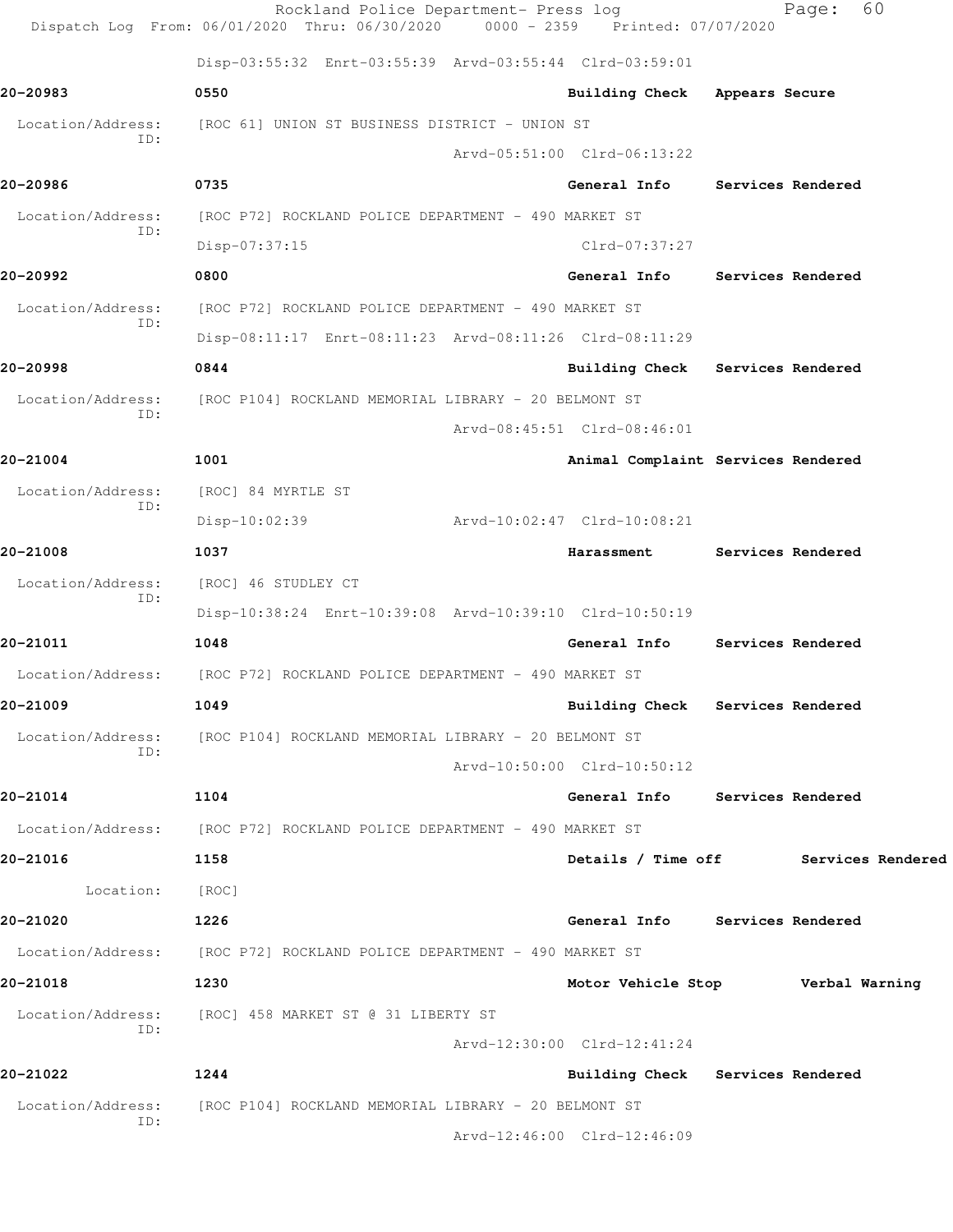Disp-03:55:32 Enrt-03:55:39 Arvd-03:55:44 Clrd-03:59:01

**20-20983** 0550 **Building Check Appears Secure**

Location/Address: [ROC 61] UNION ST BUSINESS DISTRICT - UNION ST
ID:
Arvd-05:51:00 Clrd-06:13:22

**20-20986** 0735 **General Info Services Rendered**

Location/Address: [ROC P72] ROCKLAND POLICE DEPARTMENT - 490 MARKET ST
ID:
Disp-07:37:15 Clrd-07:37:27

**20-20992** 0800 **General Info Services Rendered**

Location/Address: [ROC P72] ROCKLAND POLICE DEPARTMENT - 490 MARKET ST
ID:
Disp-08:11:17 Enrt-08:11:23 Arvd-08:11:26 Clrd-08:11:29

**20-20998** 0844 **Building Check Services Rendered**

Location/Address: [ROC P104] ROCKLAND MEMORIAL LIBRARY - 20 BELMONT ST
ID:
Arvd-08:45:51 Clrd-08:46:01

**20-21004** 1001 **Animal Complaint Services Rendered**

Location/Address: [ROC] 84 MYRTLE ST
ID:
Disp-10:02:39 Arvd-10:02:47 Clrd-10:08:21

**20-21008** 1037 **Harassment Services Rendered**

Location/Address: [ROC] 46 STUDLEY CT
ID:
Disp-10:38:24 Enrt-10:39:08 Arvd-10:39:10 Clrd-10:50:19

**20-21011** 1048 **General Info Services Rendered**

Location/Address: [ROC P72] ROCKLAND POLICE DEPARTMENT - 490 MARKET ST

**20-21009** 1049 **Building Check Services Rendered**

Location/Address: [ROC P104] ROCKLAND MEMORIAL LIBRARY - 20 BELMONT ST
ID:
Arvd-10:50:00 Clrd-10:50:12

**20-21014** 1104 **General Info Services Rendered**

Location/Address: [ROC P72] ROCKLAND POLICE DEPARTMENT - 490 MARKET ST

**20-21016** 1158 **Details / Time off Services Rendered**

Location: [ROC]

**20-21020** 1226 **General Info Services Rendered**

Location/Address: [ROC P72] ROCKLAND POLICE DEPARTMENT - 490 MARKET ST

**20-21018** 1230 **Motor Vehicle Stop Verbal Warning**

Location/Address: [ROC] 458 MARKET ST @ 31 LIBERTY ST
ID:
Arvd-12:30:00 Clrd-12:41:24

**20-21022** 1244 **Building Check Services Rendered**

Location/Address: [ROC P104] ROCKLAND MEMORIAL LIBRARY - 20 BELMONT ST
ID:
Arvd-12:46:00 Clrd-12:46:09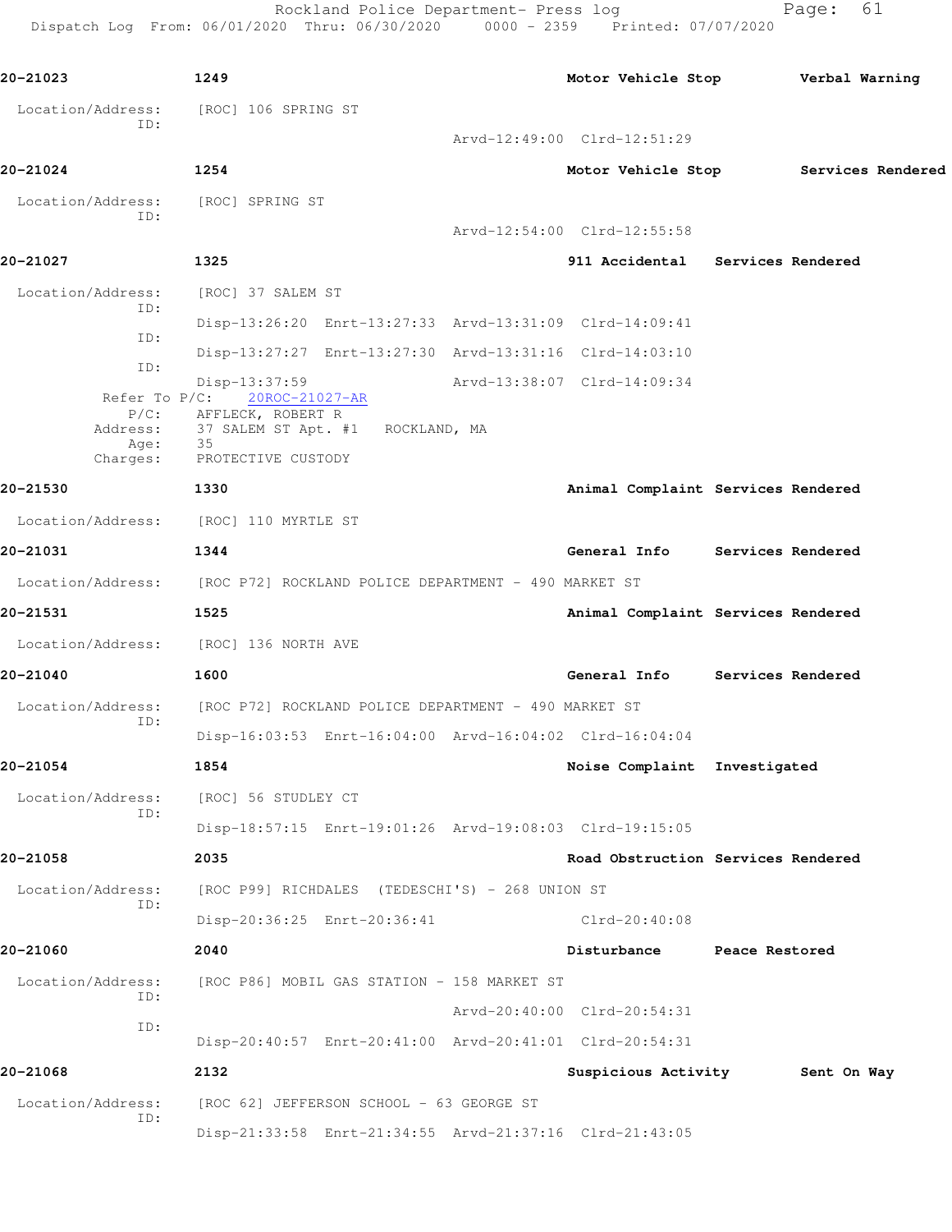**20-21023** | **1249** | **Motor Vehicle Stop** | **Verbal Warning**

Location/Address: [ROC] 106 SPRING ST
ID:
Arvd-12:49:00 Clrd-12:51:29

**20-21024** | **1254** | **Motor Vehicle Stop** | **Services Rendered**

Location/Address: [ROC] SPRING ST
ID:
Arvd-12:54:00 Clrd-12:55:58

**20-21027** | **1325** | **911 Accidental** | **Services Rendered**

Location/Address: [ROC] 37 SALEM ST
ID: Disp-13:26:20 Enrt-13:27:33 Arvd-13:31:09 Clrd-14:09:41
ID: Disp-13:27:27 Enrt-13:27:30 Arvd-13:31:16 Clrd-14:03:10
ID: Disp-13:37:59 Arvd-13:38:07 Clrd-14:09:34
Refer To P/C: 20ROC-21027-AR
P/C: AFFLECK, ROBERT R
Address: 37 SALEM ST Apt. #1 ROCKLAND, MA
Age: 35
Charges: PROTECTIVE CUSTODY

**20-21530** | **1330** | **Animal Complaint** | **Services Rendered**

Location/Address: [ROC] 110 MYRTLE ST

**20-21031** | **1344** | **General Info** | **Services Rendered**

Location/Address: [ROC P72] ROCKLAND POLICE DEPARTMENT - 490 MARKET ST

**20-21531** | **1525** | **Animal Complaint** | **Services Rendered**

Location/Address: [ROC] 136 NORTH AVE

**20-21040** | **1600** | **General Info** | **Services Rendered**

Location/Address: [ROC P72] ROCKLAND POLICE DEPARTMENT - 490 MARKET ST
ID: Disp-16:03:53 Enrt-16:04:00 Arvd-16:04:02 Clrd-16:04:04

**20-21054** | **1854** | **Noise Complaint** | **Investigated**

Location/Address: [ROC] 56 STUDLEY CT
ID: Disp-18:57:15 Enrt-19:01:26 Arvd-19:08:03 Clrd-19:15:05

**20-21058** | **2035** | **Road Obstruction** | **Services Rendered**

Location/Address: [ROC P99] RICHDALES (TEDESCHI'S) - 268 UNION ST
ID: Disp-20:36:25 Enrt-20:36:41 Clrd-20:40:08

**20-21060** | **2040** | **Disturbance** | **Peace Restored**

Location/Address: [ROC P86] MOBIL GAS STATION - 158 MARKET ST
ID: Arvd-20:40:00 Clrd-20:54:31
ID: Disp-20:40:57 Enrt-20:41:00 Arvd-20:41:01 Clrd-20:54:31

**20-21068** | **2132** | **Suspicious Activity** | **Sent On Way**

Location/Address: [ROC 62] JEFFERSON SCHOOL - 63 GEORGE ST
ID: Disp-21:33:58 Enrt-21:34:55 Arvd-21:37:16 Clrd-21:43:05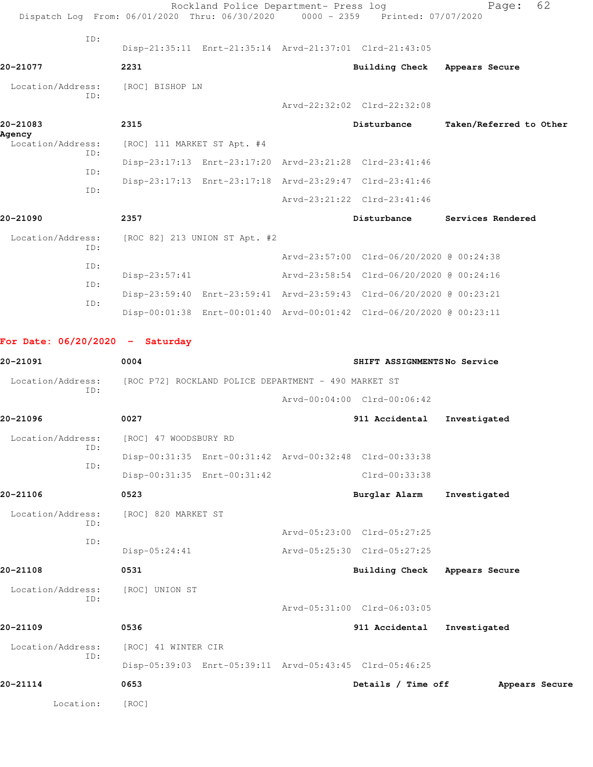ID:
Disp-21:35:11 Enrt-21:35:14 Arvd-21:37:01 Clrd-21:43:05

**20-21077** 2231 **Building Check** **Appears Secure**

Location/Address: [ROC] BISHOP LN
ID:
Arvd-22:32:02 Clrd-22:32:08

**20-21083** 2315 **Disturbance** **Taken/Referred to Other Agency**

Location/Address: [ROC] 111 MARKET ST Apt. #4
ID:
Disp-23:17:13 Enrt-23:17:20 Arvd-23:21:28 Clrd-23:41:46
ID:
Disp-23:17:13 Enrt-23:17:18 Arvd-23:29:47 Clrd-23:41:46
ID:
Arvd-23:21:22 Clrd-23:41:46

**20-21090** 2357 **Disturbance** **Services Rendered**

Location/Address: [ROC 82] 213 UNION ST Apt. #2
ID:
Arvd-23:57:00 Clrd-06/20/2020 @ 00:24:38
ID:
Disp-23:57:41 Arvd-23:58:54 Clrd-06/20/2020 @ 00:24:16
ID:
Disp-23:59:40 Enrt-23:59:41 Arvd-23:59:43 Clrd-06/20/2020 @ 00:23:21
ID:
Disp-00:01:38 Enrt-00:01:40 Arvd-00:01:42 Clrd-06/20/2020 @ 00:23:11

## For Date: 06/20/2020 - Saturday

**20-21091** 0004 **SHIFT ASSIGNMENTS** **No Service**

Location/Address: [ROC P72] ROCKLAND POLICE DEPARTMENT - 490 MARKET ST
ID:
Arvd-00:04:00 Clrd-00:06:42

**20-21096** 0027 **911 Accidental** **Investigated**

Location/Address: [ROC] 47 WOODSBURY RD
ID:
Disp-00:31:35 Enrt-00:31:42 Arvd-00:32:48 Clrd-00:33:38
ID:
Disp-00:31:35 Enrt-00:31:42 Clrd-00:33:38

**20-21106** 0523 **Burglar Alarm** **Investigated**

Location/Address: [ROC] 820 MARKET ST
ID:
Arvd-05:23:00 Clrd-05:27:25
ID:
Disp-05:24:41 Arvd-05:25:30 Clrd-05:27:25

**20-21108** 0531 **Building Check** **Appears Secure**

Location/Address: [ROC] UNION ST
ID:
Arvd-05:31:00 Clrd-06:03:05

**20-21109** 0536 **911 Accidental** **Investigated**

Location/Address: [ROC] 41 WINTER CIR
ID:
Disp-05:39:03 Enrt-05:39:11 Arvd-05:43:45 Clrd-05:46:25

**20-21114** 0653 **Details / Time off** **Appears Secure**

Location: [ROC]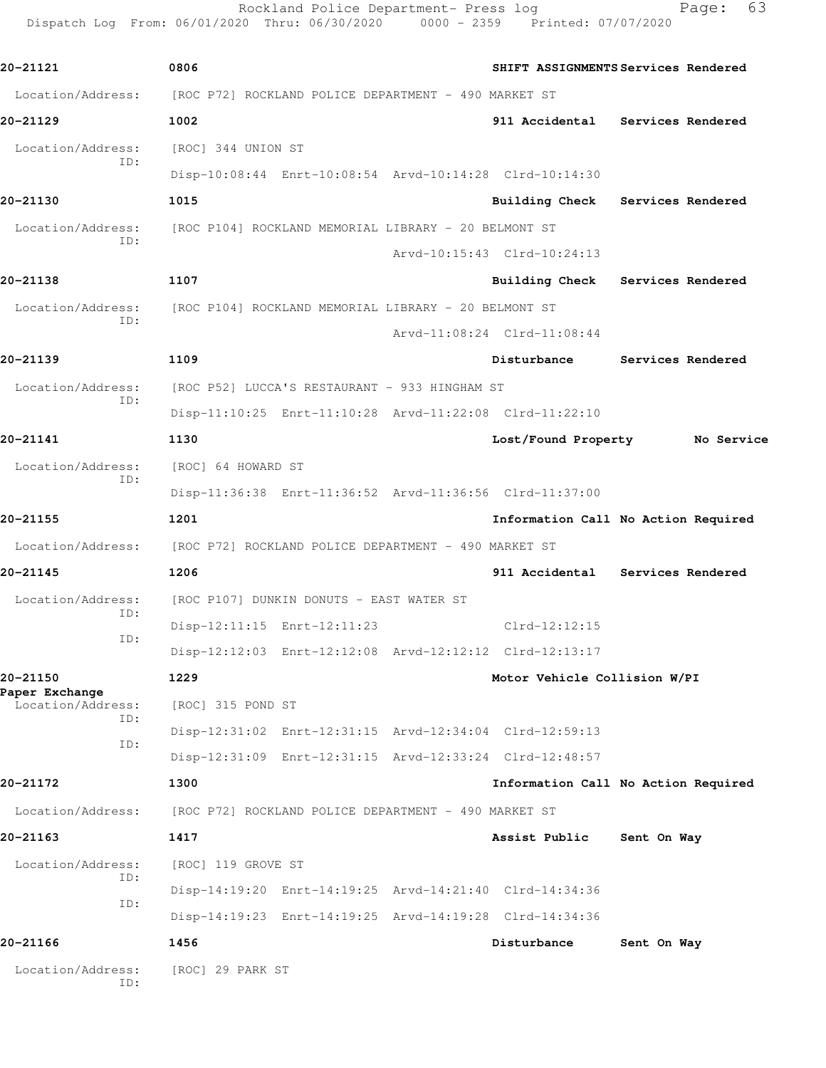| Call # | Time | Call Type | Disposition |
|---|---|---|---|
| 20-21121 | 0806 | SHIFT ASSIGNMENTS | Services Rendered |

Location/Address: [ROC P72] ROCKLAND POLICE DEPARTMENT - 490 MARKET ST

**20-21129** 1002 911 Accidental Services Rendered

Location/Address: [ROC] 344 UNION ST
ID: Disp-10:08:44 Enrt-10:08:54 Arvd-10:14:28 Clrd-10:14:30

**20-21130** 1015 Building Check Services Rendered

Location/Address: [ROC P104] ROCKLAND MEMORIAL LIBRARY - 20 BELMONT ST
ID: Arvd-10:15:43 Clrd-10:24:13

**20-21138** 1107 Building Check Services Rendered

Location/Address: [ROC P104] ROCKLAND MEMORIAL LIBRARY - 20 BELMONT ST
ID: Arvd-11:08:24 Clrd-11:08:44

**20-21139** 1109 Disturbance Services Rendered

Location/Address: [ROC P52] LUCCA'S RESTAURANT - 933 HINGHAM ST
ID: Disp-11:10:25 Enrt-11:10:28 Arvd-11:22:08 Clrd-11:22:10

**20-21141** 1130 Lost/Found Property No Service

Location/Address: [ROC] 64 HOWARD ST
ID: Disp-11:36:38 Enrt-11:36:52 Arvd-11:36:56 Clrd-11:37:00

**20-21155** 1201 Information Call No Action Required

Location/Address: [ROC P72] ROCKLAND POLICE DEPARTMENT - 490 MARKET ST

**20-21145** 1206 911 Accidental Services Rendered

Location/Address: [ROC P107] DUNKIN DONUTS - EAST WATER ST
ID: Disp-12:11:15 Enrt-12:11:23 Clrd-12:12:15
ID: Disp-12:12:03 Enrt-12:12:08 Arvd-12:12:12 Clrd-12:13:17

**20-21150** 1229 Motor Vehicle Collision W/PI
Paper Exchange

Location/Address: [ROC] 315 POND ST
ID: Disp-12:31:02 Enrt-12:31:15 Arvd-12:34:04 Clrd-12:59:13
ID: Disp-12:31:09 Enrt-12:31:15 Arvd-12:33:24 Clrd-12:48:57

**20-21172** 1300 Information Call No Action Required

Location/Address: [ROC P72] ROCKLAND POLICE DEPARTMENT - 490 MARKET ST

**20-21163** 1417 Assist Public Sent On Way

Location/Address: [ROC] 119 GROVE ST
ID: Disp-14:19:20 Enrt-14:19:25 Arvd-14:21:40 Clrd-14:34:36
ID: Disp-14:19:23 Enrt-14:19:25 Arvd-14:19:28 Clrd-14:34:36

**20-21166** 1456 Disturbance Sent On Way

Location/Address: [ROC] 29 PARK ST
ID: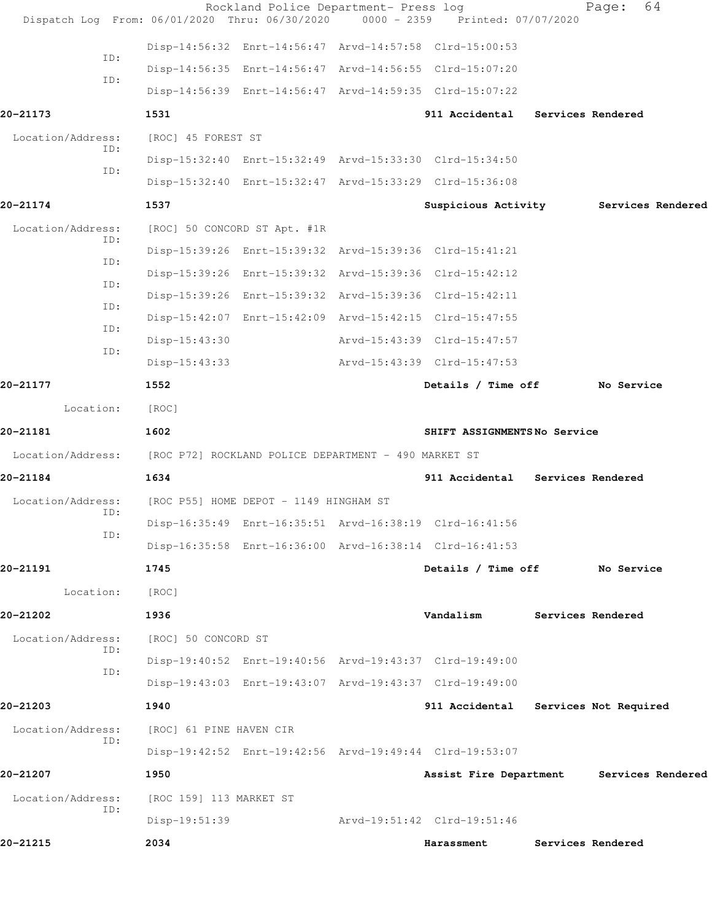```
                          Disp-14:56:32  Enrt-14:56:47  Arvd-14:57:58  Clrd-15:00:53
            ID:
                          Disp-14:56:35  Enrt-14:56:47  Arvd-14:56:55  Clrd-15:07:20
            ID:
                          Disp-14:56:39  Enrt-14:56:47  Arvd-14:59:35  Clrd-15:07:22

20-21173          1531                                     911 Accidental    Services Rendered

 Location/Address:    [ROC] 45 FOREST ST
            ID:
                          Disp-15:32:40  Enrt-15:32:49  Arvd-15:33:30  Clrd-15:34:50
            ID:
                          Disp-15:32:40  Enrt-15:32:47  Arvd-15:33:29  Clrd-15:36:08

20-21174          1537                                     Suspicious Activity       Services Rendered

 Location/Address:    [ROC] 50 CONCORD ST Apt. #1R
            ID:
                          Disp-15:39:26  Enrt-15:39:32  Arvd-15:39:36  Clrd-15:41:21
            ID:
                          Disp-15:39:26  Enrt-15:39:32  Arvd-15:39:36  Clrd-15:42:12
            ID:
                          Disp-15:39:26  Enrt-15:39:32  Arvd-15:39:36  Clrd-15:42:11
            ID:
                          Disp-15:42:07  Enrt-15:42:09  Arvd-15:42:15  Clrd-15:47:55
            ID:
                          Disp-15:43:30                 Arvd-15:43:39  Clrd-15:47:57
            ID:
                          Disp-15:43:33                 Arvd-15:43:39  Clrd-15:47:53

20-21177          1552                                     Details / Time off        No Service

        Location:    [ROC]

20-21181          1602                                     SHIFT ASSIGNMENTS No Service

 Location/Address:    [ROC P72] ROCKLAND POLICE DEPARTMENT - 490 MARKET ST

20-21184          1634                                     911 Accidental    Services Rendered

 Location/Address:    [ROC P55] HOME DEPOT - 1149 HINGHAM ST
            ID:
                          Disp-16:35:49  Enrt-16:35:51  Arvd-16:38:19  Clrd-16:41:56
            ID:
                          Disp-16:35:58  Enrt-16:36:00  Arvd-16:38:14  Clrd-16:41:53

20-21191          1745                                     Details / Time off        No Service

        Location:    [ROC]

20-21202          1936                                     Vandalism         Services Rendered

 Location/Address:    [ROC] 50 CONCORD ST
            ID:
                          Disp-19:40:52  Enrt-19:40:56  Arvd-19:43:37  Clrd-19:49:00
            ID:
                          Disp-19:43:03  Enrt-19:43:07  Arvd-19:43:37  Clrd-19:49:00

20-21203          1940                                     911 Accidental    Services Not Required

 Location/Address:    [ROC] 61 PINE HAVEN CIR
            ID:
                          Disp-19:42:52  Enrt-19:42:56  Arvd-19:49:44  Clrd-19:53:07

20-21207          1950                                     Assist Fire Department    Services Rendered

 Location/Address:    [ROC 159] 113 MARKET ST
            ID:
                          Disp-19:51:39                 Arvd-19:51:42  Clrd-19:51:46

20-21215          2034                                     Harassment        Services Rendered
```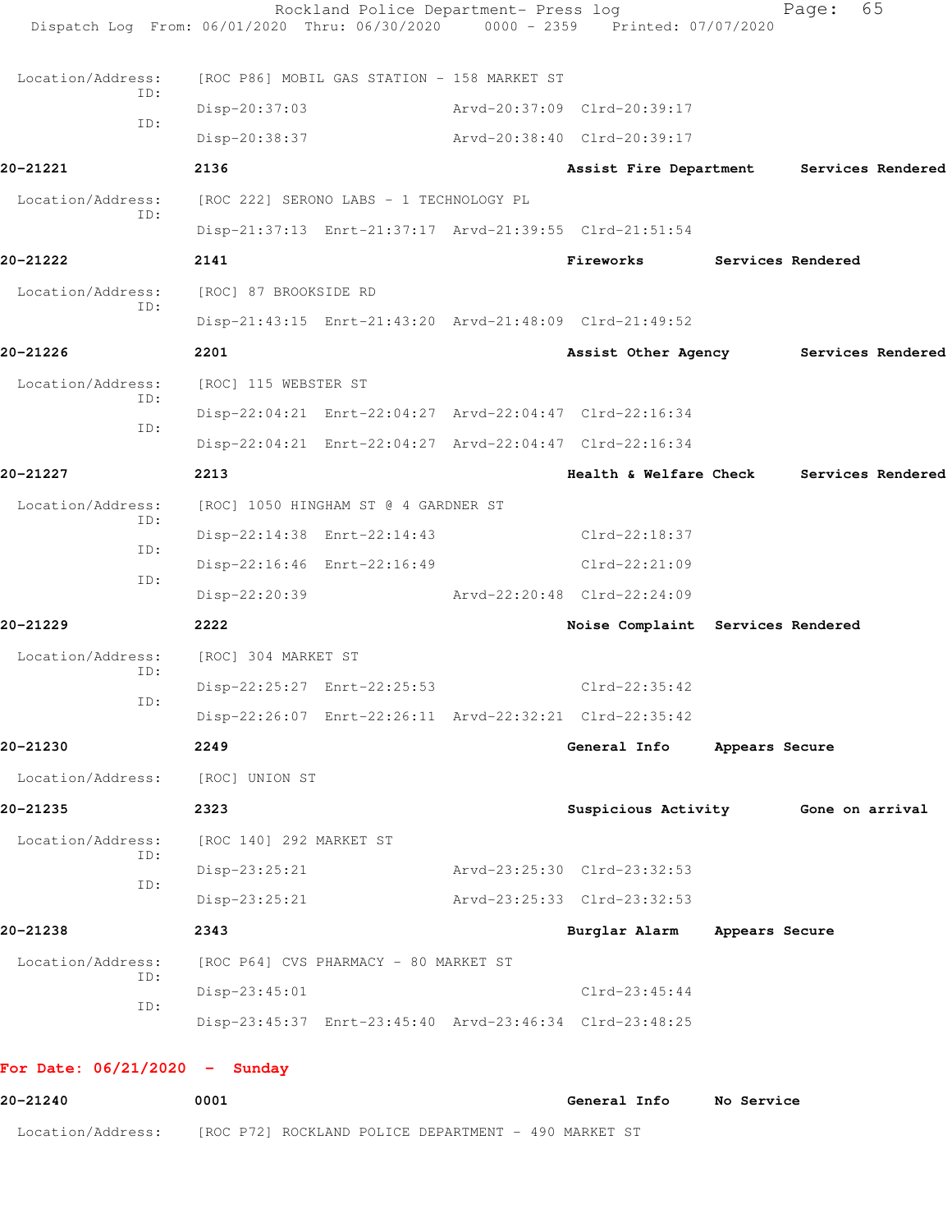Location/Address: [ROC P86] MOBIL GAS STATION - 158 MARKET ST

ID: Disp-20:37:03 Arvd-20:37:09 Clrd-20:39:17

ID: Disp-20:38:37 Arvd-20:38:40 Clrd-20:39:17

**20-21221** **2136** **Assist Fire Department** **Services Rendered**

Location/Address: [ROC 222] SERONO LABS - 1 TECHNOLOGY PL

ID: Disp-21:37:13 Enrt-21:37:17 Arvd-21:39:55 Clrd-21:51:54

**20-21222** **2141** **Fireworks** **Services Rendered**

Location/Address: [ROC] 87 BROOKSIDE RD

ID: Disp-21:43:15 Enrt-21:43:20 Arvd-21:48:09 Clrd-21:49:52

**20-21226** **2201** **Assist Other Agency** **Services Rendered**

Location/Address: [ROC] 115 WEBSTER ST

ID: Disp-22:04:21 Enrt-22:04:27 Arvd-22:04:47 Clrd-22:16:34

ID: Disp-22:04:21 Enrt-22:04:27 Arvd-22:04:47 Clrd-22:16:34

**20-21227** **2213** **Health & Welfare Check** **Services Rendered**

Location/Address: [ROC] 1050 HINGHAM ST @ 4 GARDNER ST

ID: Disp-22:14:38 Enrt-22:14:43 Clrd-22:18:37

ID: Disp-22:16:46 Enrt-22:16:49 Clrd-22:21:09

ID: Disp-22:20:39 Arvd-22:20:48 Clrd-22:24:09

**20-21229** **2222** **Noise Complaint** **Services Rendered**

Location/Address: [ROC] 304 MARKET ST

ID: Disp-22:25:27 Enrt-22:25:53 Clrd-22:35:42

ID: Disp-22:26:07 Enrt-22:26:11 Arvd-22:32:21 Clrd-22:35:42

**20-21230** **2249** **General Info** **Appears Secure**

Location/Address: [ROC] UNION ST

**20-21235** **2323** **Suspicious Activity** **Gone on arrival**

Location/Address: [ROC 140] 292 MARKET ST

ID: Disp-23:25:21 Arvd-23:25:30 Clrd-23:32:53

ID: Disp-23:25:21 Arvd-23:25:33 Clrd-23:32:53

**20-21238** **2343** **Burglar Alarm** **Appears Secure**

Location/Address: [ROC P64] CVS PHARMACY - 80 MARKET ST

ID: Disp-23:45:01 Clrd-23:45:44

ID: Disp-23:45:37 Enrt-23:45:40 Arvd-23:46:34 Clrd-23:48:25

**For Date: 06/21/2020 - Sunday**

**20-21240** **0001** **General Info** **No Service**

Location/Address: [ROC P72] ROCKLAND POLICE DEPARTMENT - 490 MARKET ST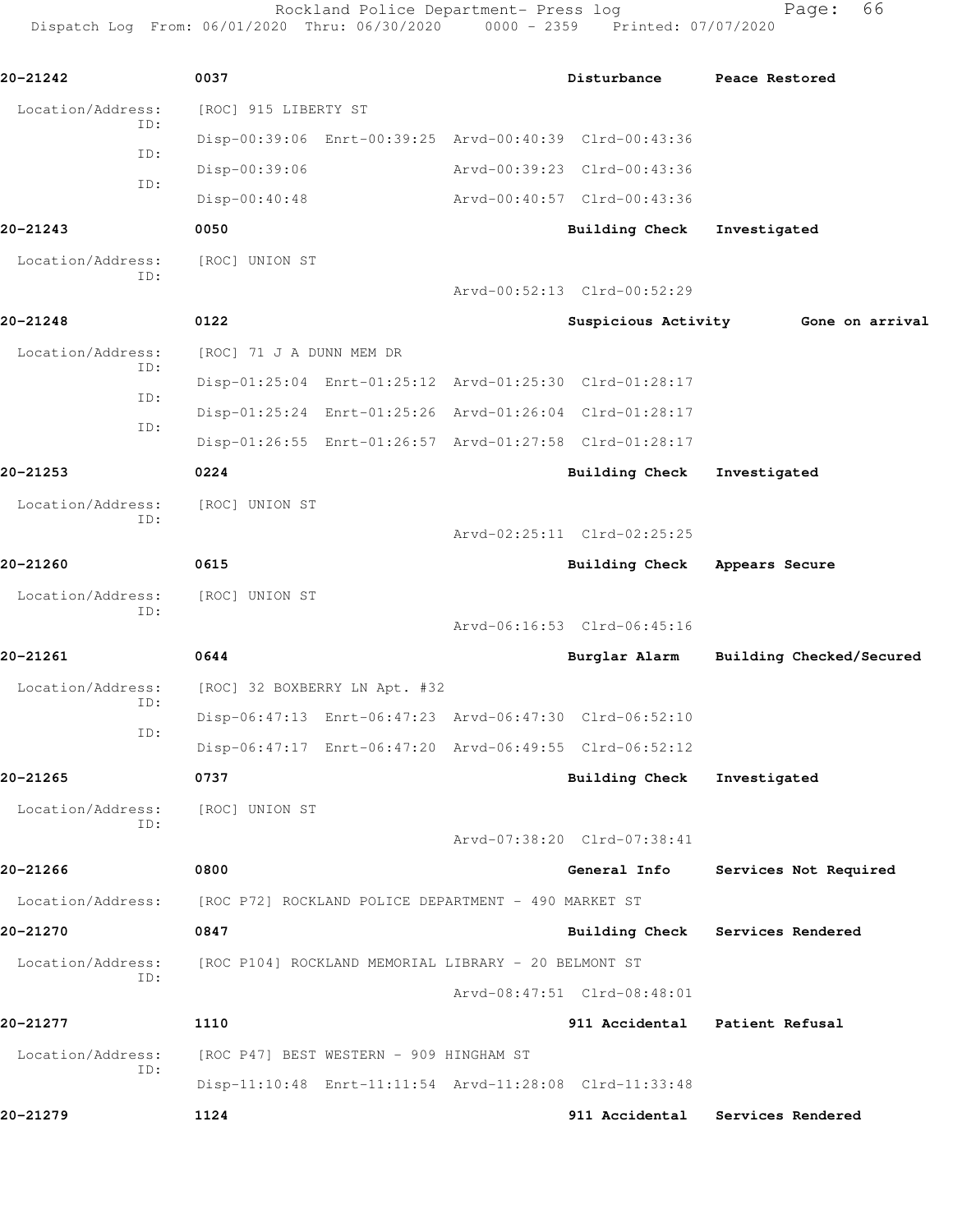**20-21242** 0037 **Disturbance** **Peace Restored**

Location/Address: [ROC] 915 LIBERTY ST

ID: Disp-00:39:06 Enrt-00:39:25 Arvd-00:40:39 Clrd-00:43:36

ID: Disp-00:39:06 Arvd-00:39:23 Clrd-00:43:36

ID: Disp-00:40:48 Arvd-00:40:57 Clrd-00:43:36

**20-21243** 0050 **Building Check** **Investigated**

Location/Address: [ROC] UNION ST

ID: Arvd-00:52:13 Clrd-00:52:29

**20-21248** 0122 **Suspicious Activity** **Gone on arrival**

Location/Address: [ROC] 71 J A DUNN MEM DR

ID: Disp-01:25:04 Enrt-01:25:12 Arvd-01:25:30 Clrd-01:28:17

ID: Disp-01:25:24 Enrt-01:25:26 Arvd-01:26:04 Clrd-01:28:17

ID: Disp-01:26:55 Enrt-01:26:57 Arvd-01:27:58 Clrd-01:28:17

**20-21253** 0224 **Building Check** **Investigated**

Location/Address: [ROC] UNION ST

ID: Arvd-02:25:11 Clrd-02:25:25

**20-21260** 0615 **Building Check** **Appears Secure**

Location/Address: [ROC] UNION ST

ID: Arvd-06:16:53 Clrd-06:45:16

**20-21261** 0644 **Burglar Alarm** **Building Checked/Secured**

Location/Address: [ROC] 32 BOXBERRY LN Apt. #32

ID: Disp-06:47:13 Enrt-06:47:23 Arvd-06:47:30 Clrd-06:52:10

ID: Disp-06:47:17 Enrt-06:47:20 Arvd-06:49:55 Clrd-06:52:12

**20-21265** 0737 **Building Check** **Investigated**

Location/Address: [ROC] UNION ST

ID: Arvd-07:38:20 Clrd-07:38:41

**20-21266** 0800 **General Info** **Services Not Required**

Location/Address: [ROC P72] ROCKLAND POLICE DEPARTMENT - 490 MARKET ST

**20-21270** 0847 **Building Check** **Services Rendered**

Location/Address: [ROC P104] ROCKLAND MEMORIAL LIBRARY - 20 BELMONT ST

ID: Arvd-08:47:51 Clrd-08:48:01

**20-21277** 1110 **911 Accidental** **Patient Refusal**

Location/Address: [ROC P47] BEST WESTERN - 909 HINGHAM ST

ID: Disp-11:10:48 Enrt-11:11:54 Arvd-11:28:08 Clrd-11:33:48

**20-21279** 1124 **911 Accidental** **Services Rendered**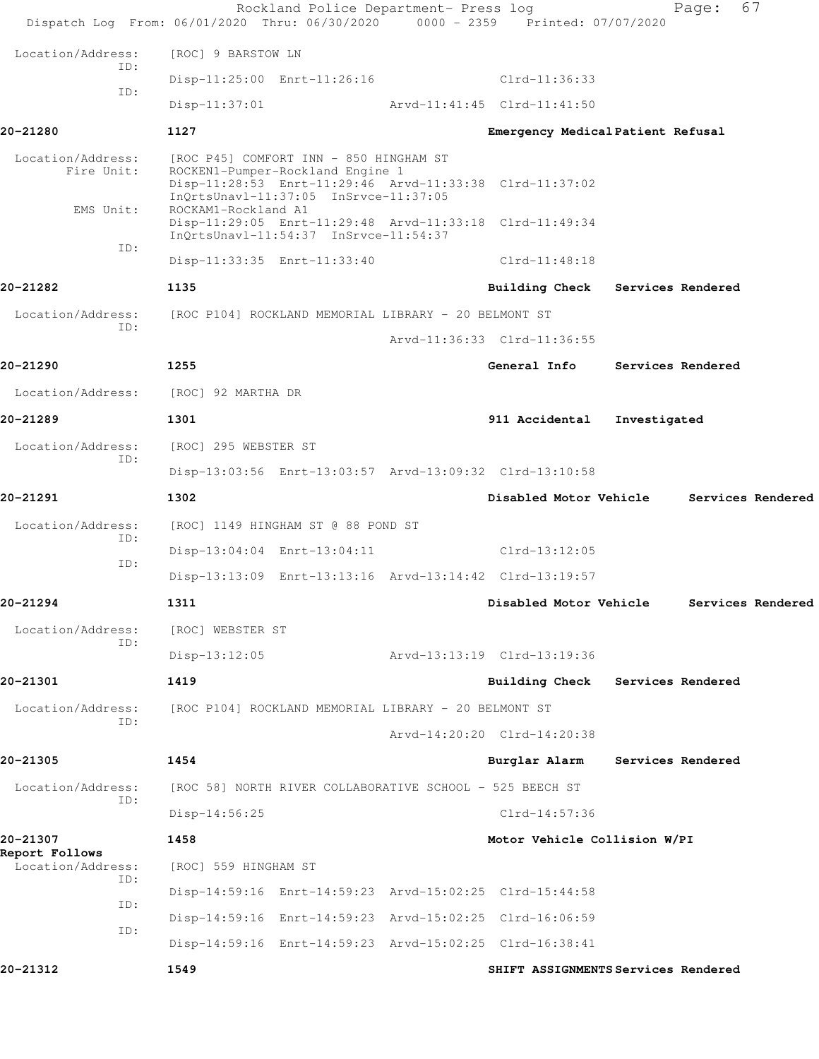Location/Address: [ROC] 9 BARSTOW LN
ID:
Disp-11:25:00 Enrt-11:26:16 Clrd-11:36:33
ID:
Disp-11:37:01 Arvd-11:41:45 Clrd-11:41:50

**20-21280** **1127** **Emergency Medical Patient Refusal**

Location/Address: [ROC P45] COMFORT INN - 850 HINGHAM ST
Fire Unit: ROCKEN1-Pumper-Rockland Engine 1
Disp-11:28:53 Enrt-11:29:46 Arvd-11:33:38 Clrd-11:37:02
InQrtsUnavl-11:37:05 InSrvce-11:37:05
EMS Unit: ROCKAM1-Rockland A1
Disp-11:29:05 Enrt-11:29:48 Arvd-11:33:18 Clrd-11:49:34
InQrtsUnavl-11:54:37 InSrvce-11:54:37
ID:
Disp-11:33:35 Enrt-11:33:40 Clrd-11:48:18

**20-21282** **1135** **Building Check Services Rendered**

Location/Address: [ROC P104] ROCKLAND MEMORIAL LIBRARY - 20 BELMONT ST
ID:
Arvd-11:36:33 Clrd-11:36:55

**20-21290** **1255** **General Info Services Rendered**

Location/Address: [ROC] 92 MARTHA DR

**20-21289** **1301** **911 Accidental Investigated**

Location/Address: [ROC] 295 WEBSTER ST
ID:
Disp-13:03:56 Enrt-13:03:57 Arvd-13:09:32 Clrd-13:10:58

**20-21291** **1302** **Disabled Motor Vehicle Services Rendered**

Location/Address: [ROC] 1149 HINGHAM ST @ 88 POND ST
ID:
Disp-13:04:04 Enrt-13:04:11 Clrd-13:12:05
ID:
Disp-13:13:09 Enrt-13:13:16 Arvd-13:14:42 Clrd-13:19:57

**20-21294** **1311** **Disabled Motor Vehicle Services Rendered**

Location/Address: [ROC] WEBSTER ST
ID:
Disp-13:12:05 Arvd-13:13:19 Clrd-13:19:36

**20-21301** **1419** **Building Check Services Rendered**

Location/Address: [ROC P104] ROCKLAND MEMORIAL LIBRARY - 20 BELMONT ST
ID:
Arvd-14:20:20 Clrd-14:20:38

**20-21305** **1454** **Burglar Alarm Services Rendered**

Location/Address: [ROC 58] NORTH RIVER COLLABORATIVE SCHOOL - 525 BEECH ST
ID:
Disp-14:56:25 Clrd-14:57:36

**20-21307** **1458** **Motor Vehicle Collision W/PI**
**Report Follows**
Location/Address: [ROC] 559 HINGHAM ST
ID:
Disp-14:59:16 Enrt-14:59:23 Arvd-15:02:25 Clrd-15:44:58
ID:
Disp-14:59:16 Enrt-14:59:23 Arvd-15:02:25 Clrd-16:06:59
ID:
Disp-14:59:16 Enrt-14:59:23 Arvd-15:02:25 Clrd-16:38:41

**20-21312** **1549** **SHIFT ASSIGNMENTS Services Rendered**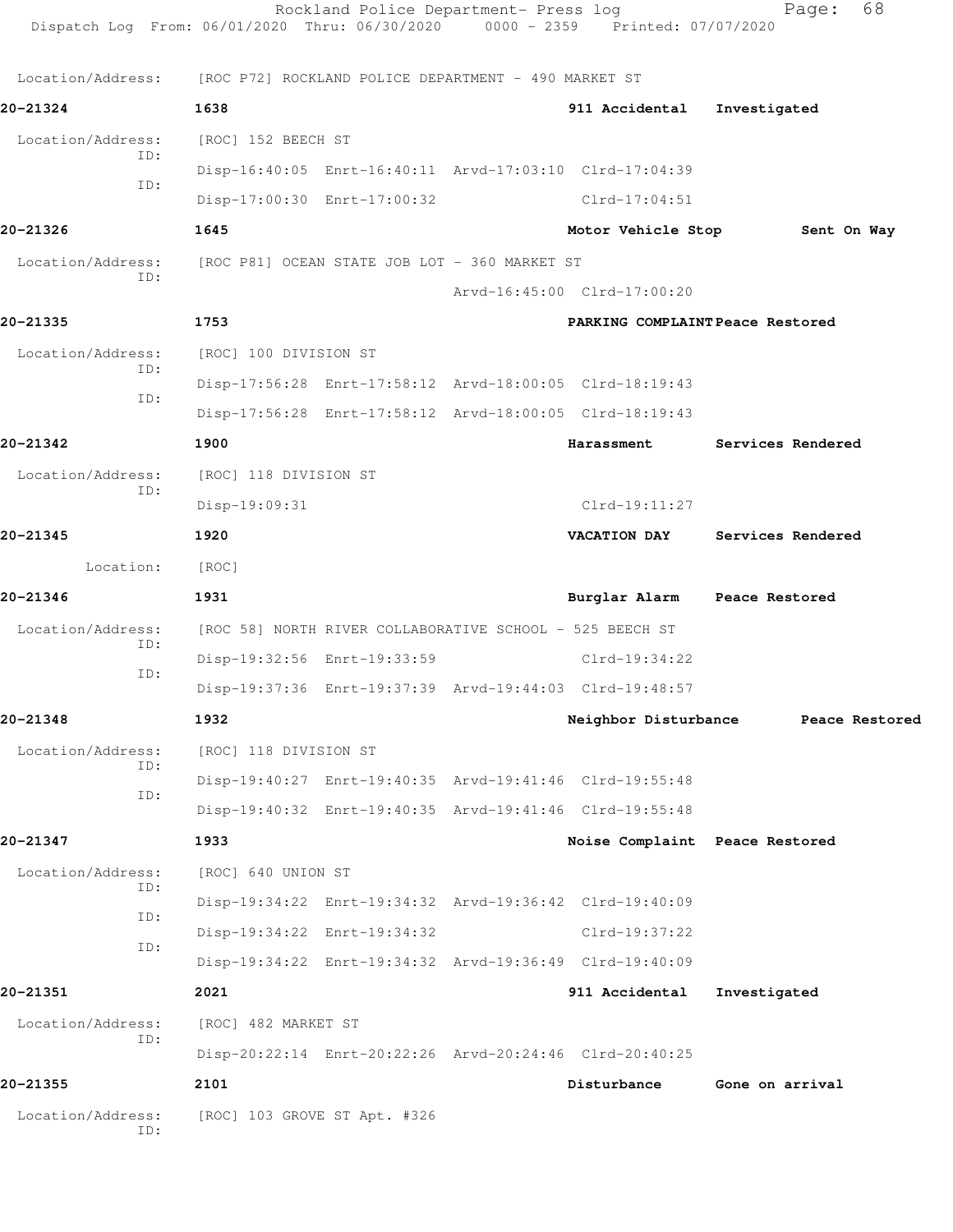Location/Address: [ROC P72] ROCKLAND POLICE DEPARTMENT - 490 MARKET ST

**20-21324** 1638 911 Accidental Investigated

Location/Address: [ROC] 152 BEECH ST
ID: Disp-16:40:05 Enrt-16:40:11 Arvd-17:03:10 Clrd-17:04:39
ID: Disp-17:00:30 Enrt-17:00:32 Clrd-17:04:51

**20-21326** 1645 Motor Vehicle Stop Sent On Way

Location/Address: [ROC P81] OCEAN STATE JOB LOT - 360 MARKET ST
ID: Arvd-16:45:00 Clrd-17:00:20

**20-21335** 1753 PARKING COMPLAINT Peace Restored

Location/Address: [ROC] 100 DIVISION ST
ID: Disp-17:56:28 Enrt-17:58:12 Arvd-18:00:05 Clrd-18:19:43
ID: Disp-17:56:28 Enrt-17:58:12 Arvd-18:00:05 Clrd-18:19:43

**20-21342** 1900 Harassment Services Rendered

Location/Address: [ROC] 118 DIVISION ST
ID: Disp-19:09:31 Clrd-19:11:27

**20-21345** 1920 VACATION DAY Services Rendered

Location: [ROC]

**20-21346** 1931 Burglar Alarm Peace Restored

Location/Address: [ROC 58] NORTH RIVER COLLABORATIVE SCHOOL - 525 BEECH ST
ID: Disp-19:32:56 Enrt-19:33:59 Clrd-19:34:22
ID: Disp-19:37:36 Enrt-19:37:39 Arvd-19:44:03 Clrd-19:48:57

**20-21348** 1932 Neighbor Disturbance Peace Restored

Location/Address: [ROC] 118 DIVISION ST
ID: Disp-19:40:27 Enrt-19:40:35 Arvd-19:41:46 Clrd-19:55:48
ID: Disp-19:40:32 Enrt-19:40:35 Arvd-19:41:46 Clrd-19:55:48

**20-21347** 1933 Noise Complaint Peace Restored

Location/Address: [ROC] 640 UNION ST
ID: Disp-19:34:22 Enrt-19:34:32 Arvd-19:36:42 Clrd-19:40:09
ID: Disp-19:34:22 Enrt-19:34:32 Clrd-19:37:22
ID: Disp-19:34:22 Enrt-19:34:32 Arvd-19:36:49 Clrd-19:40:09

**20-21351** 2021 911 Accidental Investigated

Location/Address: [ROC] 482 MARKET ST
ID: Disp-20:22:14 Enrt-20:22:26 Arvd-20:24:46 Clrd-20:40:25

**20-21355** 2101 Disturbance Gone on arrival

Location/Address: [ROC] 103 GROVE ST Apt. #326
ID: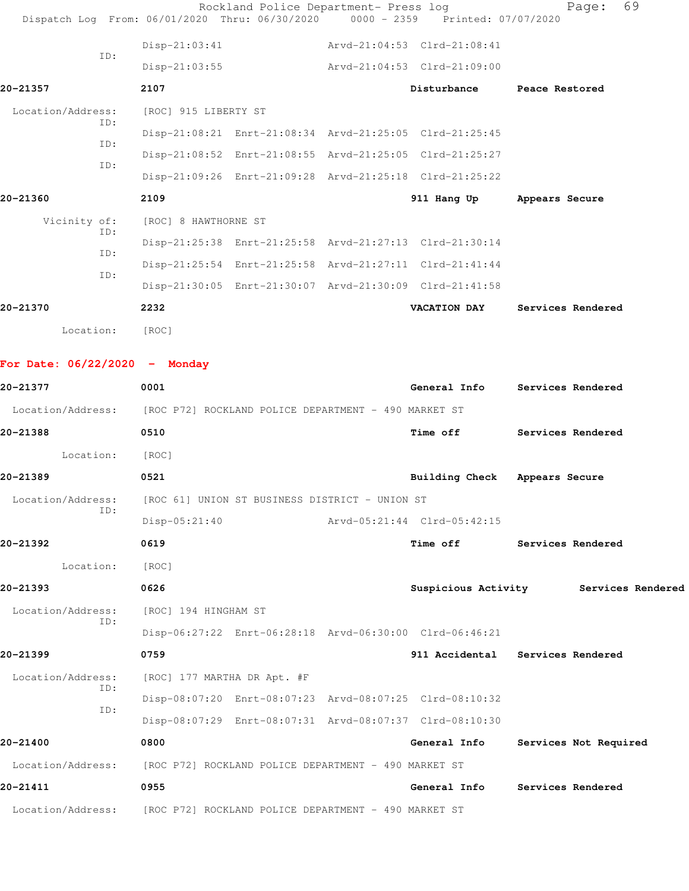ID: Disp-21:03:41 Arvd-21:04:53 Clrd-21:08:41

ID: Disp-21:03:55 Arvd-21:04:53 Clrd-21:09:00

**20-21357** 2107 Disturbance Peace Restored

Location/Address: [ROC] 915 LIBERTY ST

ID: Disp-21:08:21 Enrt-21:08:34 Arvd-21:25:05 Clrd-21:25:45

ID: Disp-21:08:52 Enrt-21:08:55 Arvd-21:25:05 Clrd-21:25:27

ID: Disp-21:09:26 Enrt-21:09:28 Arvd-21:25:18 Clrd-21:25:22

**20-21360** 2109 911 Hang Up Appears Secure

Vicinity of: [ROC] 8 HAWTHORNE ST

ID: Disp-21:25:38 Enrt-21:25:58 Arvd-21:27:13 Clrd-21:30:14

ID: Disp-21:25:54 Enrt-21:25:58 Arvd-21:27:11 Clrd-21:41:44

ID: Disp-21:30:05 Enrt-21:30:07 Arvd-21:30:09 Clrd-21:41:58

**20-21370** 2232 VACATION DAY Services Rendered

Location: [ROC]

## For Date: 06/22/2020 - Monday

**20-21377** 0001 General Info Services Rendered

Location/Address: [ROC P72] ROCKLAND POLICE DEPARTMENT - 490 MARKET ST

**20-21388** 0510 Time off Services Rendered

Location: [ROC]

**20-21389** 0521 Building Check Appears Secure

Location/Address: [ROC 61] UNION ST BUSINESS DISTRICT - UNION ST

ID: Disp-05:21:40 Arvd-05:21:44 Clrd-05:42:15

**20-21392** 0619 Time off Services Rendered

Location: [ROC]

**20-21393** 0626 Suspicious Activity Services Rendered

Location/Address: [ROC] 194 HINGHAM ST

ID: Disp-06:27:22 Enrt-06:28:18 Arvd-06:30:00 Clrd-06:46:21

**20-21399** 0759 911 Accidental Services Rendered

Location/Address: [ROC] 177 MARTHA DR Apt. #F

ID: Disp-08:07:20 Enrt-08:07:23 Arvd-08:07:25 Clrd-08:10:32

ID: Disp-08:07:29 Enrt-08:07:31 Arvd-08:07:37 Clrd-08:10:30

**20-21400** 0800 General Info Services Not Required

Location/Address: [ROC P72] ROCKLAND POLICE DEPARTMENT - 490 MARKET ST

**20-21411** 0955 General Info Services Rendered

Location/Address: [ROC P72] ROCKLAND POLICE DEPARTMENT - 490 MARKET ST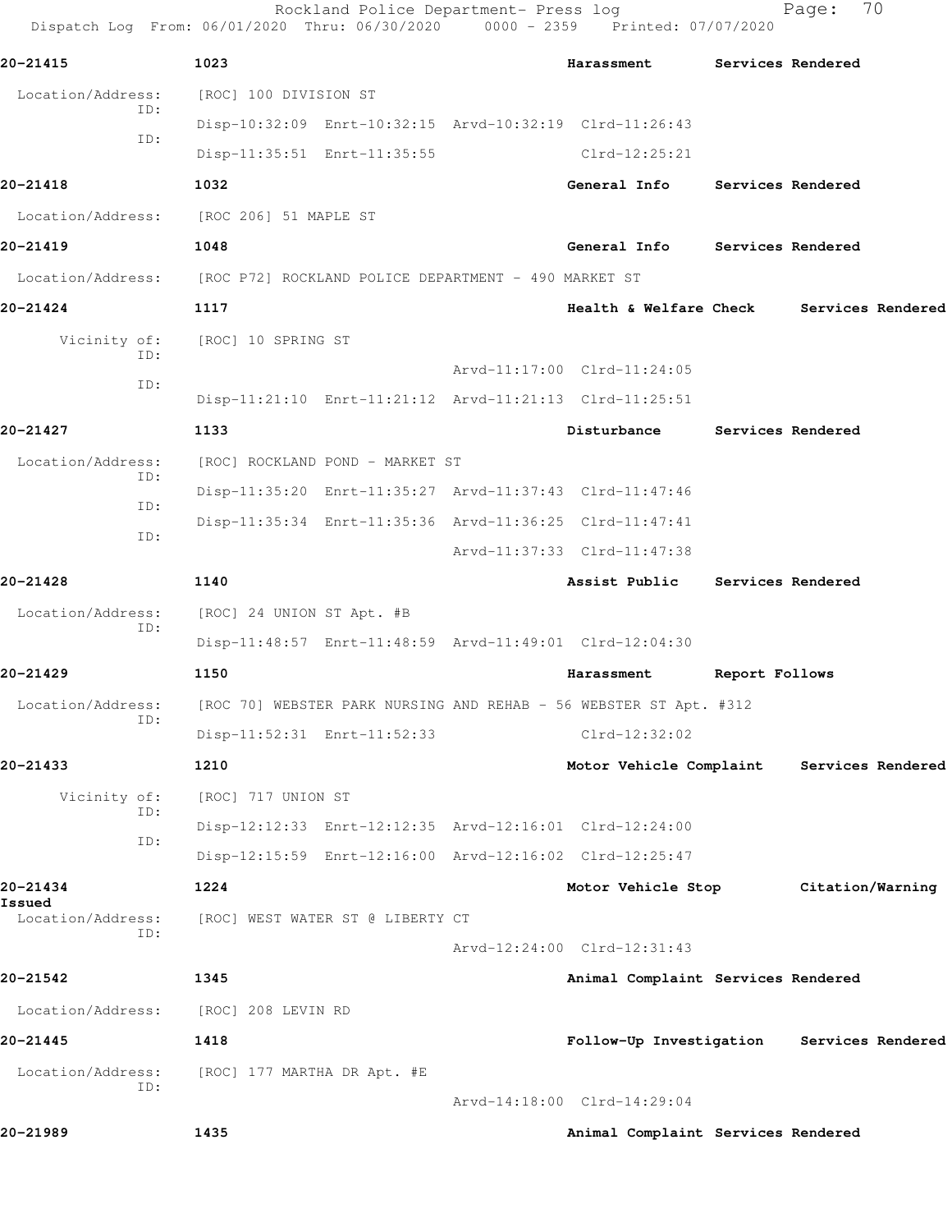**20-21415** 1023 **Harassment** **Services Rendered**

Location/Address: [ROC] 100 DIVISION ST

ID: Disp-10:32:09 Enrt-10:32:15 Arvd-10:32:19 Clrd-11:26:43

ID: Disp-11:35:51 Enrt-11:35:55 Clrd-12:25:21

**20-21418** 1032 **General Info** **Services Rendered**

Location/Address: [ROC 206] 51 MAPLE ST

**20-21419** 1048 **General Info** **Services Rendered**

Location/Address: [ROC P72] ROCKLAND POLICE DEPARTMENT - 490 MARKET ST

**20-21424** 1117 **Health & Welfare Check** **Services Rendered**

Vicinity of: [ROC] 10 SPRING ST

ID: Arvd-11:17:00 Clrd-11:24:05

ID: Disp-11:21:10 Enrt-11:21:12 Arvd-11:21:13 Clrd-11:25:51

**20-21427** 1133 **Disturbance** **Services Rendered**

Location/Address: [ROC] ROCKLAND POND - MARKET ST

ID: Disp-11:35:20 Enrt-11:35:27 Arvd-11:37:43 Clrd-11:47:46

ID: Disp-11:35:34 Enrt-11:35:36 Arvd-11:36:25 Clrd-11:47:41

ID: Arvd-11:37:33 Clrd-11:47:38

**20-21428** 1140 **Assist Public** **Services Rendered**

Location/Address: [ROC] 24 UNION ST Apt. #B

ID: Disp-11:48:57 Enrt-11:48:59 Arvd-11:49:01 Clrd-12:04:30

**20-21429** 1150 **Harassment** **Report Follows**

Location/Address: [ROC 70] WEBSTER PARK NURSING AND REHAB - 56 WEBSTER ST Apt. #312

ID: Disp-11:52:31 Enrt-11:52:33 Clrd-12:32:02

**20-21433** 1210 **Motor Vehicle Complaint** **Services Rendered**

Vicinity of: [ROC] 717 UNION ST

ID: Disp-12:12:33 Enrt-12:12:35 Arvd-12:16:01 Clrd-12:24:00

ID: Disp-12:15:59 Enrt-12:16:00 Arvd-12:16:02 Clrd-12:25:47

**20-21434** 1224 **Motor Vehicle Stop** **Citation/Warning Issued**

Location/Address: [ROC] WEST WATER ST @ LIBERTY CT

ID: Arvd-12:24:00 Clrd-12:31:43

**20-21542** 1345 **Animal Complaint** **Services Rendered**

Location/Address: [ROC] 208 LEVIN RD

**20-21445** 1418 **Follow-Up Investigation** **Services Rendered**

Location/Address: [ROC] 177 MARTHA DR Apt. #E

ID: Arvd-14:18:00 Clrd-14:29:04

**20-21989** 1435 **Animal Complaint** **Services Rendered**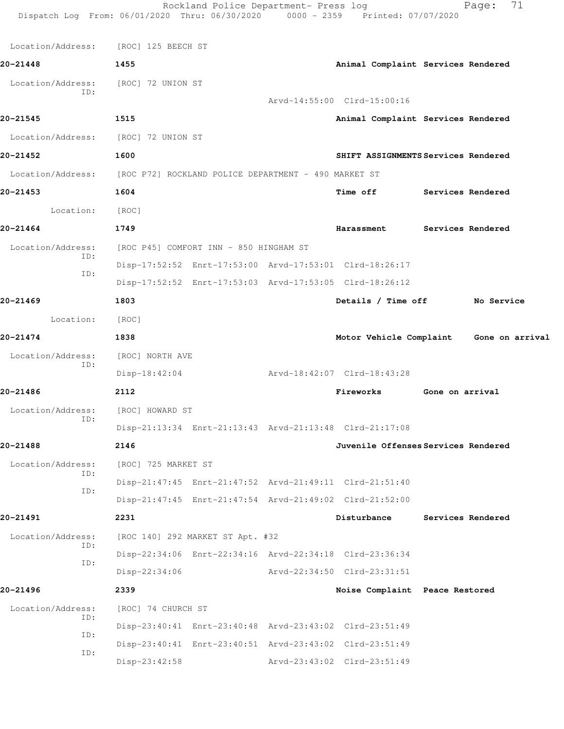Location/Address: [ROC] 125 BEECH ST

**20-21448** **1455** **Animal Complaint Services Rendered**

Location/Address: [ROC] 72 UNION ST
ID:
Arvd-14:55:00 Clrd-15:00:16

**20-21545** **1515** **Animal Complaint Services Rendered**

Location/Address: [ROC] 72 UNION ST

**20-21452** **1600** **SHIFT ASSIGNMENTS Services Rendered**

Location/Address: [ROC P72] ROCKLAND POLICE DEPARTMENT - 490 MARKET ST

**20-21453** **1604** **Time off Services Rendered**

Location: [ROC]

**20-21464** **1749** **Harassment Services Rendered**

Location/Address: [ROC P45] COMFORT INN - 850 HINGHAM ST
ID:
Disp-17:52:52 Enrt-17:53:00 Arvd-17:53:01 Clrd-18:26:17
ID:
Disp-17:52:52 Enrt-17:53:03 Arvd-17:53:05 Clrd-18:26:12

**20-21469** **1803** **Details / Time off No Service**

Location: [ROC]

**20-21474** **1838** **Motor Vehicle Complaint Gone on arrival**

Location/Address: [ROC] NORTH AVE
ID:
Disp-18:42:04 Arvd-18:42:07 Clrd-18:43:28

**20-21486** **2112** **Fireworks Gone on arrival**

Location/Address: [ROC] HOWARD ST
ID:
Disp-21:13:34 Enrt-21:13:43 Arvd-21:13:48 Clrd-21:17:08

**20-21488** **2146** **Juvenile Offenses Services Rendered**

Location/Address: [ROC] 725 MARKET ST
ID:
Disp-21:47:45 Enrt-21:47:52 Arvd-21:49:11 Clrd-21:51:40
ID:
Disp-21:47:45 Enrt-21:47:54 Arvd-21:49:02 Clrd-21:52:00

**20-21491** **2231** **Disturbance Services Rendered**

Location/Address: [ROC 140] 292 MARKET ST Apt. #32
ID:
Disp-22:34:06 Enrt-22:34:16 Arvd-22:34:18 Clrd-23:36:34
ID:
Disp-22:34:06 Arvd-22:34:50 Clrd-23:31:51

**20-21496** **2339** **Noise Complaint Peace Restored**

Location/Address: [ROC] 74 CHURCH ST
ID:
Disp-23:40:41 Enrt-23:40:48 Arvd-23:43:02 Clrd-23:51:49
ID:
Disp-23:40:41 Enrt-23:40:51 Arvd-23:43:02 Clrd-23:51:49
ID:
Disp-23:42:58 Arvd-23:43:02 Clrd-23:51:49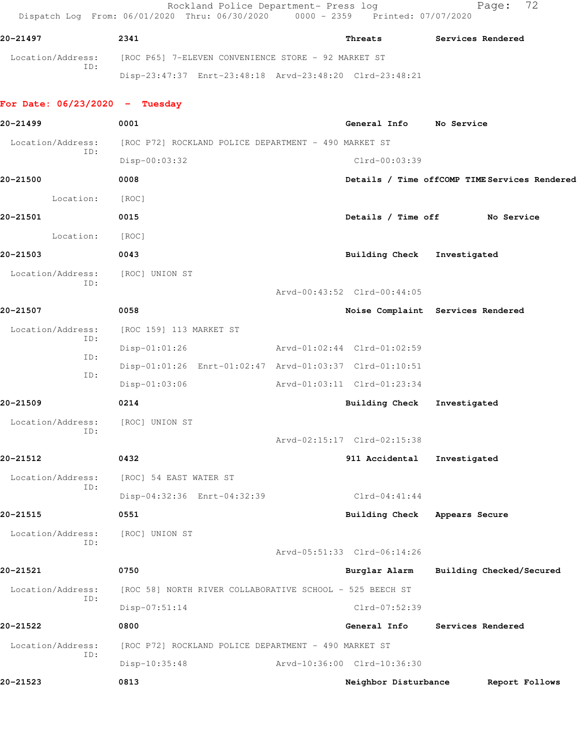**20-21497** 2341 Threats Services Rendered

Location/Address: [ROC P65] 7-ELEVEN CONVENIENCE STORE - 92 MARKET ST
ID:
Disp-23:47:37 Enrt-23:48:18 Arvd-23:48:20 Clrd-23:48:21

## For Date: 06/23/2020 - Tuesday

**20-21499** 0001 General Info No Service

Location/Address: [ROC P72] ROCKLAND POLICE DEPARTMENT - 490 MARKET ST
ID:
Disp-00:03:32 Clrd-00:03:39

**20-21500** 0008 Details / Time offCOMP TIME Services Rendered

Location: [ROC]

**20-21501** 0015 Details / Time off No Service

Location: [ROC]

**20-21503** 0043 Building Check Investigated

Location/Address: [ROC] UNION ST
ID:
Arvd-00:43:52 Clrd-00:44:05

**20-21507** 0058 Noise Complaint Services Rendered

Location/Address: [ROC 159] 113 MARKET ST
ID:
Disp-01:01:26 Arvd-01:02:44 Clrd-01:02:59
ID:
Disp-01:01:26 Enrt-01:02:47 Arvd-01:03:37 Clrd-01:10:51
ID:
Disp-01:03:06 Arvd-01:03:11 Clrd-01:23:34

**20-21509** 0214 Building Check Investigated

Location/Address: [ROC] UNION ST
ID:
Arvd-02:15:17 Clrd-02:15:38

**20-21512** 0432 911 Accidental Investigated

Location/Address: [ROC] 54 EAST WATER ST
ID:
Disp-04:32:36 Enrt-04:32:39 Clrd-04:41:44

**20-21515** 0551 Building Check Appears Secure

Location/Address: [ROC] UNION ST
ID:
Arvd-05:51:33 Clrd-06:14:26

**20-21521** 0750 Burglar Alarm Building Checked/Secured

Location/Address: [ROC 58] NORTH RIVER COLLABORATIVE SCHOOL - 525 BEECH ST
ID:
Disp-07:51:14 Clrd-07:52:39

**20-21522** 0800 General Info Services Rendered

Location/Address: [ROC P72] ROCKLAND POLICE DEPARTMENT - 490 MARKET ST
ID:
Disp-10:35:48 Arvd-10:36:00 Clrd-10:36:30

**20-21523** 0813 Neighbor Disturbance Report Follows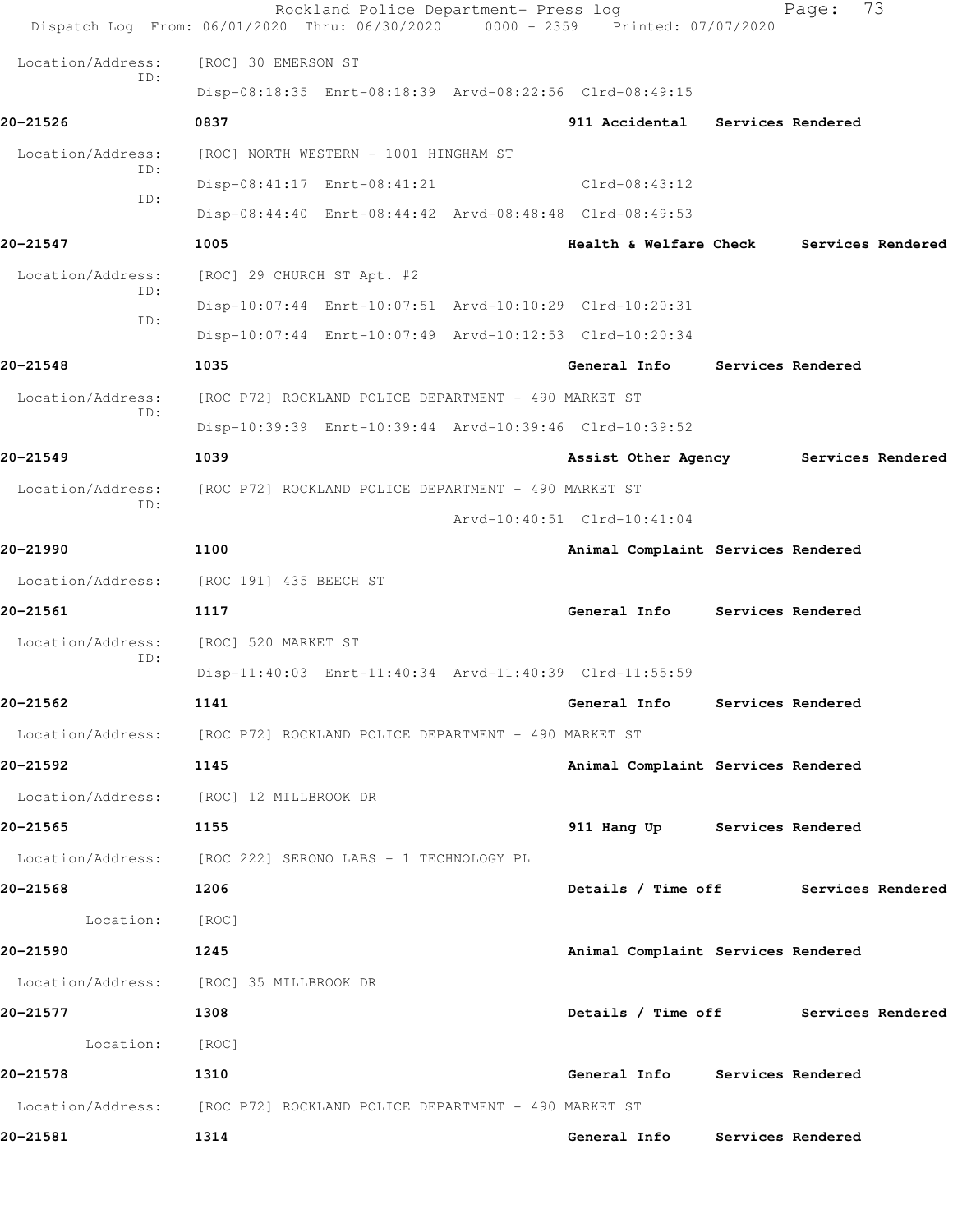Location/Address: [ROC] 30 EMERSON ST
ID:
Disp-08:18:35 Enrt-08:18:39 Arvd-08:22:56 Clrd-08:49:15

**20-21526** **0837** **911 Accidental Services Rendered**

Location/Address: [ROC] NORTH WESTERN - 1001 HINGHAM ST
ID:
Disp-08:41:17 Enrt-08:41:21 Clrd-08:43:12
ID:
Disp-08:44:40 Enrt-08:44:42 Arvd-08:48:48 Clrd-08:49:53

**20-21547** **1005** **Health & Welfare Check Services Rendered**

Location/Address: [ROC] 29 CHURCH ST Apt. #2
ID:
Disp-10:07:44 Enrt-10:07:51 Arvd-10:10:29 Clrd-10:20:31
ID:
Disp-10:07:44 Enrt-10:07:49 Arvd-10:12:53 Clrd-10:20:34

**20-21548** **1035** **General Info Services Rendered**

Location/Address: [ROC P72] ROCKLAND POLICE DEPARTMENT - 490 MARKET ST
ID:
Disp-10:39:39 Enrt-10:39:44 Arvd-10:39:46 Clrd-10:39:52

**20-21549** **1039** **Assist Other Agency Services Rendered**

Location/Address: [ROC P72] ROCKLAND POLICE DEPARTMENT - 490 MARKET ST
ID:
Arvd-10:40:51 Clrd-10:41:04

**20-21990** **1100** **Animal Complaint Services Rendered**

Location/Address: [ROC 191] 435 BEECH ST

**20-21561** **1117** **General Info Services Rendered**

Location/Address: [ROC] 520 MARKET ST
ID:
Disp-11:40:03 Enrt-11:40:34 Arvd-11:40:39 Clrd-11:55:59

**20-21562** **1141** **General Info Services Rendered**

Location/Address: [ROC P72] ROCKLAND POLICE DEPARTMENT - 490 MARKET ST

**20-21592** **1145** **Animal Complaint Services Rendered**

Location/Address: [ROC] 12 MILLBROOK DR

**20-21565** **1155** **911 Hang Up Services Rendered**

Location/Address: [ROC 222] SERONO LABS - 1 TECHNOLOGY PL

**20-21568** **1206** **Details / Time off Services Rendered**

Location: [ROC]

**20-21590** **1245** **Animal Complaint Services Rendered**

Location/Address: [ROC] 35 MILLBROOK DR

**20-21577** **1308** **Details / Time off Services Rendered**

Location: [ROC]

**20-21578** **1310** **General Info Services Rendered**

Location/Address: [ROC P72] ROCKLAND POLICE DEPARTMENT - 490 MARKET ST

**20-21581** **1314** **General Info Services Rendered**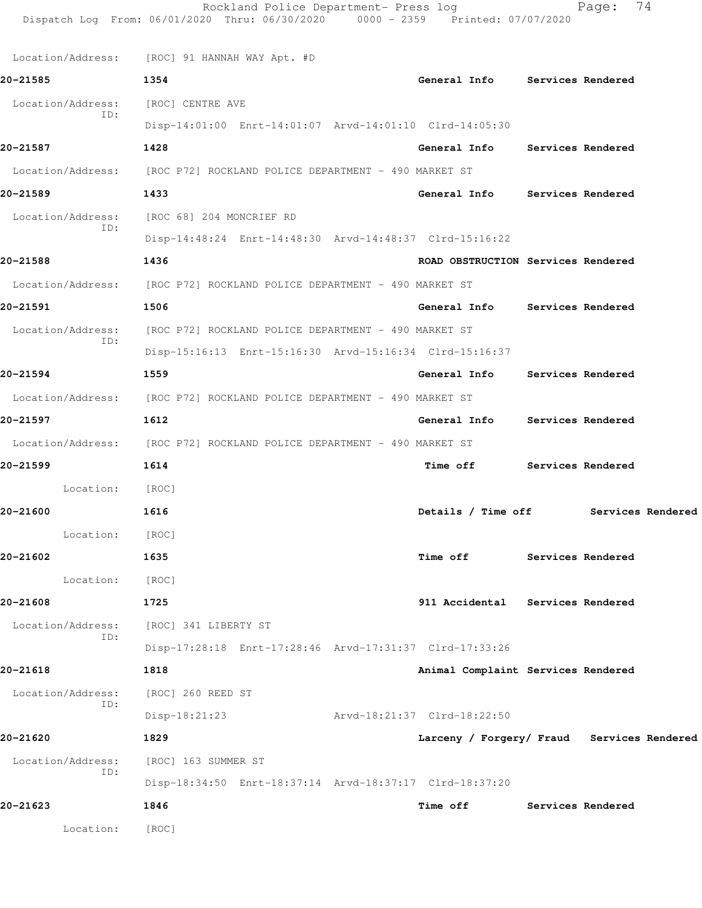Location/Address: [ROC] 91 HANNAH WAY Apt. #D

**20-21585** 1354 General Info Services Rendered

Location/Address: [ROC] CENTRE AVE
ID:
Disp-14:01:00 Enrt-14:01:07 Arvd-14:01:10 Clrd-14:05:30

**20-21587** 1428 General Info Services Rendered

Location/Address: [ROC P72] ROCKLAND POLICE DEPARTMENT - 490 MARKET ST

**20-21589** 1433 General Info Services Rendered

Location/Address: [ROC 68] 204 MONCRIEF RD
ID:
Disp-14:48:24 Enrt-14:48:30 Arvd-14:48:37 Clrd-15:16:22

**20-21588** 1436 ROAD OBSTRUCTION Services Rendered

Location/Address: [ROC P72] ROCKLAND POLICE DEPARTMENT - 490 MARKET ST

**20-21591** 1506 General Info Services Rendered

Location/Address: [ROC P72] ROCKLAND POLICE DEPARTMENT - 490 MARKET ST
ID:
Disp-15:16:13 Enrt-15:16:30 Arvd-15:16:34 Clrd-15:16:37

**20-21594** 1559 General Info Services Rendered

Location/Address: [ROC P72] ROCKLAND POLICE DEPARTMENT - 490 MARKET ST

**20-21597** 1612 General Info Services Rendered

Location/Address: [ROC P72] ROCKLAND POLICE DEPARTMENT - 490 MARKET ST

**20-21599** 1614 Time off Services Rendered

Location: [ROC]

**20-21600** 1616 Details / Time off Services Rendered

Location: [ROC]

**20-21602** 1635 Time off Services Rendered

Location: [ROC]

**20-21608** 1725 911 Accidental Services Rendered

Location/Address: [ROC] 341 LIBERTY ST
ID:
Disp-17:28:18 Enrt-17:28:46 Arvd-17:31:37 Clrd-17:33:26

**20-21618** 1818 Animal Complaint Services Rendered

Location/Address: [ROC] 260 REED ST
ID:
Disp-18:21:23 Arvd-18:21:37 Clrd-18:22:50

**20-21620** 1829 Larceny / Forgery/ Fraud Services Rendered

Location/Address: [ROC] 163 SUMMER ST
ID:
Disp-18:34:50 Enrt-18:37:14 Arvd-18:37:17 Clrd-18:37:20

**20-21623** 1846 Time off Services Rendered

Location: [ROC]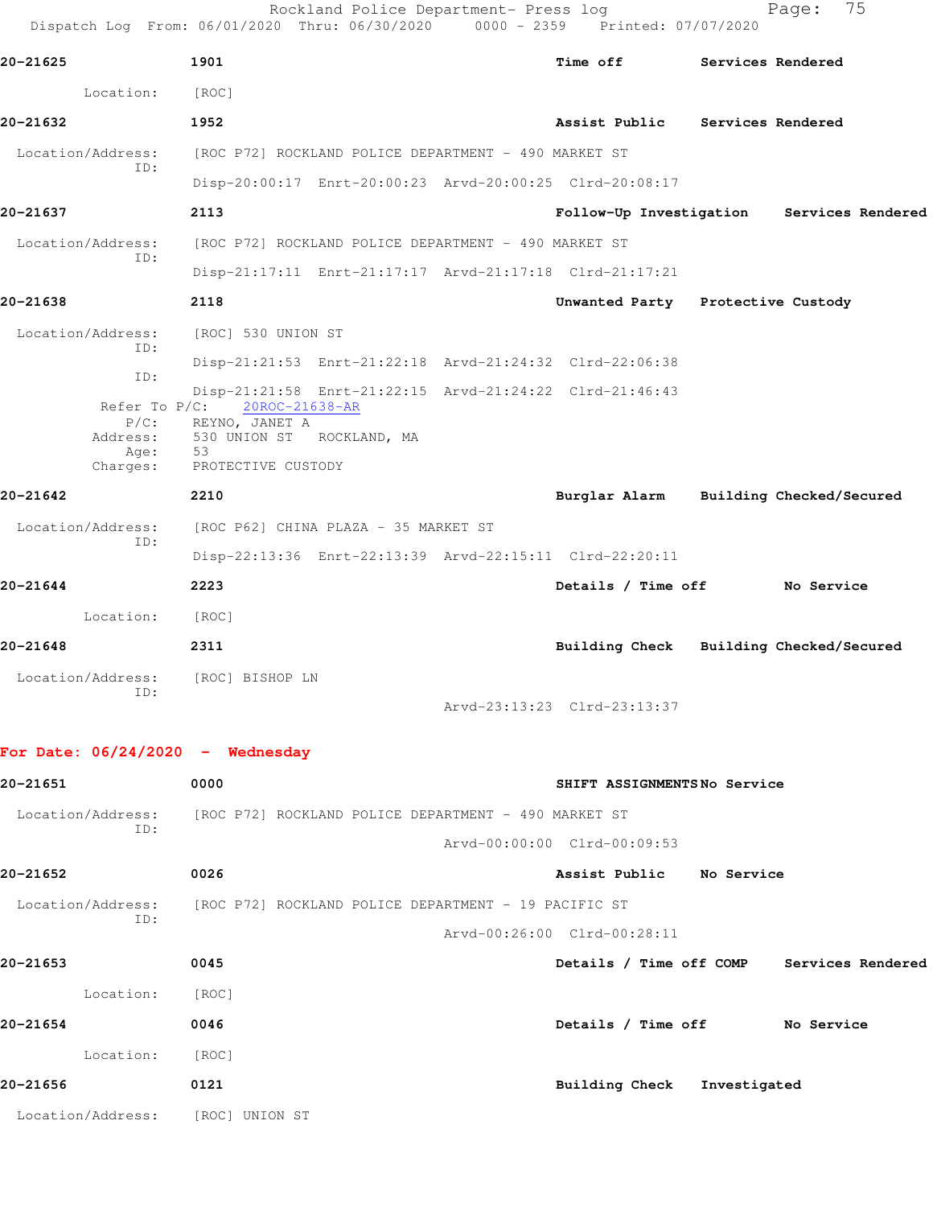**20-21625** **1901** **Time off** **Services Rendered**

Location: [ROC]

**20-21632** **1952** **Assist Public** **Services Rendered**

Location/Address: [ROC P72] ROCKLAND POLICE DEPARTMENT - 490 MARKET ST
ID:
Disp-20:00:17 Enrt-20:00:23 Arvd-20:00:25 Clrd-20:08:17

**20-21637** **2113** **Follow-Up Investigation** **Services Rendered**

Location/Address: [ROC P72] ROCKLAND POLICE DEPARTMENT - 490 MARKET ST
ID:
Disp-21:17:11 Enrt-21:17:17 Arvd-21:17:18 Clrd-21:17:21

**20-21638** **2118** **Unwanted Party** **Protective Custody**

Location/Address: [ROC] 530 UNION ST
ID:
Disp-21:21:53 Enrt-21:22:18 Arvd-21:24:32 Clrd-22:06:38
ID:
Disp-21:21:58 Enrt-21:22:15 Arvd-21:24:22 Clrd-21:46:43
Refer To P/C: 20ROC-21638-AR
P/C: REYNO, JANET A
Address: 530 UNION ST ROCKLAND, MA
Age: 53
Charges: PROTECTIVE CUSTODY

**20-21642** **2210** **Burglar Alarm** **Building Checked/Secured**

Location/Address: [ROC P62] CHINA PLAZA - 35 MARKET ST
ID:
Disp-22:13:36 Enrt-22:13:39 Arvd-22:15:11 Clrd-22:20:11

**20-21644** **2223** **Details / Time off** **No Service**

Location: [ROC]

**20-21648** **2311** **Building Check** **Building Checked/Secured**

Location/Address: [ROC] BISHOP LN
ID:
Arvd-23:13:23 Clrd-23:13:37

**For Date: 06/24/2020 - Wednesday**

**20-21651** **0000** **SHIFT ASSIGNMENTS** **No Service**

Location/Address: [ROC P72] ROCKLAND POLICE DEPARTMENT - 490 MARKET ST
ID:
Arvd-00:00:00 Clrd-00:09:53

**20-21652** **0026** **Assist Public** **No Service**

Location/Address: [ROC P72] ROCKLAND POLICE DEPARTMENT - 19 PACIFIC ST
ID:
Arvd-00:26:00 Clrd-00:28:11

**20-21653** **0045** **Details / Time off COMP** **Services Rendered**

Location: [ROC]

**20-21654** **0046** **Details / Time off** **No Service**

Location: [ROC]

**20-21656** **0121** **Building Check** **Investigated**

Location/Address: [ROC] UNION ST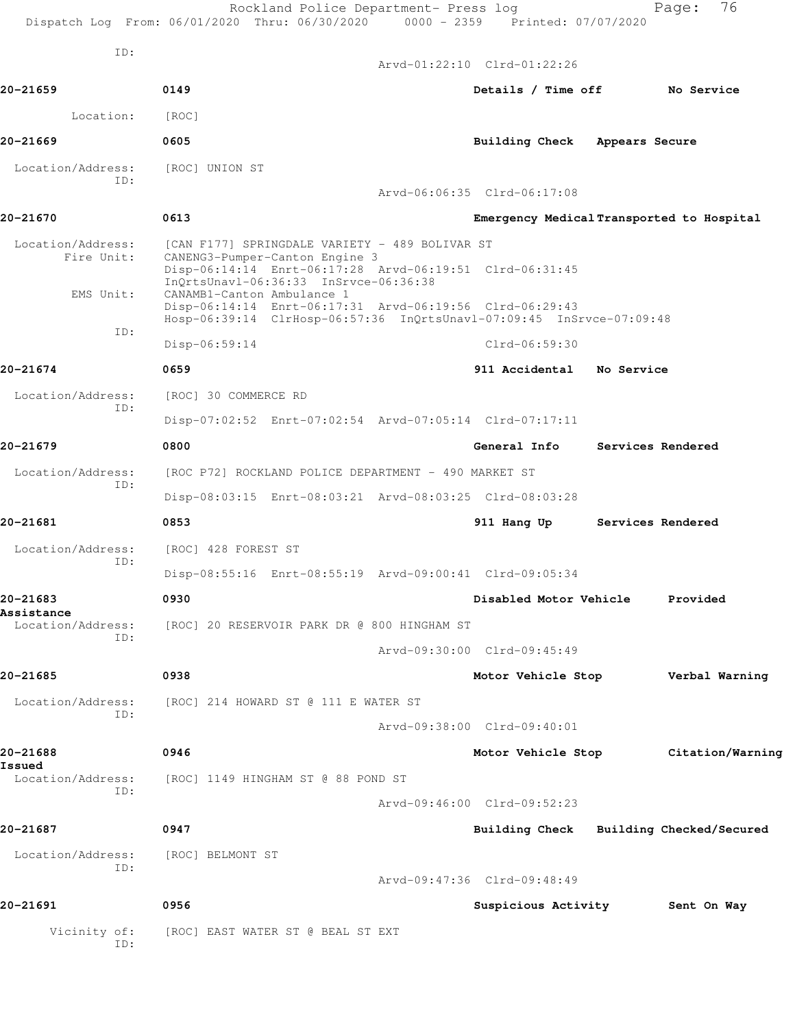ID:
 Arvd-01:22:10 Clrd-01:22:26

**20-21659** 0149 **Details / Time off** **No Service**

Location: [ROC]

**20-21669** 0605 **Building Check** **Appears Secure**

Location/Address: [ROC] UNION ST
ID:
 Arvd-06:06:35 Clrd-06:17:08

**20-21670** 0613 **Emergency Medical** **Transported to Hospital**

Location/Address: [CAN F177] SPRINGDALE VARIETY - 489 BOLIVAR ST
Fire Unit: CANENG3-Pumper-Canton Engine 3
 Disp-06:14:14 Enrt-06:17:28 Arvd-06:19:51 Clrd-06:31:45
 InQrtsUnavl-06:36:33 InSrvce-06:36:38
EMS Unit: CANAMB1-Canton Ambulance 1
 Disp-06:14:14 Enrt-06:17:31 Arvd-06:19:56 Clrd-06:29:43
 Hosp-06:39:14 ClrHosp-06:57:36 InQrtsUnavl-07:09:45 InSrvce-07:09:48
ID:
 Disp-06:59:14 Clrd-06:59:30

**20-21674** 0659 **911 Accidental** **No Service**

Location/Address: [ROC] 30 COMMERCE RD
ID:
 Disp-07:02:52 Enrt-07:02:54 Arvd-07:05:14 Clrd-07:17:11

**20-21679** 0800 **General Info** **Services Rendered**

Location/Address: [ROC P72] ROCKLAND POLICE DEPARTMENT - 490 MARKET ST
ID:
 Disp-08:03:15 Enrt-08:03:21 Arvd-08:03:25 Clrd-08:03:28

**20-21681** 0853 **911 Hang Up** **Services Rendered**

Location/Address: [ROC] 428 FOREST ST
ID:
 Disp-08:55:16 Enrt-08:55:19 Arvd-09:00:41 Clrd-09:05:34

**20-21683** 0930 **Disabled Motor Vehicle** **Provided Assistance**

Location/Address: [ROC] 20 RESERVOIR PARK DR @ 800 HINGHAM ST
ID:
 Arvd-09:30:00 Clrd-09:45:49

**20-21685** 0938 **Motor Vehicle Stop** **Verbal Warning**

Location/Address: [ROC] 214 HOWARD ST @ 111 E WATER ST
ID:
 Arvd-09:38:00 Clrd-09:40:01

**20-21688** 0946 **Motor Vehicle Stop** **Citation/Warning Issued**

Location/Address: [ROC] 1149 HINGHAM ST @ 88 POND ST
ID:
 Arvd-09:46:00 Clrd-09:52:23

**20-21687** 0947 **Building Check** **Building Checked/Secured**

Location/Address: [ROC] BELMONT ST
ID:
 Arvd-09:47:36 Clrd-09:48:49

**20-21691** 0956 **Suspicious Activity** **Sent On Way**

Vicinity of: [ROC] EAST WATER ST @ BEAL ST EXT
ID: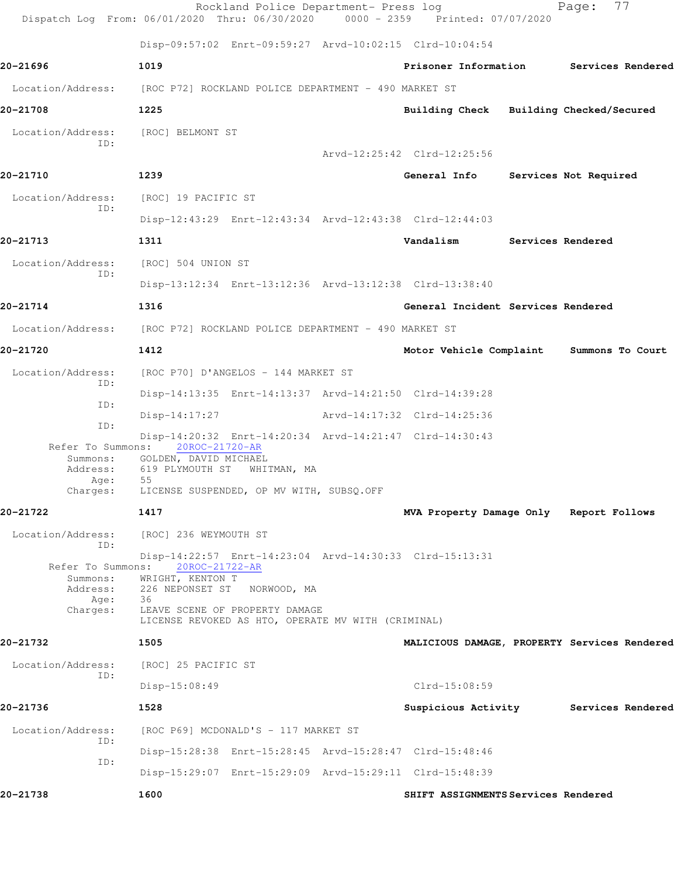Disp-09:57:02 Enrt-09:59:27 Arvd-10:02:15 Clrd-10:04:54

**20-21696** **1019** **Prisoner Information** **Services Rendered**

Location/Address: [ROC P72] ROCKLAND POLICE DEPARTMENT - 490 MARKET ST

**20-21708** **1225** **Building Check** **Building Checked/Secured**

Location/Address: [ROC] BELMONT ST
ID:
Arvd-12:25:42 Clrd-12:25:56

**20-21710** **1239** **General Info** **Services Not Required**

Location/Address: [ROC] 19 PACIFIC ST
ID:
Disp-12:43:29 Enrt-12:43:34 Arvd-12:43:38 Clrd-12:44:03

**20-21713** **1311** **Vandalism** **Services Rendered**

Location/Address: [ROC] 504 UNION ST
ID:
Disp-13:12:34 Enrt-13:12:36 Arvd-13:12:38 Clrd-13:38:40

**20-21714** **1316** **General Incident** **Services Rendered**

Location/Address: [ROC P72] ROCKLAND POLICE DEPARTMENT - 490 MARKET ST

**20-21720** **1412** **Motor Vehicle Complaint** **Summons To Court**

Location/Address: [ROC P70] D'ANGELOS - 144 MARKET ST
ID:
Disp-14:13:35 Enrt-14:13:37 Arvd-14:21:50 Clrd-14:39:28
ID:
Disp-14:17:27 Arvd-14:17:32 Clrd-14:25:36
ID:
Disp-14:20:32 Enrt-14:20:34 Arvd-14:21:47 Clrd-14:30:43
Refer To Summons: 20ROC-21720-AR
Summons: GOLDEN, DAVID MICHAEL
Address: 619 PLYMOUTH ST WHITMAN, MA
Age: 55
Charges: LICENSE SUSPENDED, OP MV WITH, SUBSQ.OFF

**20-21722** **1417** **MVA Property Damage Only** **Report Follows**

Location/Address: [ROC] 236 WEYMOUTH ST
ID:
Disp-14:22:57 Enrt-14:23:04 Arvd-14:30:33 Clrd-15:13:31
Refer To Summons: 20ROC-21722-AR
Summons: WRIGHT, KENTON T
Address: 226 NEPONSET ST NORWOOD, MA
Age: 36
Charges: LEAVE SCENE OF PROPERTY DAMAGE
LICENSE REVOKED AS HTO, OPERATE MV WITH (CRIMINAL)

**20-21732** **1505** **MALICIOUS DAMAGE, PROPERTY** **Services Rendered**

Location/Address: [ROC] 25 PACIFIC ST
ID:
Disp-15:08:49 Clrd-15:08:59

**20-21736** **1528** **Suspicious Activity** **Services Rendered**

Location/Address: [ROC P69] MCDONALD'S - 117 MARKET ST
ID:
Disp-15:28:38 Enrt-15:28:45 Arvd-15:28:47 Clrd-15:48:46
ID:
Disp-15:29:07 Enrt-15:29:09 Arvd-15:29:11 Clrd-15:48:39

**20-21738** **1600** **SHIFT ASSIGNMENTS** **Services Rendered**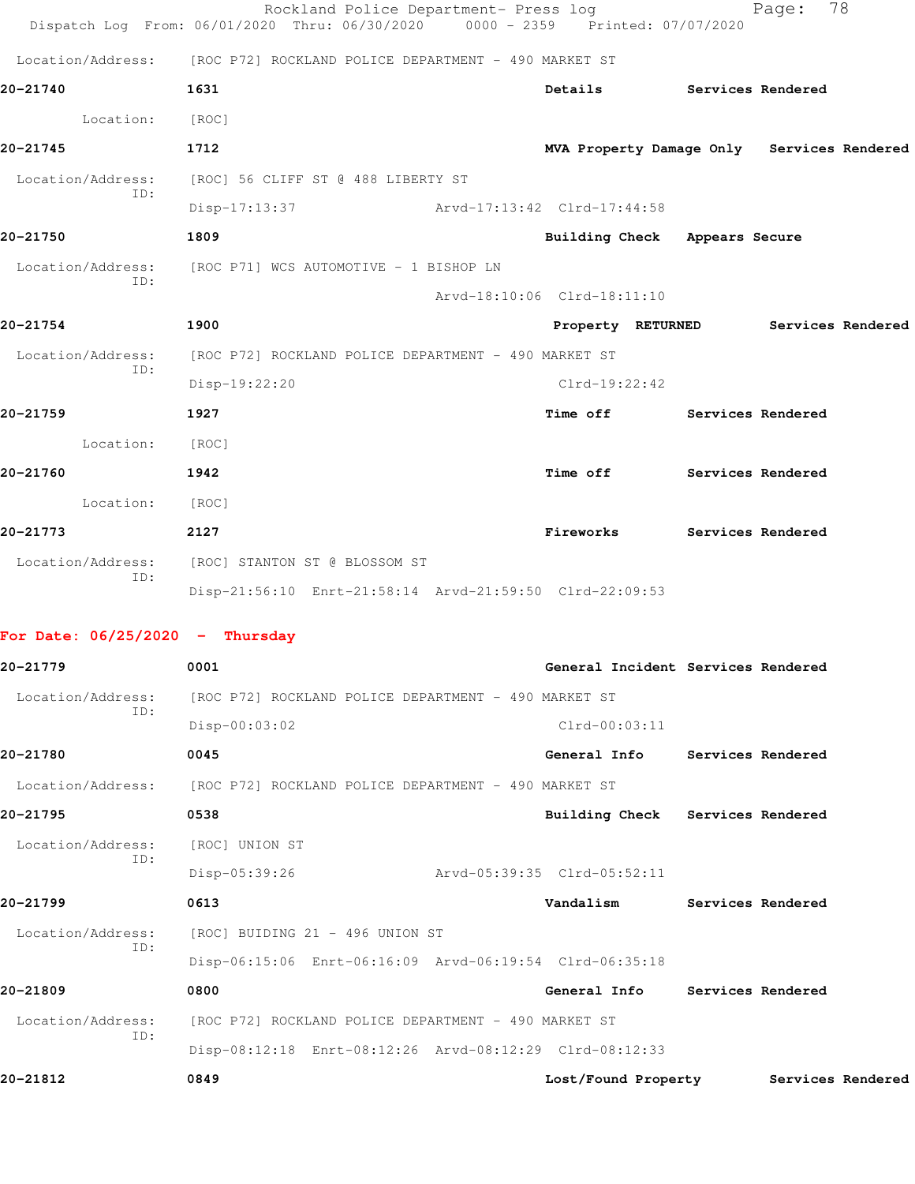Location/Address: [ROC P72] ROCKLAND POLICE DEPARTMENT - 490 MARKET ST

**20-21740** 1631 **Details** **Services Rendered**

Location: [ROC]

**20-21745** 1712 **MVA Property Damage Only** **Services Rendered**

Location/Address: [ROC] 56 CLIFF ST @ 488 LIBERTY ST
ID:
Disp-17:13:37 Arvd-17:13:42 Clrd-17:44:58

**20-21750** 1809 **Building Check** **Appears Secure**

Location/Address: [ROC P71] WCS AUTOMOTIVE - 1 BISHOP LN
ID:
Arvd-18:10:06 Clrd-18:11:10

**20-21754** 1900 **Property RETURNED** **Services Rendered**

Location/Address: [ROC P72] ROCKLAND POLICE DEPARTMENT - 490 MARKET ST
ID:
Disp-19:22:20 Clrd-19:22:42

**20-21759** 1927 **Time off** **Services Rendered**

Location: [ROC]

**20-21760** 1942 **Time off** **Services Rendered**

Location: [ROC]

**20-21773** 2127 **Fireworks** **Services Rendered**

Location/Address: [ROC] STANTON ST @ BLOSSOM ST
ID:
Disp-21:56:10 Enrt-21:58:14 Arvd-21:59:50 Clrd-22:09:53

## For Date: 06/25/2020 - Thursday

**20-21779** 0001 **General Incident** **Services Rendered**

Location/Address: [ROC P72] ROCKLAND POLICE DEPARTMENT - 490 MARKET ST
ID:
Disp-00:03:02 Clrd-00:03:11

**20-21780** 0045 **General Info** **Services Rendered**

Location/Address: [ROC P72] ROCKLAND POLICE DEPARTMENT - 490 MARKET ST

**20-21795** 0538 **Building Check** **Services Rendered**

Location/Address: [ROC] UNION ST
ID:
Disp-05:39:26 Arvd-05:39:35 Clrd-05:52:11

**20-21799** 0613 **Vandalism** **Services Rendered**

Location/Address: [ROC] BUIDING 21 - 496 UNION ST
ID:
Disp-06:15:06 Enrt-06:16:09 Arvd-06:19:54 Clrd-06:35:18

**20-21809** 0800 **General Info** **Services Rendered**

Location/Address: [ROC P72] ROCKLAND POLICE DEPARTMENT - 490 MARKET ST
ID:
Disp-08:12:18 Enrt-08:12:26 Arvd-08:12:29 Clrd-08:12:33

**20-21812** 0849 **Lost/Found Property** **Services Rendered**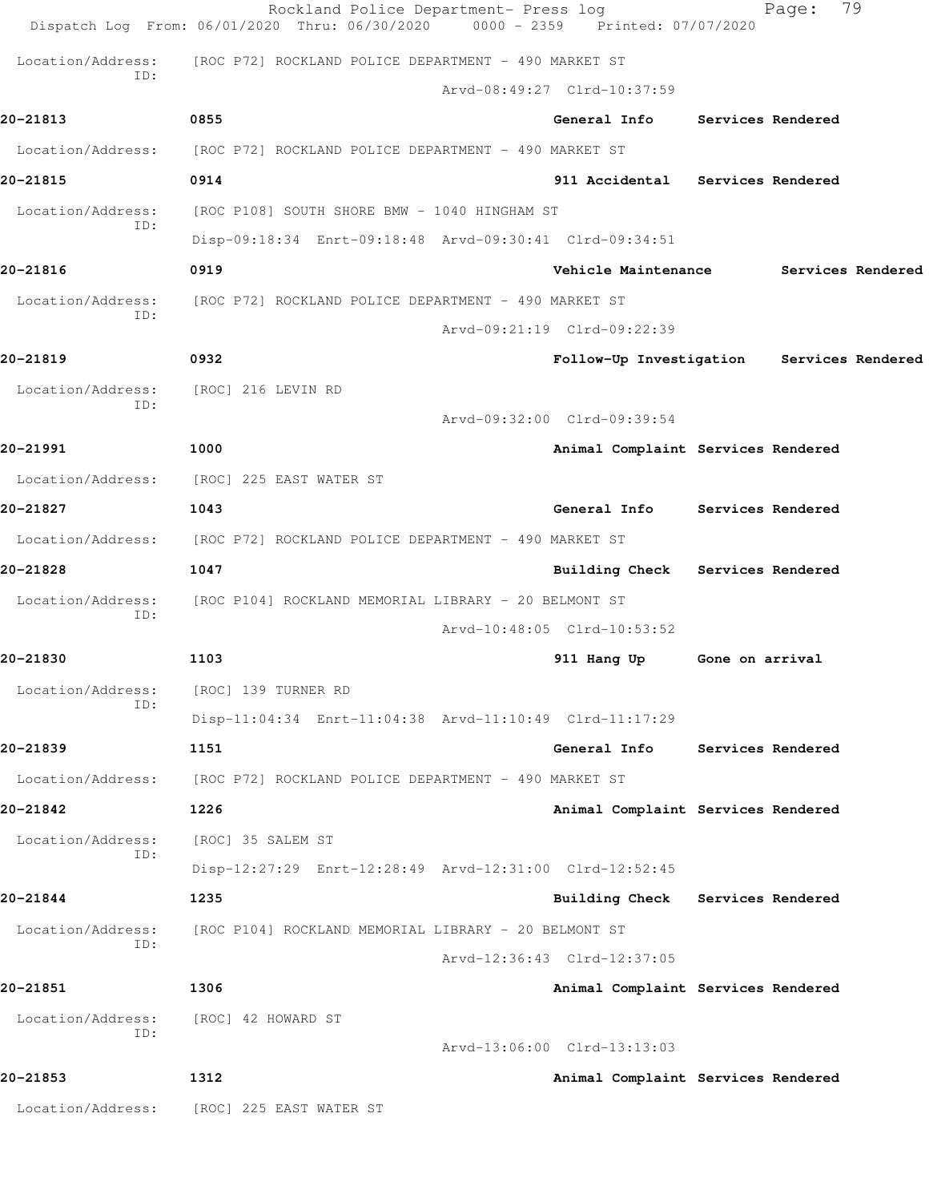Location/Address: [ROC P72] ROCKLAND POLICE DEPARTMENT - 490 MARKET ST
ID:
Arvd-08:49:27 Clrd-10:37:59

**20-21813** 0855 General Info Services Rendered

Location/Address: [ROC P72] ROCKLAND POLICE DEPARTMENT - 490 MARKET ST

**20-21815** 0914 911 Accidental Services Rendered

Location/Address: [ROC P108] SOUTH SHORE BMW - 1040 HINGHAM ST
ID:
Disp-09:18:34 Enrt-09:18:48 Arvd-09:30:41 Clrd-09:34:51

**20-21816** 0919 Vehicle Maintenance Services Rendered

Location/Address: [ROC P72] ROCKLAND POLICE DEPARTMENT - 490 MARKET ST
ID:
Arvd-09:21:19 Clrd-09:22:39

**20-21819** 0932 Follow-Up Investigation Services Rendered

Location/Address: [ROC] 216 LEVIN RD
ID:
Arvd-09:32:00 Clrd-09:39:54

**20-21991** 1000 Animal Complaint Services Rendered

Location/Address: [ROC] 225 EAST WATER ST

**20-21827** 1043 General Info Services Rendered

Location/Address: [ROC P72] ROCKLAND POLICE DEPARTMENT - 490 MARKET ST

**20-21828** 1047 Building Check Services Rendered

Location/Address: [ROC P104] ROCKLAND MEMORIAL LIBRARY - 20 BELMONT ST
ID:
Arvd-10:48:05 Clrd-10:53:52

**20-21830** 1103 911 Hang Up Gone on arrival

Location/Address: [ROC] 139 TURNER RD
ID:
Disp-11:04:34 Enrt-11:04:38 Arvd-11:10:49 Clrd-11:17:29

**20-21839** 1151 General Info Services Rendered

Location/Address: [ROC P72] ROCKLAND POLICE DEPARTMENT - 490 MARKET ST

**20-21842** 1226 Animal Complaint Services Rendered

Location/Address: [ROC] 35 SALEM ST
ID:
Disp-12:27:29 Enrt-12:28:49 Arvd-12:31:00 Clrd-12:52:45

**20-21844** 1235 Building Check Services Rendered

Location/Address: [ROC P104] ROCKLAND MEMORIAL LIBRARY - 20 BELMONT ST
ID:
Arvd-12:36:43 Clrd-12:37:05

**20-21851** 1306 Animal Complaint Services Rendered

Location/Address: [ROC] 42 HOWARD ST
ID:
Arvd-13:06:00 Clrd-13:13:03

**20-21853** 1312 Animal Complaint Services Rendered

Location/Address: [ROC] 225 EAST WATER ST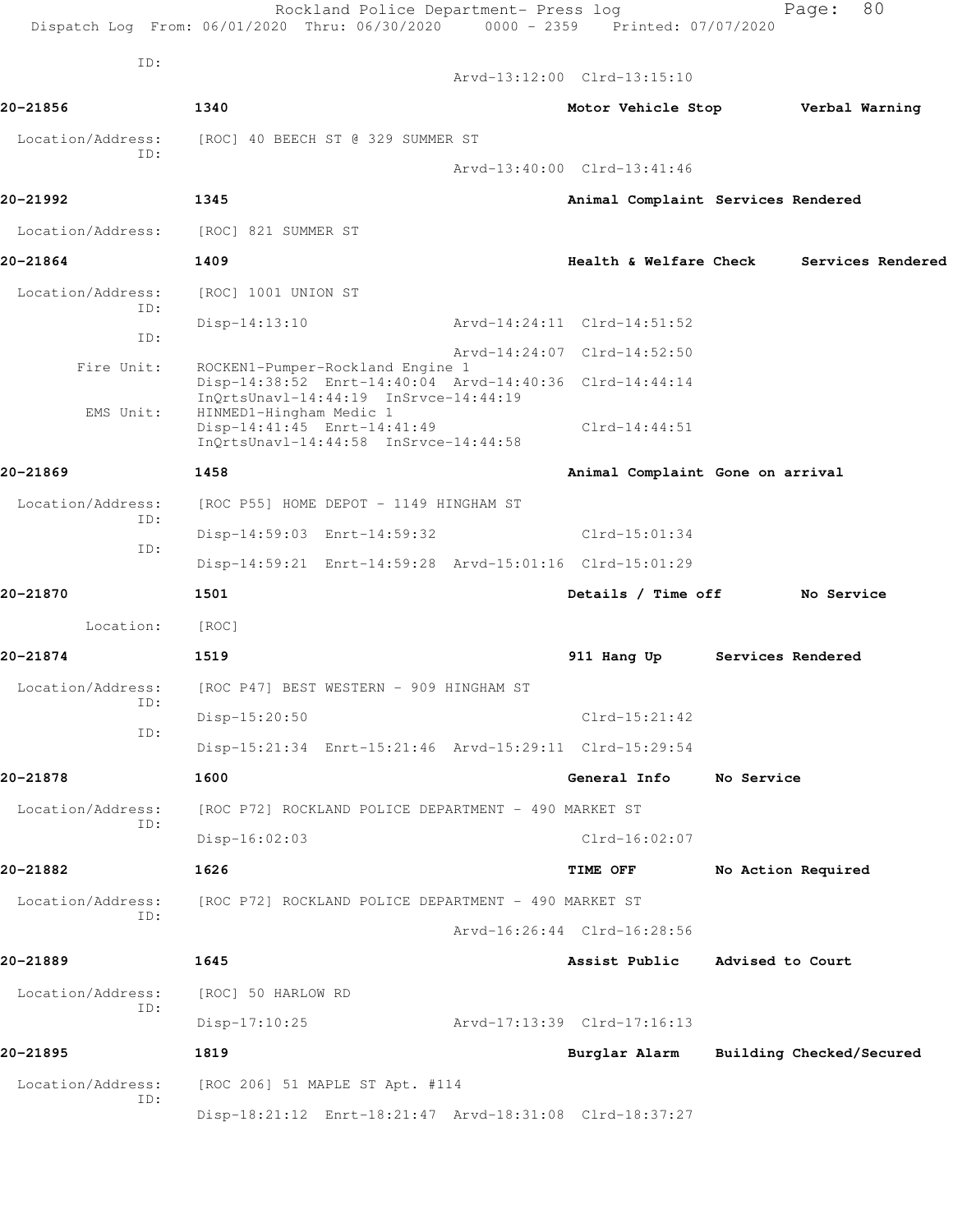ID:
Arvd-13:12:00 Clrd-13:15:10

**20-21856** 1340 **Motor Vehicle Stop** **Verbal Warning**

Location/Address: [ROC] 40 BEECH ST @ 329 SUMMER ST
ID:
Arvd-13:40:00 Clrd-13:41:46

**20-21992** 1345 **Animal Complaint** **Services Rendered**

Location/Address: [ROC] 821 SUMMER ST

**20-21864** 1409 **Health & Welfare Check** **Services Rendered**

Location/Address: [ROC] 1001 UNION ST
ID:
Disp-14:13:10 Arvd-14:24:11 Clrd-14:51:52
ID:
Arvd-14:24:07 Clrd-14:52:50
Fire Unit: ROCKEN1-Pumper-Rockland Engine 1
Disp-14:38:52 Enrt-14:40:04 Arvd-14:40:36 Clrd-14:44:14
InQrtsUnavl-14:44:19 InSrvce-14:44:19
EMS Unit: HINMED1-Hingham Medic 1
Disp-14:41:45 Enrt-14:41:49 Clrd-14:44:51
InQrtsUnavl-14:44:58 InSrvce-14:44:58

**20-21869** 1458 **Animal Complaint** **Gone on arrival**

Location/Address: [ROC P55] HOME DEPOT - 1149 HINGHAM ST
ID:
Disp-14:59:03 Enrt-14:59:32 Clrd-15:01:34
ID:
Disp-14:59:21 Enrt-14:59:28 Arvd-15:01:16 Clrd-15:01:29

**20-21870** 1501 **Details / Time off** **No Service**

Location: [ROC]

**20-21874** 1519 **911 Hang Up** **Services Rendered**

Location/Address: [ROC P47] BEST WESTERN - 909 HINGHAM ST
ID:
Disp-15:20:50 Clrd-15:21:42
ID:
Disp-15:21:34 Enrt-15:21:46 Arvd-15:29:11 Clrd-15:29:54

**20-21878** 1600 **General Info** **No Service**

Location/Address: [ROC P72] ROCKLAND POLICE DEPARTMENT - 490 MARKET ST
ID:
Disp-16:02:03 Clrd-16:02:07

**20-21882** 1626 **TIME OFF** **No Action Required**

Location/Address: [ROC P72] ROCKLAND POLICE DEPARTMENT - 490 MARKET ST
ID:
Arvd-16:26:44 Clrd-16:28:56

**20-21889** 1645 **Assist Public** **Advised to Court**

Location/Address: [ROC] 50 HARLOW RD
ID:
Disp-17:10:25 Arvd-17:13:39 Clrd-17:16:13

**20-21895** 1819 **Burglar Alarm** **Building Checked/Secured**

Location/Address: [ROC 206] 51 MAPLE ST Apt. #114
ID:
Disp-18:21:12 Enrt-18:21:47 Arvd-18:31:08 Clrd-18:37:27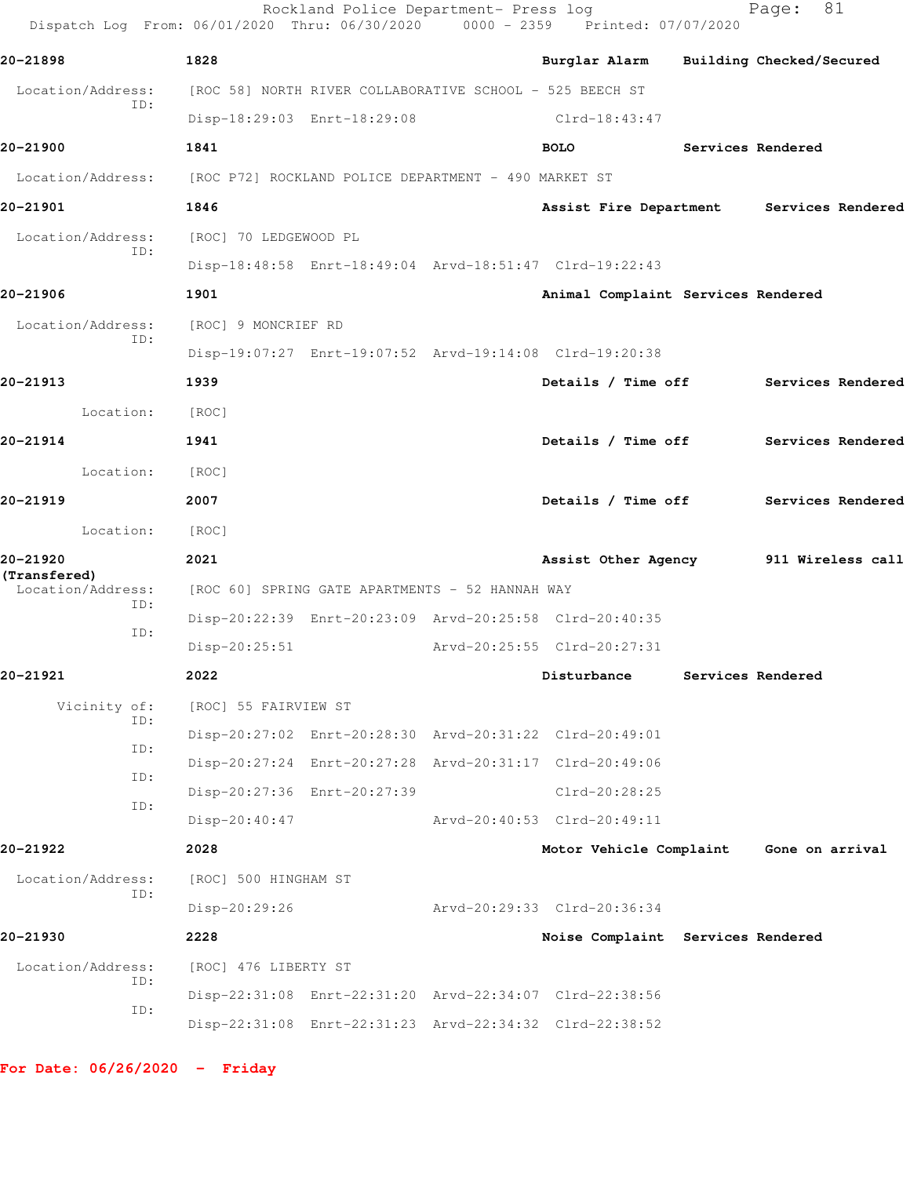**20-21898** 1828 **Burglar Alarm** **Building Checked/Secured**

Location/Address: [ROC 58] NORTH RIVER COLLABORATIVE SCHOOL - 525 BEECH ST
ID:
Disp-18:29:03 Enrt-18:29:08 Clrd-18:43:47

**20-21900** 1841 **BOLO** **Services Rendered**

Location/Address: [ROC P72] ROCKLAND POLICE DEPARTMENT - 490 MARKET ST

**20-21901** 1846 **Assist Fire Department** **Services Rendered**

Location/Address: [ROC] 70 LEDGEWOOD PL
ID:
Disp-18:48:58 Enrt-18:49:04 Arvd-18:51:47 Clrd-19:22:43

**20-21906** 1901 **Animal Complaint** **Services Rendered**

Location/Address: [ROC] 9 MONCRIEF RD
ID:
Disp-19:07:27 Enrt-19:07:52 Arvd-19:14:08 Clrd-19:20:38

**20-21913** 1939 **Details / Time off** **Services Rendered**

Location: [ROC]

**20-21914** 1941 **Details / Time off** **Services Rendered**

Location: [ROC]

**20-21919** 2007 **Details / Time off** **Services Rendered**

Location: [ROC]

**20-21920** 2021 **Assist Other Agency** **911 Wireless call (Transfered)**

Location/Address: [ROC 60] SPRING GATE APARTMENTS - 52 HANNAH WAY
ID:
Disp-20:22:39 Enrt-20:23:09 Arvd-20:25:58 Clrd-20:40:35
ID:
Disp-20:25:51 Arvd-20:25:55 Clrd-20:27:31

**20-21921** 2022 **Disturbance** **Services Rendered**

Vicinity of: [ROC] 55 FAIRVIEW ST
ID:
Disp-20:27:02 Enrt-20:28:30 Arvd-20:31:22 Clrd-20:49:01
ID:
Disp-20:27:24 Enrt-20:27:28 Arvd-20:31:17 Clrd-20:49:06
ID:
Disp-20:27:36 Enrt-20:27:39 Clrd-20:28:25
ID:
Disp-20:40:47 Arvd-20:40:53 Clrd-20:49:11

**20-21922** 2028 **Motor Vehicle Complaint** **Gone on arrival**

Location/Address: [ROC] 500 HINGHAM ST
ID:
Disp-20:29:26 Arvd-20:29:33 Clrd-20:36:34

**20-21930** 2228 **Noise Complaint** **Services Rendered**

Location/Address: [ROC] 476 LIBERTY ST
ID:
Disp-22:31:08 Enrt-22:31:20 Arvd-22:34:07 Clrd-22:38:56
ID:
Disp-22:31:08 Enrt-22:31:23 Arvd-22:34:32 Clrd-22:38:52

**For Date: 06/26/2020 - Friday**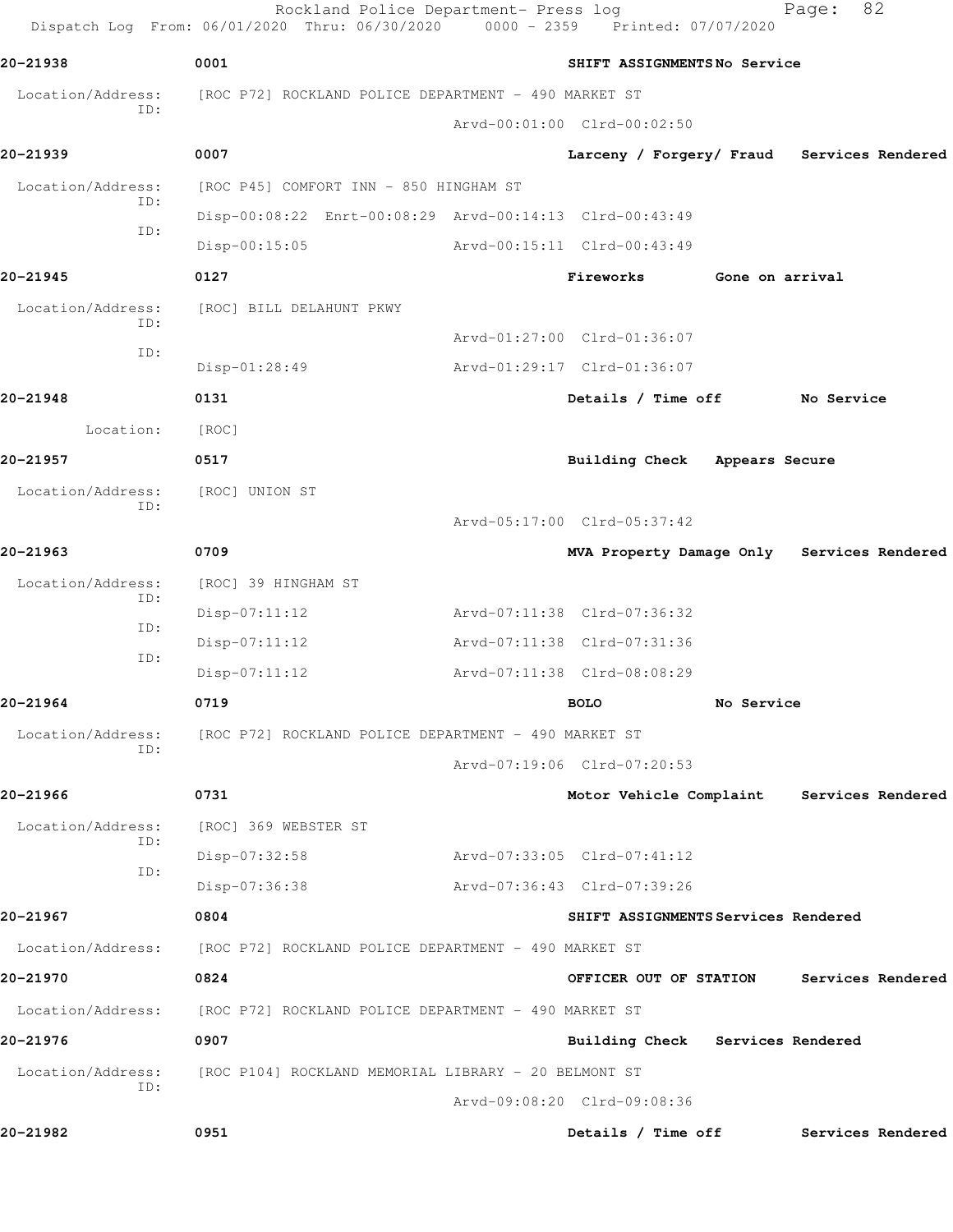Rockland Police Department- Press log

Dispatch Log From: 06/01/2020 Thru: 06/30/2020 0000 - 2359 Printed: 07/07/2020

**20-21938** 0001 **SHIFT ASSIGNMENTS No Service**

Location/Address: [ROC P72] ROCKLAND POLICE DEPARTMENT - 490 MARKET ST
ID:
Arvd-00:01:00 Clrd-00:02:50

**20-21939** 0007 **Larceny / Forgery/ Fraud Services Rendered**

Location/Address: [ROC P45] COMFORT INN - 850 HINGHAM ST
ID:
Disp-00:08:22 Enrt-00:08:29 Arvd-00:14:13 Clrd-00:43:49
ID:
Disp-00:15:05 Arvd-00:15:11 Clrd-00:43:49

**20-21945** 0127 **Fireworks Gone on arrival**

Location/Address: [ROC] BILL DELAHUNT PKWY
ID:
Arvd-01:27:00 Clrd-01:36:07
ID:
Disp-01:28:49 Arvd-01:29:17 Clrd-01:36:07

**20-21948** 0131 **Details / Time off No Service**

Location: [ROC]

**20-21957** 0517 **Building Check Appears Secure**

Location/Address: [ROC] UNION ST
ID:
Arvd-05:17:00 Clrd-05:37:42

**20-21963** 0709 **MVA Property Damage Only Services Rendered**

Location/Address: [ROC] 39 HINGHAM ST
ID:
Disp-07:11:12 Arvd-07:11:38 Clrd-07:36:32
ID:
Disp-07:11:12 Arvd-07:11:38 Clrd-07:31:36
ID:
Disp-07:11:12 Arvd-07:11:38 Clrd-08:08:29

**20-21964** 0719 **BOLO No Service**

Location/Address: [ROC P72] ROCKLAND POLICE DEPARTMENT - 490 MARKET ST
ID:
Arvd-07:19:06 Clrd-07:20:53

**20-21966** 0731 **Motor Vehicle Complaint Services Rendered**

Location/Address: [ROC] 369 WEBSTER ST
ID:
Disp-07:32:58 Arvd-07:33:05 Clrd-07:41:12
ID:
Disp-07:36:38 Arvd-07:36:43 Clrd-07:39:26

**20-21967** 0804 **SHIFT ASSIGNMENTS Services Rendered**

Location/Address: [ROC P72] ROCKLAND POLICE DEPARTMENT - 490 MARKET ST

**20-21970** 0824 **OFFICER OUT OF STATION Services Rendered**

Location/Address: [ROC P72] ROCKLAND POLICE DEPARTMENT - 490 MARKET ST

**20-21976** 0907 **Building Check Services Rendered**

Location/Address: [ROC P104] ROCKLAND MEMORIAL LIBRARY - 20 BELMONT ST
ID:
Arvd-09:08:20 Clrd-09:08:36

**20-21982** 0951 **Details / Time off Services Rendered**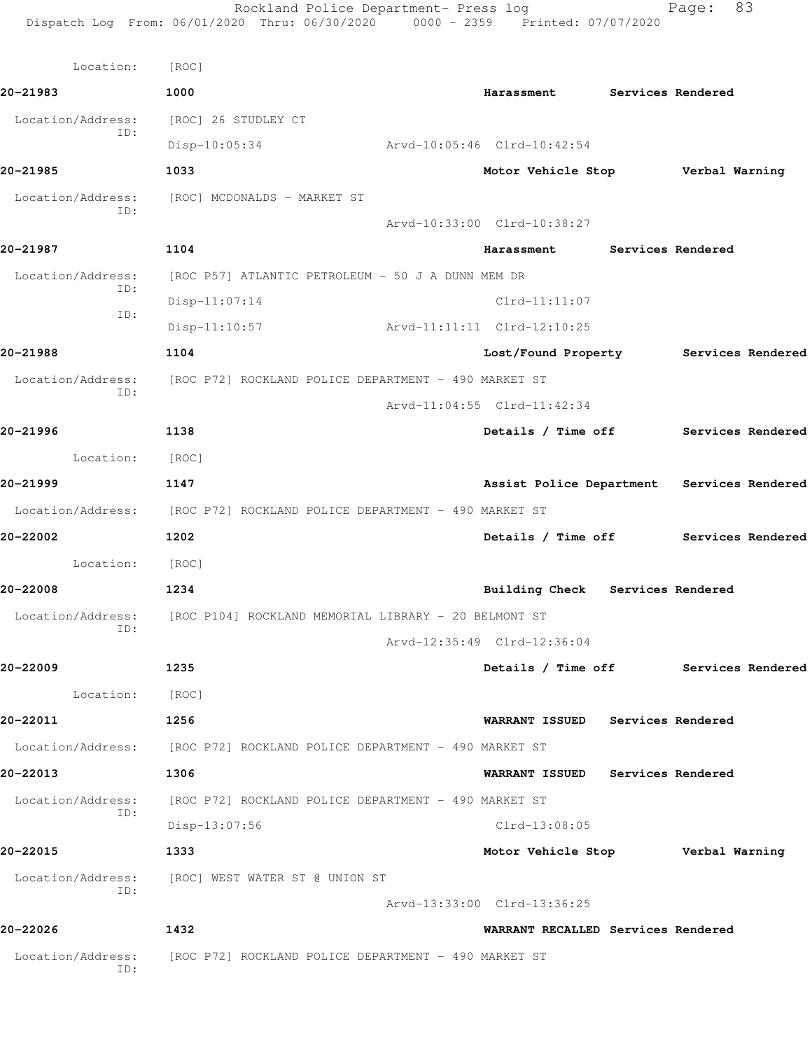Location: [ROC]

**20-21983** 1000 **Harassment** **Services Rendered**

Location/Address: [ROC] 26 STUDLEY CT
ID:
Disp-10:05:34 Arvd-10:05:46 Clrd-10:42:54

**20-21985** 1033 **Motor Vehicle Stop** **Verbal Warning**

Location/Address: [ROC] MCDONALDS - MARKET ST
ID:
Arvd-10:33:00 Clrd-10:38:27

**20-21987** 1104 **Harassment** **Services Rendered**

Location/Address: [ROC P57] ATLANTIC PETROLEUM - 50 J A DUNN MEM DR
ID:
Disp-11:07:14 Clrd-11:11:07
ID:
Disp-11:10:57 Arvd-11:11:11 Clrd-12:10:25

**20-21988** 1104 **Lost/Found Property** **Services Rendered**

Location/Address: [ROC P72] ROCKLAND POLICE DEPARTMENT - 490 MARKET ST
ID:
Arvd-11:04:55 Clrd-11:42:34

**20-21996** 1138 **Details / Time off** **Services Rendered**

Location: [ROC]

**20-21999** 1147 **Assist Police Department** **Services Rendered**

Location/Address: [ROC P72] ROCKLAND POLICE DEPARTMENT - 490 MARKET ST

**20-22002** 1202 **Details / Time off** **Services Rendered**

Location: [ROC]

**20-22008** 1234 **Building Check** **Services Rendered**

Location/Address: [ROC P104] ROCKLAND MEMORIAL LIBRARY - 20 BELMONT ST
ID:
Arvd-12:35:49 Clrd-12:36:04

**20-22009** 1235 **Details / Time off** **Services Rendered**

Location: [ROC]

**20-22011** 1256 **WARRANT ISSUED** **Services Rendered**

Location/Address: [ROC P72] ROCKLAND POLICE DEPARTMENT - 490 MARKET ST

**20-22013** 1306 **WARRANT ISSUED** **Services Rendered**

Location/Address: [ROC P72] ROCKLAND POLICE DEPARTMENT - 490 MARKET ST
ID:
Disp-13:07:56 Clrd-13:08:05

**20-22015** 1333 **Motor Vehicle Stop** **Verbal Warning**

Location/Address: [ROC] WEST WATER ST @ UNION ST
ID:
Arvd-13:33:00 Clrd-13:36:25

**20-22026** 1432 **WARRANT RECALLED** **Services Rendered**

Location/Address: [ROC P72] ROCKLAND POLICE DEPARTMENT - 490 MARKET ST
ID: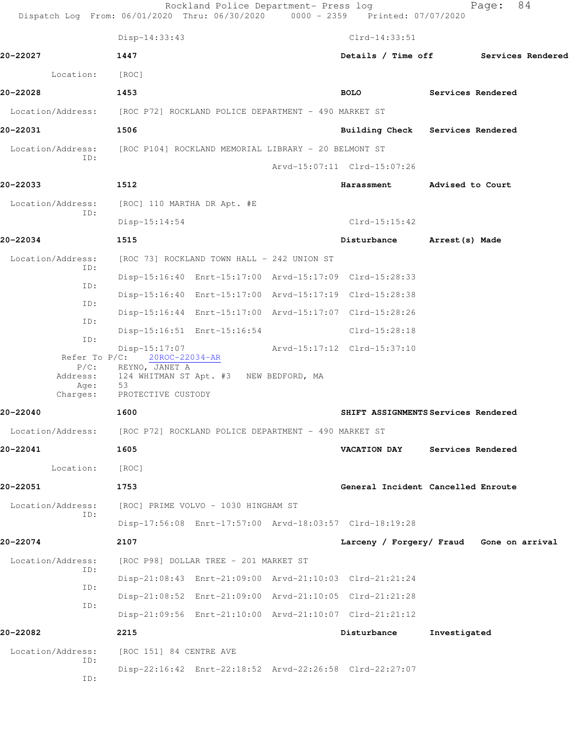Disp-14:33:43 Clrd-14:33:51

**20-22027** 1447 **Details / Time off** **Services Rendered**

Location: [ROC]

**20-22028** 1453 **BOLO** **Services Rendered**

Location/Address: [ROC P72] ROCKLAND POLICE DEPARTMENT - 490 MARKET ST

**20-22031** 1506 **Building Check** **Services Rendered**

Location/Address: [ROC P104] ROCKLAND MEMORIAL LIBRARY - 20 BELMONT ST
ID:
Arvd-15:07:11 Clrd-15:07:26

**20-22033** 1512 **Harassment** **Advised to Court**

Location/Address: [ROC] 110 MARTHA DR Apt. #E
ID:
Disp-15:14:54 Clrd-15:15:42

**20-22034** 1515 **Disturbance** **Arrest(s) Made**

Location/Address: [ROC 73] ROCKLAND TOWN HALL - 242 UNION ST
ID:
Disp-15:16:40 Enrt-15:17:00 Arvd-15:17:09 Clrd-15:28:33
ID:
Disp-15:16:40 Enrt-15:17:00 Arvd-15:17:19 Clrd-15:28:38
ID:
Disp-15:16:44 Enrt-15:17:00 Arvd-15:17:07 Clrd-15:28:26
ID:
Disp-15:16:51 Enrt-15:16:54 Clrd-15:28:18
ID:
Disp-15:17:07 Arvd-15:17:12 Clrd-15:37:10
Refer To P/C: 20ROC-22034-AR
P/C: REYNO, JANET A
Address: 124 WHITMAN ST Apt. #3 NEW BEDFORD, MA
Age: 53
Charges: PROTECTIVE CUSTODY

**20-22040** 1600 **SHIFT ASSIGNMENTS** **Services Rendered**

Location/Address: [ROC P72] ROCKLAND POLICE DEPARTMENT - 490 MARKET ST

**20-22041** 1605 **VACATION DAY** **Services Rendered**

Location: [ROC]

**20-22051** 1753 **General Incident** **Cancelled Enroute**

Location/Address: [ROC] PRIME VOLVO - 1030 HINGHAM ST
ID:
Disp-17:56:08 Enrt-17:57:00 Arvd-18:03:57 Clrd-18:19:28

**20-22074** 2107 **Larceny / Forgery/ Fraud** **Gone on arrival**

Location/Address: [ROC P98] DOLLAR TREE - 201 MARKET ST
ID:
Disp-21:08:43 Enrt-21:09:00 Arvd-21:10:03 Clrd-21:21:24
ID:
Disp-21:08:52 Enrt-21:09:00 Arvd-21:10:05 Clrd-21:21:28
ID:
Disp-21:09:56 Enrt-21:10:00 Arvd-21:10:07 Clrd-21:21:12

**20-22082** 2215 **Disturbance** **Investigated**

Location/Address: [ROC 151] 84 CENTRE AVE
ID:
Disp-22:16:42 Enrt-22:18:52 Arvd-22:26:58 Clrd-22:27:07
ID: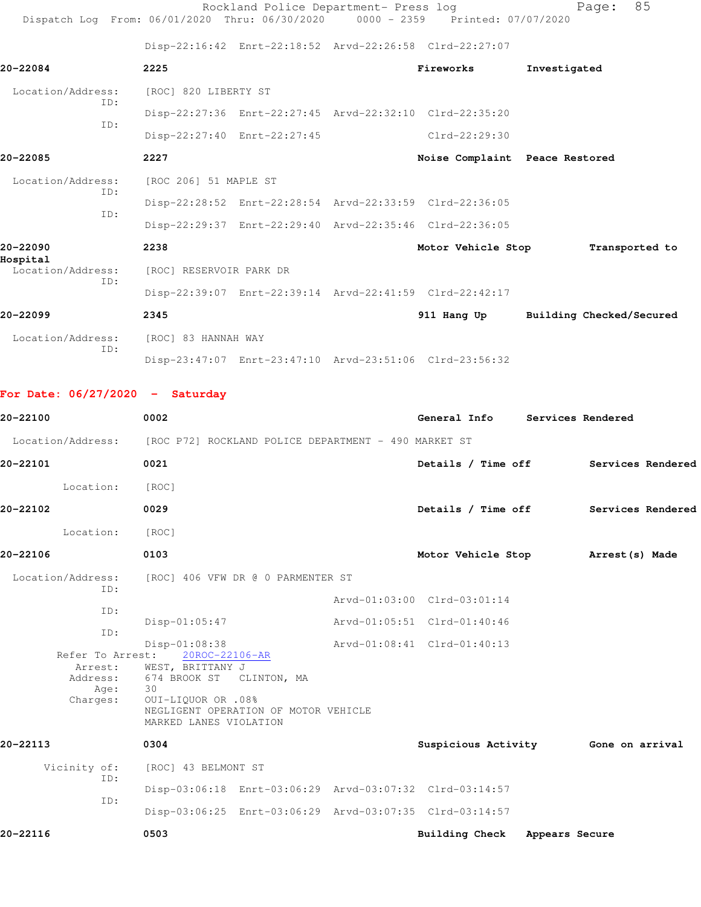Disp-22:16:42 Enrt-22:18:52 Arvd-22:26:58 Clrd-22:27:07

**20-22084** **2225** **Fireworks** **Investigated**

Location/Address: [ROC] 820 LIBERTY ST
ID:
Disp-22:27:36 Enrt-22:27:45 Arvd-22:32:10 Clrd-22:35:20
ID:
Disp-22:27:40 Enrt-22:27:45 Clrd-22:29:30

**20-22085** **2227** **Noise Complaint** **Peace Restored**

Location/Address: [ROC 206] 51 MAPLE ST
ID:
Disp-22:28:52 Enrt-22:28:54 Arvd-22:33:59 Clrd-22:36:05
ID:
Disp-22:29:37 Enrt-22:29:40 Arvd-22:35:46 Clrd-22:36:05

**20-22090** **2238** **Motor Vehicle Stop** **Transported to Hospital**

Location/Address: [ROC] RESERVOIR PARK DR
ID:
Disp-22:39:07 Enrt-22:39:14 Arvd-22:41:59 Clrd-22:42:17

**20-22099** **2345** **911 Hang Up** **Building Checked/Secured**

Location/Address: [ROC] 83 HANNAH WAY
ID:
Disp-23:47:07 Enrt-23:47:10 Arvd-23:51:06 Clrd-23:56:32

## For Date: 06/27/2020 - Saturday

**20-22100** **0002** **General Info** **Services Rendered**

Location/Address: [ROC P72] ROCKLAND POLICE DEPARTMENT - 490 MARKET ST

**20-22101** **0021** **Details / Time off** **Services Rendered**

Location: [ROC]

**20-22102** **0029** **Details / Time off** **Services Rendered**

Location: [ROC]

**20-22106** **0103** **Motor Vehicle Stop** **Arrest(s) Made**

Location/Address: [ROC] 406 VFW DR @ 0 PARMENTER ST
ID:
Arvd-01:03:00 Clrd-03:01:14
ID:
Disp-01:05:47 Arvd-01:05:51 Clrd-01:40:46
ID:
Disp-01:08:38 Arvd-01:08:41 Clrd-01:40:13
Refer To Arrest: 20ROC-22106-AR
Arrest: WEST, BRITTANY J
Address: 674 BROOK ST CLINTON, MA
Age: 30
Charges: OUI-LIQUOR OR .08%
NEGLIGENT OPERATION OF MOTOR VEHICLE
MARKED LANES VIOLATION

**20-22113** **0304** **Suspicious Activity** **Gone on arrival**

Vicinity of: [ROC] 43 BELMONT ST
ID:
Disp-03:06:18 Enrt-03:06:29 Arvd-03:07:32 Clrd-03:14:57
ID:
Disp-03:06:25 Enrt-03:06:29 Arvd-03:07:35 Clrd-03:14:57

**20-22116** **0503** **Building Check** **Appears Secure**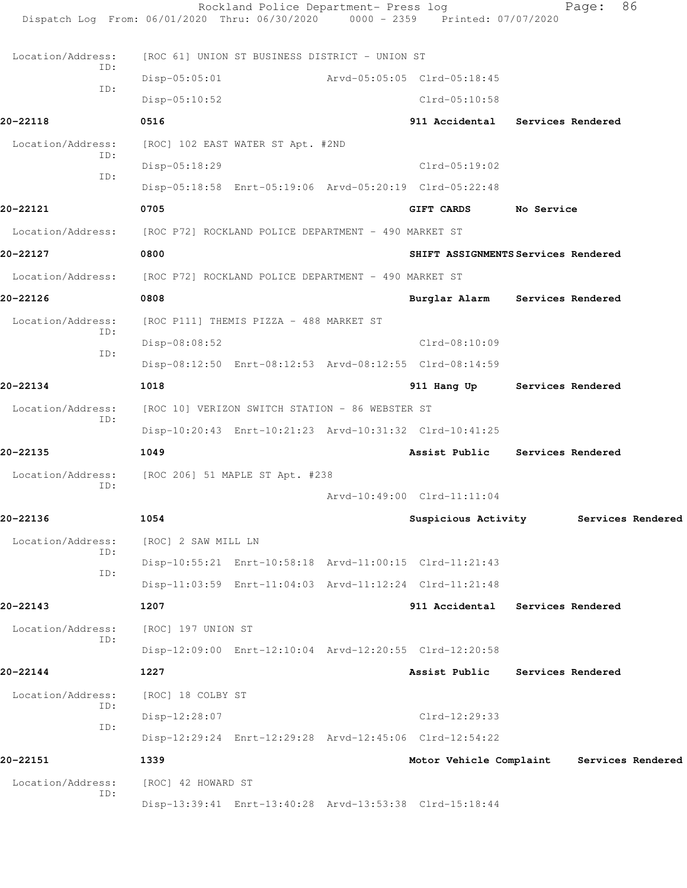| Location/Address: | [ROC 61] UNION ST BUSINESS DISTRICT - UNION ST | | |
|---|---|---|---|
| ID: | Disp-05:05:01 | Arvd-05:05:05 Clrd-05:18:45 | |
| ID: | Disp-05:10:52 | Clrd-05:10:58 | |

**20-22118** 0516 **911 Accidental** **Services Rendered**

Location/Address: [ROC] 102 EAST WATER ST Apt. #2ND
ID: Disp-05:18:29 Clrd-05:19:02
ID: Disp-05:18:58 Enrt-05:19:06 Arvd-05:20:19 Clrd-05:22:48

**20-22121** 0705 **GIFT CARDS** **No Service**

Location/Address: [ROC P72] ROCKLAND POLICE DEPARTMENT - 490 MARKET ST

**20-22127** 0800 **SHIFT ASSIGNMENTS** **Services Rendered**

Location/Address: [ROC P72] ROCKLAND POLICE DEPARTMENT - 490 MARKET ST

**20-22126** 0808 **Burglar Alarm** **Services Rendered**

Location/Address: [ROC P111] THEMIS PIZZA - 488 MARKET ST
ID: Disp-08:08:52 Clrd-08:10:09
ID: Disp-08:12:50 Enrt-08:12:53 Arvd-08:12:55 Clrd-08:14:59

**20-22134** 1018 **911 Hang Up** **Services Rendered**

Location/Address: [ROC 10] VERIZON SWITCH STATION - 86 WEBSTER ST
ID: Disp-10:20:43 Enrt-10:21:23 Arvd-10:31:32 Clrd-10:41:25

**20-22135** 1049 **Assist Public** **Services Rendered**

Location/Address: [ROC 206] 51 MAPLE ST Apt. #238
ID: Arvd-10:49:00 Clrd-11:11:04

**20-22136** 1054 **Suspicious Activity** **Services Rendered**

Location/Address: [ROC] 2 SAW MILL LN
ID: Disp-10:55:21 Enrt-10:58:18 Arvd-11:00:15 Clrd-11:21:43
ID: Disp-11:03:59 Enrt-11:04:03 Arvd-11:12:24 Clrd-11:21:48

**20-22143** 1207 **911 Accidental** **Services Rendered**

Location/Address: [ROC] 197 UNION ST
ID: Disp-12:09:00 Enrt-12:10:04 Arvd-12:20:55 Clrd-12:20:58

**20-22144** 1227 **Assist Public** **Services Rendered**

Location/Address: [ROC] 18 COLBY ST
ID: Disp-12:28:07 Clrd-12:29:33
ID: Disp-12:29:24 Enrt-12:29:28 Arvd-12:45:06 Clrd-12:54:22

**20-22151** 1339 **Motor Vehicle Complaint** **Services Rendered**

Location/Address: [ROC] 42 HOWARD ST
ID: Disp-13:39:41 Enrt-13:40:28 Arvd-13:53:38 Clrd-15:18:44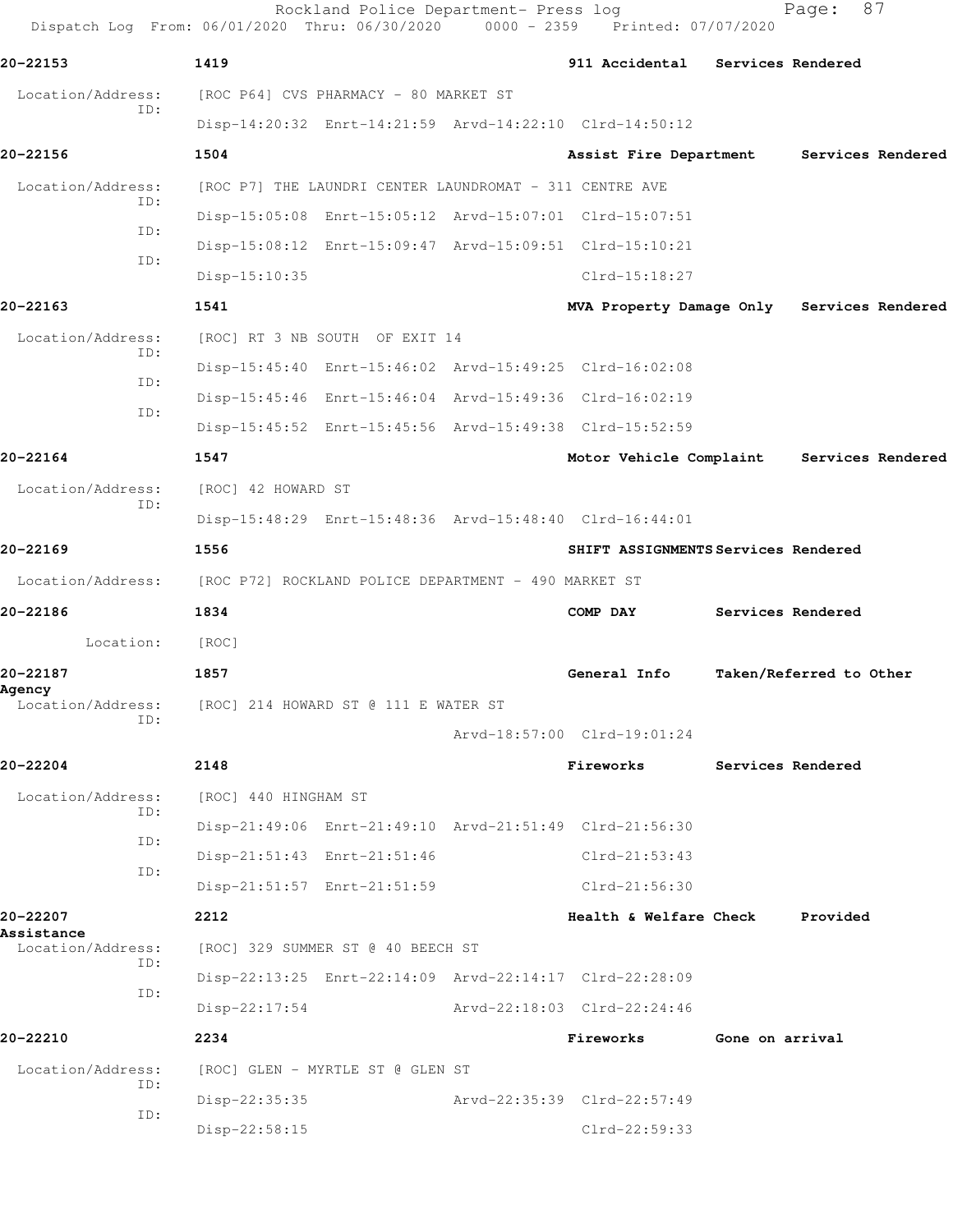**20-22153** 1419 **911 Accidental Services Rendered**

Location/Address: [ROC P64] CVS PHARMACY - 80 MARKET ST
ID:
Disp-14:20:32 Enrt-14:21:59 Arvd-14:22:10 Clrd-14:50:12

**20-22156** 1504 **Assist Fire Department Services Rendered**

Location/Address: [ROC P7] THE LAUNDRI CENTER LAUNDROMAT - 311 CENTRE AVE
ID:
Disp-15:05:08 Enrt-15:05:12 Arvd-15:07:01 Clrd-15:07:51
ID:
Disp-15:08:12 Enrt-15:09:47 Arvd-15:09:51 Clrd-15:10:21
ID:
Disp-15:10:35 Clrd-15:18:27

**20-22163** 1541 **MVA Property Damage Only Services Rendered**

Location/Address: [ROC] RT 3 NB SOUTH OF EXIT 14
ID:
Disp-15:45:40 Enrt-15:46:02 Arvd-15:49:25 Clrd-16:02:08
ID:
Disp-15:45:46 Enrt-15:46:04 Arvd-15:49:36 Clrd-16:02:19
ID:
Disp-15:45:52 Enrt-15:45:56 Arvd-15:49:38 Clrd-15:52:59

**20-22164** 1547 **Motor Vehicle Complaint Services Rendered**

Location/Address: [ROC] 42 HOWARD ST
ID:
Disp-15:48:29 Enrt-15:48:36 Arvd-15:48:40 Clrd-16:44:01

**20-22169** 1556 **SHIFT ASSIGNMENTS Services Rendered**

Location/Address: [ROC P72] ROCKLAND POLICE DEPARTMENT - 490 MARKET ST

**20-22186** 1834 **COMP DAY Services Rendered**

Location: [ROC]

**20-22187** 1857 **General Info Taken/Referred to Other Agency**

Location/Address: [ROC] 214 HOWARD ST @ 111 E WATER ST
ID:
Arvd-18:57:00 Clrd-19:01:24

**20-22204** 2148 **Fireworks Services Rendered**

Location/Address: [ROC] 440 HINGHAM ST
ID:
Disp-21:49:06 Enrt-21:49:10 Arvd-21:51:49 Clrd-21:56:30
ID:
Disp-21:51:43 Enrt-21:51:46 Clrd-21:53:43
ID:
Disp-21:51:57 Enrt-21:51:59 Clrd-21:56:30

**20-22207** 2212 **Health & Welfare Check Provided Assistance**

Location/Address: [ROC] 329 SUMMER ST @ 40 BEECH ST
ID:
Disp-22:13:25 Enrt-22:14:09 Arvd-22:14:17 Clrd-22:28:09
ID:
Disp-22:17:54 Arvd-22:18:03 Clrd-22:24:46

**20-22210** 2234 **Fireworks Gone on arrival**

Location/Address: [ROC] GLEN - MYRTLE ST @ GLEN ST
ID:
Disp-22:35:35 Arvd-22:35:39 Clrd-22:57:49
ID:
Disp-22:58:15 Clrd-22:59:33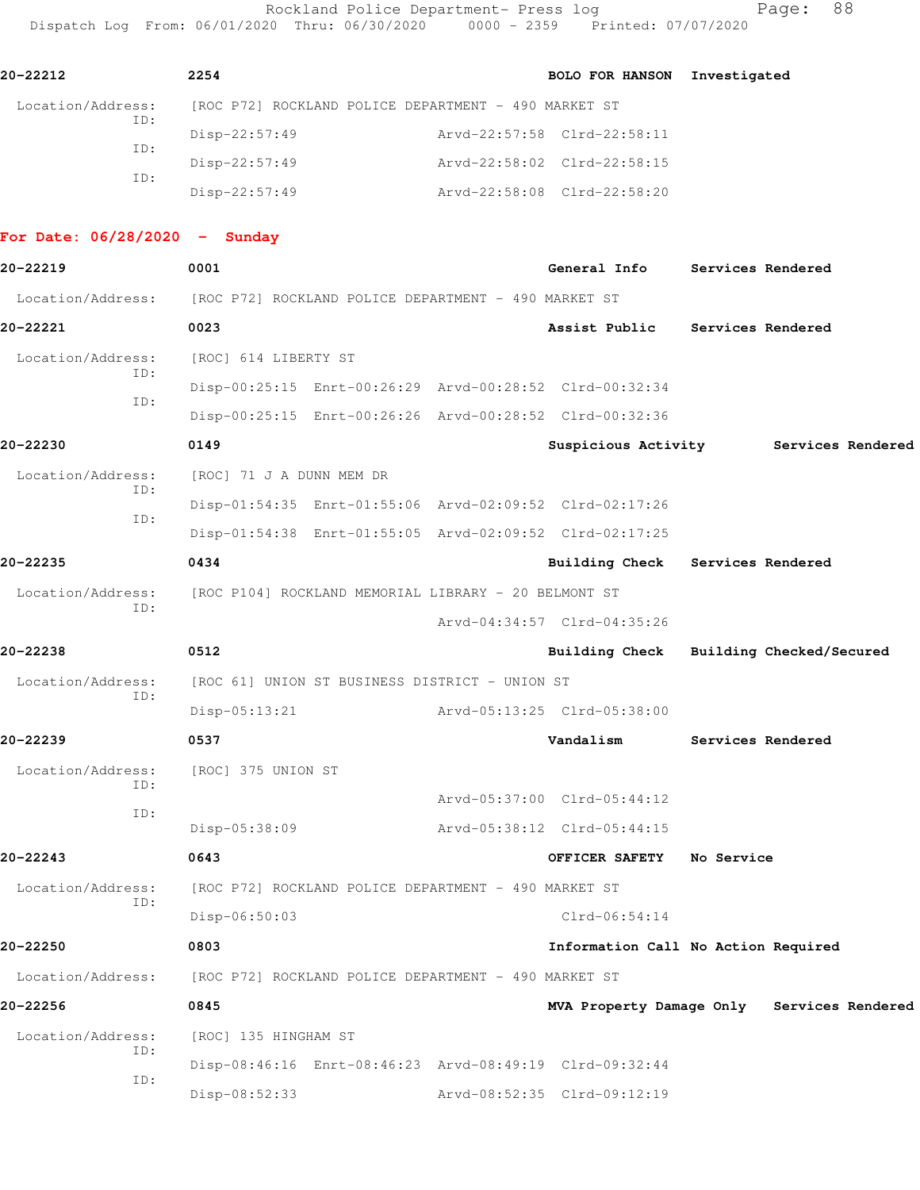**20-22212** | **2254** | **BOLO FOR HANSON** | **Investigated**

Location/Address: [ROC P72] ROCKLAND POLICE DEPARTMENT - 490 MARKET ST

ID: Disp-22:57:49 Arvd-22:57:58 Clrd-22:58:11

ID: Disp-22:57:49 Arvd-22:58:02 Clrd-22:58:15

ID: Disp-22:57:49 Arvd-22:58:08 Clrd-22:58:20

## For Date: 06/28/2020 - Sunday

**20-22219** | **0001** | **General Info** | **Services Rendered**

Location/Address: [ROC P72] ROCKLAND POLICE DEPARTMENT - 490 MARKET ST

**20-22221** | **0023** | **Assist Public** | **Services Rendered**

Location/Address: [ROC] 614 LIBERTY ST

ID: Disp-00:25:15 Enrt-00:26:29 Arvd-00:28:52 Clrd-00:32:34

ID: Disp-00:25:15 Enrt-00:26:26 Arvd-00:28:52 Clrd-00:32:36

**20-22230** | **0149** | **Suspicious Activity** | **Services Rendered**

Location/Address: [ROC] 71 J A DUNN MEM DR

ID: Disp-01:54:35 Enrt-01:55:06 Arvd-02:09:52 Clrd-02:17:26

ID: Disp-01:54:38 Enrt-01:55:05 Arvd-02:09:52 Clrd-02:17:25

**20-22235** | **0434** | **Building Check** | **Services Rendered**

Location/Address: [ROC P104] ROCKLAND MEMORIAL LIBRARY - 20 BELMONT ST

ID: Arvd-04:34:57 Clrd-04:35:26

**20-22238** | **0512** | **Building Check** | **Building Checked/Secured**

Location/Address: [ROC 61] UNION ST BUSINESS DISTRICT - UNION ST

ID: Disp-05:13:21 Arvd-05:13:25 Clrd-05:38:00

**20-22239** | **0537** | **Vandalism** | **Services Rendered**

Location/Address: [ROC] 375 UNION ST

ID: Arvd-05:37:00 Clrd-05:44:12

ID: Disp-05:38:09 Arvd-05:38:12 Clrd-05:44:15

**20-22243** | **0643** | **OFFICER SAFETY** | **No Service**

Location/Address: [ROC P72] ROCKLAND POLICE DEPARTMENT - 490 MARKET ST

ID: Disp-06:50:03 Clrd-06:54:14

**20-22250** | **0803** | **Information Call** | **No Action Required**

Location/Address: [ROC P72] ROCKLAND POLICE DEPARTMENT - 490 MARKET ST

**20-22256** | **0845** | **MVA Property Damage Only** | **Services Rendered**

Location/Address: [ROC] 135 HINGHAM ST

ID: Disp-08:46:16 Enrt-08:46:23 Arvd-08:49:19 Clrd-09:32:44

ID: Disp-08:52:33 Arvd-08:52:35 Clrd-09:12:19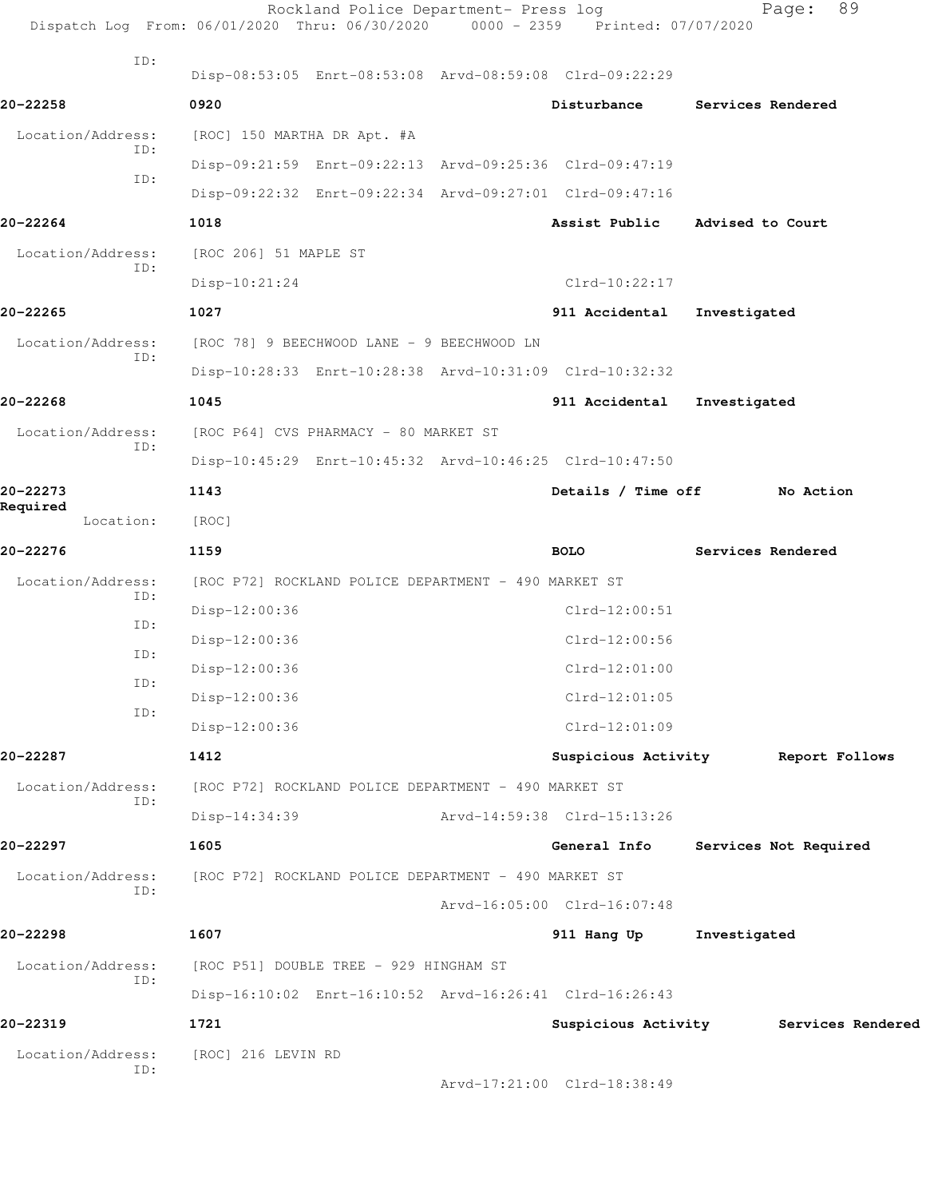ID:
Disp-08:53:05 Enrt-08:53:08 Arvd-08:59:08 Clrd-09:22:29

**20-22258** **0920** **Disturbance** **Services Rendered**

Location/Address: [ROC] 150 MARTHA DR Apt. #A
ID:
Disp-09:21:59 Enrt-09:22:13 Arvd-09:25:36 Clrd-09:47:19
ID:
Disp-09:22:32 Enrt-09:22:34 Arvd-09:27:01 Clrd-09:47:16

**20-22264** **1018** **Assist Public** **Advised to Court**

Location/Address: [ROC 206] 51 MAPLE ST
ID:
Disp-10:21:24 Clrd-10:22:17

**20-22265** **1027** **911 Accidental** **Investigated**

Location/Address: [ROC 78] 9 BEECHWOOD LANE - 9 BEECHWOOD LN
ID:
Disp-10:28:33 Enrt-10:28:38 Arvd-10:31:09 Clrd-10:32:32

**20-22268** **1045** **911 Accidental** **Investigated**

Location/Address: [ROC P64] CVS PHARMACY - 80 MARKET ST
ID:
Disp-10:45:29 Enrt-10:45:32 Arvd-10:46:25 Clrd-10:47:50

**20-22273** **1143** **Details / Time off** **No Action Required**

Location: [ROC]

**20-22276** **1159** **BOLO** **Services Rendered**

Location/Address: [ROC P72] ROCKLAND POLICE DEPARTMENT - 490 MARKET ST
ID:
Disp-12:00:36 Clrd-12:00:51
ID:
Disp-12:00:36 Clrd-12:00:56
ID:
Disp-12:00:36 Clrd-12:01:00
ID:
Disp-12:00:36 Clrd-12:01:05
ID:
Disp-12:00:36 Clrd-12:01:09

**20-22287** **1412** **Suspicious Activity** **Report Follows**

Location/Address: [ROC P72] ROCKLAND POLICE DEPARTMENT - 490 MARKET ST
ID:
Disp-14:34:39 Arvd-14:59:38 Clrd-15:13:26

**20-22297** **1605** **General Info** **Services Not Required**

Location/Address: [ROC P72] ROCKLAND POLICE DEPARTMENT - 490 MARKET ST
ID:
Arvd-16:05:00 Clrd-16:07:48

**20-22298** **1607** **911 Hang Up** **Investigated**

Location/Address: [ROC P51] DOUBLE TREE - 929 HINGHAM ST
ID:
Disp-16:10:02 Enrt-16:10:52 Arvd-16:26:41 Clrd-16:26:43

**20-22319** **1721** **Suspicious Activity** **Services Rendered**

Location/Address: [ROC] 216 LEVIN RD
ID:
Arvd-17:21:00 Clrd-18:38:49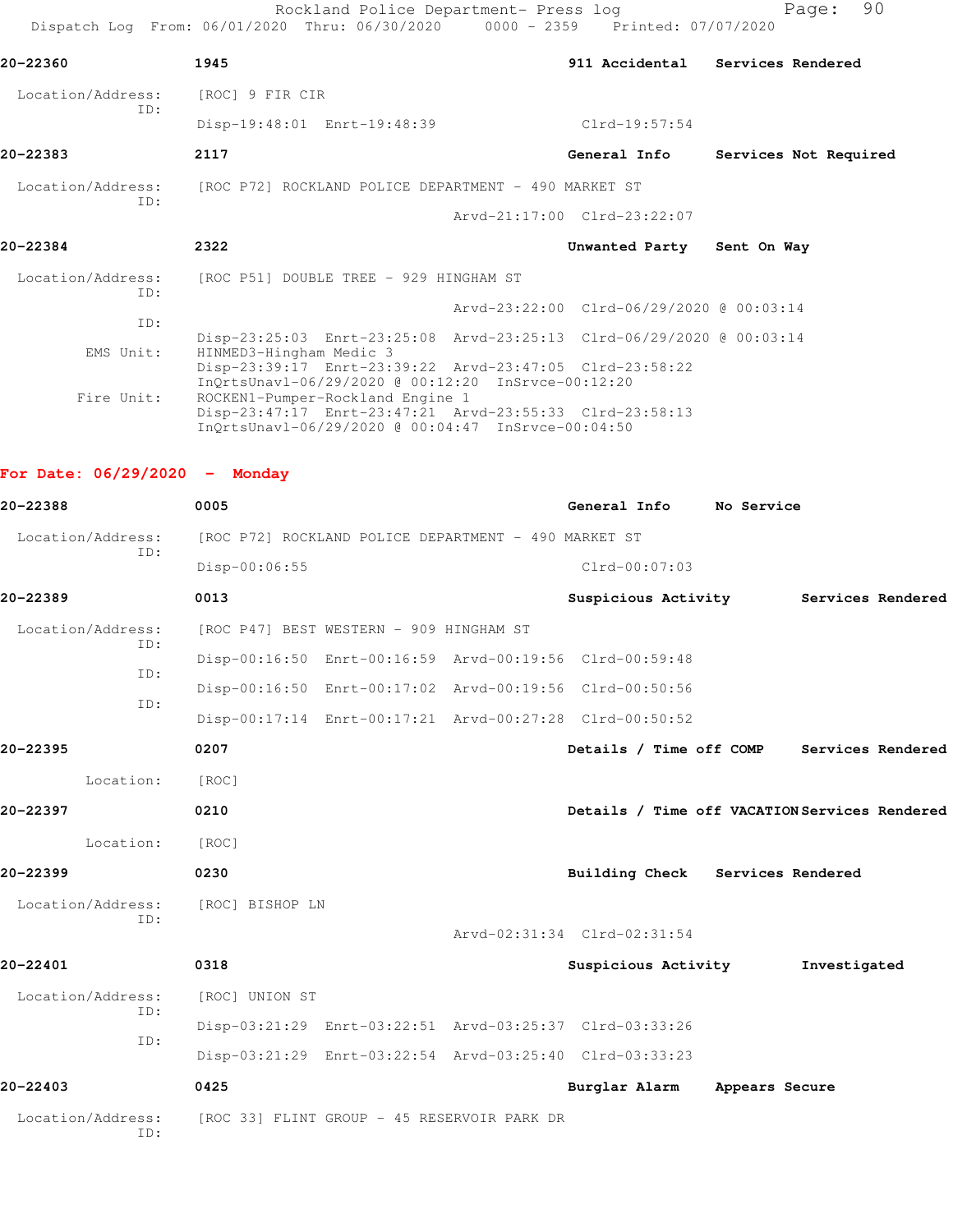**20-22360** 1945 **911 Accidental** **Services Rendered**

Location/Address: [ROC] 9 FIR CIR
ID:
Disp-19:48:01 Enrt-19:48:39 Clrd-19:57:54

**20-22383** 2117 **General Info** **Services Not Required**

Location/Address: [ROC P72] ROCKLAND POLICE DEPARTMENT - 490 MARKET ST
ID:
Arvd-21:17:00 Clrd-23:22:07

**20-22384** 2322 **Unwanted Party** **Sent On Way**

Location/Address: [ROC P51] DOUBLE TREE - 929 HINGHAM ST
ID:
Arvd-23:22:00 Clrd-06/29/2020 @ 00:03:14
ID:
Disp-23:25:03 Enrt-23:25:08 Arvd-23:25:13 Clrd-06/29/2020 @ 00:03:14
EMS Unit: HINMED3-Hingham Medic 3
Disp-23:39:17 Enrt-23:39:22 Arvd-23:47:05 Clrd-23:58:22
InQrtsUnavl-06/29/2020 @ 00:12:20 InSrvce-00:12:20
Fire Unit: ROCKEN1-Pumper-Rockland Engine 1
Disp-23:47:17 Enrt-23:47:21 Arvd-23:55:33 Clrd-23:58:13
InQrtsUnavl-06/29/2020 @ 00:04:47 InSrvce-00:04:50

**For Date: 06/29/2020 - Monday**

**20-22388** 0005 **General Info** **No Service**

Location/Address: [ROC P72] ROCKLAND POLICE DEPARTMENT - 490 MARKET ST
ID:
Disp-00:06:55 Clrd-00:07:03

**20-22389** 0013 **Suspicious Activity** **Services Rendered**

Location/Address: [ROC P47] BEST WESTERN - 909 HINGHAM ST
ID:
Disp-00:16:50 Enrt-00:16:59 Arvd-00:19:56 Clrd-00:59:48
ID:
Disp-00:16:50 Enrt-00:17:02 Arvd-00:19:56 Clrd-00:50:56
ID:
Disp-00:17:14 Enrt-00:17:21 Arvd-00:27:28 Clrd-00:50:52

**20-22395** 0207 **Details / Time off COMP** **Services Rendered**

Location: [ROC]

**20-22397** 0210 **Details / Time off VACATION** **Services Rendered**

Location: [ROC]

**20-22399** 0230 **Building Check** **Services Rendered**

Location/Address: [ROC] BISHOP LN
ID:
Arvd-02:31:34 Clrd-02:31:54

**20-22401** 0318 **Suspicious Activity** **Investigated**

Location/Address: [ROC] UNION ST
ID:
Disp-03:21:29 Enrt-03:22:51 Arvd-03:25:37 Clrd-03:33:26
ID:
Disp-03:21:29 Enrt-03:22:54 Arvd-03:25:40 Clrd-03:33:23

**20-22403** 0425 **Burglar Alarm** **Appears Secure**

Location/Address: [ROC 33] FLINT GROUP - 45 RESERVOIR PARK DR
ID: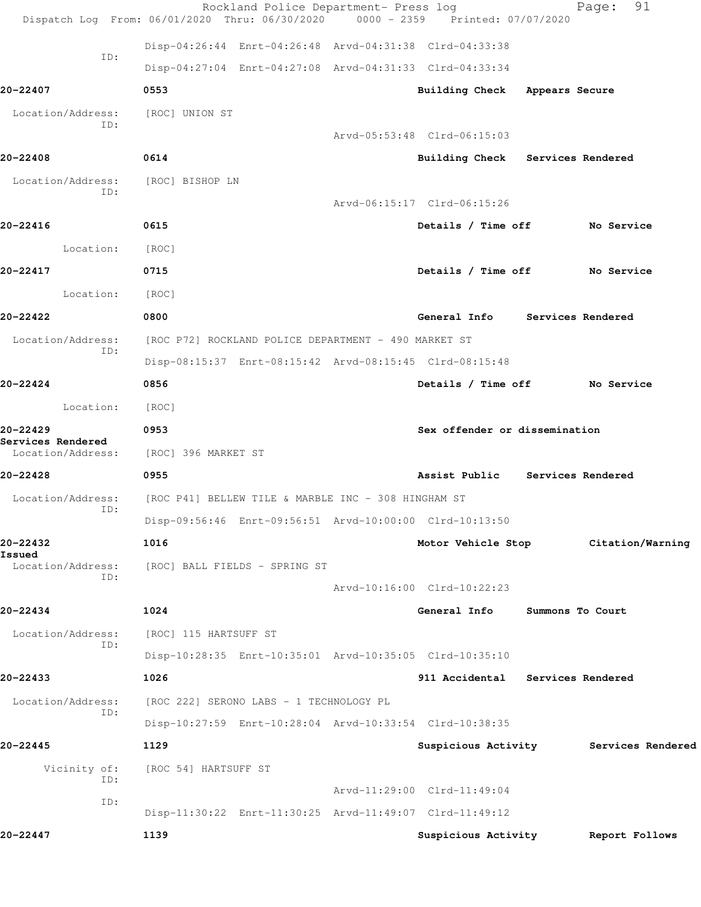ID: Disp-04:26:44 Enrt-04:26:48 Arvd-04:31:38 Clrd-04:33:38

ID: Disp-04:27:04 Enrt-04:27:08 Arvd-04:31:33 Clrd-04:33:34

**20-22407** 0553 **Building Check Appears Secure**

Location/Address: [ROC] UNION ST
ID:
Arvd-05:53:48 Clrd-06:15:03

**20-22408** 0614 **Building Check Services Rendered**

Location/Address: [ROC] BISHOP LN
ID:
Arvd-06:15:17 Clrd-06:15:26

**20-22416** 0615 **Details / Time off No Service**

Location: [ROC]

**20-22417** 0715 **Details / Time off No Service**

Location: [ROC]

**20-22422** 0800 **General Info Services Rendered**

Location/Address: [ROC P72] ROCKLAND POLICE DEPARTMENT - 490 MARKET ST
ID:
Disp-08:15:37 Enrt-08:15:42 Arvd-08:15:45 Clrd-08:15:48

**20-22424** 0856 **Details / Time off No Service**

Location: [ROC]

**20-22429** 0953 **Sex offender or dissemination**
**Services Rendered**
Location/Address: [ROC] 396 MARKET ST

**20-22428** 0955 **Assist Public Services Rendered**

Location/Address: [ROC P41] BELLEW TILE & MARBLE INC - 308 HINGHAM ST
ID:
Disp-09:56:46 Enrt-09:56:51 Arvd-10:00:00 Clrd-10:13:50

**20-22432** 1016 **Motor Vehicle Stop Citation/Warning**
**Issued**
Location/Address: [ROC] BALL FIELDS - SPRING ST
ID:
Arvd-10:16:00 Clrd-10:22:23

**20-22434** 1024 **General Info Summons To Court**

Location/Address: [ROC] 115 HARTSUFF ST
ID:
Disp-10:28:35 Enrt-10:35:01 Arvd-10:35:05 Clrd-10:35:10

**20-22433** 1026 **911 Accidental Services Rendered**

Location/Address: [ROC 222] SERONO LABS - 1 TECHNOLOGY PL
ID:
Disp-10:27:59 Enrt-10:28:04 Arvd-10:33:54 Clrd-10:38:35

**20-22445** 1129 **Suspicious Activity Services Rendered**

Vicinity of: [ROC 54] HARTSUFF ST
ID:
Arvd-11:29:00 Clrd-11:49:04
ID:
Disp-11:30:22 Enrt-11:30:25 Arvd-11:49:07 Clrd-11:49:12

**20-22447** 1139 **Suspicious Activity Report Follows**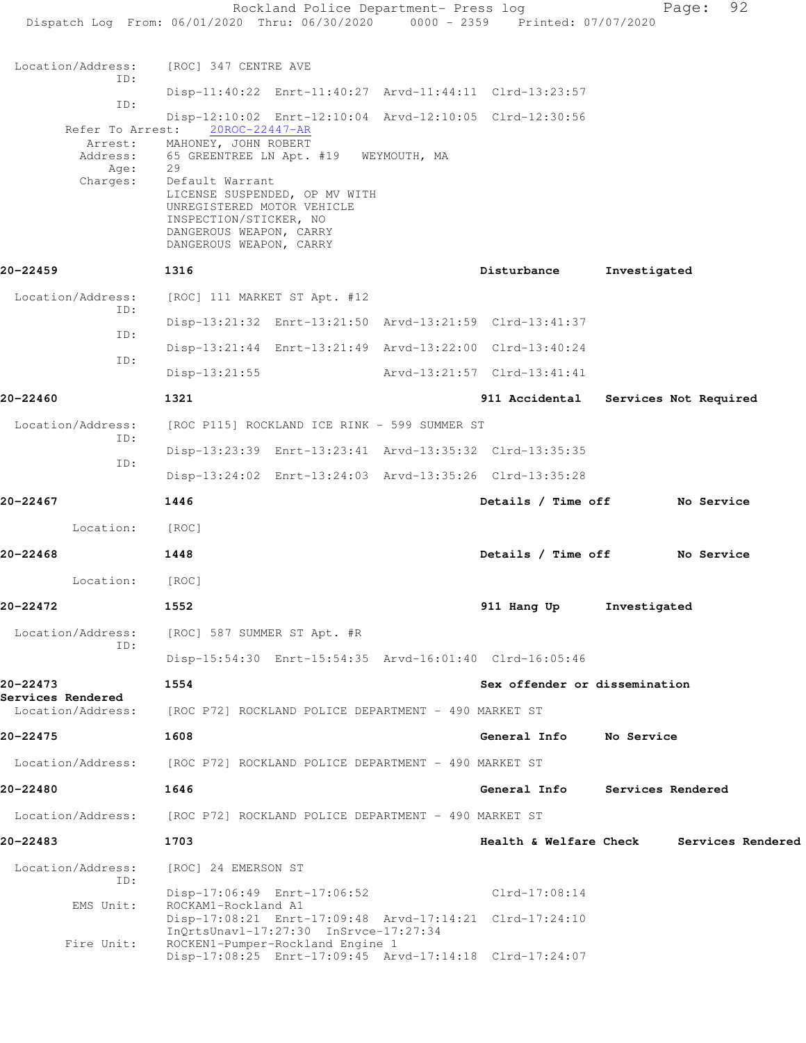```
 Location/Address:    [ROC] 347 CENTRE AVE
              ID:
                      Disp-11:40:22  Enrt-11:40:27  Arvd-11:44:11  Clrd-13:23:57
              ID:
                      Disp-12:10:02  Enrt-12:10:04  Arvd-12:10:05  Clrd-12:30:56
       Refer To Arrest:    20ROC-22447-AR
           Arrest:    MAHONEY, JOHN ROBERT
          Address:    65 GREENTREE LN Apt. #19   WEYMOUTH, MA
              Age:    29
          Charges:    Default Warrant
                      LICENSE SUSPENDED, OP MV WITH
                      UNREGISTERED MOTOR VEHICLE
                      INSPECTION/STICKER, NO
                      DANGEROUS WEAPON, CARRY
                      DANGEROUS WEAPON, CARRY

20-22459              1316                                  Disturbance       Investigated

 Location/Address:    [ROC] 111 MARKET ST Apt. #12
              ID:
                      Disp-13:21:32  Enrt-13:21:50  Arvd-13:21:59  Clrd-13:41:37
              ID:
                      Disp-13:21:44  Enrt-13:21:49  Arvd-13:22:00  Clrd-13:40:24
              ID:
                      Disp-13:21:55                 Arvd-13:21:57  Clrd-13:41:41

20-22460              1321                                  911 Accidental    Services Not Required

 Location/Address:    [ROC P115] ROCKLAND ICE RINK - 599 SUMMER ST
              ID:
                      Disp-13:23:39  Enrt-13:23:41  Arvd-13:35:32  Clrd-13:35:35
              ID:
                      Disp-13:24:02  Enrt-13:24:03  Arvd-13:35:26  Clrd-13:35:28

20-22467              1446                                  Details / Time off        No Service

         Location:    [ROC]

20-22468              1448                                  Details / Time off        No Service

         Location:    [ROC]

20-22472              1552                                  911 Hang Up       Investigated

 Location/Address:    [ROC] 587 SUMMER ST Apt. #R
              ID:
                      Disp-15:54:30  Enrt-15:54:35  Arvd-16:01:40  Clrd-16:05:46

20-22473              1554                                  Sex offender or dissemination
Services Rendered
 Location/Address:    [ROC P72] ROCKLAND POLICE DEPARTMENT - 490 MARKET ST

20-22475              1608                                  General Info      No Service

 Location/Address:    [ROC P72] ROCKLAND POLICE DEPARTMENT - 490 MARKET ST

20-22480              1646                                  General Info      Services Rendered

 Location/Address:    [ROC P72] ROCKLAND POLICE DEPARTMENT - 490 MARKET ST

20-22483              1703                                  Health & Welfare Check     Services Rendered

 Location/Address:    [ROC] 24 EMERSON ST
              ID:
                      Disp-17:06:49  Enrt-17:06:52                 Clrd-17:08:14
         EMS Unit:    ROCKAM1-Rockland A1
                      Disp-17:08:21  Enrt-17:09:48  Arvd-17:14:21  Clrd-17:24:10
                      InQrtsUnavl-17:27:30  InSrvce-17:27:34
        Fire Unit:    ROCKEN1-Pumper-Rockland Engine 1
                      Disp-17:08:25  Enrt-17:09:45  Arvd-17:14:18  Clrd-17:24:07
```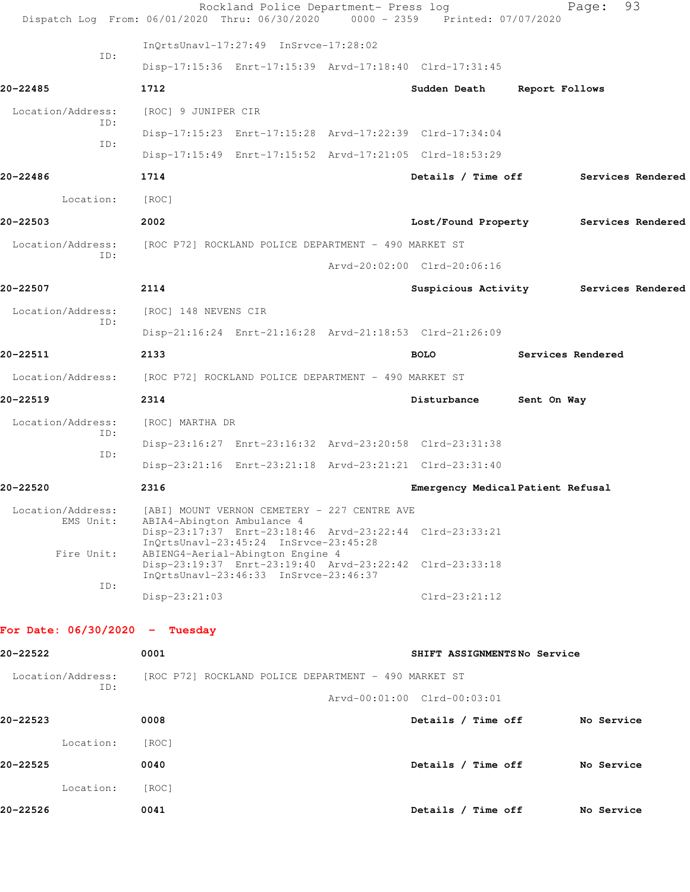InQrtsUnavl-17:27:49 InSrvce-17:28:02

ID:
Disp-17:15:36 Enrt-17:15:39 Arvd-17:18:40 Clrd-17:31:45

**20-22485** **1712** **Sudden Death** **Report Follows**

Location/Address: [ROC] 9 JUNIPER CIR

ID:
Disp-17:15:23 Enrt-17:15:28 Arvd-17:22:39 Clrd-17:34:04

ID:
Disp-17:15:49 Enrt-17:15:52 Arvd-17:21:05 Clrd-18:53:29

**20-22486** **1714** **Details / Time off** **Services Rendered**

Location: [ROC]

**20-22503** **2002** **Lost/Found Property** **Services Rendered**

Location/Address: [ROC P72] ROCKLAND POLICE DEPARTMENT - 490 MARKET ST

ID:
Arvd-20:02:00 Clrd-20:06:16

**20-22507** **2114** **Suspicious Activity** **Services Rendered**

Location/Address: [ROC] 148 NEVENS CIR

ID:
Disp-21:16:24 Enrt-21:16:28 Arvd-21:18:53 Clrd-21:26:09

**20-22511** **2133** **BOLO** **Services Rendered**

Location/Address: [ROC P72] ROCKLAND POLICE DEPARTMENT - 490 MARKET ST

**20-22519** **2314** **Disturbance** **Sent On Way**

Location/Address: [ROC] MARTHA DR

ID:
Disp-23:16:27 Enrt-23:16:32 Arvd-23:20:58 Clrd-23:31:38

ID:
Disp-23:21:16 Enrt-23:21:18 Arvd-23:21:21 Clrd-23:31:40

**20-22520** **2316** **Emergency Medical** **Patient Refusal**

Location/Address: [ABI] MOUNT VERNON CEMETERY - 227 CENTRE AVE

EMS Unit: ABIA4-Abington Ambulance 4
Disp-23:17:37 Enrt-23:18:46 Arvd-23:22:44 Clrd-23:33:21
InQrtsUnavl-23:45:24 InSrvce-23:45:28

Fire Unit: ABIENG4-Aerial-Abington Engine 4
Disp-23:19:37 Enrt-23:19:40 Arvd-23:22:42 Clrd-23:33:18
InQrtsUnavl-23:46:33 InSrvce-23:46:37

ID:
Disp-23:21:03 Clrd-23:21:12

## For Date: 06/30/2020 - Tuesday

**20-22522** **0001** **SHIFT ASSIGNMENTS** **No Service**

Location/Address: [ROC P72] ROCKLAND POLICE DEPARTMENT - 490 MARKET ST

ID:
Arvd-00:01:00 Clrd-00:03:01

**20-22523** **0008** **Details / Time off** **No Service**

Location: [ROC]

**20-22525** **0040** **Details / Time off** **No Service**

Location: [ROC]

**20-22526** **0041** **Details / Time off** **No Service**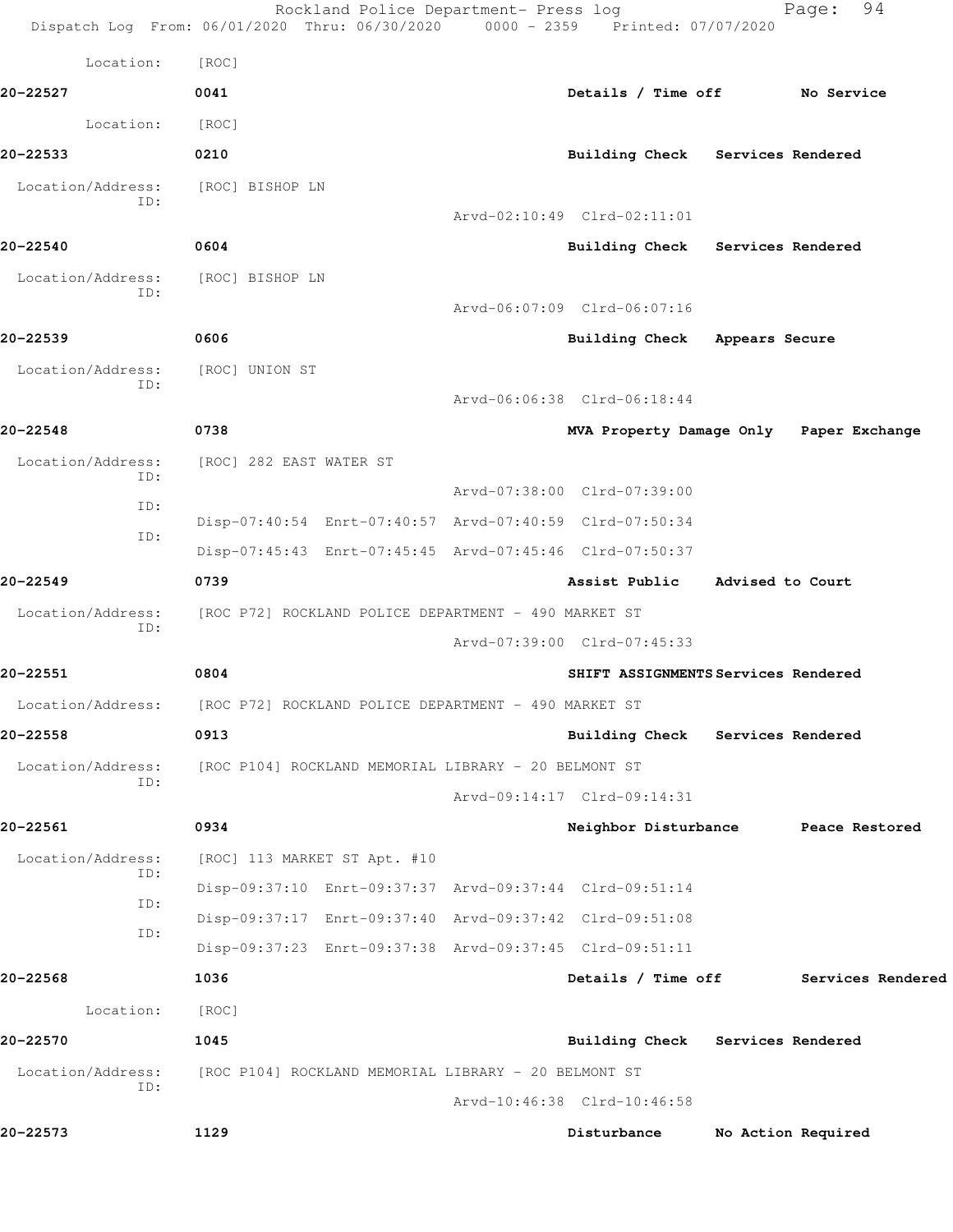Location: [ROC]

**20-22527** 0041 **Details / Time off** **No Service**

Location: [ROC]

**20-22533** 0210 **Building Check** **Services Rendered**

Location/Address: [ROC] BISHOP LN
ID:
Arvd-02:10:49 Clrd-02:11:01

**20-22540** 0604 **Building Check** **Services Rendered**

Location/Address: [ROC] BISHOP LN
ID:
Arvd-06:07:09 Clrd-06:07:16

**20-22539** 0606 **Building Check** **Appears Secure**

Location/Address: [ROC] UNION ST
ID:
Arvd-06:06:38 Clrd-06:18:44

**20-22548** 0738 **MVA Property Damage Only** **Paper Exchange**

Location/Address: [ROC] 282 EAST WATER ST
ID:
Arvd-07:38:00 Clrd-07:39:00
ID:
Disp-07:40:54 Enrt-07:40:57 Arvd-07:40:59 Clrd-07:50:34
ID:
Disp-07:45:43 Enrt-07:45:45 Arvd-07:45:46 Clrd-07:50:37

**20-22549** 0739 **Assist Public** **Advised to Court**

Location/Address: [ROC P72] ROCKLAND POLICE DEPARTMENT - 490 MARKET ST
ID:
Arvd-07:39:00 Clrd-07:45:33

**20-22551** 0804 **SHIFT ASSIGNMENTS** **Services Rendered**

Location/Address: [ROC P72] ROCKLAND POLICE DEPARTMENT - 490 MARKET ST

**20-22558** 0913 **Building Check** **Services Rendered**

Location/Address: [ROC P104] ROCKLAND MEMORIAL LIBRARY - 20 BELMONT ST
ID:
Arvd-09:14:17 Clrd-09:14:31

**20-22561** 0934 **Neighbor Disturbance** **Peace Restored**

Location/Address: [ROC] 113 MARKET ST Apt. #10
ID:
Disp-09:37:10 Enrt-09:37:37 Arvd-09:37:44 Clrd-09:51:14
ID:
Disp-09:37:17 Enrt-09:37:40 Arvd-09:37:42 Clrd-09:51:08
ID:
Disp-09:37:23 Enrt-09:37:38 Arvd-09:37:45 Clrd-09:51:11

**20-22568** 1036 **Details / Time off** **Services Rendered**

Location: [ROC]

**20-22570** 1045 **Building Check** **Services Rendered**

Location/Address: [ROC P104] ROCKLAND MEMORIAL LIBRARY - 20 BELMONT ST
ID:
Arvd-10:46:38 Clrd-10:46:58

**20-22573** 1129 **Disturbance** **No Action Required**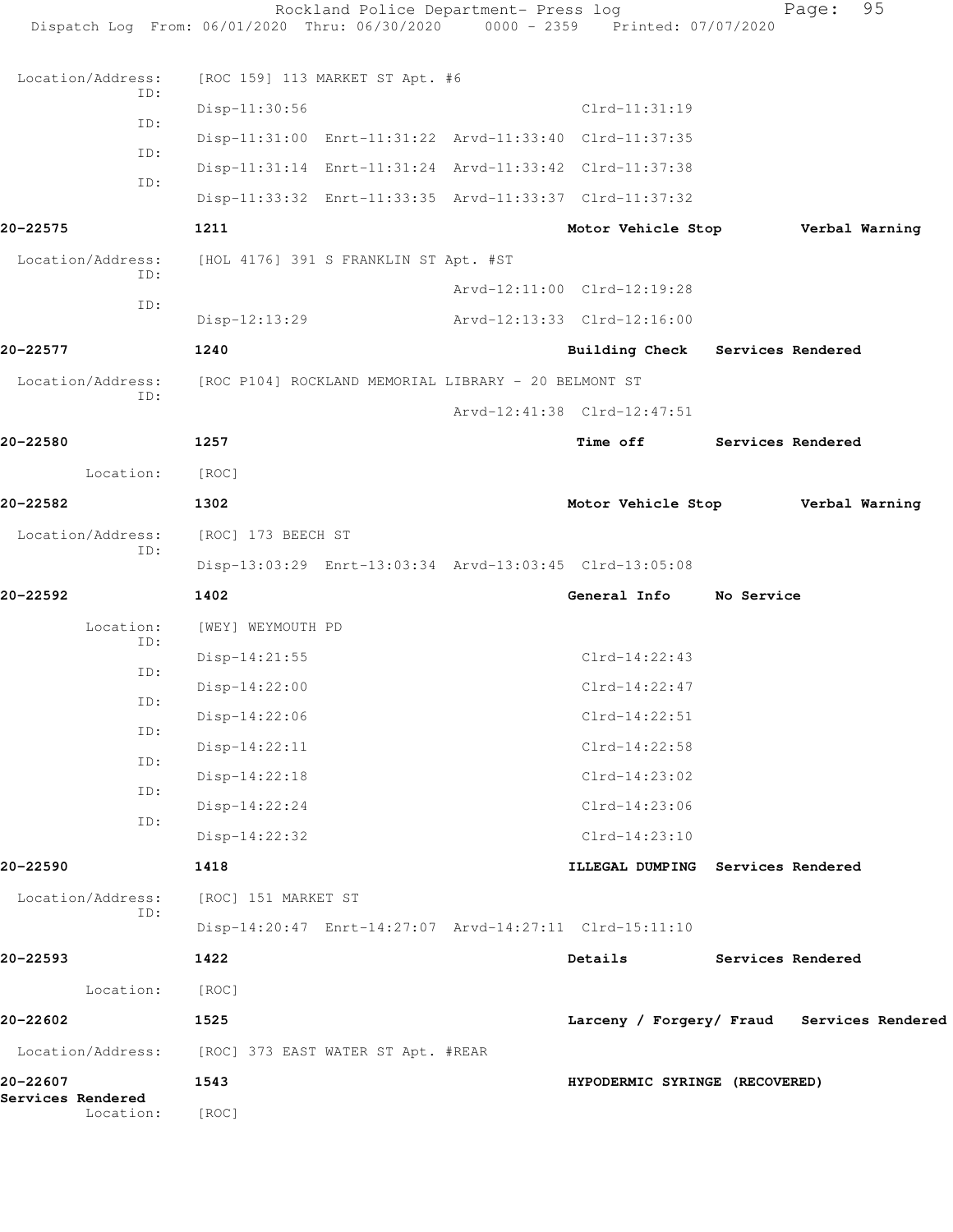Location/Address: [ROC 159] 113 MARKET ST Apt. #6

ID: Disp-11:30:56 Clrd-11:31:19

ID: Disp-11:31:00 Enrt-11:31:22 Arvd-11:33:40 Clrd-11:37:35

ID: Disp-11:31:14 Enrt-11:31:24 Arvd-11:33:42 Clrd-11:37:38

ID: Disp-11:33:32 Enrt-11:33:35 Arvd-11:33:37 Clrd-11:37:32

**20-22575** **1211** **Motor Vehicle Stop** **Verbal Warning**

Location/Address: [HOL 4176] 391 S FRANKLIN ST Apt. #ST

ID: Arvd-12:11:00 Clrd-12:19:28

ID: Disp-12:13:29 Arvd-12:13:33 Clrd-12:16:00

**20-22577** **1240** **Building Check** **Services Rendered**

Location/Address: [ROC P104] ROCKLAND MEMORIAL LIBRARY - 20 BELMONT ST

ID: Arvd-12:41:38 Clrd-12:47:51

**20-22580** **1257** **Time off** **Services Rendered**

Location: [ROC]

**20-22582** **1302** **Motor Vehicle Stop** **Verbal Warning**

Location/Address: [ROC] 173 BEECH ST

ID: Disp-13:03:29 Enrt-13:03:34 Arvd-13:03:45 Clrd-13:05:08

**20-22592** **1402** **General Info** **No Service**

Location: [WEY] WEYMOUTH PD

ID: Disp-14:21:55 Clrd-14:22:43

ID: Disp-14:22:00 Clrd-14:22:47

ID: Disp-14:22:06 Clrd-14:22:51

ID: Disp-14:22:11 Clrd-14:22:58

ID: Disp-14:22:18 Clrd-14:23:02

ID: Disp-14:22:24 Clrd-14:23:06

ID: Disp-14:22:32 Clrd-14:23:10

**20-22590** **1418** **ILLEGAL DUMPING** **Services Rendered**

Location/Address: [ROC] 151 MARKET ST

ID: Disp-14:20:47 Enrt-14:27:07 Arvd-14:27:11 Clrd-15:11:10

**20-22593** **1422** **Details** **Services Rendered**

Location: [ROC]

**20-22602** **1525** **Larceny / Forgery/ Fraud** **Services Rendered**

Location/Address: [ROC] 373 EAST WATER ST Apt. #REAR

**20-22607** **1543** **HYPODERMIC SYRINGE (RECOVERED)** **Services Rendered**

Location: [ROC]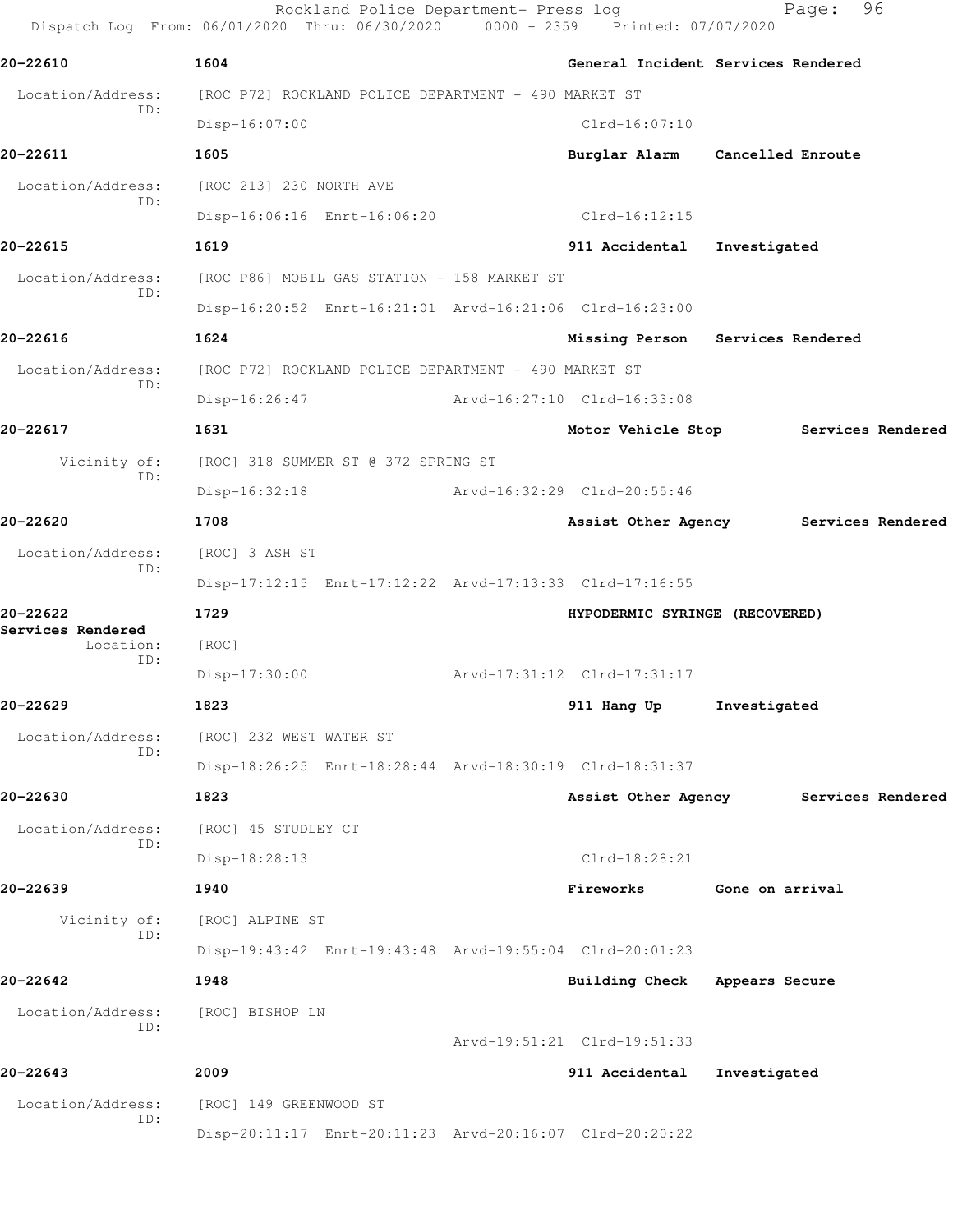**20-22610** 1604 **General Incident Services Rendered**

Location/Address: [ROC P72] ROCKLAND POLICE DEPARTMENT - 490 MARKET ST
ID:
Disp-16:07:00 Clrd-16:07:10

**20-22611** 1605 **Burglar Alarm Cancelled Enroute**

Location/Address: [ROC 213] 230 NORTH AVE
ID:
Disp-16:06:16 Enrt-16:06:20 Clrd-16:12:15

**20-22615** 1619 **911 Accidental Investigated**

Location/Address: [ROC P86] MOBIL GAS STATION - 158 MARKET ST
ID:
Disp-16:20:52 Enrt-16:21:01 Arvd-16:21:06 Clrd-16:23:00

**20-22616** 1624 **Missing Person Services Rendered**

Location/Address: [ROC P72] ROCKLAND POLICE DEPARTMENT - 490 MARKET ST
ID:
Disp-16:26:47 Arvd-16:27:10 Clrd-16:33:08

**20-22617** 1631 **Motor Vehicle Stop Services Rendered**

Vicinity of: [ROC] 318 SUMMER ST @ 372 SPRING ST
ID:
Disp-16:32:18 Arvd-16:32:29 Clrd-20:55:46

**20-22620** 1708 **Assist Other Agency Services Rendered**

Location/Address: [ROC] 3 ASH ST
ID:
Disp-17:12:15 Enrt-17:12:22 Arvd-17:13:33 Clrd-17:16:55

**20-22622** 1729 **HYPODERMIC SYRINGE (RECOVERED)**
**Services Rendered**

Location: [ROC]
ID:
Disp-17:30:00 Arvd-17:31:12 Clrd-17:31:17

**20-22629** 1823 **911 Hang Up Investigated**

Location/Address: [ROC] 232 WEST WATER ST
ID:
Disp-18:26:25 Enrt-18:28:44 Arvd-18:30:19 Clrd-18:31:37

**20-22630** 1823 **Assist Other Agency Services Rendered**

Location/Address: [ROC] 45 STUDLEY CT
ID:
Disp-18:28:13 Clrd-18:28:21

**20-22639** 1940 **Fireworks Gone on arrival**

Vicinity of: [ROC] ALPINE ST
ID:
Disp-19:43:42 Enrt-19:43:48 Arvd-19:55:04 Clrd-20:01:23

**20-22642** 1948 **Building Check Appears Secure**

Location/Address: [ROC] BISHOP LN
ID:
Arvd-19:51:21 Clrd-19:51:33

**20-22643** 2009 **911 Accidental Investigated**

Location/Address: [ROC] 149 GREENWOOD ST
ID:
Disp-20:11:17 Enrt-20:11:23 Arvd-20:16:07 Clrd-20:20:22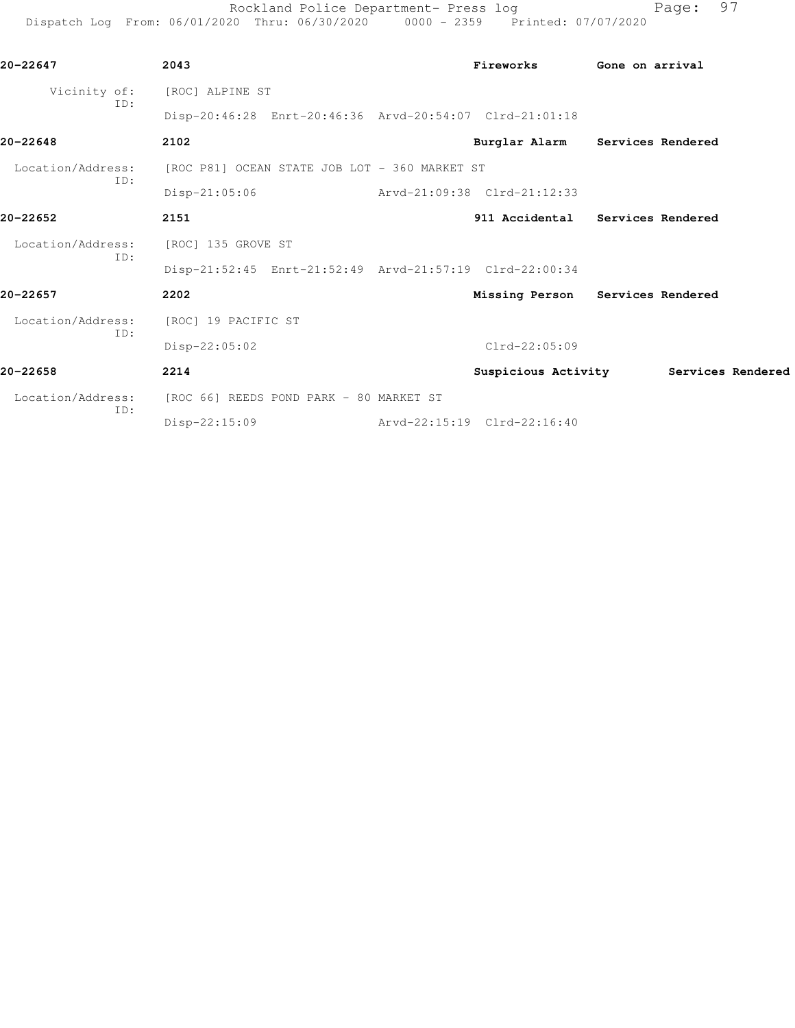**20-22647** **2043** **Fireworks** **Gone on arrival**

Vicinity of: [ROC] ALPINE ST
ID:
Disp-20:46:28 Enrt-20:46:36 Arvd-20:54:07 Clrd-21:01:18

**20-22648** **2102** **Burglar Alarm** **Services Rendered**

Location/Address: [ROC P81] OCEAN STATE JOB LOT - 360 MARKET ST
ID:
Disp-21:05:06 Arvd-21:09:38 Clrd-21:12:33

**20-22652** **2151** **911 Accidental** **Services Rendered**

Location/Address: [ROC] 135 GROVE ST
ID:
Disp-21:52:45 Enrt-21:52:49 Arvd-21:57:19 Clrd-22:00:34

**20-22657** **2202** **Missing Person** **Services Rendered**

Location/Address: [ROC] 19 PACIFIC ST
ID:
Disp-22:05:02 Clrd-22:05:09

**20-22658** **2214** **Suspicious Activity** **Services Rendered**

Location/Address: [ROC 66] REEDS POND PARK - 80 MARKET ST
ID:
Disp-22:15:09 Arvd-22:15:19 Clrd-22:16:40